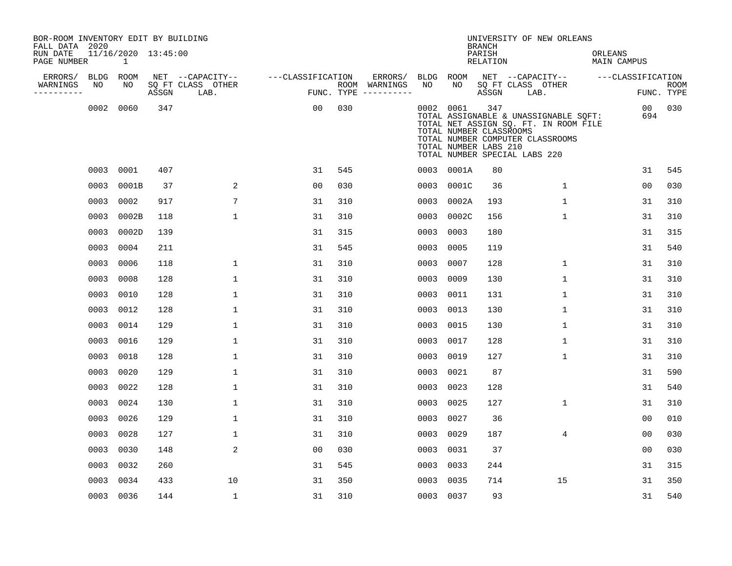BOR-ROOM INVENTORY EDIT BY BUILDING
FALL DATA 2020
RUN DATE 11/16/2020 13:45:00
PAGE NUMBER 1

UNIVERSITY OF NEW ORLEANS
BRANCH
PARISH ORLEANS
RELATION MAIN CAMPUS

| ERRORS/ WARNINGS | BLDG NO | ROOM NO | NET SQ FT ASSGN | CAPACITY CLASS | CAPACITY LAB. | CAPACITY OTHER | CLASSIFICATION FUNC. | ROOM TYPE | ERRORS/ WARNINGS | BLDG NO | ROOM NO | NET SQ FT ASSGN | CAPACITY CLASS | CAPACITY LAB. | CAPACITY OTHER | CLASSIFICATION FUNC. | ROOM TYPE |
|---|---|---|---|---|---|---|---|---|---|---|---|---|---|---|---|---|---|
| | 0002 | 0060 | 347 | | | | 00 | 030 | | 0002 | 0061 | 347 | | | | 00 | 030 |
| | | | | | | | | | | | TOTAL ASSIGNABLE & UNASSIGNABLE SQFT: | | | | | 694 | |
| | | | | | | | | | | | TOTAL NET ASSIGN SQ. FT. IN ROOM FILE | | | | | | |
| | | | | | | | | | | | TOTAL NUMBER CLASSROOMS | | | | | | |
| | | | | | | | | | | | TOTAL NUMBER COMPUTER CLASSROOMS | | | | | | |
| | | | | | | | | | | | TOTAL NUMBER LABS 210 | | | | | | |
| | | | | | | | | | | | TOTAL NUMBER SPECIAL LABS 220 | | | | | | |
| | 0003 | 0001 | 407 | | | | 31 | 545 | | 0003 | 0001A | 80 | | | | 31 | 545 |
| | 0003 | 0001B | 37 | | | 2 | 00 | 030 | | 0003 | 0001C | 36 | | | 1 | 00 | 030 |
| | 0003 | 0002 | 917 | | | 7 | 31 | 310 | | 0003 | 0002A | 193 | | | 1 | 31 | 310 |
| | 0003 | 0002B | 118 | | | 1 | 31 | 310 | | 0003 | 0002C | 156 | | | 1 | 31 | 310 |
| | 0003 | 0002D | 139 | | | | 31 | 315 | | 0003 | 0003 | 180 | | | | 31 | 315 |
| | 0003 | 0004 | 211 | | | | 31 | 545 | | 0003 | 0005 | 119 | | | | 31 | 540 |
| | 0003 | 0006 | 118 | | | 1 | 31 | 310 | | 0003 | 0007 | 128 | | | 1 | 31 | 310 |
| | 0003 | 0008 | 128 | | | 1 | 31 | 310 | | 0003 | 0009 | 130 | | | 1 | 31 | 310 |
| | 0003 | 0010 | 128 | | | 1 | 31 | 310 | | 0003 | 0011 | 131 | | | 1 | 31 | 310 |
| | 0003 | 0012 | 128 | | | 1 | 31 | 310 | | 0003 | 0013 | 130 | | | 1 | 31 | 310 |
| | 0003 | 0014 | 129 | | | 1 | 31 | 310 | | 0003 | 0015 | 130 | | | 1 | 31 | 310 |
| | 0003 | 0016 | 129 | | | 1 | 31 | 310 | | 0003 | 0017 | 128 | | | 1 | 31 | 310 |
| | 0003 | 0018 | 128 | | | 1 | 31 | 310 | | 0003 | 0019 | 127 | | | 1 | 31 | 310 |
| | 0003 | 0020 | 129 | | | 1 | 31 | 310 | | 0003 | 0021 | 87 | | | | 31 | 590 |
| | 0003 | 0022 | 128 | | | 1 | 31 | 310 | | 0003 | 0023 | 128 | | | | 31 | 540 |
| | 0003 | 0024 | 130 | | | 1 | 31 | 310 | | 0003 | 0025 | 127 | | | 1 | 31 | 310 |
| | 0003 | 0026 | 129 | | | 1 | 31 | 310 | | 0003 | 0027 | 36 | | | | 00 | 010 |
| | 0003 | 0028 | 127 | | | 1 | 31 | 310 | | 0003 | 0029 | 187 | | | 4 | 00 | 030 |
| | 0003 | 0030 | 148 | | | 2 | 00 | 030 | | 0003 | 0031 | 37 | | | | 00 | 030 |
| | 0003 | 0032 | 260 | | | | 31 | 545 | | 0003 | 0033 | 244 | | | | 31 | 315 |
| | 0003 | 0034 | 433 | | | 10 | 31 | 350 | | 0003 | 0035 | 714 | | | 15 | 31 | 350 |
| | 0003 | 0036 | 144 | | | 1 | 31 | 310 | | 0003 | 0037 | 93 | | | | 31 | 540 |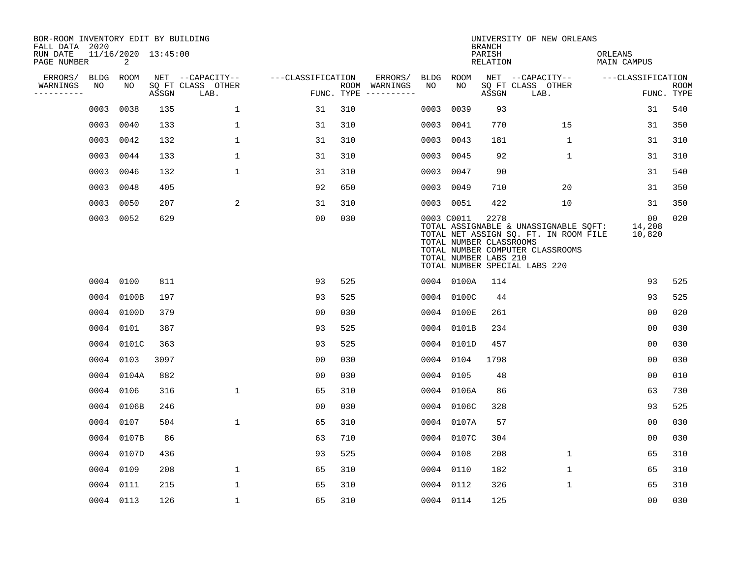BOR-ROOM INVENTORY EDIT BY BUILDING
FALL DATA 2020
RUN DATE 11/16/2020 13:45:00
PAGE NUMBER 2

UNIVERSITY OF NEW ORLEANS
BRANCH
PARISH ORLEANS
RELATION MAIN CAMPUS

| ERRORS/ WARNINGS | BLDG NO | ROOM NO | NET SQ FT ASSGN | CAPACITY CLASS | CAPACITY OTHER LAB. | CLASSIFICATION FUNC. | ROOM TYPE | ERRORS/ WARNINGS | BLDG NO | ROOM NO | NET SQ FT ASSGN | CAPACITY CLASS | CAPACITY OTHER LAB. | CLASSIFICATION FUNC. | ROOM TYPE |
|---|---|---|---|---|---|---|---|---|---|---|---|---|---|---|---|
| | 0003 | 0038 | 135 | | 1 | 31 | 310 | | 0003 | 0039 | 93 | | | 31 | 540 |
| | 0003 | 0040 | 133 | | 1 | 31 | 310 | | 0003 | 0041 | 770 | | 15 | 31 | 350 |
| | 0003 | 0042 | 132 | | 1 | 31 | 310 | | 0003 | 0043 | 181 | | 1 | 31 | 310 |
| | 0003 | 0044 | 133 | | 1 | 31 | 310 | | 0003 | 0045 | 92 | | 1 | 31 | 310 |
| | 0003 | 0046 | 132 | | 1 | 31 | 310 | | 0003 | 0047 | 90 | | | 31 | 540 |
| | 0003 | 0048 | 405 | | | 92 | 650 | | 0003 | 0049 | 710 | | 20 | 31 | 350 |
| | 0003 | 0050 | 207 | | 2 | 31 | 310 | | 0003 | 0051 | 422 | | 10 | 31 | 350 |
| | 0003 | 0052 | 629 | | | 00 | 030 | | 0003 | C0011 | 2278 | | | 00 | 020 |

TOTAL ASSIGNABLE & UNASSIGNABLE SQFT: 14,208
TOTAL NET ASSIGN SQ. FT. IN ROOM FILE 10,820
TOTAL NUMBER CLASSROOMS
TOTAL NUMBER COMPUTER CLASSROOMS
TOTAL NUMBER LABS 210
TOTAL NUMBER SPECIAL LABS 220

| ERRORS/ WARNINGS | BLDG NO | ROOM NO | NET SQ FT ASSGN | CAPACITY CLASS | CAPACITY OTHER LAB. | CLASSIFICATION FUNC. | ROOM TYPE | ERRORS/ WARNINGS | BLDG NO | ROOM NO | NET SQ FT ASSGN | CAPACITY CLASS | CAPACITY OTHER LAB. | CLASSIFICATION FUNC. | ROOM TYPE |
|---|---|---|---|---|---|---|---|---|---|---|---|---|---|---|---|
| | 0004 | 0100 | 811 | | | 93 | 525 | | 0004 | 0100A | 114 | | | 93 | 525 |
| | 0004 | 0100B | 197 | | | 93 | 525 | | 0004 | 0100C | 44 | | | 93 | 525 |
| | 0004 | 0100D | 379 | | | 00 | 030 | | 0004 | 0100E | 261 | | | 00 | 020 |
| | 0004 | 0101 | 387 | | | 93 | 525 | | 0004 | 0101B | 234 | | | 00 | 030 |
| | 0004 | 0101C | 363 | | | 93 | 525 | | 0004 | 0101D | 457 | | | 00 | 030 |
| | 0004 | 0103 | 3097 | | | 00 | 030 | | 0004 | 0104 | 1798 | | | 00 | 030 |
| | 0004 | 0104A | 882 | | | 00 | 030 | | 0004 | 0105 | 48 | | | 00 | 010 |
| | 0004 | 0106 | 316 | | 1 | 65 | 310 | | 0004 | 0106A | 86 | | | 63 | 730 |
| | 0004 | 0106B | 246 | | | 00 | 030 | | 0004 | 0106C | 328 | | | 93 | 525 |
| | 0004 | 0107 | 504 | | 1 | 65 | 310 | | 0004 | 0107A | 57 | | | 00 | 030 |
| | 0004 | 0107B | 86 | | | 63 | 710 | | 0004 | 0107C | 304 | | | 00 | 030 |
| | 0004 | 0107D | 436 | | | 93 | 525 | | 0004 | 0108 | 208 | | 1 | 65 | 310 |
| | 0004 | 0109 | 208 | | 1 | 65 | 310 | | 0004 | 0110 | 182 | | 1 | 65 | 310 |
| | 0004 | 0111 | 215 | | 1 | 65 | 310 | | 0004 | 0112 | 326 | | 1 | 65 | 310 |
| | 0004 | 0113 | 126 | | 1 | 65 | 310 | | 0004 | 0114 | 125 | | | 00 | 030 |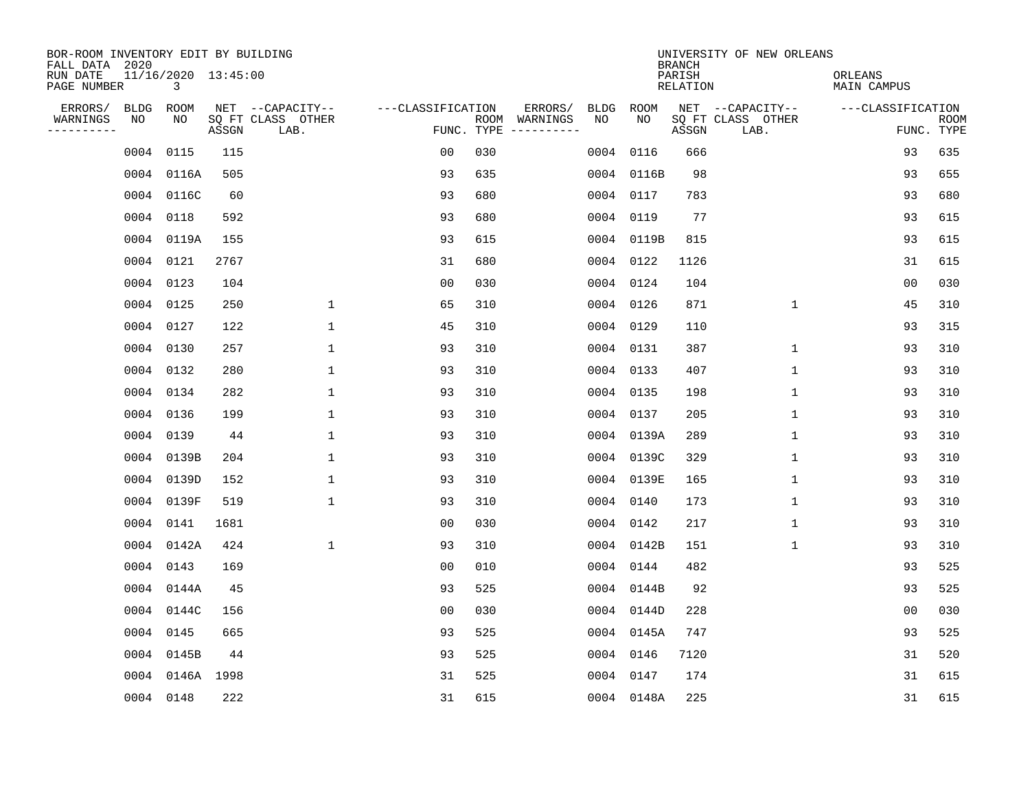BOR-ROOM INVENTORY EDIT BY BUILDING
FALL DATA 2020
RUN DATE 11/16/2020 13:45:00
PAGE NUMBER 3

UNIVERSITY OF NEW ORLEANS
BRANCH
PARISH ORLEANS
RELATION MAIN CAMPUS

| ERRORS/ WARNINGS | BLDG NO | ROOM NO | NET SQ FT ASSGN | CAPACITY CLASS LAB. | CAPACITY OTHER | FUNC. | ROOM TYPE | ERRORS/ WARNINGS | BLDG NO | ROOM NO | NET SQ FT ASSGN | CAPACITY CLASS LAB. | CAPACITY OTHER | FUNC. | ROOM TYPE |
|---|---|---|---|---|---|---|---|---|---|---|---|---|---|---|---|
| | 0004 | 0115 | 115 | | | 00 | 030 | | 0004 | 0116 | 666 | | | 93 | 635 |
| | 0004 | 0116A | 505 | | | 93 | 635 | | 0004 | 0116B | 98 | | | 93 | 655 |
| | 0004 | 0116C | 60 | | | 93 | 680 | | 0004 | 0117 | 783 | | | 93 | 680 |
| | 0004 | 0118 | 592 | | | 93 | 680 | | 0004 | 0119 | 77 | | | 93 | 615 |
| | 0004 | 0119A | 155 | | | 93 | 615 | | 0004 | 0119B | 815 | | | 93 | 615 |
| | 0004 | 0121 | 2767 | | | 31 | 680 | | 0004 | 0122 | 1126 | | | 31 | 615 |
| | 0004 | 0123 | 104 | | | 00 | 030 | | 0004 | 0124 | 104 | | | 00 | 030 |
| | 0004 | 0125 | 250 | | 1 | 65 | 310 | | 0004 | 0126 | 871 | | 1 | 45 | 310 |
| | 0004 | 0127 | 122 | | 1 | 45 | 310 | | 0004 | 0129 | 110 | | | 93 | 315 |
| | 0004 | 0130 | 257 | | 1 | 93 | 310 | | 0004 | 0131 | 387 | | 1 | 93 | 310 |
| | 0004 | 0132 | 280 | | 1 | 93 | 310 | | 0004 | 0133 | 407 | | 1 | 93 | 310 |
| | 0004 | 0134 | 282 | | 1 | 93 | 310 | | 0004 | 0135 | 198 | | 1 | 93 | 310 |
| | 0004 | 0136 | 199 | | 1 | 93 | 310 | | 0004 | 0137 | 205 | | 1 | 93 | 310 |
| | 0004 | 0139 | 44 | | 1 | 93 | 310 | | 0004 | 0139A | 289 | | 1 | 93 | 310 |
| | 0004 | 0139B | 204 | | 1 | 93 | 310 | | 0004 | 0139C | 329 | | 1 | 93 | 310 |
| | 0004 | 0139D | 152 | | 1 | 93 | 310 | | 0004 | 0139E | 165 | | 1 | 93 | 310 |
| | 0004 | 0139F | 519 | | 1 | 93 | 310 | | 0004 | 0140 | 173 | | 1 | 93 | 310 |
| | 0004 | 0141 | 1681 | | | 00 | 030 | | 0004 | 0142 | 217 | | 1 | 93 | 310 |
| | 0004 | 0142A | 424 | | 1 | 93 | 310 | | 0004 | 0142B | 151 | | 1 | 93 | 310 |
| | 0004 | 0143 | 169 | | | 00 | 010 | | 0004 | 0144 | 482 | | | 93 | 525 |
| | 0004 | 0144A | 45 | | | 93 | 525 | | 0004 | 0144B | 92 | | | 93 | 525 |
| | 0004 | 0144C | 156 | | | 00 | 030 | | 0004 | 0144D | 228 | | | 00 | 030 |
| | 0004 | 0145 | 665 | | | 93 | 525 | | 0004 | 0145A | 747 | | | 93 | 525 |
| | 0004 | 0145B | 44 | | | 93 | 525 | | 0004 | 0146 | 7120 | | | 31 | 520 |
| | 0004 | 0146A | 1998 | | | 31 | 525 | | 0004 | 0147 | 174 | | | 31 | 615 |
| | 0004 | 0148 | 222 | | | 31 | 615 | | 0004 | 0148A | 225 | | | 31 | 615 |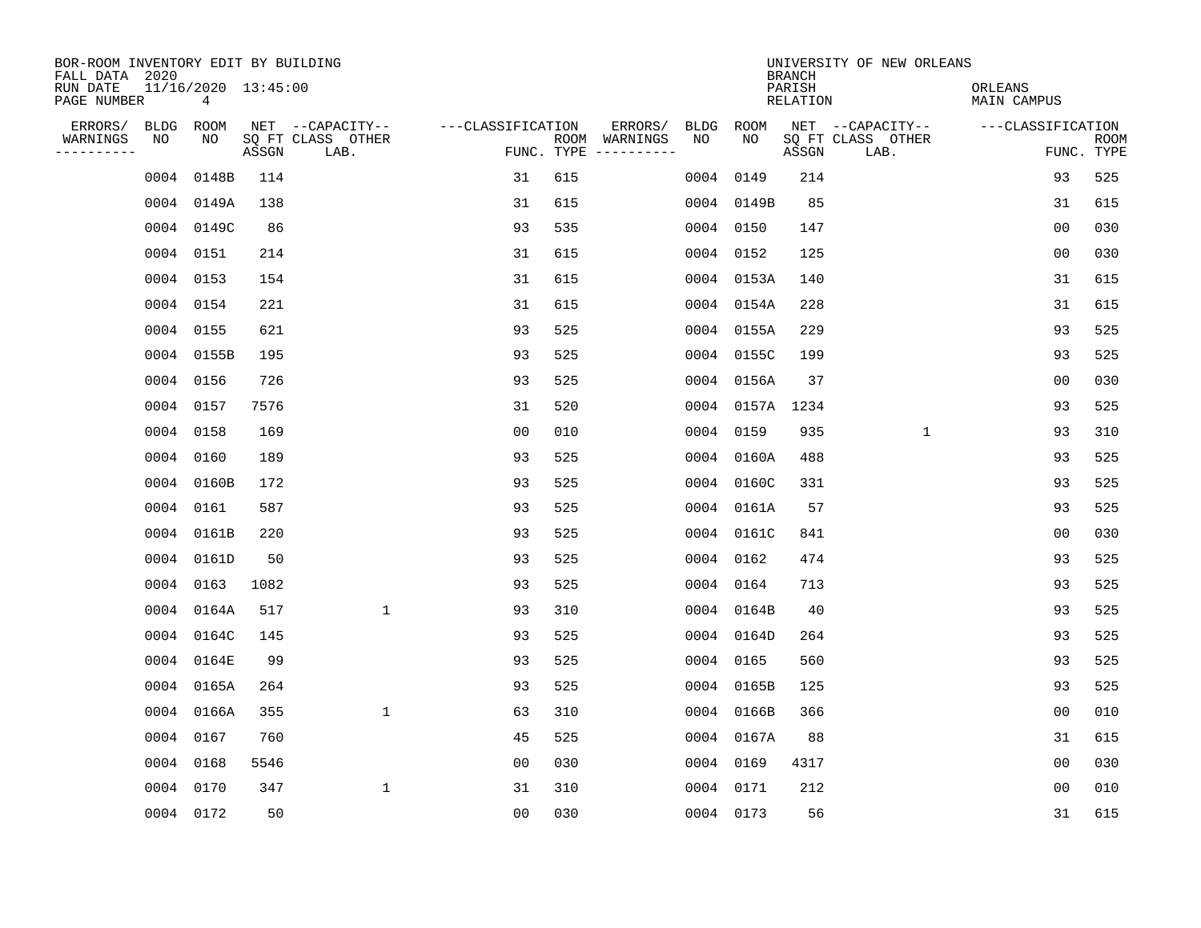BOR-ROOM INVENTORY EDIT BY BUILDING
FALL DATA 2020
RUN DATE 11/16/2020 13:45:00
PAGE NUMBER 4

UNIVERSITY OF NEW ORLEANS
BRANCH
PARISH ORLEANS
RELATION MAIN CAMPUS

| ERRORS/ WARNINGS | BLDG NO | ROOM NO | NET SQ FT ASSGN | CAPACITY CLASS LAB. | CAPACITY OTHER | CLASSIFICATION FUNC. | ROOM TYPE | ERRORS/ WARNINGS | BLDG NO | ROOM NO | NET SQ FT ASSGN | CAPACITY CLASS LAB. | CAPACITY OTHER | CLASSIFICATION FUNC. | ROOM TYPE |
|---|---|---|---|---|---|---|---|---|---|---|---|---|---|---|---|
| | 0004 | 0148B | 114 | | | 31 | 615 | | 0004 | 0149 | 214 | | | 93 | 525 |
| | 0004 | 0149A | 138 | | | 31 | 615 | | 0004 | 0149B | 85 | | | 31 | 615 |
| | 0004 | 0149C | 86 | | | 93 | 535 | | 0004 | 0150 | 147 | | | 00 | 030 |
| | 0004 | 0151 | 214 | | | 31 | 615 | | 0004 | 0152 | 125 | | | 00 | 030 |
| | 0004 | 0153 | 154 | | | 31 | 615 | | 0004 | 0153A | 140 | | | 31 | 615 |
| | 0004 | 0154 | 221 | | | 31 | 615 | | 0004 | 0154A | 228 | | | 31 | 615 |
| | 0004 | 0155 | 621 | | | 93 | 525 | | 0004 | 0155A | 229 | | | 93 | 525 |
| | 0004 | 0155B | 195 | | | 93 | 525 | | 0004 | 0155C | 199 | | | 93 | 525 |
| | 0004 | 0156 | 726 | | | 93 | 525 | | 0004 | 0156A | 37 | | | 00 | 030 |
| | 0004 | 0157 | 7576 | | | 31 | 520 | | 0004 | 0157A | 1234 | | | 93 | 525 |
| | 0004 | 0158 | 169 | | | 00 | 010 | | 0004 | 0159 | 935 | | 1 | 93 | 310 |
| | 0004 | 0160 | 189 | | | 93 | 525 | | 0004 | 0160A | 488 | | | 93 | 525 |
| | 0004 | 0160B | 172 | | | 93 | 525 | | 0004 | 0160C | 331 | | | 93 | 525 |
| | 0004 | 0161 | 587 | | | 93 | 525 | | 0004 | 0161A | 57 | | | 93 | 525 |
| | 0004 | 0161B | 220 | | | 93 | 525 | | 0004 | 0161C | 841 | | | 00 | 030 |
| | 0004 | 0161D | 50 | | | 93 | 525 | | 0004 | 0162 | 474 | | | 93 | 525 |
| | 0004 | 0163 | 1082 | | | 93 | 525 | | 0004 | 0164 | 713 | | | 93 | 525 |
| | 0004 | 0164A | 517 | | 1 | 93 | 310 | | 0004 | 0164B | 40 | | | 93 | 525 |
| | 0004 | 0164C | 145 | | | 93 | 525 | | 0004 | 0164D | 264 | | | 93 | 525 |
| | 0004 | 0164E | 99 | | | 93 | 525 | | 0004 | 0165 | 560 | | | 93 | 525 |
| | 0004 | 0165A | 264 | | | 93 | 525 | | 0004 | 0165B | 125 | | | 93 | 525 |
| | 0004 | 0166A | 355 | | 1 | 63 | 310 | | 0004 | 0166B | 366 | | | 00 | 010 |
| | 0004 | 0167 | 760 | | | 45 | 525 | | 0004 | 0167A | 88 | | | 31 | 615 |
| | 0004 | 0168 | 5546 | | | 00 | 030 | | 0004 | 0169 | 4317 | | | 00 | 030 |
| | 0004 | 0170 | 347 | | 1 | 31 | 310 | | 0004 | 0171 | 212 | | | 00 | 010 |
| | 0004 | 0172 | 50 | | | 00 | 030 | | 0004 | 0173 | 56 | | | 31 | 615 |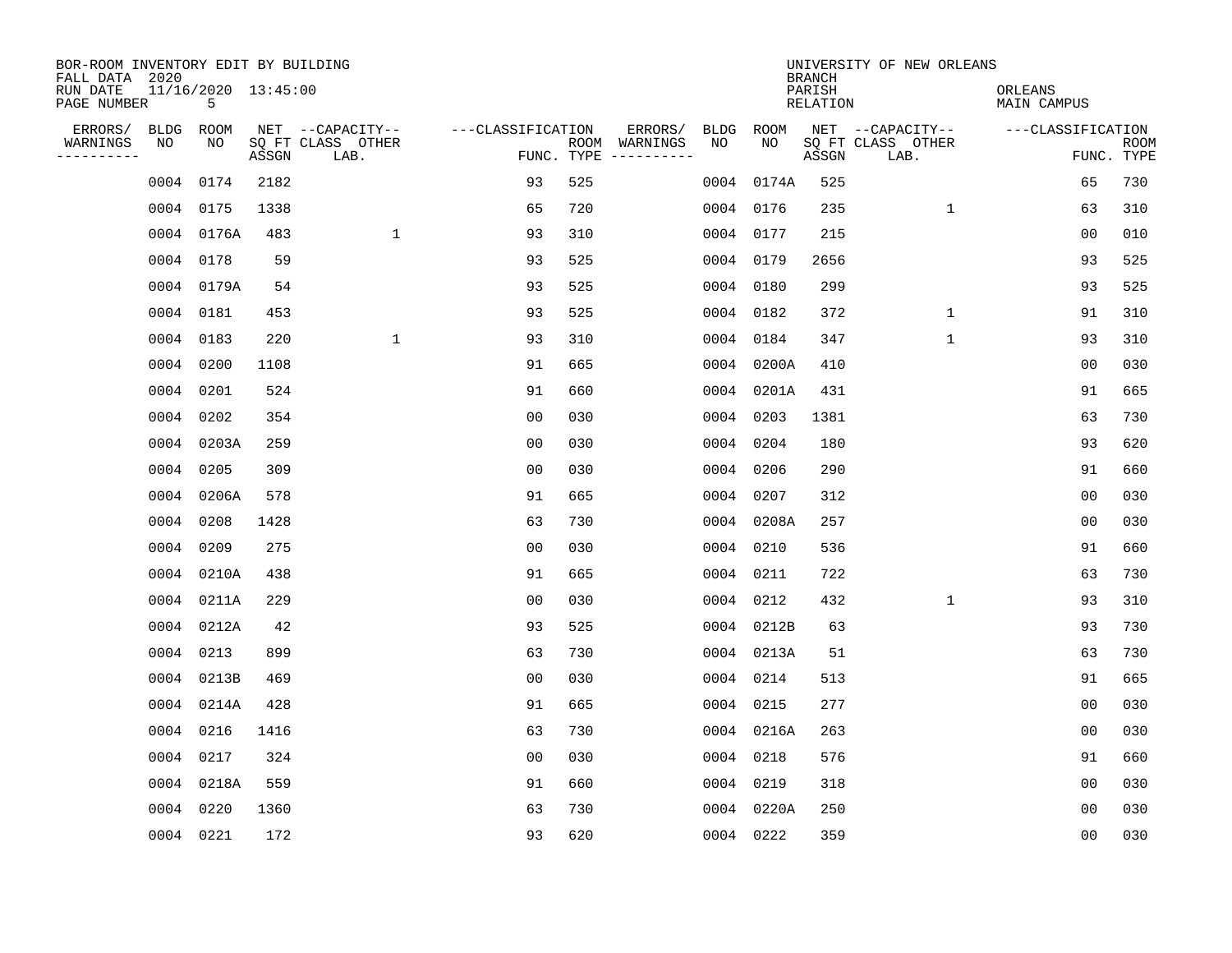BOR-ROOM INVENTORY EDIT BY BUILDING
FALL DATA 2020
RUN DATE 11/16/2020 13:45:00
PAGE NUMBER 5

UNIVERSITY OF NEW ORLEANS
BRANCH
PARISH ORLEANS
RELATION MAIN CAMPUS

| ERRORS/ WARNINGS | BLDG NO | ROOM NO | NET SQ FT ASSGN | CAPACITY CLASS LAB. | CAPACITY OTHER | CLASSIFICATION FUNC. | ROOM TYPE | ERRORS/ WARNINGS | BLDG NO | ROOM NO | NET SQ FT ASSGN | CAPACITY CLASS LAB. | CAPACITY OTHER | CLASSIFICATION FUNC. | ROOM TYPE |
|---|---|---|---|---|---|---|---|---|---|---|---|---|---|---|---|
| | 0004 | 0174 | 2182 | | | 93 | 525 | | 0004 | 0174A | 525 | | | 65 | 730 |
| | 0004 | 0175 | 1338 | | | 65 | 720 | | 0004 | 0176 | 235 | | 1 | 63 | 310 |
| | 0004 | 0176A | 483 | | 1 | 93 | 310 | | 0004 | 0177 | 215 | | | 00 | 010 |
| | 0004 | 0178 | 59 | | | 93 | 525 | | 0004 | 0179 | 2656 | | | 93 | 525 |
| | 0004 | 0179A | 54 | | | 93 | 525 | | 0004 | 0180 | 299 | | | 93 | 525 |
| | 0004 | 0181 | 453 | | | 93 | 525 | | 0004 | 0182 | 372 | | 1 | 91 | 310 |
| | 0004 | 0183 | 220 | | 1 | 93 | 310 | | 0004 | 0184 | 347 | | 1 | 93 | 310 |
| | 0004 | 0200 | 1108 | | | 91 | 665 | | 0004 | 0200A | 410 | | | 00 | 030 |
| | 0004 | 0201 | 524 | | | 91 | 660 | | 0004 | 0201A | 431 | | | 91 | 665 |
| | 0004 | 0202 | 354 | | | 00 | 030 | | 0004 | 0203 | 1381 | | | 63 | 730 |
| | 0004 | 0203A | 259 | | | 00 | 030 | | 0004 | 0204 | 180 | | | 93 | 620 |
| | 0004 | 0205 | 309 | | | 00 | 030 | | 0004 | 0206 | 290 | | | 91 | 660 |
| | 0004 | 0206A | 578 | | | 91 | 665 | | 0004 | 0207 | 312 | | | 00 | 030 |
| | 0004 | 0208 | 1428 | | | 63 | 730 | | 0004 | 0208A | 257 | | | 00 | 030 |
| | 0004 | 0209 | 275 | | | 00 | 030 | | 0004 | 0210 | 536 | | | 91 | 660 |
| | 0004 | 0210A | 438 | | | 91 | 665 | | 0004 | 0211 | 722 | | | 63 | 730 |
| | 0004 | 0211A | 229 | | | 00 | 030 | | 0004 | 0212 | 432 | | 1 | 93 | 310 |
| | 0004 | 0212A | 42 | | | 93 | 525 | | 0004 | 0212B | 63 | | | 93 | 730 |
| | 0004 | 0213 | 899 | | | 63 | 730 | | 0004 | 0213A | 51 | | | 63 | 730 |
| | 0004 | 0213B | 469 | | | 00 | 030 | | 0004 | 0214 | 513 | | | 91 | 665 |
| | 0004 | 0214A | 428 | | | 91 | 665 | | 0004 | 0215 | 277 | | | 00 | 030 |
| | 0004 | 0216 | 1416 | | | 63 | 730 | | 0004 | 0216A | 263 | | | 00 | 030 |
| | 0004 | 0217 | 324 | | | 00 | 030 | | 0004 | 0218 | 576 | | | 91 | 660 |
| | 0004 | 0218A | 559 | | | 91 | 660 | | 0004 | 0219 | 318 | | | 00 | 030 |
| | 0004 | 0220 | 1360 | | | 63 | 730 | | 0004 | 0220A | 250 | | | 00 | 030 |
| | 0004 | 0221 | 172 | | | 93 | 620 | | 0004 | 0222 | 359 | | | 00 | 030 |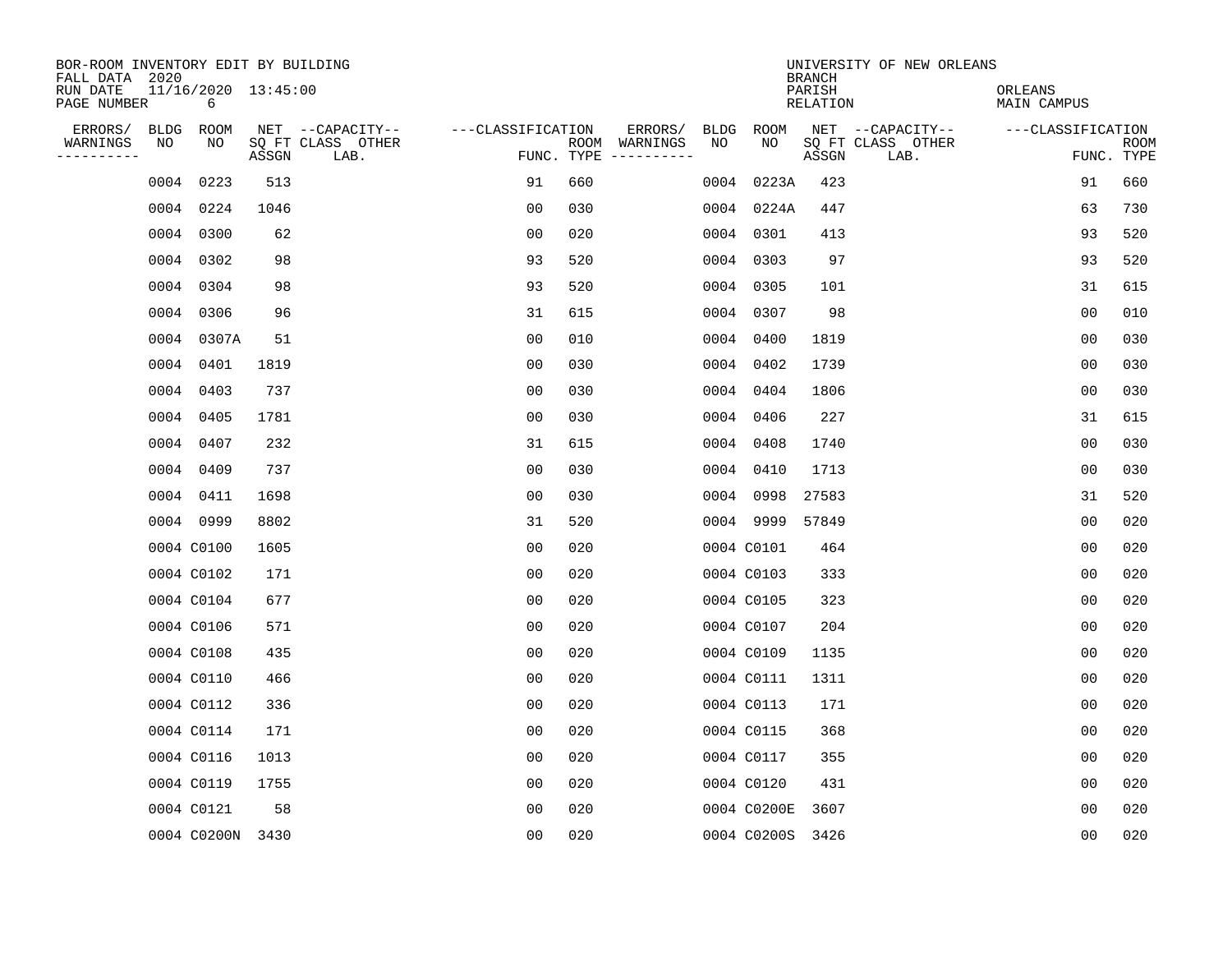BOR-ROOM INVENTORY EDIT BY BUILDING
FALL DATA 2020
RUN DATE 11/16/2020 13:45:00
PAGE NUMBER 6

UNIVERSITY OF NEW ORLEANS
BRANCH
PARISH ORLEANS
RELATION MAIN CAMPUS

| ERRORS/ WARNINGS | BLDG NO | ROOM NO | NET SQ FT ASSGN | CAPACITY CLASS | CAPACITY OTHER LAB. | CLASSIFICATION FUNC. | ROOM TYPE | ERRORS/ WARNINGS | BLDG NO | ROOM NO | NET SQ FT ASSGN | CAPACITY CLASS | CAPACITY OTHER LAB. | CLASSIFICATION FUNC. | ROOM TYPE |
|---|---|---|---|---|---|---|---|---|---|---|---|---|---|---|---|
| | 0004 | 0223 | 513 | | | 91 | 660 | | 0004 | 0223A | 423 | | | 91 | 660 |
| | 0004 | 0224 | 1046 | | | 00 | 030 | | 0004 | 0224A | 447 | | | 63 | 730 |
| | 0004 | 0300 | 62 | | | 00 | 020 | | 0004 | 0301 | 413 | | | 93 | 520 |
| | 0004 | 0302 | 98 | | | 93 | 520 | | 0004 | 0303 | 97 | | | 93 | 520 |
| | 0004 | 0304 | 98 | | | 93 | 520 | | 0004 | 0305 | 101 | | | 31 | 615 |
| | 0004 | 0306 | 96 | | | 31 | 615 | | 0004 | 0307 | 98 | | | 00 | 010 |
| | 0004 | 0307A | 51 | | | 00 | 010 | | 0004 | 0400 | 1819 | | | 00 | 030 |
| | 0004 | 0401 | 1819 | | | 00 | 030 | | 0004 | 0402 | 1739 | | | 00 | 030 |
| | 0004 | 0403 | 737 | | | 00 | 030 | | 0004 | 0404 | 1806 | | | 00 | 030 |
| | 0004 | 0405 | 1781 | | | 00 | 030 | | 0004 | 0406 | 227 | | | 31 | 615 |
| | 0004 | 0407 | 232 | | | 31 | 615 | | 0004 | 0408 | 1740 | | | 00 | 030 |
| | 0004 | 0409 | 737 | | | 00 | 030 | | 0004 | 0410 | 1713 | | | 00 | 030 |
| | 0004 | 0411 | 1698 | | | 00 | 030 | | 0004 | 0998 | 27583 | | | 31 | 520 |
| | 0004 | 0999 | 8802 | | | 31 | 520 | | 0004 | 9999 | 57849 | | | 00 | 020 |
| | 0004 | C0100 | 1605 | | | 00 | 020 | | 0004 | C0101 | 464 | | | 00 | 020 |
| | 0004 | C0102 | 171 | | | 00 | 020 | | 0004 | C0103 | 333 | | | 00 | 020 |
| | 0004 | C0104 | 677 | | | 00 | 020 | | 0004 | C0105 | 323 | | | 00 | 020 |
| | 0004 | C0106 | 571 | | | 00 | 020 | | 0004 | C0107 | 204 | | | 00 | 020 |
| | 0004 | C0108 | 435 | | | 00 | 020 | | 0004 | C0109 | 1135 | | | 00 | 020 |
| | 0004 | C0110 | 466 | | | 00 | 020 | | 0004 | C0111 | 1311 | | | 00 | 020 |
| | 0004 | C0112 | 336 | | | 00 | 020 | | 0004 | C0113 | 171 | | | 00 | 020 |
| | 0004 | C0114 | 171 | | | 00 | 020 | | 0004 | C0115 | 368 | | | 00 | 020 |
| | 0004 | C0116 | 1013 | | | 00 | 020 | | 0004 | C0117 | 355 | | | 00 | 020 |
| | 0004 | C0119 | 1755 | | | 00 | 020 | | 0004 | C0120 | 431 | | | 00 | 020 |
| | 0004 | C0121 | 58 | | | 00 | 020 | | 0004 | C0200E | 3607 | | | 00 | 020 |
| | 0004 | C0200N | 3430 | | | 00 | 020 | | 0004 | C0200S | 3426 | | | 00 | 020 |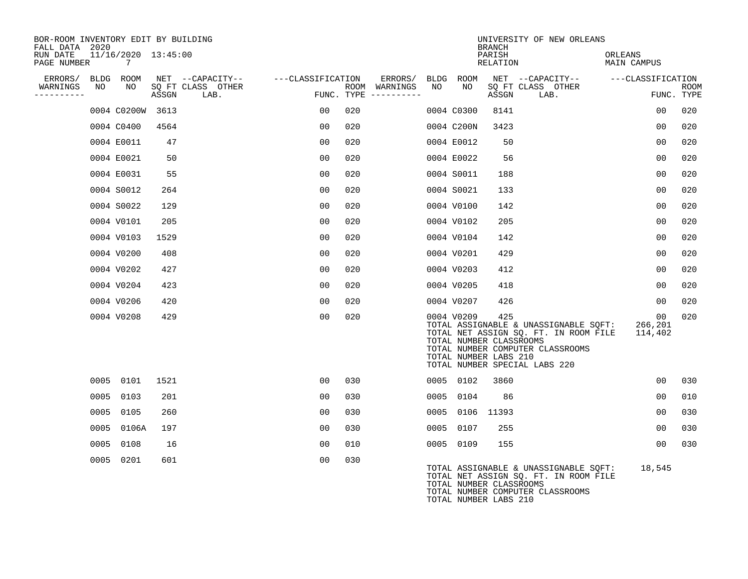BOR-ROOM INVENTORY EDIT BY BUILDING
FALL DATA 2020
RUN DATE 11/16/2020 13:45:00
PAGE NUMBER 7

UNIVERSITY OF NEW ORLEANS
BRANCH
PARISH ORLEANS
RELATION MAIN CAMPUS

| ERRORS/ WARNINGS | BLDG NO | ROOM NO | NET SQ FT ASSGN | CAPACITY CLASS | CAPACITY OTHER LAB. | CLASSIFICATION FUNC. | ROOM TYPE | ERRORS/ WARNINGS | BLDG NO | ROOM NO | NET SQ FT ASSGN | CAPACITY CLASS | CAPACITY OTHER LAB. | CLASSIFICATION FUNC. | ROOM TYPE |
|---|---|---|---|---|---|---|---|---|---|---|---|---|---|---|---|
| | 0004 | C0200W | 3613 | | | 00 | 020 | | 0004 | C0300 | 8141 | | | 00 | 020 |
| | 0004 | C0400 | 4564 | | | 00 | 020 | | 0004 | C200N | 3423 | | | 00 | 020 |
| | 0004 | E0011 | 47 | | | 00 | 020 | | 0004 | E0012 | 50 | | | 00 | 020 |
| | 0004 | E0021 | 50 | | | 00 | 020 | | 0004 | E0022 | 56 | | | 00 | 020 |
| | 0004 | E0031 | 55 | | | 00 | 020 | | 0004 | S0011 | 188 | | | 00 | 020 |
| | 0004 | S0012 | 264 | | | 00 | 020 | | 0004 | S0021 | 133 | | | 00 | 020 |
| | 0004 | S0022 | 129 | | | 00 | 020 | | 0004 | V0100 | 142 | | | 00 | 020 |
| | 0004 | V0101 | 205 | | | 00 | 020 | | 0004 | V0102 | 205 | | | 00 | 020 |
| | 0004 | V0103 | 1529 | | | 00 | 020 | | 0004 | V0104 | 142 | | | 00 | 020 |
| | 0004 | V0200 | 408 | | | 00 | 020 | | 0004 | V0201 | 429 | | | 00 | 020 |
| | 0004 | V0202 | 427 | | | 00 | 020 | | 0004 | V0203 | 412 | | | 00 | 020 |
| | 0004 | V0204 | 423 | | | 00 | 020 | | 0004 | V0205 | 418 | | | 00 | 020 |
| | 0004 | V0206 | 420 | | | 00 | 020 | | 0004 | V0207 | 426 | | | 00 | 020 |
| | 0004 | V0208 | 429 | | | 00 | 020 | | 0004 | V0209 | 425 | | | 00 | 020 |

TOTAL ASSIGNABLE & UNASSIGNABLE SQFT: 266,201
TOTAL NET ASSIGN SQ. FT. IN ROOM FILE 114,402
TOTAL NUMBER CLASSROOMS
TOTAL NUMBER COMPUTER CLASSROOMS
TOTAL NUMBER LABS 210
TOTAL NUMBER SPECIAL LABS 220

| ERRORS/ WARNINGS | BLDG NO | ROOM NO | NET SQ FT ASSGN | CAPACITY CLASS | CAPACITY OTHER LAB. | CLASSIFICATION FUNC. | ROOM TYPE | ERRORS/ WARNINGS | BLDG NO | ROOM NO | NET SQ FT ASSGN | CAPACITY CLASS | CAPACITY OTHER LAB. | CLASSIFICATION FUNC. | ROOM TYPE |
|---|---|---|---|---|---|---|---|---|---|---|---|---|---|---|---|
| | 0005 | 0101 | 1521 | | | 00 | 030 | | 0005 | 0102 | 3860 | | | 00 | 030 |
| | 0005 | 0103 | 201 | | | 00 | 030 | | 0005 | 0104 | 86 | | | 00 | 010 |
| | 0005 | 0105 | 260 | | | 00 | 030 | | 0005 | 0106 | 11393 | | | 00 | 030 |
| | 0005 | 0106A | 197 | | | 00 | 030 | | 0005 | 0107 | 255 | | | 00 | 030 |
| | 0005 | 0108 | 16 | | | 00 | 010 | | 0005 | 0109 | 155 | | | 00 | 030 |
| | 0005 | 0201 | 601 | | | 00 | 030 | | | | | | | | |

TOTAL ASSIGNABLE & UNASSIGNABLE SQFT: 18,545
TOTAL NET ASSIGN SQ. FT. IN ROOM FILE
TOTAL NUMBER CLASSROOMS
TOTAL NUMBER COMPUTER CLASSROOMS
TOTAL NUMBER LABS 210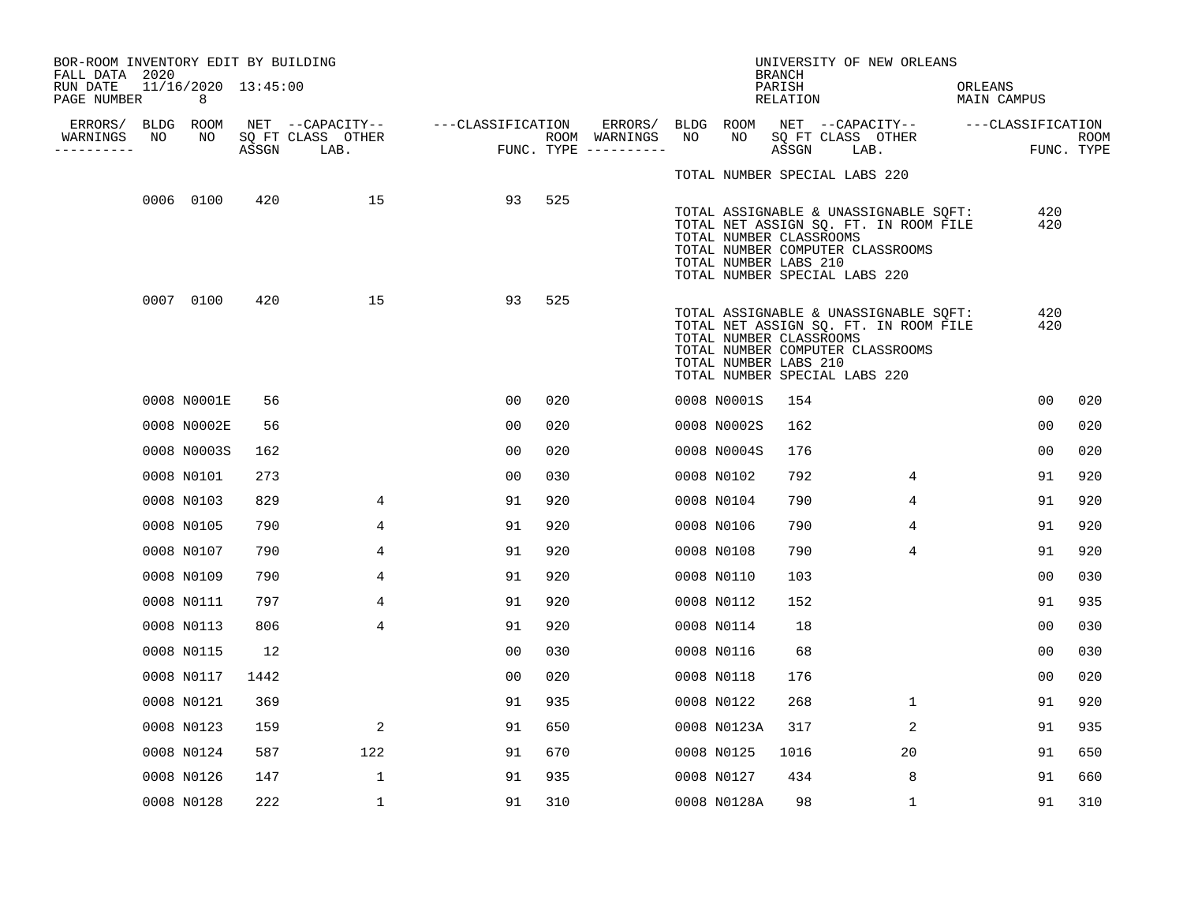BOR-ROOM INVENTORY EDIT BY BUILDING
FALL DATA 2020
RUN DATE 11/16/2020 13:45:00
PAGE NUMBER 8

UNIVERSITY OF NEW ORLEANS
BRANCH
PARISH ORLEANS
RELATION MAIN CAMPUS

| ERRORS/ WARNINGS | BLDG NO | ROOM NO | NET SQ FT ASSGN | CAPACITY CLASS LAB. | CAPACITY OTHER | CLASSIFICATION FUNC. | ROOM TYPE | ERRORS/ WARNINGS | BLDG NO | ROOM NO | NET SQ FT ASSGN | CAPACITY CLASS LAB. | CAPACITY OTHER | CLASSIFICATION FUNC. | ROOM TYPE |
|---|---|---|---|---|---|---|---|---|---|---|---|---|---|---|---|
| | | | | | | | | | TOTAL NUMBER SPECIAL LABS 220 | | | | | | |
| | 0006 | 0100 | 420 | | 15 | 93 | 525 | | TOTAL ASSIGNABLE & UNASSIGNABLE SQFT: | | | | | 420 | |
| | | | | | | | | | TOTAL NET ASSIGN SQ. FT. IN ROOM FILE | | | | | 420 | |
| | | | | | | | | | TOTAL NUMBER CLASSROOMS | | | | | | |
| | | | | | | | | | TOTAL NUMBER COMPUTER CLASSROOMS | | | | | | |
| | | | | | | | | | TOTAL NUMBER LABS 210 | | | | | | |
| | | | | | | | | | TOTAL NUMBER SPECIAL LABS 220 | | | | | | |
| | 0007 | 0100 | 420 | | 15 | 93 | 525 | | TOTAL ASSIGNABLE & UNASSIGNABLE SQFT: | | | | | 420 | |
| | | | | | | | | | TOTAL NET ASSIGN SQ. FT. IN ROOM FILE | | | | | 420 | |
| | | | | | | | | | TOTAL NUMBER CLASSROOMS | | | | | | |
| | | | | | | | | | TOTAL NUMBER COMPUTER CLASSROOMS | | | | | | |
| | | | | | | | | | TOTAL NUMBER LABS 210 | | | | | | |
| | | | | | | | | | TOTAL NUMBER SPECIAL LABS 220 | | | | | | |
| | 0008 | N0001E | 56 | | | 00 | 020 | | 0008 | N0001S | 154 | | | 00 | 020 |
| | 0008 | N0002E | 56 | | | 00 | 020 | | 0008 | N0002S | 162 | | | 00 | 020 |
| | 0008 | N0003S | 162 | | | 00 | 020 | | 0008 | N0004S | 176 | | | 00 | 020 |
| | 0008 | N0101 | 273 | | | 00 | 030 | | 0008 | N0102 | 792 | | 4 | 91 | 920 |
| | 0008 | N0103 | 829 | | 4 | 91 | 920 | | 0008 | N0104 | 790 | | 4 | 91 | 920 |
| | 0008 | N0105 | 790 | | 4 | 91 | 920 | | 0008 | N0106 | 790 | | 4 | 91 | 920 |
| | 0008 | N0107 | 790 | | 4 | 91 | 920 | | 0008 | N0108 | 790 | | 4 | 91 | 920 |
| | 0008 | N0109 | 790 | | 4 | 91 | 920 | | 0008 | N0110 | 103 | | | 00 | 030 |
| | 0008 | N0111 | 797 | | 4 | 91 | 920 | | 0008 | N0112 | 152 | | | 91 | 935 |
| | 0008 | N0113 | 806 | | 4 | 91 | 920 | | 0008 | N0114 | 18 | | | 00 | 030 |
| | 0008 | N0115 | 12 | | | 00 | 030 | | 0008 | N0116 | 68 | | | 00 | 030 |
| | 0008 | N0117 | 1442 | | | 00 | 020 | | 0008 | N0118 | 176 | | | 00 | 020 |
| | 0008 | N0121 | 369 | | | 91 | 935 | | 0008 | N0122 | 268 | | 1 | 91 | 920 |
| | 0008 | N0123 | 159 | | 2 | 91 | 650 | | 0008 | N0123A | 317 | | 2 | 91 | 935 |
| | 0008 | N0124 | 587 | | 122 | 91 | 670 | | 0008 | N0125 | 1016 | | 20 | 91 | 650 |
| | 0008 | N0126 | 147 | | 1 | 91 | 935 | | 0008 | N0127 | 434 | | 8 | 91 | 660 |
| | 0008 | N0128 | 222 | | 1 | 91 | 310 | | 0008 | N0128A | 98 | | 1 | 91 | 310 |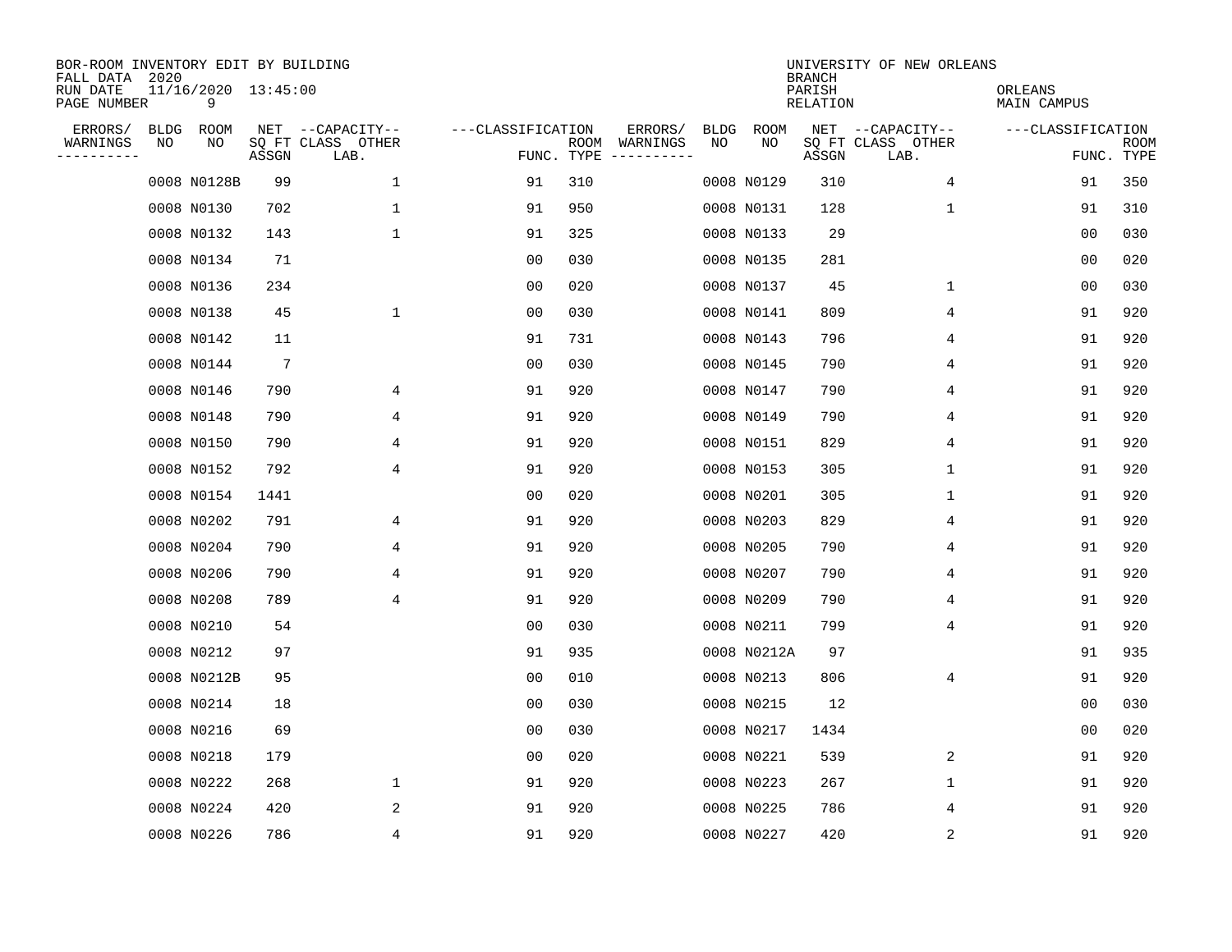BOR-ROOM INVENTORY EDIT BY BUILDING
FALL DATA 2020
RUN DATE 11/16/2020 13:45:00
PAGE NUMBER 9

UNIVERSITY OF NEW ORLEANS
BRANCH
PARISH ORLEANS
RELATION MAIN CAMPUS

| ERRORS/ WARNINGS | BLDG NO | ROOM NO | NET SQ FT ASSGN | CAPACITY CLASS LAB. | CAPACITY OTHER | CLASSIFICATION FUNC. | ROOM TYPE | ERRORS/ WARNINGS | BLDG NO | ROOM NO | NET SQ FT ASSGN | CAPACITY CLASS LAB. | CAPACITY OTHER | CLASSIFICATION FUNC. | ROOM TYPE |
|---|---|---|---|---|---|---|---|---|---|---|---|---|---|---|---|
| | 0008 | N0128B | 99 | | 1 | 91 | 310 | | 0008 | N0129 | 310 | | 4 | 91 | 350 |
| | 0008 | N0130 | 702 | | 1 | 91 | 950 | | 0008 | N0131 | 128 | | 1 | 91 | 310 |
| | 0008 | N0132 | 143 | | 1 | 91 | 325 | | 0008 | N0133 | 29 | | | 00 | 030 |
| | 0008 | N0134 | 71 | | | 00 | 030 | | 0008 | N0135 | 281 | | | 00 | 020 |
| | 0008 | N0136 | 234 | | | 00 | 020 | | 0008 | N0137 | 45 | | 1 | 00 | 030 |
| | 0008 | N0138 | 45 | | 1 | 00 | 030 | | 0008 | N0141 | 809 | | 4 | 91 | 920 |
| | 0008 | N0142 | 11 | | | 91 | 731 | | 0008 | N0143 | 796 | | 4 | 91 | 920 |
| | 0008 | N0144 | 7 | | | 00 | 030 | | 0008 | N0145 | 790 | | 4 | 91 | 920 |
| | 0008 | N0146 | 790 | | 4 | 91 | 920 | | 0008 | N0147 | 790 | | 4 | 91 | 920 |
| | 0008 | N0148 | 790 | | 4 | 91 | 920 | | 0008 | N0149 | 790 | | 4 | 91 | 920 |
| | 0008 | N0150 | 790 | | 4 | 91 | 920 | | 0008 | N0151 | 829 | | 4 | 91 | 920 |
| | 0008 | N0152 | 792 | | 4 | 91 | 920 | | 0008 | N0153 | 305 | | 1 | 91 | 920 |
| | 0008 | N0154 | 1441 | | | 00 | 020 | | 0008 | N0201 | 305 | | 1 | 91 | 920 |
| | 0008 | N0202 | 791 | | 4 | 91 | 920 | | 0008 | N0203 | 829 | | 4 | 91 | 920 |
| | 0008 | N0204 | 790 | | 4 | 91 | 920 | | 0008 | N0205 | 790 | | 4 | 91 | 920 |
| | 0008 | N0206 | 790 | | 4 | 91 | 920 | | 0008 | N0207 | 790 | | 4 | 91 | 920 |
| | 0008 | N0208 | 789 | | 4 | 91 | 920 | | 0008 | N0209 | 790 | | 4 | 91 | 920 |
| | 0008 | N0210 | 54 | | | 00 | 030 | | 0008 | N0211 | 799 | | 4 | 91 | 920 |
| | 0008 | N0212 | 97 | | | 91 | 935 | | 0008 | N0212A | 97 | | | 91 | 935 |
| | 0008 | N0212B | 95 | | | 00 | 010 | | 0008 | N0213 | 806 | | 4 | 91 | 920 |
| | 0008 | N0214 | 18 | | | 00 | 030 | | 0008 | N0215 | 12 | | | 00 | 030 |
| | 0008 | N0216 | 69 | | | 00 | 030 | | 0008 | N0217 | 1434 | | | 00 | 020 |
| | 0008 | N0218 | 179 | | | 00 | 020 | | 0008 | N0221 | 539 | | 2 | 91 | 920 |
| | 0008 | N0222 | 268 | | 1 | 91 | 920 | | 0008 | N0223 | 267 | | 1 | 91 | 920 |
| | 0008 | N0224 | 420 | | 2 | 91 | 920 | | 0008 | N0225 | 786 | | 4 | 91 | 920 |
| | 0008 | N0226 | 786 | | 4 | 91 | 920 | | 0008 | N0227 | 420 | | 2 | 91 | 920 |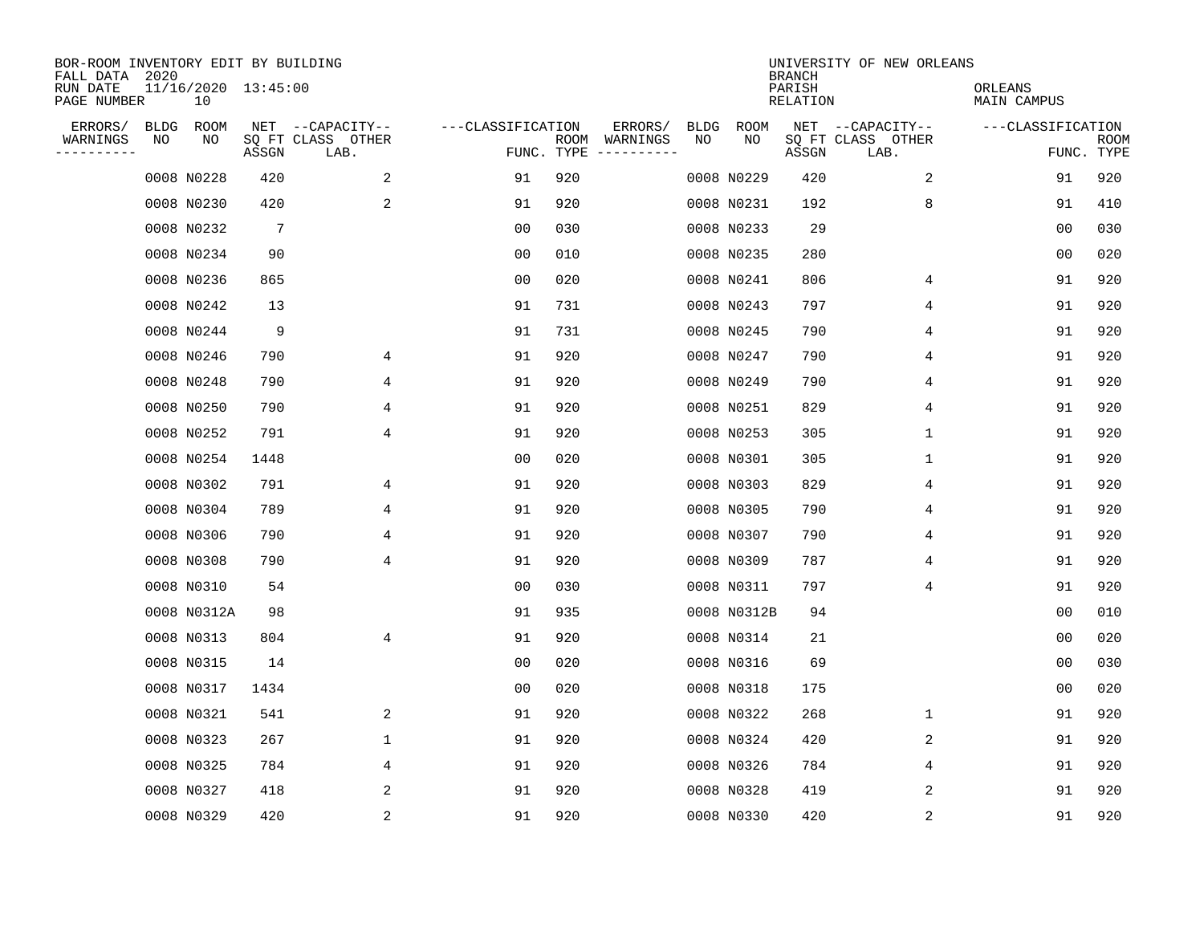BOR-ROOM INVENTORY EDIT BY BUILDING
FALL DATA 2020
RUN DATE 11/16/2020 13:45:00
PAGE NUMBER 10

UNIVERSITY OF NEW ORLEANS
BRANCH
PARISH ORLEANS
RELATION MAIN CAMPUS

| ERRORS/ WARNINGS | BLDG NO | ROOM NO | NET SQ FT ASSGN | CAPACITY CLASS LAB. | CAPACITY OTHER | CLASSIFICATION FUNC. | ROOM TYPE | ERRORS/ WARNINGS | BLDG NO | ROOM NO | NET SQ FT ASSGN | CAPACITY CLASS LAB. | CAPACITY OTHER | CLASSIFICATION FUNC. | ROOM TYPE |
|---|---|---|---|---|---|---|---|---|---|---|---|---|---|---|---|
| | 0008 | N0228 | 420 | | 2 | 91 | 920 | | 0008 | N0229 | 420 | | 2 | 91 | 920 |
| | 0008 | N0230 | 420 | | 2 | 91 | 920 | | 0008 | N0231 | 192 | | 8 | 91 | 410 |
| | 0008 | N0232 | 7 | | | 00 | 030 | | 0008 | N0233 | 29 | | | 00 | 030 |
| | 0008 | N0234 | 90 | | | 00 | 010 | | 0008 | N0235 | 280 | | | 00 | 020 |
| | 0008 | N0236 | 865 | | | 00 | 020 | | 0008 | N0241 | 806 | | 4 | 91 | 920 |
| | 0008 | N0242 | 13 | | | 91 | 731 | | 0008 | N0243 | 797 | | 4 | 91 | 920 |
| | 0008 | N0244 | 9 | | | 91 | 731 | | 0008 | N0245 | 790 | | 4 | 91 | 920 |
| | 0008 | N0246 | 790 | | 4 | 91 | 920 | | 0008 | N0247 | 790 | | 4 | 91 | 920 |
| | 0008 | N0248 | 790 | | 4 | 91 | 920 | | 0008 | N0249 | 790 | | 4 | 91 | 920 |
| | 0008 | N0250 | 790 | | 4 | 91 | 920 | | 0008 | N0251 | 829 | | 4 | 91 | 920 |
| | 0008 | N0252 | 791 | | 4 | 91 | 920 | | 0008 | N0253 | 305 | | 1 | 91 | 920 |
| | 0008 | N0254 | 1448 | | | 00 | 020 | | 0008 | N0301 | 305 | | 1 | 91 | 920 |
| | 0008 | N0302 | 791 | | 4 | 91 | 920 | | 0008 | N0303 | 829 | | 4 | 91 | 920 |
| | 0008 | N0304 | 789 | | 4 | 91 | 920 | | 0008 | N0305 | 790 | | 4 | 91 | 920 |
| | 0008 | N0306 | 790 | | 4 | 91 | 920 | | 0008 | N0307 | 790 | | 4 | 91 | 920 |
| | 0008 | N0308 | 790 | | 4 | 91 | 920 | | 0008 | N0309 | 787 | | 4 | 91 | 920 |
| | 0008 | N0310 | 54 | | | 00 | 030 | | 0008 | N0311 | 797 | | 4 | 91 | 920 |
| | 0008 | N0312A | 98 | | | 91 | 935 | | 0008 | N0312B | 94 | | | 00 | 010 |
| | 0008 | N0313 | 804 | | 4 | 91 | 920 | | 0008 | N0314 | 21 | | | 00 | 020 |
| | 0008 | N0315 | 14 | | | 00 | 020 | | 0008 | N0316 | 69 | | | 00 | 030 |
| | 0008 | N0317 | 1434 | | | 00 | 020 | | 0008 | N0318 | 175 | | | 00 | 020 |
| | 0008 | N0321 | 541 | | 2 | 91 | 920 | | 0008 | N0322 | 268 | | 1 | 91 | 920 |
| | 0008 | N0323 | 267 | | 1 | 91 | 920 | | 0008 | N0324 | 420 | | 2 | 91 | 920 |
| | 0008 | N0325 | 784 | | 4 | 91 | 920 | | 0008 | N0326 | 784 | | 4 | 91 | 920 |
| | 0008 | N0327 | 418 | | 2 | 91 | 920 | | 0008 | N0328 | 419 | | 2 | 91 | 920 |
| | 0008 | N0329 | 420 | | 2 | 91 | 920 | | 0008 | N0330 | 420 | | 2 | 91 | 920 |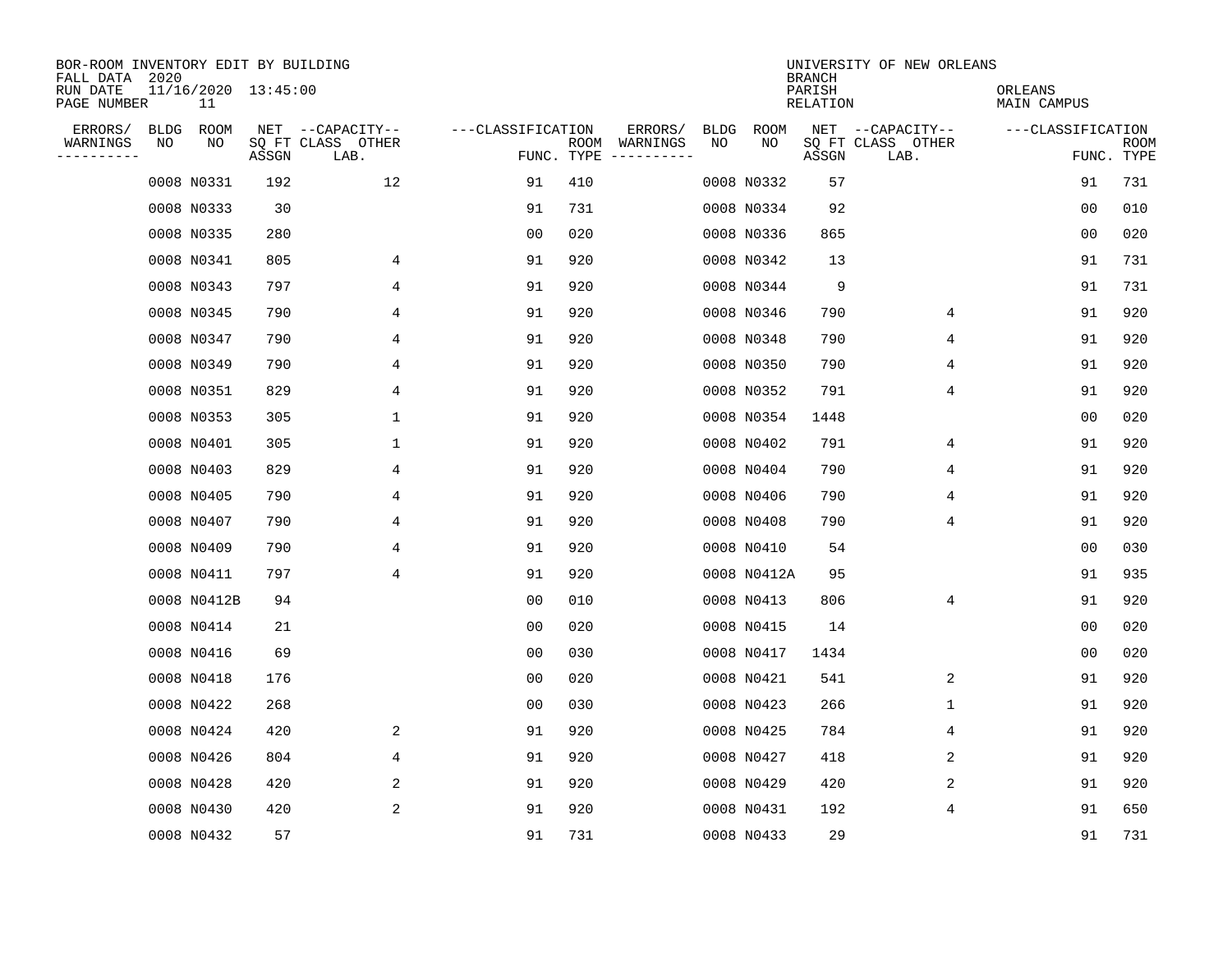BOR-ROOM INVENTORY EDIT BY BUILDING
FALL DATA 2020
RUN DATE 11/16/2020 13:45:00
PAGE NUMBER 11

UNIVERSITY OF NEW ORLEANS
BRANCH
PARISH ORLEANS
RELATION MAIN CAMPUS

| ERRORS/ WARNINGS | BLDG NO | ROOM NO | NET SQ FT ASSGN | CAPACITY CLASS LAB. | CAPACITY OTHER | CLASSIFICATION FUNC. | ROOM TYPE | ERRORS/ WARNINGS | BLDG NO | ROOM NO | NET SQ FT ASSGN | CAPACITY CLASS LAB. | CAPACITY OTHER | CLASSIFICATION FUNC. | ROOM TYPE |
|---|---|---|---|---|---|---|---|---|---|---|---|---|---|---|---|
| | 0008 | N0331 | 192 | | 12 | 91 | 410 | | 0008 | N0332 | 57 | | | 91 | 731 |
| | 0008 | N0333 | 30 | | | 91 | 731 | | 0008 | N0334 | 92 | | | 00 | 010 |
| | 0008 | N0335 | 280 | | | 00 | 020 | | 0008 | N0336 | 865 | | | 00 | 020 |
| | 0008 | N0341 | 805 | | 4 | 91 | 920 | | 0008 | N0342 | 13 | | | 91 | 731 |
| | 0008 | N0343 | 797 | | 4 | 91 | 920 | | 0008 | N0344 | 9 | | | 91 | 731 |
| | 0008 | N0345 | 790 | | 4 | 91 | 920 | | 0008 | N0346 | 790 | | 4 | 91 | 920 |
| | 0008 | N0347 | 790 | | 4 | 91 | 920 | | 0008 | N0348 | 790 | | 4 | 91 | 920 |
| | 0008 | N0349 | 790 | | 4 | 91 | 920 | | 0008 | N0350 | 790 | | 4 | 91 | 920 |
| | 0008 | N0351 | 829 | | 4 | 91 | 920 | | 0008 | N0352 | 791 | | 4 | 91 | 920 |
| | 0008 | N0353 | 305 | | 1 | 91 | 920 | | 0008 | N0354 | 1448 | | | 00 | 020 |
| | 0008 | N0401 | 305 | | 1 | 91 | 920 | | 0008 | N0402 | 791 | | 4 | 91 | 920 |
| | 0008 | N0403 | 829 | | 4 | 91 | 920 | | 0008 | N0404 | 790 | | 4 | 91 | 920 |
| | 0008 | N0405 | 790 | | 4 | 91 | 920 | | 0008 | N0406 | 790 | | 4 | 91 | 920 |
| | 0008 | N0407 | 790 | | 4 | 91 | 920 | | 0008 | N0408 | 790 | | 4 | 91 | 920 |
| | 0008 | N0409 | 790 | | 4 | 91 | 920 | | 0008 | N0410 | 54 | | | 00 | 030 |
| | 0008 | N0411 | 797 | | 4 | 91 | 920 | | 0008 | N0412A | 95 | | | 91 | 935 |
| | 0008 | N0412B | 94 | | | 00 | 010 | | 0008 | N0413 | 806 | | 4 | 91 | 920 |
| | 0008 | N0414 | 21 | | | 00 | 020 | | 0008 | N0415 | 14 | | | 00 | 020 |
| | 0008 | N0416 | 69 | | | 00 | 030 | | 0008 | N0417 | 1434 | | | 00 | 020 |
| | 0008 | N0418 | 176 | | | 00 | 020 | | 0008 | N0421 | 541 | | 2 | 91 | 920 |
| | 0008 | N0422 | 268 | | | 00 | 030 | | 0008 | N0423 | 266 | | 1 | 91 | 920 |
| | 0008 | N0424 | 420 | | 2 | 91 | 920 | | 0008 | N0425 | 784 | | 4 | 91 | 920 |
| | 0008 | N0426 | 804 | | 4 | 91 | 920 | | 0008 | N0427 | 418 | | 2 | 91 | 920 |
| | 0008 | N0428 | 420 | | 2 | 91 | 920 | | 0008 | N0429 | 420 | | 2 | 91 | 920 |
| | 0008 | N0430 | 420 | | 2 | 91 | 920 | | 0008 | N0431 | 192 | | 4 | 91 | 650 |
| | 0008 | N0432 | 57 | | | 91 | 731 | | 0008 | N0433 | 29 | | | 91 | 731 |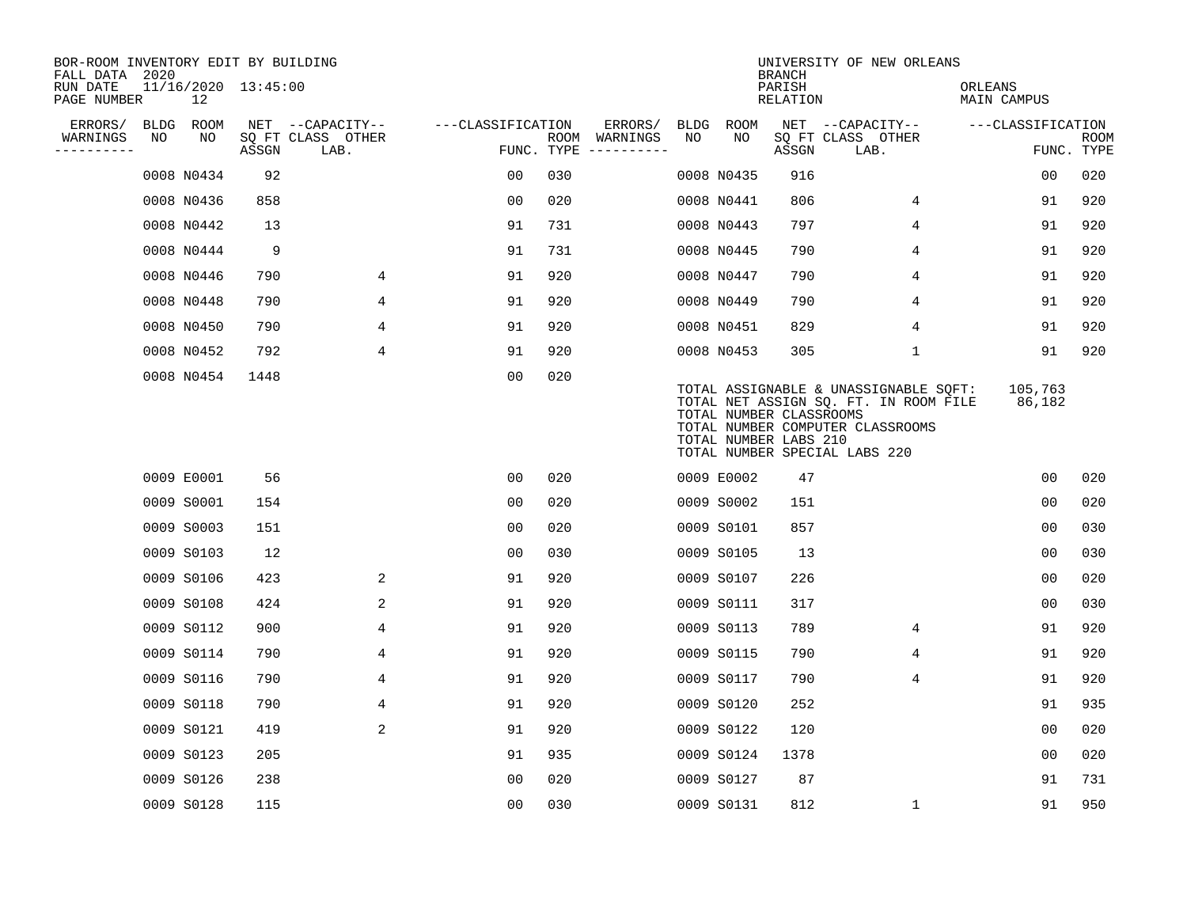BOR-ROOM INVENTORY EDIT BY BUILDING
FALL DATA 2020
RUN DATE 11/16/2020 13:45:00
PAGE NUMBER 12

UNIVERSITY OF NEW ORLEANS
BRANCH
PARISH ORLEANS
RELATION MAIN CAMPUS

| ERRORS/ WARNINGS | BLDG NO | ROOM NO | NET SQ FT ASSGN | CAPACITY CLASS | CAPACITY OTHER LAB. | CLASSIFICATION FUNC. | ROOM TYPE | ERRORS/ WARNINGS | BLDG NO | ROOM NO | NET SQ FT ASSGN | CAPACITY CLASS | CAPACITY OTHER LAB. | CLASSIFICATION FUNC. | ROOM TYPE |
|---|---|---|---|---|---|---|---|---|---|---|---|---|---|---|---|
| | 0008 | N0434 | 92 | | | 00 | 030 | | 0008 | N0435 | 916 | | | 00 | 020 |
| | 0008 | N0436 | 858 | | | 00 | 020 | | 0008 | N0441 | 806 | | 4 | 91 | 920 |
| | 0008 | N0442 | 13 | | | 91 | 731 | | 0008 | N0443 | 797 | | 4 | 91 | 920 |
| | 0008 | N0444 | 9 | | | 91 | 731 | | 0008 | N0445 | 790 | | 4 | 91 | 920 |
| | 0008 | N0446 | 790 | | 4 | 91 | 920 | | 0008 | N0447 | 790 | | 4 | 91 | 920 |
| | 0008 | N0448 | 790 | | 4 | 91 | 920 | | 0008 | N0449 | 790 | | 4 | 91 | 920 |
| | 0008 | N0450 | 790 | | 4 | 91 | 920 | | 0008 | N0451 | 829 | | 4 | 91 | 920 |
| | 0008 | N0452 | 792 | | 4 | 91 | 920 | | 0008 | N0453 | 305 | | 1 | 91 | 920 |
| | 0008 | N0454 | 1448 | | | 00 | 020 | | | | | | | | |

TOTAL ASSIGNABLE & UNASSIGNABLE SQFT: 105,763
TOTAL NET ASSIGN SQ. FT. IN ROOM FILE 86,182
TOTAL NUMBER CLASSROOMS
TOTAL NUMBER COMPUTER CLASSROOMS
TOTAL NUMBER LABS 210
TOTAL NUMBER SPECIAL LABS 220

| ERRORS/ WARNINGS | BLDG NO | ROOM NO | NET SQ FT ASSGN | CAPACITY CLASS | CAPACITY OTHER LAB. | CLASSIFICATION FUNC. | ROOM TYPE | ERRORS/ WARNINGS | BLDG NO | ROOM NO | NET SQ FT ASSGN | CAPACITY CLASS | CAPACITY OTHER LAB. | CLASSIFICATION FUNC. | ROOM TYPE |
|---|---|---|---|---|---|---|---|---|---|---|---|---|---|---|---|
| | 0009 | E0001 | 56 | | | 00 | 020 | | 0009 | E0002 | 47 | | | 00 | 020 |
| | 0009 | S0001 | 154 | | | 00 | 020 | | 0009 | S0002 | 151 | | | 00 | 020 |
| | 0009 | S0003 | 151 | | | 00 | 020 | | 0009 | S0101 | 857 | | | 00 | 030 |
| | 0009 | S0103 | 12 | | | 00 | 030 | | 0009 | S0105 | 13 | | | 00 | 030 |
| | 0009 | S0106 | 423 | | 2 | 91 | 920 | | 0009 | S0107 | 226 | | | 00 | 020 |
| | 0009 | S0108 | 424 | | 2 | 91 | 920 | | 0009 | S0111 | 317 | | | 00 | 030 |
| | 0009 | S0112 | 900 | | 4 | 91 | 920 | | 0009 | S0113 | 789 | | 4 | 91 | 920 |
| | 0009 | S0114 | 790 | | 4 | 91 | 920 | | 0009 | S0115 | 790 | | 4 | 91 | 920 |
| | 0009 | S0116 | 790 | | 4 | 91 | 920 | | 0009 | S0117 | 790 | | 4 | 91 | 920 |
| | 0009 | S0118 | 790 | | 4 | 91 | 920 | | 0009 | S0120 | 252 | | | 91 | 935 |
| | 0009 | S0121 | 419 | | 2 | 91 | 920 | | 0009 | S0122 | 120 | | | 00 | 020 |
| | 0009 | S0123 | 205 | | | 91 | 935 | | 0009 | S0124 | 1378 | | | 00 | 020 |
| | 0009 | S0126 | 238 | | | 00 | 020 | | 0009 | S0127 | 87 | | | 91 | 731 |
| | 0009 | S0128 | 115 | | | 00 | 030 | | 0009 | S0131 | 812 | | 1 | 91 | 950 |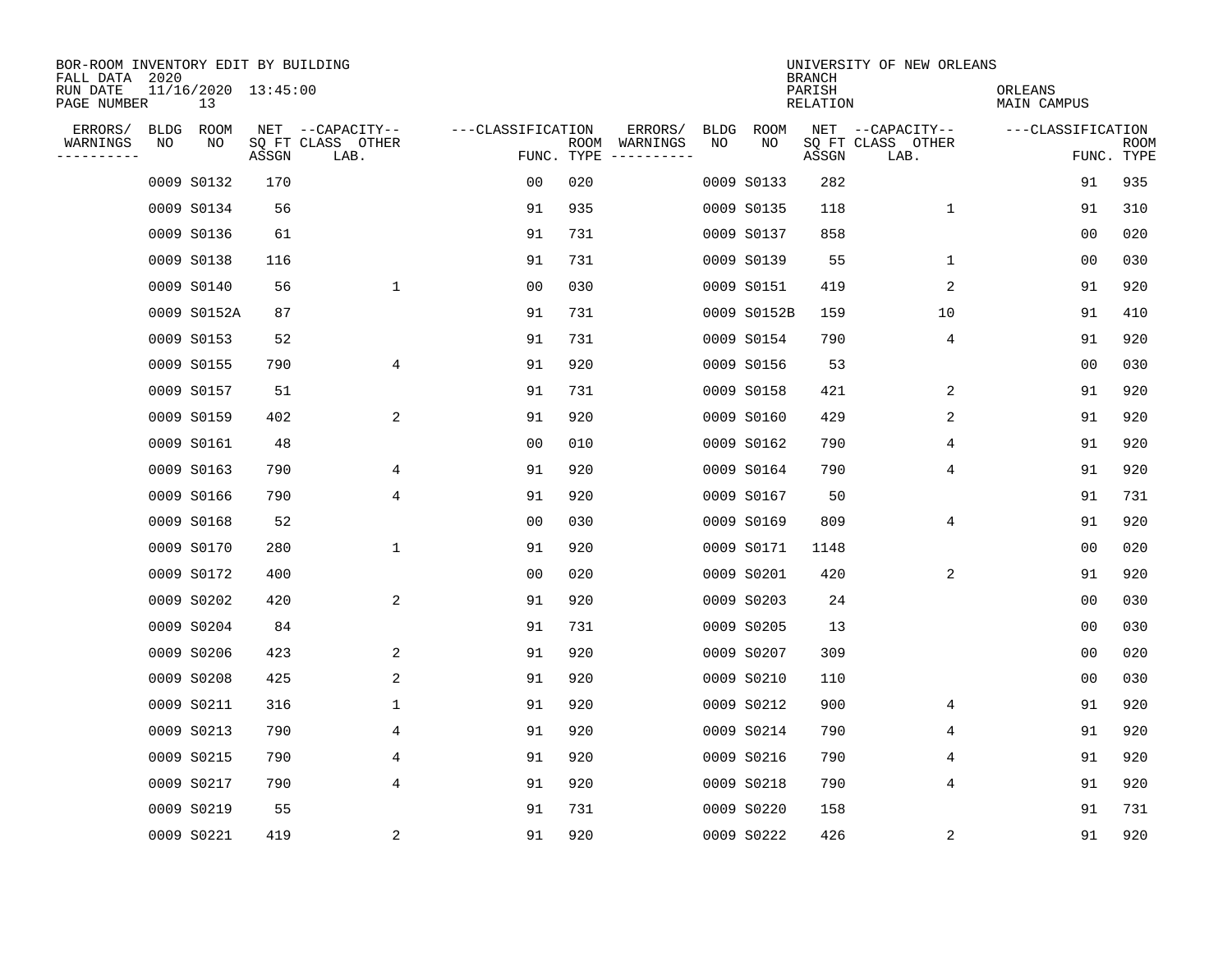BOR-ROOM INVENTORY EDIT BY BUILDING
FALL DATA 2020
RUN DATE 11/16/2020 13:45:00
PAGE NUMBER 13

UNIVERSITY OF NEW ORLEANS
BRANCH
PARISH ORLEANS
RELATION MAIN CAMPUS

| ERRORS/ WARNINGS | BLDG NO | ROOM NO | NET SQ FT ASSGN | CAPACITY CLASS LAB. | CAPACITY OTHER | CLASSIFICATION FUNC. | ROOM TYPE | ERRORS/ WARNINGS | BLDG NO | ROOM NO | NET SQ FT ASSGN | CAPACITY CLASS LAB. | CAPACITY OTHER | CLASSIFICATION FUNC. | ROOM TYPE |
|---|---|---|---|---|---|---|---|---|---|---|---|---|---|---|---|
| | 0009 | S0132 | 170 | | | 00 | 020 | | 0009 | S0133 | 282 | | | 91 | 935 |
| | 0009 | S0134 | 56 | | | 91 | 935 | | 0009 | S0135 | 118 | | 1 | 91 | 310 |
| | 0009 | S0136 | 61 | | | 91 | 731 | | 0009 | S0137 | 858 | | | 00 | 020 |
| | 0009 | S0138 | 116 | | | 91 | 731 | | 0009 | S0139 | 55 | | 1 | 00 | 030 |
| | 0009 | S0140 | 56 | | 1 | 00 | 030 | | 0009 | S0151 | 419 | | 2 | 91 | 920 |
| | 0009 | S0152A | 87 | | | 91 | 731 | | 0009 | S0152B | 159 | | 10 | 91 | 410 |
| | 0009 | S0153 | 52 | | | 91 | 731 | | 0009 | S0154 | 790 | | 4 | 91 | 920 |
| | 0009 | S0155 | 790 | | 4 | 91 | 920 | | 0009 | S0156 | 53 | | | 00 | 030 |
| | 0009 | S0157 | 51 | | | 91 | 731 | | 0009 | S0158 | 421 | | 2 | 91 | 920 |
| | 0009 | S0159 | 402 | | 2 | 91 | 920 | | 0009 | S0160 | 429 | | 2 | 91 | 920 |
| | 0009 | S0161 | 48 | | | 00 | 010 | | 0009 | S0162 | 790 | | 4 | 91 | 920 |
| | 0009 | S0163 | 790 | | 4 | 91 | 920 | | 0009 | S0164 | 790 | | 4 | 91 | 920 |
| | 0009 | S0166 | 790 | | 4 | 91 | 920 | | 0009 | S0167 | 50 | | | 91 | 731 |
| | 0009 | S0168 | 52 | | | 00 | 030 | | 0009 | S0169 | 809 | | 4 | 91 | 920 |
| | 0009 | S0170 | 280 | | 1 | 91 | 920 | | 0009 | S0171 | 1148 | | | 00 | 020 |
| | 0009 | S0172 | 400 | | | 00 | 020 | | 0009 | S0201 | 420 | | 2 | 91 | 920 |
| | 0009 | S0202 | 420 | | 2 | 91 | 920 | | 0009 | S0203 | 24 | | | 00 | 030 |
| | 0009 | S0204 | 84 | | | 91 | 731 | | 0009 | S0205 | 13 | | | 00 | 030 |
| | 0009 | S0206 | 423 | | 2 | 91 | 920 | | 0009 | S0207 | 309 | | | 00 | 020 |
| | 0009 | S0208 | 425 | | 2 | 91 | 920 | | 0009 | S0210 | 110 | | | 00 | 030 |
| | 0009 | S0211 | 316 | | 1 | 91 | 920 | | 0009 | S0212 | 900 | | 4 | 91 | 920 |
| | 0009 | S0213 | 790 | | 4 | 91 | 920 | | 0009 | S0214 | 790 | | 4 | 91 | 920 |
| | 0009 | S0215 | 790 | | 4 | 91 | 920 | | 0009 | S0216 | 790 | | 4 | 91 | 920 |
| | 0009 | S0217 | 790 | | 4 | 91 | 920 | | 0009 | S0218 | 790 | | 4 | 91 | 920 |
| | 0009 | S0219 | 55 | | | 91 | 731 | | 0009 | S0220 | 158 | | | 91 | 731 |
| | 0009 | S0221 | 419 | | 2 | 91 | 920 | | 0009 | S0222 | 426 | | 2 | 91 | 920 |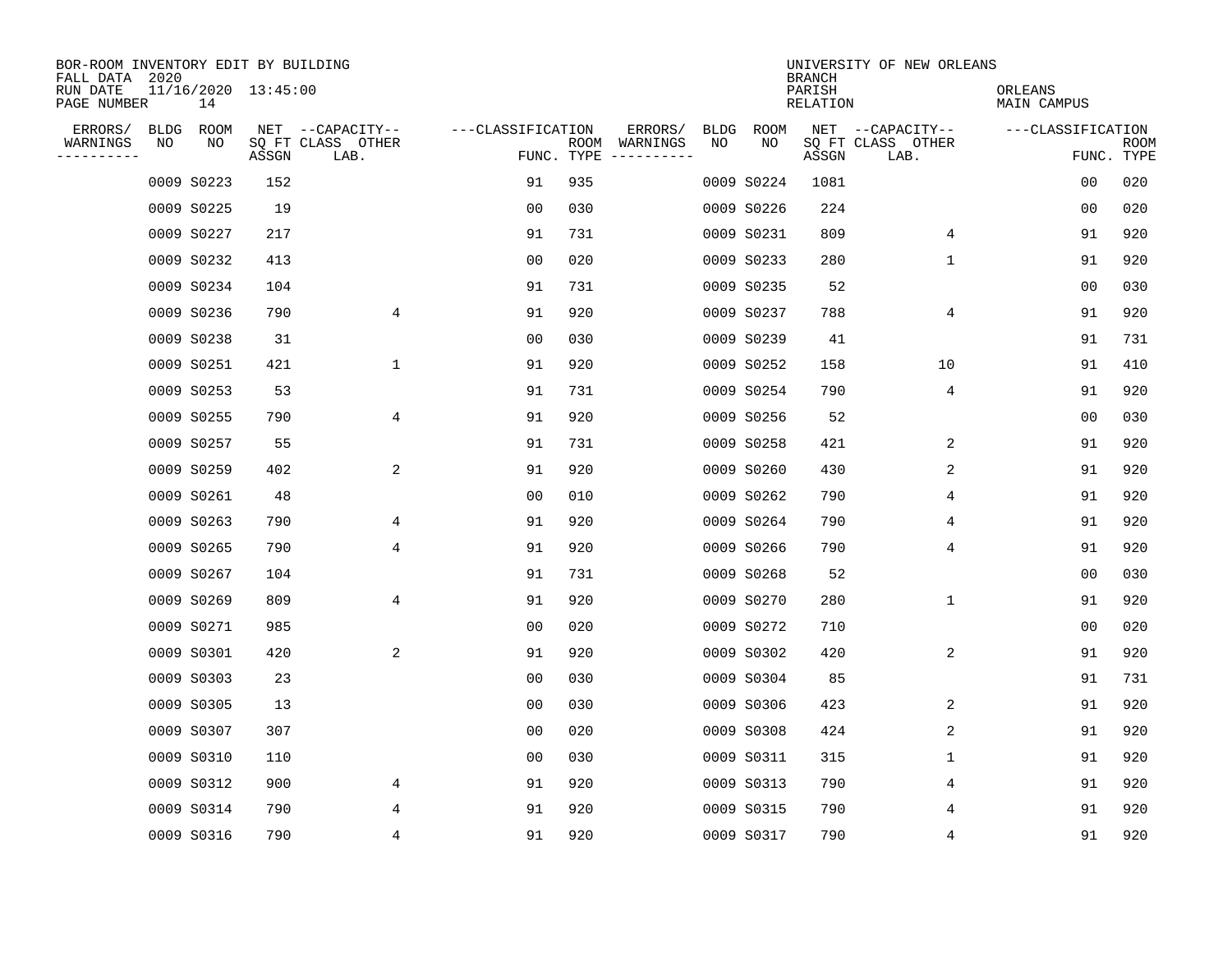BOR-ROOM INVENTORY EDIT BY BUILDING
FALL DATA 2020
RUN DATE 11/16/2020 13:45:00
PAGE NUMBER 14

UNIVERSITY OF NEW ORLEANS
BRANCH
PARISH ORLEANS
RELATION MAIN CAMPUS

| ERRORS/ WARNINGS | BLDG NO | ROOM NO | NET SQ FT ASSGN | CAPACITY CLASS LAB. | CAPACITY OTHER | CLASSIFICATION FUNC. | ROOM TYPE | ERRORS/ WARNINGS | BLDG NO | ROOM NO | NET SQ FT ASSGN | CAPACITY CLASS LAB. | CAPACITY OTHER | CLASSIFICATION FUNC. | ROOM TYPE |
|---|---|---|---|---|---|---|---|---|---|---|---|---|---|---|---|
| | 0009 | S0223 | 152 | | | 91 | 935 | | 0009 | S0224 | 1081 | | | 00 | 020 |
| | 0009 | S0225 | 19 | | | 00 | 030 | | 0009 | S0226 | 224 | | | 00 | 020 |
| | 0009 | S0227 | 217 | | | 91 | 731 | | 0009 | S0231 | 809 | | 4 | 91 | 920 |
| | 0009 | S0232 | 413 | | | 00 | 020 | | 0009 | S0233 | 280 | | 1 | 91 | 920 |
| | 0009 | S0234 | 104 | | | 91 | 731 | | 0009 | S0235 | 52 | | | 00 | 030 |
| | 0009 | S0236 | 790 | | 4 | 91 | 920 | | 0009 | S0237 | 788 | | 4 | 91 | 920 |
| | 0009 | S0238 | 31 | | | 00 | 030 | | 0009 | S0239 | 41 | | | 91 | 731 |
| | 0009 | S0251 | 421 | | 1 | 91 | 920 | | 0009 | S0252 | 158 | | 10 | 91 | 410 |
| | 0009 | S0253 | 53 | | | 91 | 731 | | 0009 | S0254 | 790 | | 4 | 91 | 920 |
| | 0009 | S0255 | 790 | | 4 | 91 | 920 | | 0009 | S0256 | 52 | | | 00 | 030 |
| | 0009 | S0257 | 55 | | | 91 | 731 | | 0009 | S0258 | 421 | | 2 | 91 | 920 |
| | 0009 | S0259 | 402 | | 2 | 91 | 920 | | 0009 | S0260 | 430 | | 2 | 91 | 920 |
| | 0009 | S0261 | 48 | | | 00 | 010 | | 0009 | S0262 | 790 | | 4 | 91 | 920 |
| | 0009 | S0263 | 790 | | 4 | 91 | 920 | | 0009 | S0264 | 790 | | 4 | 91 | 920 |
| | 0009 | S0265 | 790 | | 4 | 91 | 920 | | 0009 | S0266 | 790 | | 4 | 91 | 920 |
| | 0009 | S0267 | 104 | | | 91 | 731 | | 0009 | S0268 | 52 | | | 00 | 030 |
| | 0009 | S0269 | 809 | | 4 | 91 | 920 | | 0009 | S0270 | 280 | | 1 | 91 | 920 |
| | 0009 | S0271 | 985 | | | 00 | 020 | | 0009 | S0272 | 710 | | | 00 | 020 |
| | 0009 | S0301 | 420 | | 2 | 91 | 920 | | 0009 | S0302 | 420 | | 2 | 91 | 920 |
| | 0009 | S0303 | 23 | | | 00 | 030 | | 0009 | S0304 | 85 | | | 91 | 731 |
| | 0009 | S0305 | 13 | | | 00 | 030 | | 0009 | S0306 | 423 | | 2 | 91 | 920 |
| | 0009 | S0307 | 307 | | | 00 | 020 | | 0009 | S0308 | 424 | | 2 | 91 | 920 |
| | 0009 | S0310 | 110 | | | 00 | 030 | | 0009 | S0311 | 315 | | 1 | 91 | 920 |
| | 0009 | S0312 | 900 | | 4 | 91 | 920 | | 0009 | S0313 | 790 | | 4 | 91 | 920 |
| | 0009 | S0314 | 790 | | 4 | 91 | 920 | | 0009 | S0315 | 790 | | 4 | 91 | 920 |
| | 0009 | S0316 | 790 | | 4 | 91 | 920 | | 0009 | S0317 | 790 | | 4 | 91 | 920 |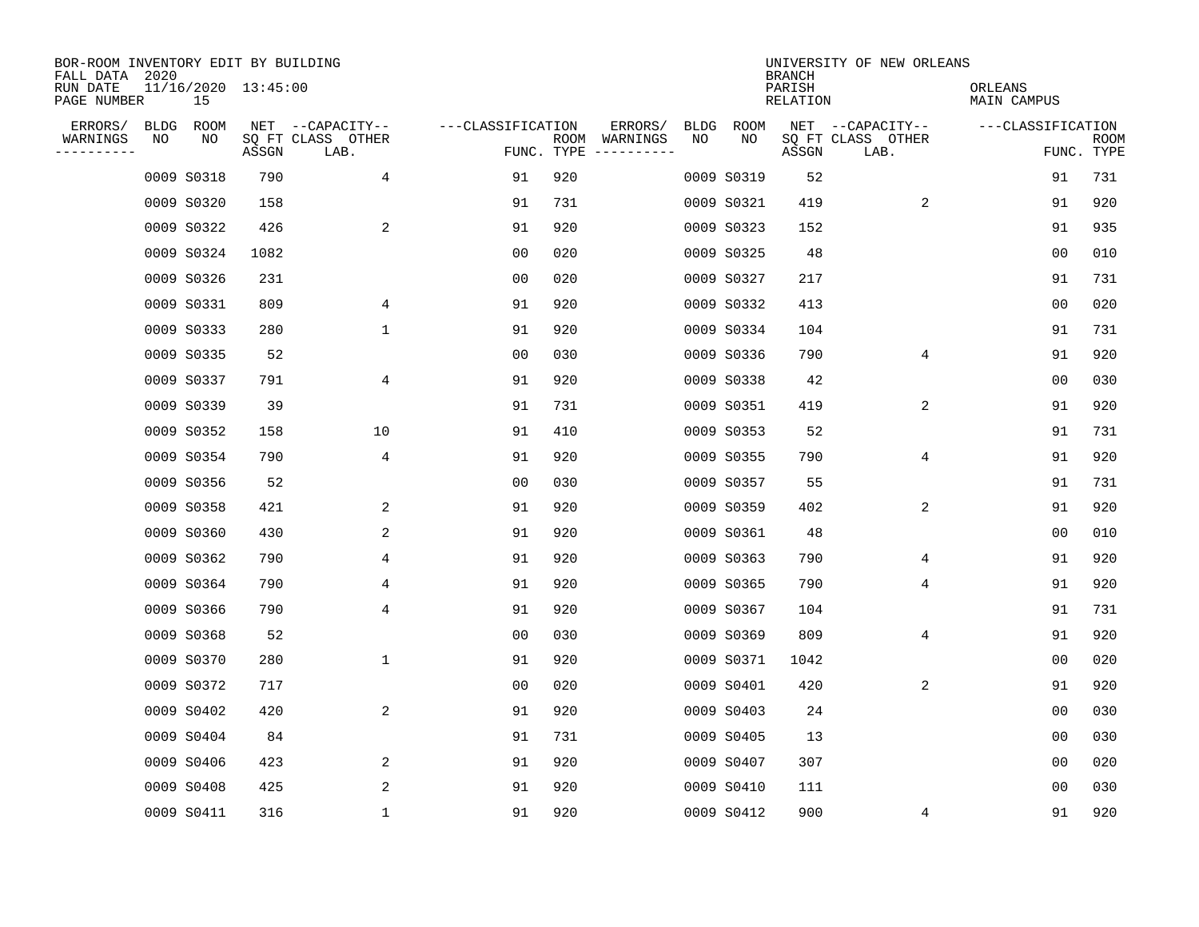BOR-ROOM INVENTORY EDIT BY BUILDING
FALL DATA 2020
RUN DATE 11/16/2020 13:45:00
PAGE NUMBER 15

UNIVERSITY OF NEW ORLEANS
BRANCH
PARISH ORLEANS
RELATION MAIN CAMPUS

| ERRORS/ WARNINGS | BLDG NO | ROOM NO | NET SQ FT ASSGN | CAPACITY CLASS LAB. | CAPACITY OTHER | CLASSIFICATION FUNC. | ROOM TYPE | ERRORS/ WARNINGS | BLDG NO | ROOM NO | NET SQ FT ASSGN | CAPACITY CLASS LAB. | CAPACITY OTHER | CLASSIFICATION FUNC. | ROOM TYPE |
|---|---|---|---|---|---|---|---|---|---|---|---|---|---|---|---|
| | 0009 | S0318 | 790 | | 4 | 91 | 920 | | 0009 | S0319 | 52 | | | 91 | 731 |
| | 0009 | S0320 | 158 | | | 91 | 731 | | 0009 | S0321 | 419 | | 2 | 91 | 920 |
| | 0009 | S0322 | 426 | | 2 | 91 | 920 | | 0009 | S0323 | 152 | | | 91 | 935 |
| | 0009 | S0324 | 1082 | | | 00 | 020 | | 0009 | S0325 | 48 | | | 00 | 010 |
| | 0009 | S0326 | 231 | | | 00 | 020 | | 0009 | S0327 | 217 | | | 91 | 731 |
| | 0009 | S0331 | 809 | | 4 | 91 | 920 | | 0009 | S0332 | 413 | | | 00 | 020 |
| | 0009 | S0333 | 280 | | 1 | 91 | 920 | | 0009 | S0334 | 104 | | | 91 | 731 |
| | 0009 | S0335 | 52 | | | 00 | 030 | | 0009 | S0336 | 790 | | 4 | 91 | 920 |
| | 0009 | S0337 | 791 | | 4 | 91 | 920 | | 0009 | S0338 | 42 | | | 00 | 030 |
| | 0009 | S0339 | 39 | | | 91 | 731 | | 0009 | S0351 | 419 | | 2 | 91 | 920 |
| | 0009 | S0352 | 158 | | 10 | 91 | 410 | | 0009 | S0353 | 52 | | | 91 | 731 |
| | 0009 | S0354 | 790 | | 4 | 91 | 920 | | 0009 | S0355 | 790 | | 4 | 91 | 920 |
| | 0009 | S0356 | 52 | | | 00 | 030 | | 0009 | S0357 | 55 | | | 91 | 731 |
| | 0009 | S0358 | 421 | | 2 | 91 | 920 | | 0009 | S0359 | 402 | | 2 | 91 | 920 |
| | 0009 | S0360 | 430 | | 2 | 91 | 920 | | 0009 | S0361 | 48 | | | 00 | 010 |
| | 0009 | S0362 | 790 | | 4 | 91 | 920 | | 0009 | S0363 | 790 | | 4 | 91 | 920 |
| | 0009 | S0364 | 790 | | 4 | 91 | 920 | | 0009 | S0365 | 790 | | 4 | 91 | 920 |
| | 0009 | S0366 | 790 | | 4 | 91 | 920 | | 0009 | S0367 | 104 | | | 91 | 731 |
| | 0009 | S0368 | 52 | | | 00 | 030 | | 0009 | S0369 | 809 | | 4 | 91 | 920 |
| | 0009 | S0370 | 280 | | 1 | 91 | 920 | | 0009 | S0371 | 1042 | | | 00 | 020 |
| | 0009 | S0372 | 717 | | | 00 | 020 | | 0009 | S0401 | 420 | | 2 | 91 | 920 |
| | 0009 | S0402 | 420 | | 2 | 91 | 920 | | 0009 | S0403 | 24 | | | 00 | 030 |
| | 0009 | S0404 | 84 | | | 91 | 731 | | 0009 | S0405 | 13 | | | 00 | 030 |
| | 0009 | S0406 | 423 | | 2 | 91 | 920 | | 0009 | S0407 | 307 | | | 00 | 020 |
| | 0009 | S0408 | 425 | | 2 | 91 | 920 | | 0009 | S0410 | 111 | | | 00 | 030 |
| | 0009 | S0411 | 316 | | 1 | 91 | 920 | | 0009 | S0412 | 900 | | 4 | 91 | 920 |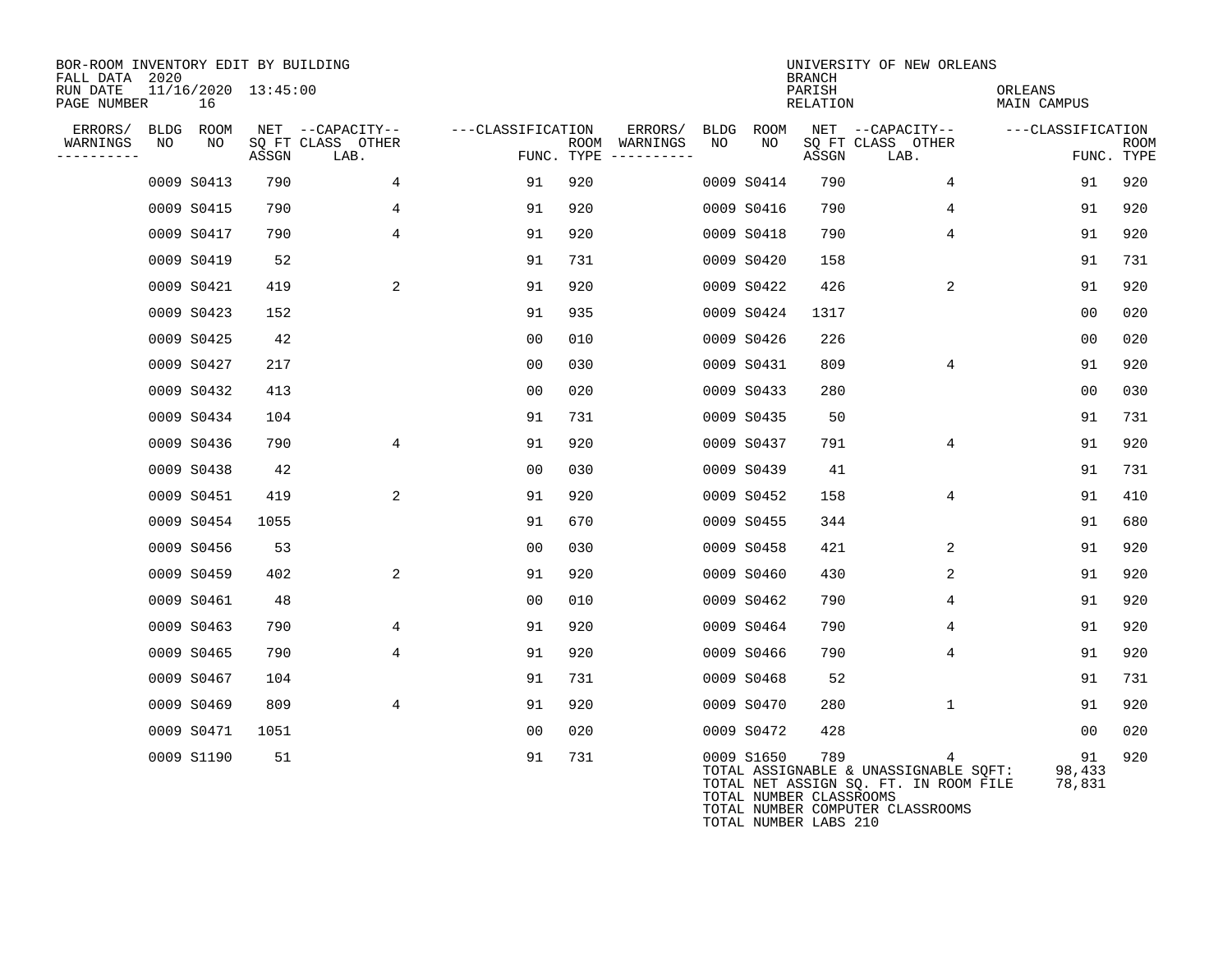BOR-ROOM INVENTORY EDIT BY BUILDING
FALL DATA 2020
RUN DATE 11/16/2020 13:45:00
PAGE NUMBER 16

UNIVERSITY OF NEW ORLEANS
BRANCH
PARISH ORLEANS
RELATION MAIN CAMPUS

| ERRORS/ WARNINGS | BLDG NO | ROOM NO | NET ASSGN SQ FT | CAPACITY CLASS | CAPACITY OTHER LAB. | FUNC. | ROOM TYPE | ERRORS/ WARNINGS | BLDG NO | ROOM NO | NET ASSGN SQ FT | CAPACITY CLASS | CAPACITY OTHER LAB. | FUNC. | ROOM TYPE |
|---|---|---|---|---|---|---|---|---|---|---|---|---|---|---|---|
| | 0009 | S0413 | 790 | | 4 | 91 | 920 | | 0009 | S0414 | 790 | | 4 | 91 | 920 |
| | 0009 | S0415 | 790 | | 4 | 91 | 920 | | 0009 | S0416 | 790 | | 4 | 91 | 920 |
| | 0009 | S0417 | 790 | | 4 | 91 | 920 | | 0009 | S0418 | 790 | | 4 | 91 | 920 |
| | 0009 | S0419 | 52 | | | 91 | 731 | | 0009 | S0420 | 158 | | | 91 | 731 |
| | 0009 | S0421 | 419 | | 2 | 91 | 920 | | 0009 | S0422 | 426 | | 2 | 91 | 920 |
| | 0009 | S0423 | 152 | | | 91 | 935 | | 0009 | S0424 | 1317 | | | 00 | 020 |
| | 0009 | S0425 | 42 | | | 00 | 010 | | 0009 | S0426 | 226 | | | 00 | 020 |
| | 0009 | S0427 | 217 | | | 00 | 030 | | 0009 | S0431 | 809 | | 4 | 91 | 920 |
| | 0009 | S0432 | 413 | | | 00 | 020 | | 0009 | S0433 | 280 | | | 00 | 030 |
| | 0009 | S0434 | 104 | | | 91 | 731 | | 0009 | S0435 | 50 | | | 91 | 731 |
| | 0009 | S0436 | 790 | | 4 | 91 | 920 | | 0009 | S0437 | 791 | | 4 | 91 | 920 |
| | 0009 | S0438 | 42 | | | 00 | 030 | | 0009 | S0439 | 41 | | | 91 | 731 |
| | 0009 | S0451 | 419 | | 2 | 91 | 920 | | 0009 | S0452 | 158 | | 4 | 91 | 410 |
| | 0009 | S0454 | 1055 | | | 91 | 670 | | 0009 | S0455 | 344 | | | 91 | 680 |
| | 0009 | S0456 | 53 | | | 00 | 030 | | 0009 | S0458 | 421 | | 2 | 91 | 920 |
| | 0009 | S0459 | 402 | | 2 | 91 | 920 | | 0009 | S0460 | 430 | | 2 | 91 | 920 |
| | 0009 | S0461 | 48 | | | 00 | 010 | | 0009 | S0462 | 790 | | 4 | 91 | 920 |
| | 0009 | S0463 | 790 | | 4 | 91 | 920 | | 0009 | S0464 | 790 | | 4 | 91 | 920 |
| | 0009 | S0465 | 790 | | 4 | 91 | 920 | | 0009 | S0466 | 790 | | 4 | 91 | 920 |
| | 0009 | S0467 | 104 | | | 91 | 731 | | 0009 | S0468 | 52 | | | 91 | 731 |
| | 0009 | S0469 | 809 | | 4 | 91 | 920 | | 0009 | S0470 | 280 | | 1 | 91 | 920 |
| | 0009 | S0471 | 1051 | | | 00 | 020 | | 0009 | S0472 | 428 | | | 00 | 020 |
| | 0009 | S1190 | 51 | | | 91 | 731 | | 0009 | S1650 | 789 | | 4 | 91 | 920 |

TOTAL ASSIGNABLE & UNASSIGNABLE SQFT: 98,433
TOTAL NET ASSIGN SQ. FT. IN ROOM FILE 78,831
TOTAL NUMBER CLASSROOMS
TOTAL NUMBER COMPUTER CLASSROOMS
TOTAL NUMBER LABS 210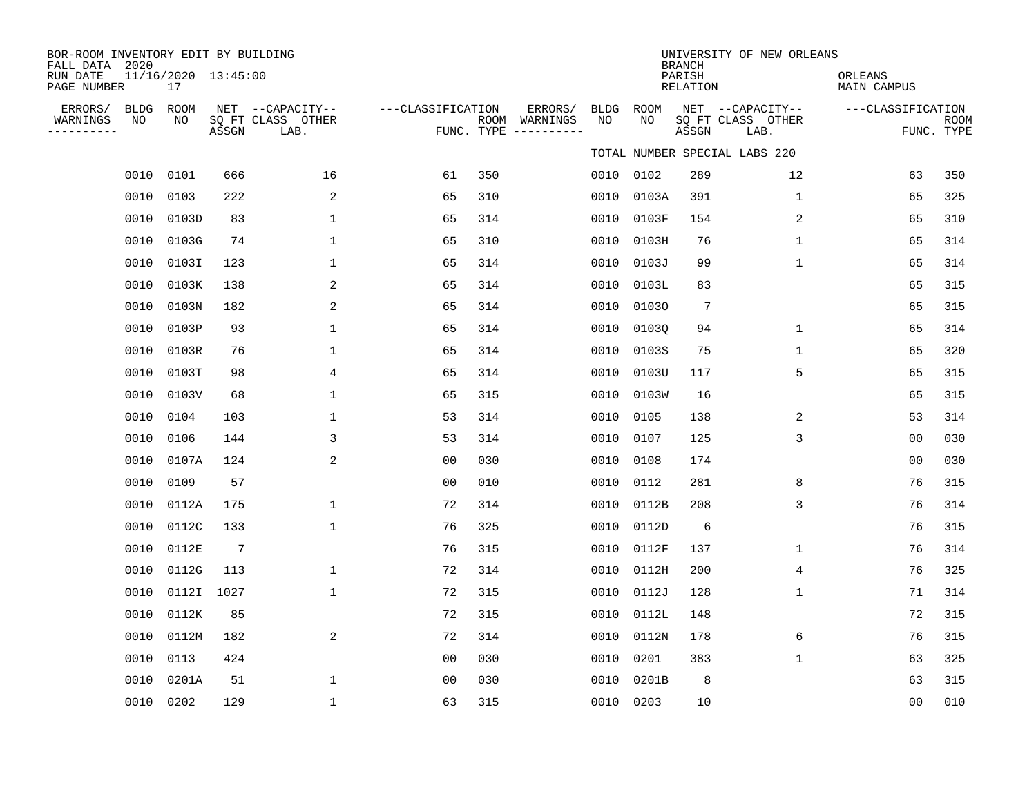BOR-ROOM INVENTORY EDIT BY BUILDING
FALL DATA 2020
RUN DATE 11/16/2020 13:45:00
PAGE NUMBER 17

UNIVERSITY OF NEW ORLEANS
BRANCH
PARISH ORLEANS
RELATION MAIN CAMPUS

TOTAL NUMBER SPECIAL LABS 220

| ERRORS/ WARNINGS | BLDG NO | ROOM NO | NET SQ FT ASSGN | CAPACITY CLASS LAB. | CAPACITY OTHER | CLASSIFICATION FUNC. | ROOM TYPE | ERRORS/ WARNINGS | BLDG NO | ROOM NO | NET SQ FT ASSGN | CAPACITY CLASS LAB. | CAPACITY OTHER | CLASSIFICATION FUNC. | ROOM TYPE |
|---|---|---|---|---|---|---|---|---|---|---|---|---|---|---|---|
| | 0010 | 0101 | 666 | | 16 | 61 | 350 | | 0010 | 0102 | 289 | | 12 | 63 | 350 |
| | 0010 | 0103 | 222 | | 2 | 65 | 310 | | 0010 | 0103A | 391 | | 1 | 65 | 325 |
| | 0010 | 0103D | 83 | | 1 | 65 | 314 | | 0010 | 0103F | 154 | | 2 | 65 | 310 |
| | 0010 | 0103G | 74 | | 1 | 65 | 310 | | 0010 | 0103H | 76 | | 1 | 65 | 314 |
| | 0010 | 0103I | 123 | | 1 | 65 | 314 | | 0010 | 0103J | 99 | | 1 | 65 | 314 |
| | 0010 | 0103K | 138 | | 2 | 65 | 314 | | 0010 | 0103L | 83 | | | 65 | 315 |
| | 0010 | 0103N | 182 | | 2 | 65 | 314 | | 0010 | 0103O | 7 | | | 65 | 315 |
| | 0010 | 0103P | 93 | | 1 | 65 | 314 | | 0010 | 0103Q | 94 | | 1 | 65 | 314 |
| | 0010 | 0103R | 76 | | 1 | 65 | 314 | | 0010 | 0103S | 75 | | 1 | 65 | 320 |
| | 0010 | 0103T | 98 | | 4 | 65 | 314 | | 0010 | 0103U | 117 | | 5 | 65 | 315 |
| | 0010 | 0103V | 68 | | 1 | 65 | 315 | | 0010 | 0103W | 16 | | | 65 | 315 |
| | 0010 | 0104 | 103 | | 1 | 53 | 314 | | 0010 | 0105 | 138 | | 2 | 53 | 314 |
| | 0010 | 0106 | 144 | | 3 | 53 | 314 | | 0010 | 0107 | 125 | | 3 | 00 | 030 |
| | 0010 | 0107A | 124 | | 2 | 00 | 030 | | 0010 | 0108 | 174 | | | 00 | 030 |
| | 0010 | 0109 | 57 | | | 00 | 010 | | 0010 | 0112 | 281 | | 8 | 76 | 315 |
| | 0010 | 0112A | 175 | | 1 | 72 | 314 | | 0010 | 0112B | 208 | | 3 | 76 | 314 |
| | 0010 | 0112C | 133 | | 1 | 76 | 325 | | 0010 | 0112D | 6 | | | 76 | 315 |
| | 0010 | 0112E | 7 | | | 76 | 315 | | 0010 | 0112F | 137 | | 1 | 76 | 314 |
| | 0010 | 0112G | 113 | | 1 | 72 | 314 | | 0010 | 0112H | 200 | | 4 | 76 | 325 |
| | 0010 | 0112I | 1027 | | 1 | 72 | 315 | | 0010 | 0112J | 128 | | 1 | 71 | 314 |
| | 0010 | 0112K | 85 | | | 72 | 315 | | 0010 | 0112L | 148 | | | 72 | 315 |
| | 0010 | 0112M | 182 | | 2 | 72 | 314 | | 0010 | 0112N | 178 | | 6 | 76 | 315 |
| | 0010 | 0113 | 424 | | | 00 | 030 | | 0010 | 0201 | 383 | | 1 | 63 | 325 |
| | 0010 | 0201A | 51 | | 1 | 00 | 030 | | 0010 | 0201B | 8 | | | 63 | 315 |
| | 0010 | 0202 | 129 | | 1 | 63 | 315 | | 0010 | 0203 | 10 | | | 00 | 010 |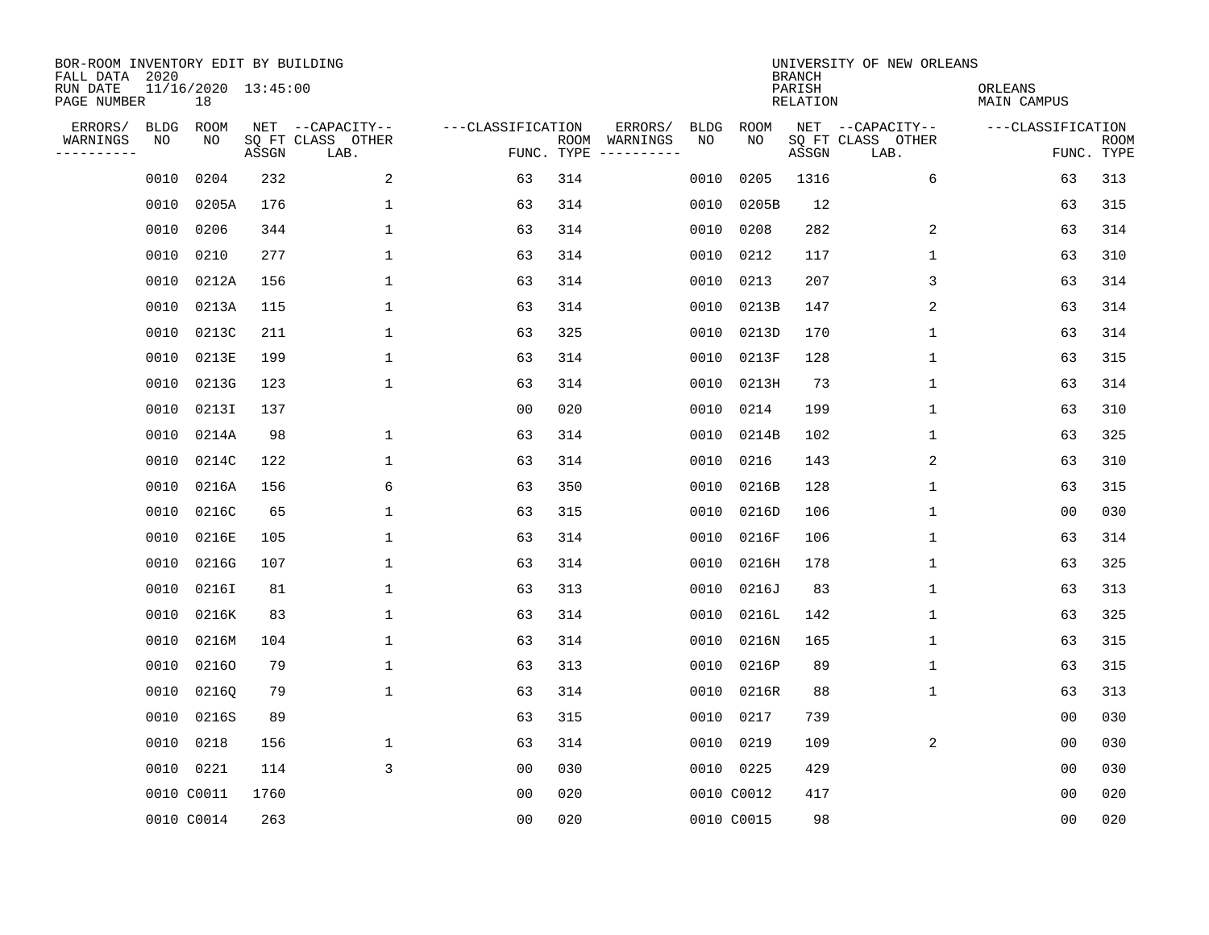BOR-ROOM INVENTORY EDIT BY BUILDING
FALL DATA 2020
RUN DATE 11/16/2020 13:45:00
PAGE NUMBER 18

UNIVERSITY OF NEW ORLEANS
BRANCH
PARISH ORLEANS
RELATION MAIN CAMPUS

| ERRORS/ WARNINGS | BLDG NO | ROOM NO | NET SQ FT ASSGN | CAPACITY CLASS LAB. | CAPACITY OTHER | CLASSIFICATION FUNC. | ROOM TYPE | ERRORS/ WARNINGS | BLDG NO | ROOM NO | NET SQ FT ASSGN | CAPACITY CLASS LAB. | CAPACITY OTHER | CLASSIFICATION FUNC. | ROOM TYPE |
|---|---|---|---|---|---|---|---|---|---|---|---|---|---|---|---|
| | 0010 | 0204 | 232 | | 2 | 63 | 314 | | 0010 | 0205 | 1316 | | 6 | 63 | 313 |
| | 0010 | 0205A | 176 | | 1 | 63 | 314 | | 0010 | 0205B | 12 | | | 63 | 315 |
| | 0010 | 0206 | 344 | | 1 | 63 | 314 | | 0010 | 0208 | 282 | | 2 | 63 | 314 |
| | 0010 | 0210 | 277 | | 1 | 63 | 314 | | 0010 | 0212 | 117 | | 1 | 63 | 310 |
| | 0010 | 0212A | 156 | | 1 | 63 | 314 | | 0010 | 0213 | 207 | | 3 | 63 | 314 |
| | 0010 | 0213A | 115 | | 1 | 63 | 314 | | 0010 | 0213B | 147 | | 2 | 63 | 314 |
| | 0010 | 0213C | 211 | | 1 | 63 | 325 | | 0010 | 0213D | 170 | | 1 | 63 | 314 |
| | 0010 | 0213E | 199 | | 1 | 63 | 314 | | 0010 | 0213F | 128 | | 1 | 63 | 315 |
| | 0010 | 0213G | 123 | | 1 | 63 | 314 | | 0010 | 0213H | 73 | | 1 | 63 | 314 |
| | 0010 | 0213I | 137 | | | 00 | 020 | | 0010 | 0214 | 199 | | 1 | 63 | 310 |
| | 0010 | 0214A | 98 | | 1 | 63 | 314 | | 0010 | 0214B | 102 | | 1 | 63 | 325 |
| | 0010 | 0214C | 122 | | 1 | 63 | 314 | | 0010 | 0216 | 143 | | 2 | 63 | 310 |
| | 0010 | 0216A | 156 | | 6 | 63 | 350 | | 0010 | 0216B | 128 | | 1 | 63 | 315 |
| | 0010 | 0216C | 65 | | 1 | 63 | 315 | | 0010 | 0216D | 106 | | 1 | 00 | 030 |
| | 0010 | 0216E | 105 | | 1 | 63 | 314 | | 0010 | 0216F | 106 | | 1 | 63 | 314 |
| | 0010 | 0216G | 107 | | 1 | 63 | 314 | | 0010 | 0216H | 178 | | 1 | 63 | 325 |
| | 0010 | 0216I | 81 | | 1 | 63 | 313 | | 0010 | 0216J | 83 | | 1 | 63 | 313 |
| | 0010 | 0216K | 83 | | 1 | 63 | 314 | | 0010 | 0216L | 142 | | 1 | 63 | 325 |
| | 0010 | 0216M | 104 | | 1 | 63 | 314 | | 0010 | 0216N | 165 | | 1 | 63 | 315 |
| | 0010 | 0216O | 79 | | 1 | 63 | 313 | | 0010 | 0216P | 89 | | 1 | 63 | 315 |
| | 0010 | 0216Q | 79 | | 1 | 63 | 314 | | 0010 | 0216R | 88 | | 1 | 63 | 313 |
| | 0010 | 0216S | 89 | | | 63 | 315 | | 0010 | 0217 | 739 | | | 00 | 030 |
| | 0010 | 0218 | 156 | | 1 | 63 | 314 | | 0010 | 0219 | 109 | | 2 | 00 | 030 |
| | 0010 | 0221 | 114 | | 3 | 00 | 030 | | 0010 | 0225 | 429 | | | 00 | 030 |
| | 0010 | C0011 | 1760 | | | 00 | 020 | | 0010 | C0012 | 417 | | | 00 | 020 |
| | 0010 | C0014 | 263 | | | 00 | 020 | | 0010 | C0015 | 98 | | | 00 | 020 |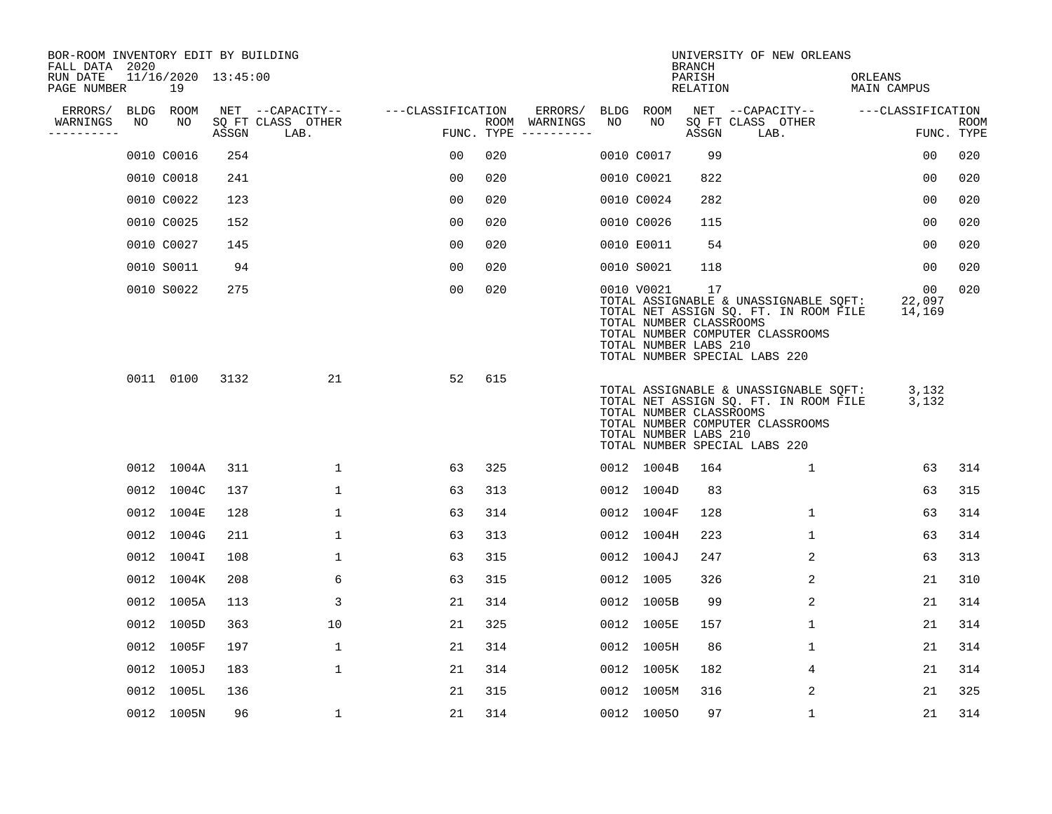BOR-ROOM INVENTORY EDIT BY BUILDING
FALL DATA 2020
RUN DATE 11/16/2020 13:45:00
PAGE NUMBER 19

UNIVERSITY OF NEW ORLEANS
BRANCH
PARISH ORLEANS
RELATION MAIN CAMPUS

| ERRORS/ WARNINGS | BLDG NO | ROOM NO | NET SQ FT ASSGN | CAPACITY CLASS LAB. | CAPACITY OTHER | CLASSIFICATION FUNC. | ROOM TYPE | ERRORS/ WARNINGS | BLDG NO | ROOM NO | NET SQ FT ASSGN | CAPACITY CLASS LAB. | CAPACITY OTHER | CLASSIFICATION FUNC. | ROOM TYPE |
|---|---|---|---|---|---|---|---|---|---|---|---|---|---|---|---|
| | 0010 | C0016 | 254 | | | 00 | 020 | | 0010 | C0017 | 99 | | | 00 | 020 |
| | 0010 | C0018 | 241 | | | 00 | 020 | | 0010 | C0021 | 822 | | | 00 | 020 |
| | 0010 | C0022 | 123 | | | 00 | 020 | | 0010 | C0024 | 282 | | | 00 | 020 |
| | 0010 | C0025 | 152 | | | 00 | 020 | | 0010 | C0026 | 115 | | | 00 | 020 |
| | 0010 | C0027 | 145 | | | 00 | 020 | | 0010 | E0011 | 54 | | | 00 | 020 |
| | 0010 | S0011 | 94 | | | 00 | 020 | | 0010 | S0021 | 118 | | | 00 | 020 |
| | 0010 | S0022 | 275 | | | 00 | 020 | | 0010 | V0021 | 17 | | | 00 | 020 |

TOTAL ASSIGNABLE & UNASSIGNABLE SQFT: 22,097
TOTAL NET ASSIGN SQ. FT. IN ROOM FILE 14,169
TOTAL NUMBER CLASSROOMS
TOTAL NUMBER COMPUTER CLASSROOMS
TOTAL NUMBER LABS 210
TOTAL NUMBER SPECIAL LABS 220

| ERRORS/ WARNINGS | BLDG NO | ROOM NO | NET SQ FT ASSGN | CAPACITY CLASS LAB. | CAPACITY OTHER | CLASSIFICATION FUNC. | ROOM TYPE |
|---|---|---|---|---|---|---|---|
| | 0011 | 0100 | 3132 | | 21 | 52 | 615 |

TOTAL ASSIGNABLE & UNASSIGNABLE SQFT: 3,132
TOTAL NET ASSIGN SQ. FT. IN ROOM FILE 3,132
TOTAL NUMBER CLASSROOMS
TOTAL NUMBER COMPUTER CLASSROOMS
TOTAL NUMBER LABS 210
TOTAL NUMBER SPECIAL LABS 220

| ERRORS/ WARNINGS | BLDG NO | ROOM NO | NET SQ FT ASSGN | CAPACITY CLASS LAB. | CAPACITY OTHER | CLASSIFICATION FUNC. | ROOM TYPE | ERRORS/ WARNINGS | BLDG NO | ROOM NO | NET SQ FT ASSGN | CAPACITY CLASS LAB. | CAPACITY OTHER | CLASSIFICATION FUNC. | ROOM TYPE |
|---|---|---|---|---|---|---|---|---|---|---|---|---|---|---|---|
| | 0012 | 1004A | 311 | | 1 | 63 | 325 | | 0012 | 1004B | 164 | | 1 | 63 | 314 |
| | 0012 | 1004C | 137 | | 1 | 63 | 313 | | 0012 | 1004D | 83 | | | 63 | 315 |
| | 0012 | 1004E | 128 | | 1 | 63 | 314 | | 0012 | 1004F | 128 | | 1 | 63 | 314 |
| | 0012 | 1004G | 211 | | 1 | 63 | 313 | | 0012 | 1004H | 223 | | 1 | 63 | 314 |
| | 0012 | 1004I | 108 | | 1 | 63 | 315 | | 0012 | 1004J | 247 | | 2 | 63 | 313 |
| | 0012 | 1004K | 208 | | 6 | 63 | 315 | | 0012 | 1005 | 326 | | 2 | 21 | 310 |
| | 0012 | 1005A | 113 | | 3 | 21 | 314 | | 0012 | 1005B | 99 | | 2 | 21 | 314 |
| | 0012 | 1005D | 363 | | 10 | 21 | 325 | | 0012 | 1005E | 157 | | 1 | 21 | 314 |
| | 0012 | 1005F | 197 | | 1 | 21 | 314 | | 0012 | 1005H | 86 | | 1 | 21 | 314 |
| | 0012 | 1005J | 183 | | 1 | 21 | 314 | | 0012 | 1005K | 182 | | 4 | 21 | 314 |
| | 0012 | 1005L | 136 | | | 21 | 315 | | 0012 | 1005M | 316 | | 2 | 21 | 325 |
| | 0012 | 1005N | 96 | | 1 | 21 | 314 | | 0012 | 1005O | 97 | | 1 | 21 | 314 |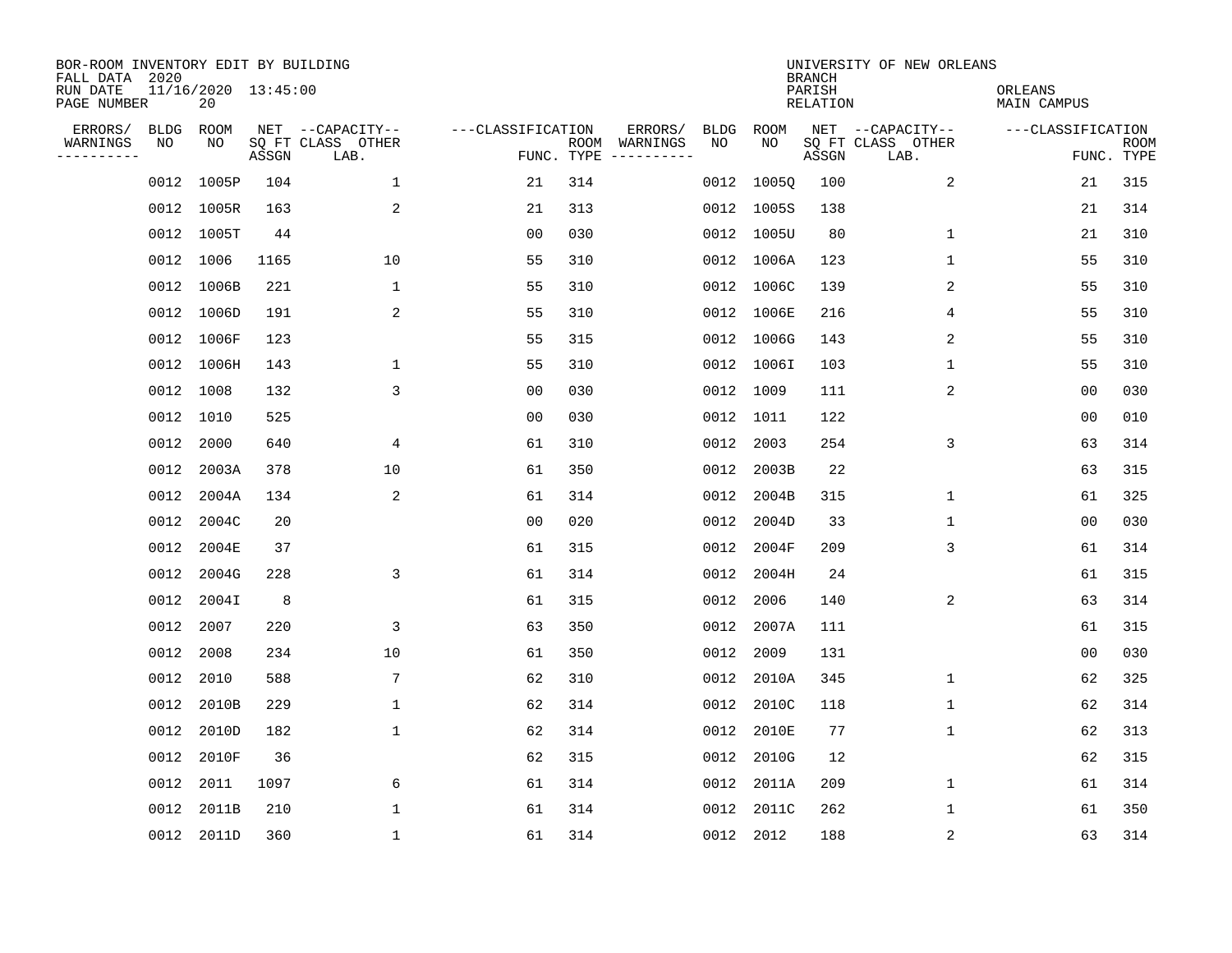BOR-ROOM INVENTORY EDIT BY BUILDING
FALL DATA 2020
RUN DATE 11/16/2020 13:45:00
PAGE NUMBER 20

UNIVERSITY OF NEW ORLEANS
BRANCH
PARISH ORLEANS
RELATION MAIN CAMPUS

| ERRORS/ WARNINGS | BLDG NO | ROOM NO | NET SQ FT ASSGN | CAPACITY CLASS LAB. | CAPACITY OTHER | CLASSIFICATION FUNC. | ROOM TYPE | ERRORS/ WARNINGS | BLDG NO | ROOM NO | NET SQ FT ASSGN | CAPACITY CLASS LAB. | CAPACITY OTHER | CLASSIFICATION FUNC. | ROOM TYPE |
|---|---|---|---|---|---|---|---|---|---|---|---|---|---|---|---|
| | 0012 | 1005P | 104 | | 1 | 21 | 314 | | 0012 | 1005Q | 100 | | 2 | 21 | 315 |
| | 0012 | 1005R | 163 | | 2 | 21 | 313 | | 0012 | 1005S | 138 | | | 21 | 314 |
| | 0012 | 1005T | 44 | | | 00 | 030 | | 0012 | 1005U | 80 | | 1 | 21 | 310 |
| | 0012 | 1006 | 1165 | | 10 | 55 | 310 | | 0012 | 1006A | 123 | | 1 | 55 | 310 |
| | 0012 | 1006B | 221 | | 1 | 55 | 310 | | 0012 | 1006C | 139 | | 2 | 55 | 310 |
| | 0012 | 1006D | 191 | | 2 | 55 | 310 | | 0012 | 1006E | 216 | | 4 | 55 | 310 |
| | 0012 | 1006F | 123 | | | 55 | 315 | | 0012 | 1006G | 143 | | 2 | 55 | 310 |
| | 0012 | 1006H | 143 | | 1 | 55 | 310 | | 0012 | 1006I | 103 | | 1 | 55 | 310 |
| | 0012 | 1008 | 132 | | 3 | 00 | 030 | | 0012 | 1009 | 111 | | 2 | 00 | 030 |
| | 0012 | 1010 | 525 | | | 00 | 030 | | 0012 | 1011 | 122 | | | 00 | 010 |
| | 0012 | 2000 | 640 | | 4 | 61 | 310 | | 0012 | 2003 | 254 | | 3 | 63 | 314 |
| | 0012 | 2003A | 378 | | 10 | 61 | 350 | | 0012 | 2003B | 22 | | | 63 | 315 |
| | 0012 | 2004A | 134 | | 2 | 61 | 314 | | 0012 | 2004B | 315 | | 1 | 61 | 325 |
| | 0012 | 2004C | 20 | | | 00 | 020 | | 0012 | 2004D | 33 | | 1 | 00 | 030 |
| | 0012 | 2004E | 37 | | | 61 | 315 | | 0012 | 2004F | 209 | | 3 | 61 | 314 |
| | 0012 | 2004G | 228 | | 3 | 61 | 314 | | 0012 | 2004H | 24 | | | 61 | 315 |
| | 0012 | 2004I | 8 | | | 61 | 315 | | 0012 | 2006 | 140 | | 2 | 63 | 314 |
| | 0012 | 2007 | 220 | | 3 | 63 | 350 | | 0012 | 2007A | 111 | | | 61 | 315 |
| | 0012 | 2008 | 234 | | 10 | 61 | 350 | | 0012 | 2009 | 131 | | | 00 | 030 |
| | 0012 | 2010 | 588 | | 7 | 62 | 310 | | 0012 | 2010A | 345 | | 1 | 62 | 325 |
| | 0012 | 2010B | 229 | | 1 | 62 | 314 | | 0012 | 2010C | 118 | | 1 | 62 | 314 |
| | 0012 | 2010D | 182 | | 1 | 62 | 314 | | 0012 | 2010E | 77 | | 1 | 62 | 313 |
| | 0012 | 2010F | 36 | | | 62 | 315 | | 0012 | 2010G | 12 | | | 62 | 315 |
| | 0012 | 2011 | 1097 | | 6 | 61 | 314 | | 0012 | 2011A | 209 | | 1 | 61 | 314 |
| | 0012 | 2011B | 210 | | 1 | 61 | 314 | | 0012 | 2011C | 262 | | 1 | 61 | 350 |
| | 0012 | 2011D | 360 | | 1 | 61 | 314 | | 0012 | 2012 | 188 | | 2 | 63 | 314 |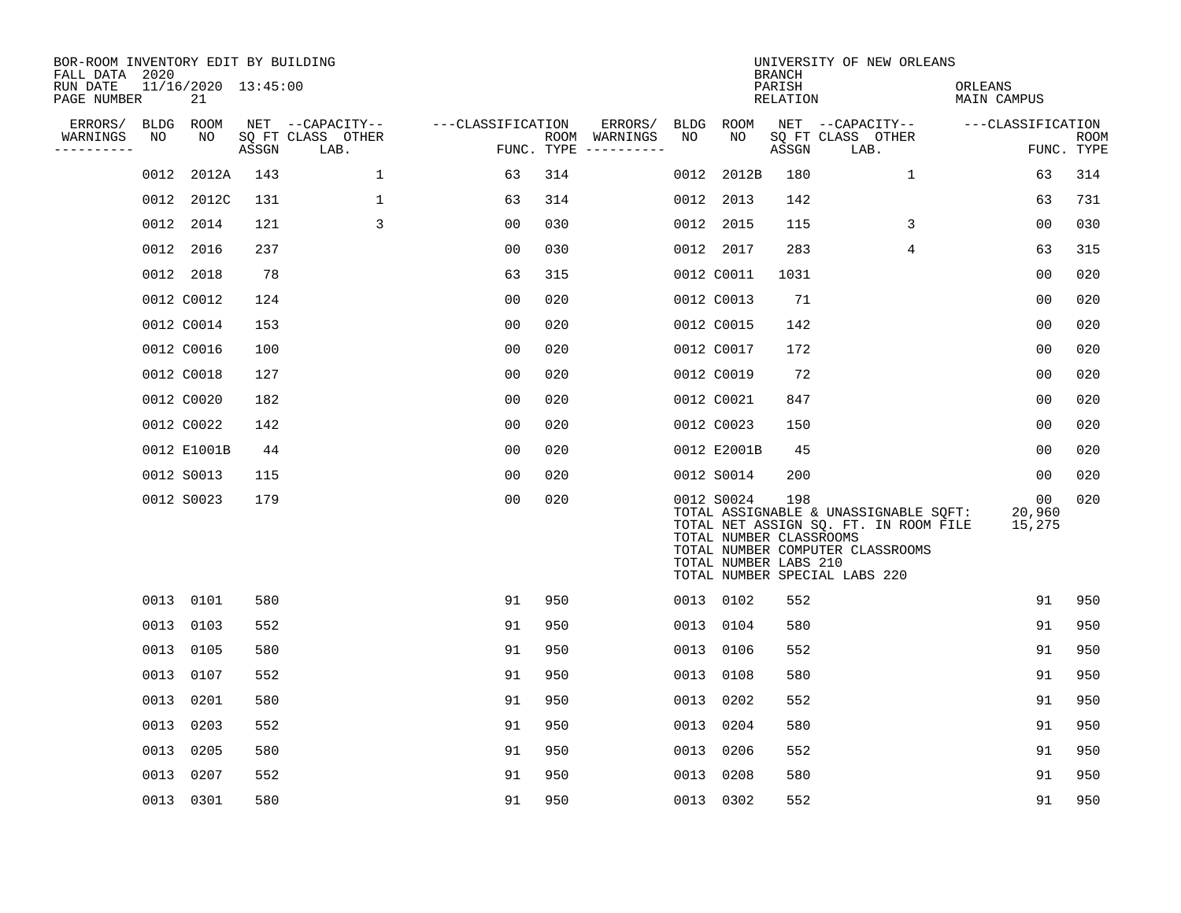BOR-ROOM INVENTORY EDIT BY BUILDING
FALL DATA 2020
RUN DATE 11/16/2020 13:45:00
PAGE NUMBER 21

UNIVERSITY OF NEW ORLEANS
BRANCH
PARISH ORLEANS
RELATION MAIN CAMPUS

| ERRORS/ WARNINGS | BLDG NO | ROOM NO | NET SQ FT ASSGN | CAPACITY-- CLASS LAB. | OTHER | CLASSIFICATION FUNC. | ROOM TYPE | ERRORS/ WARNINGS | BLDG NO | ROOM NO | NET SQ FT ASSGN | CAPACITY-- CLASS LAB. | OTHER | CLASSIFICATION FUNC. | ROOM TYPE |
|---|---|---|---|---|---|---|---|---|---|---|---|---|---|---|---|
| | 0012 | 2012A | 143 | | 1 | 63 | 314 | | 0012 | 2012B | 180 | | 1 | 63 | 314 |
| | 0012 | 2012C | 131 | | 1 | 63 | 314 | | 0012 | 2013 | 142 | | | 63 | 731 |
| | 0012 | 2014 | 121 | | 3 | 00 | 030 | | 0012 | 2015 | 115 | | 3 | 00 | 030 |
| | 0012 | 2016 | 237 | | | 00 | 030 | | 0012 | 2017 | 283 | | 4 | 63 | 315 |
| | 0012 | 2018 | 78 | | | 63 | 315 | | 0012 | C0011 | 1031 | | | 00 | 020 |
| | 0012 | C0012 | 124 | | | 00 | 020 | | 0012 | C0013 | 71 | | | 00 | 020 |
| | 0012 | C0014 | 153 | | | 00 | 020 | | 0012 | C0015 | 142 | | | 00 | 020 |
| | 0012 | C0016 | 100 | | | 00 | 020 | | 0012 | C0017 | 172 | | | 00 | 020 |
| | 0012 | C0018 | 127 | | | 00 | 020 | | 0012 | C0019 | 72 | | | 00 | 020 |
| | 0012 | C0020 | 182 | | | 00 | 020 | | 0012 | C0021 | 847 | | | 00 | 020 |
| | 0012 | C0022 | 142 | | | 00 | 020 | | 0012 | C0023 | 150 | | | 00 | 020 |
| | 0012 | E1001B | 44 | | | 00 | 020 | | 0012 | E2001B | 45 | | | 00 | 020 |
| | 0012 | S0013 | 115 | | | 00 | 020 | | 0012 | S0014 | 200 | | | 00 | 020 |
| | 0012 | S0023 | 179 | | | 00 | 020 | | 0012 | S0024 | 198 | | | 00 | 020 |

TOTAL ASSIGNABLE & UNASSIGNABLE SQFT: 20,960
TOTAL NET ASSIGN SQ. FT. IN ROOM FILE 15,275
TOTAL NUMBER CLASSROOMS
TOTAL NUMBER COMPUTER CLASSROOMS
TOTAL NUMBER LABS 210
TOTAL NUMBER SPECIAL LABS 220

| ERRORS/ WARNINGS | BLDG NO | ROOM NO | NET SQ FT ASSGN | CAPACITY-- CLASS LAB. | OTHER | CLASSIFICATION FUNC. | ROOM TYPE | ERRORS/ WARNINGS | BLDG NO | ROOM NO | NET SQ FT ASSGN | CAPACITY-- CLASS LAB. | OTHER | CLASSIFICATION FUNC. | ROOM TYPE |
|---|---|---|---|---|---|---|---|---|---|---|---|---|---|---|---|
| | 0013 | 0101 | 580 | | | 91 | 950 | | 0013 | 0102 | 552 | | | 91 | 950 |
| | 0013 | 0103 | 552 | | | 91 | 950 | | 0013 | 0104 | 580 | | | 91 | 950 |
| | 0013 | 0105 | 580 | | | 91 | 950 | | 0013 | 0106 | 552 | | | 91 | 950 |
| | 0013 | 0107 | 552 | | | 91 | 950 | | 0013 | 0108 | 580 | | | 91 | 950 |
| | 0013 | 0201 | 580 | | | 91 | 950 | | 0013 | 0202 | 552 | | | 91 | 950 |
| | 0013 | 0203 | 552 | | | 91 | 950 | | 0013 | 0204 | 580 | | | 91 | 950 |
| | 0013 | 0205 | 580 | | | 91 | 950 | | 0013 | 0206 | 552 | | | 91 | 950 |
| | 0013 | 0207 | 552 | | | 91 | 950 | | 0013 | 0208 | 580 | | | 91 | 950 |
| | 0013 | 0301 | 580 | | | 91 | 950 | | 0013 | 0302 | 552 | | | 91 | 950 |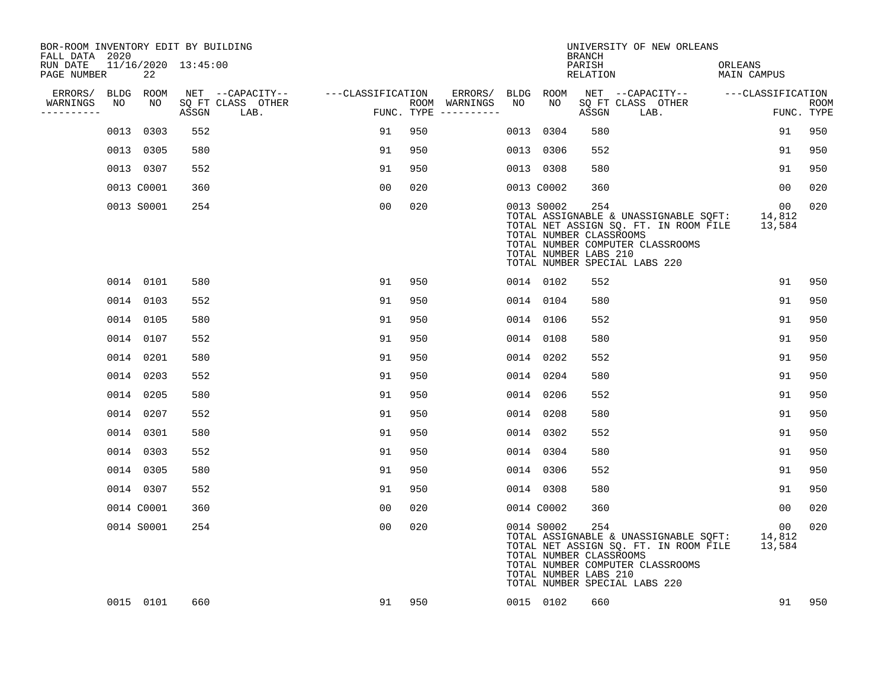BOR-ROOM INVENTORY EDIT BY BUILDING
FALL DATA 2020
RUN DATE 11/16/2020 13:45:00
PAGE NUMBER 22

UNIVERSITY OF NEW ORLEANS
BRANCH
PARISH ORLEANS
RELATION MAIN CAMPUS

| ERRORS/ WARNINGS | BLDG NO | ROOM NO | NET SQ FT ASSGN | CAPACITY CLASS | CAPACITY OTHER LAB. | CLASSIFICATION FUNC. | ROOM TYPE | ERRORS/ WARNINGS | BLDG NO | ROOM NO | NET SQ FT ASSGN | CAPACITY CLASS | CAPACITY OTHER LAB. | CLASSIFICATION FUNC. | ROOM TYPE |
|---|---|---|---|---|---|---|---|---|---|---|---|---|---|---|---|
| | 0013 | 0303 | 552 | | | 91 | 950 | | 0013 | 0304 | 580 | | | 91 | 950 |
| | 0013 | 0305 | 580 | | | 91 | 950 | | 0013 | 0306 | 552 | | | 91 | 950 |
| | 0013 | 0307 | 552 | | | 91 | 950 | | 0013 | 0308 | 580 | | | 91 | 950 |
| | 0013 | C0001 | 360 | | | 00 | 020 | | 0013 | C0002 | 360 | | | 00 | 020 |
| | 0013 | S0001 | 254 | | | 00 | 020 | | 0013 | S0002 | 254 | | | 00 | 020 |

TOTAL ASSIGNABLE & UNASSIGNABLE SQFT: 14,812
TOTAL NET ASSIGN SQ. FT. IN ROOM FILE 13,584
TOTAL NUMBER CLASSROOMS
TOTAL NUMBER COMPUTER CLASSROOMS
TOTAL NUMBER LABS 210
TOTAL NUMBER SPECIAL LABS 220

| ERRORS/ WARNINGS | BLDG NO | ROOM NO | NET SQ FT ASSGN | CAPACITY CLASS | CAPACITY OTHER LAB. | CLASSIFICATION FUNC. | ROOM TYPE | ERRORS/ WARNINGS | BLDG NO | ROOM NO | NET SQ FT ASSGN | CAPACITY CLASS | CAPACITY OTHER LAB. | CLASSIFICATION FUNC. | ROOM TYPE |
|---|---|---|---|---|---|---|---|---|---|---|---|---|---|---|---|
| | 0014 | 0101 | 580 | | | 91 | 950 | | 0014 | 0102 | 552 | | | 91 | 950 |
| | 0014 | 0103 | 552 | | | 91 | 950 | | 0014 | 0104 | 580 | | | 91 | 950 |
| | 0014 | 0105 | 580 | | | 91 | 950 | | 0014 | 0106 | 552 | | | 91 | 950 |
| | 0014 | 0107 | 552 | | | 91 | 950 | | 0014 | 0108 | 580 | | | 91 | 950 |
| | 0014 | 0201 | 580 | | | 91 | 950 | | 0014 | 0202 | 552 | | | 91 | 950 |
| | 0014 | 0203 | 552 | | | 91 | 950 | | 0014 | 0204 | 580 | | | 91 | 950 |
| | 0014 | 0205 | 580 | | | 91 | 950 | | 0014 | 0206 | 552 | | | 91 | 950 |
| | 0014 | 0207 | 552 | | | 91 | 950 | | 0014 | 0208 | 580 | | | 91 | 950 |
| | 0014 | 0301 | 580 | | | 91 | 950 | | 0014 | 0302 | 552 | | | 91 | 950 |
| | 0014 | 0303 | 552 | | | 91 | 950 | | 0014 | 0304 | 580 | | | 91 | 950 |
| | 0014 | 0305 | 580 | | | 91 | 950 | | 0014 | 0306 | 552 | | | 91 | 950 |
| | 0014 | 0307 | 552 | | | 91 | 950 | | 0014 | 0308 | 580 | | | 91 | 950 |
| | 0014 | C0001 | 360 | | | 00 | 020 | | 0014 | C0002 | 360 | | | 00 | 020 |
| | 0014 | S0001 | 254 | | | 00 | 020 | | 0014 | S0002 | 254 | | | 00 | 020 |

TOTAL ASSIGNABLE & UNASSIGNABLE SQFT: 14,812
TOTAL NET ASSIGN SQ. FT. IN ROOM FILE 13,584
TOTAL NUMBER CLASSROOMS
TOTAL NUMBER COMPUTER CLASSROOMS
TOTAL NUMBER LABS 210
TOTAL NUMBER SPECIAL LABS 220

| ERRORS/ WARNINGS | BLDG NO | ROOM NO | NET SQ FT ASSGN | CAPACITY CLASS | CAPACITY OTHER LAB. | CLASSIFICATION FUNC. | ROOM TYPE | ERRORS/ WARNINGS | BLDG NO | ROOM NO | NET SQ FT ASSGN | CAPACITY CLASS | CAPACITY OTHER LAB. | CLASSIFICATION FUNC. | ROOM TYPE |
|---|---|---|---|---|---|---|---|---|---|---|---|---|---|---|---|
| | 0015 | 0101 | 660 | | | 91 | 950 | | 0015 | 0102 | 660 | | | 91 | 950 |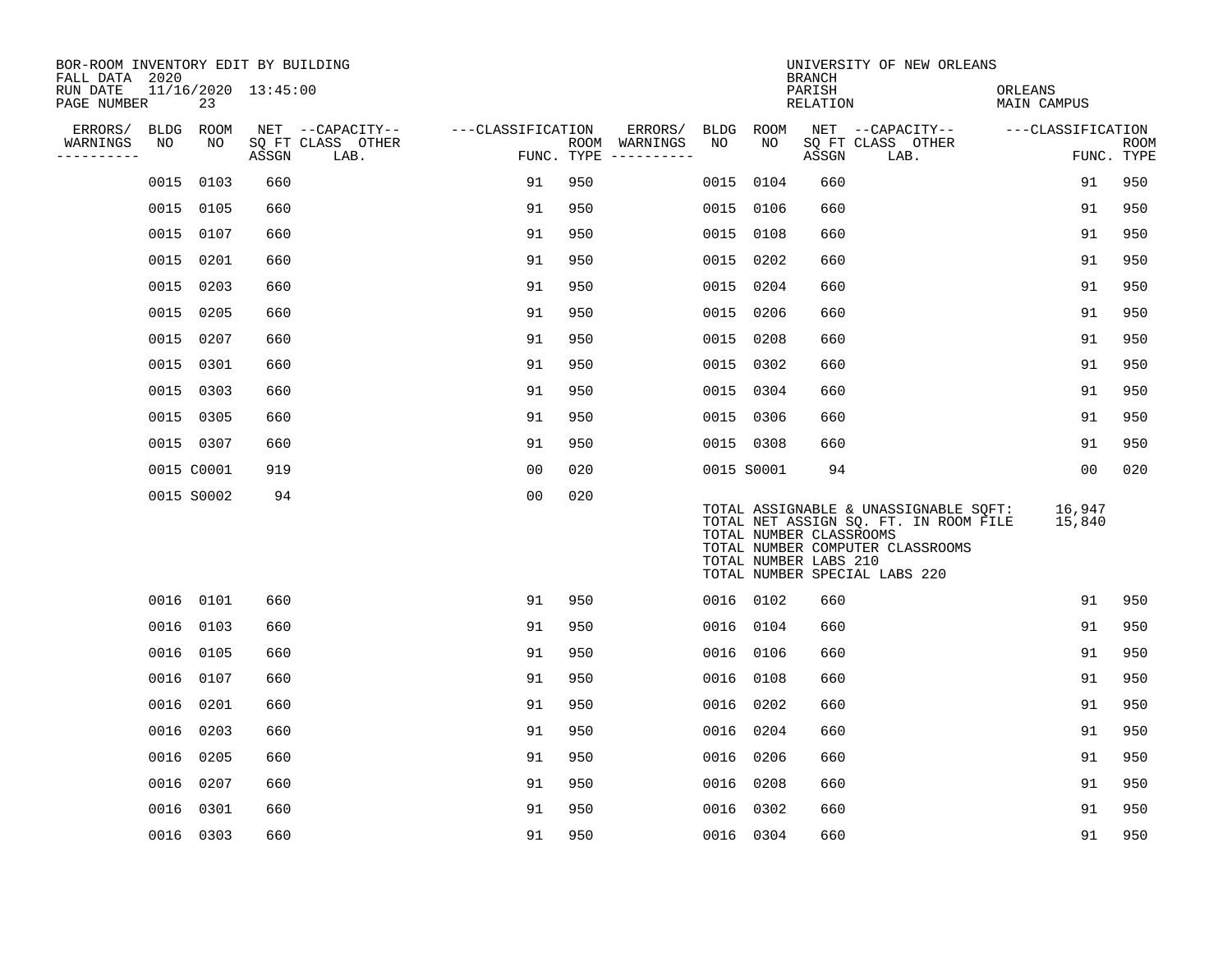BOR-ROOM INVENTORY EDIT BY BUILDING
FALL DATA 2020
RUN DATE 11/16/2020 13:45:00
PAGE NUMBER 23

UNIVERSITY OF NEW ORLEANS
BRANCH
PARISH ORLEANS
RELATION MAIN CAMPUS

| ERRORS/ WARNINGS | BLDG NO | ROOM NO | NET ASSGN SQ FT | CAPACITY CLASS | CAPACITY OTHER LAB. | CLASSIFICATION FUNC. | ROOM TYPE | ERRORS/ WARNINGS | BLDG NO | ROOM NO | NET ASSGN SQ FT | CAPACITY CLASS | CAPACITY OTHER LAB. | CLASSIFICATION FUNC. | ROOM TYPE |
|---|---|---|---|---|---|---|---|---|---|---|---|---|---|---|---|
| | 0015 | 0103 | 660 | | | 91 | 950 | | 0015 | 0104 | 660 | | | 91 | 950 |
| | 0015 | 0105 | 660 | | | 91 | 950 | | 0015 | 0106 | 660 | | | 91 | 950 |
| | 0015 | 0107 | 660 | | | 91 | 950 | | 0015 | 0108 | 660 | | | 91 | 950 |
| | 0015 | 0201 | 660 | | | 91 | 950 | | 0015 | 0202 | 660 | | | 91 | 950 |
| | 0015 | 0203 | 660 | | | 91 | 950 | | 0015 | 0204 | 660 | | | 91 | 950 |
| | 0015 | 0205 | 660 | | | 91 | 950 | | 0015 | 0206 | 660 | | | 91 | 950 |
| | 0015 | 0207 | 660 | | | 91 | 950 | | 0015 | 0208 | 660 | | | 91 | 950 |
| | 0015 | 0301 | 660 | | | 91 | 950 | | 0015 | 0302 | 660 | | | 91 | 950 |
| | 0015 | 0303 | 660 | | | 91 | 950 | | 0015 | 0304 | 660 | | | 91 | 950 |
| | 0015 | 0305 | 660 | | | 91 | 950 | | 0015 | 0306 | 660 | | | 91 | 950 |
| | 0015 | 0307 | 660 | | | 91 | 950 | | 0015 | 0308 | 660 | | | 91 | 950 |
| | 0015 | C0001 | 919 | | | 00 | 020 | | 0015 | S0001 | 94 | | | 00 | 020 |
| | 0015 | S0002 | 94 | | | 00 | 020 | | | | | | | | |

TOTAL ASSIGNABLE & UNASSIGNABLE SQFT: 16,947
TOTAL NET ASSIGN SQ. FT. IN ROOM FILE 15,840
TOTAL NUMBER CLASSROOMS
TOTAL NUMBER COMPUTER CLASSROOMS
TOTAL NUMBER LABS 210
TOTAL NUMBER SPECIAL LABS 220

| ERRORS/ WARNINGS | BLDG NO | ROOM NO | NET ASSGN SQ FT | CAPACITY CLASS | CAPACITY OTHER LAB. | CLASSIFICATION FUNC. | ROOM TYPE | ERRORS/ WARNINGS | BLDG NO | ROOM NO | NET ASSGN SQ FT | CAPACITY CLASS | CAPACITY OTHER LAB. | CLASSIFICATION FUNC. | ROOM TYPE |
|---|---|---|---|---|---|---|---|---|---|---|---|---|---|---|---|
| | 0016 | 0101 | 660 | | | 91 | 950 | | 0016 | 0102 | 660 | | | 91 | 950 |
| | 0016 | 0103 | 660 | | | 91 | 950 | | 0016 | 0104 | 660 | | | 91 | 950 |
| | 0016 | 0105 | 660 | | | 91 | 950 | | 0016 | 0106 | 660 | | | 91 | 950 |
| | 0016 | 0107 | 660 | | | 91 | 950 | | 0016 | 0108 | 660 | | | 91 | 950 |
| | 0016 | 0201 | 660 | | | 91 | 950 | | 0016 | 0202 | 660 | | | 91 | 950 |
| | 0016 | 0203 | 660 | | | 91 | 950 | | 0016 | 0204 | 660 | | | 91 | 950 |
| | 0016 | 0205 | 660 | | | 91 | 950 | | 0016 | 0206 | 660 | | | 91 | 950 |
| | 0016 | 0207 | 660 | | | 91 | 950 | | 0016 | 0208 | 660 | | | 91 | 950 |
| | 0016 | 0301 | 660 | | | 91 | 950 | | 0016 | 0302 | 660 | | | 91 | 950 |
| | 0016 | 0303 | 660 | | | 91 | 950 | | 0016 | 0304 | 660 | | | 91 | 950 |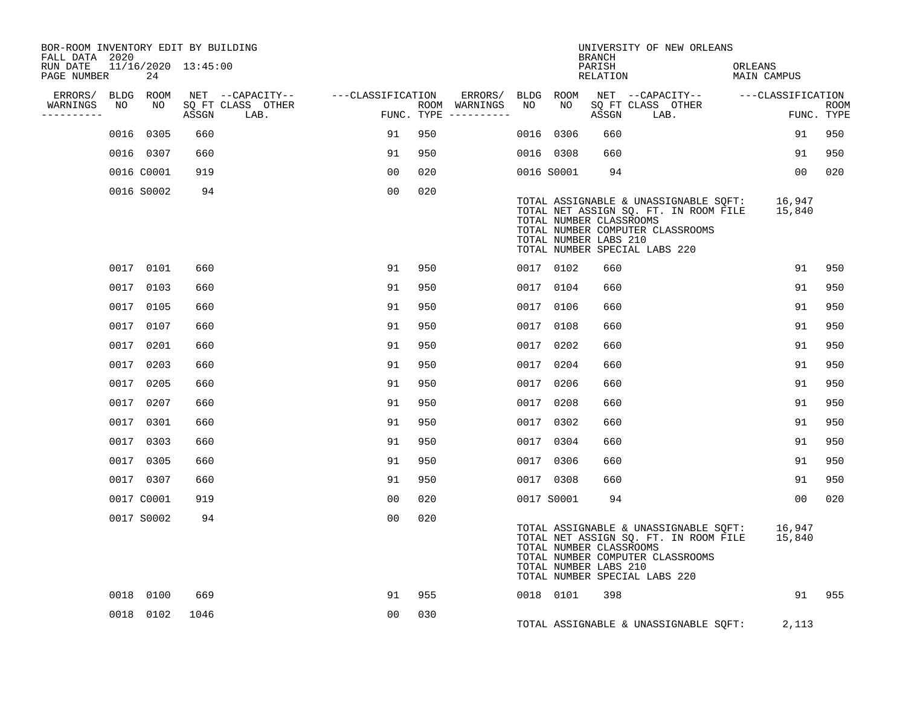BOR-ROOM INVENTORY EDIT BY BUILDING
FALL DATA 2020
RUN DATE 11/16/2020 13:45:00
PAGE NUMBER 24

UNIVERSITY OF NEW ORLEANS
BRANCH
PARISH ORLEANS
RELATION MAIN CAMPUS

| ERRORS/ WARNINGS | BLDG NO | ROOM NO | NET SQ FT ASSGN | CAPACITY CLASS | CAPACITY OTHER LAB. | CLASSIFICATION FUNC. | ROOM TYPE | ERRORS/ WARNINGS | BLDG NO | ROOM NO | NET SQ FT ASSGN | CAPACITY CLASS | CAPACITY OTHER LAB. | CLASSIFICATION FUNC. | ROOM TYPE |
|---|---|---|---|---|---|---|---|---|---|---|---|---|---|---|---|
| | 0016 | 0305 | 660 | | | 91 | 950 | | 0016 | 0306 | 660 | | | 91 | 950 |
| | 0016 | 0307 | 660 | | | 91 | 950 | | 0016 | 0308 | 660 | | | 91 | 950 |
| | 0016 | C0001 | 919 | | | 00 | 020 | | 0016 | S0001 | 94 | | | 00 | 020 |
| | 0016 | S0002 | 94 | | | 00 | 020 | | | | | | | | |

TOTAL ASSIGNABLE & UNASSIGNABLE SQFT: 16,947
TOTAL NET ASSIGN SQ. FT. IN ROOM FILE 15,840
TOTAL NUMBER CLASSROOMS
TOTAL NUMBER COMPUTER CLASSROOMS
TOTAL NUMBER LABS 210
TOTAL NUMBER SPECIAL LABS 220

| ERRORS/ WARNINGS | BLDG NO | ROOM NO | NET SQ FT ASSGN | CAPACITY CLASS | CAPACITY OTHER LAB. | CLASSIFICATION FUNC. | ROOM TYPE | ERRORS/ WARNINGS | BLDG NO | ROOM NO | NET SQ FT ASSGN | CAPACITY CLASS | CAPACITY OTHER LAB. | CLASSIFICATION FUNC. | ROOM TYPE |
|---|---|---|---|---|---|---|---|---|---|---|---|---|---|---|---|
| | 0017 | 0101 | 660 | | | 91 | 950 | | 0017 | 0102 | 660 | | | 91 | 950 |
| | 0017 | 0103 | 660 | | | 91 | 950 | | 0017 | 0104 | 660 | | | 91 | 950 |
| | 0017 | 0105 | 660 | | | 91 | 950 | | 0017 | 0106 | 660 | | | 91 | 950 |
| | 0017 | 0107 | 660 | | | 91 | 950 | | 0017 | 0108 | 660 | | | 91 | 950 |
| | 0017 | 0201 | 660 | | | 91 | 950 | | 0017 | 0202 | 660 | | | 91 | 950 |
| | 0017 | 0203 | 660 | | | 91 | 950 | | 0017 | 0204 | 660 | | | 91 | 950 |
| | 0017 | 0205 | 660 | | | 91 | 950 | | 0017 | 0206 | 660 | | | 91 | 950 |
| | 0017 | 0207 | 660 | | | 91 | 950 | | 0017 | 0208 | 660 | | | 91 | 950 |
| | 0017 | 0301 | 660 | | | 91 | 950 | | 0017 | 0302 | 660 | | | 91 | 950 |
| | 0017 | 0303 | 660 | | | 91 | 950 | | 0017 | 0304 | 660 | | | 91 | 950 |
| | 0017 | 0305 | 660 | | | 91 | 950 | | 0017 | 0306 | 660 | | | 91 | 950 |
| | 0017 | 0307 | 660 | | | 91 | 950 | | 0017 | 0308 | 660 | | | 91 | 950 |
| | 0017 | C0001 | 919 | | | 00 | 020 | | 0017 | S0001 | 94 | | | 00 | 020 |
| | 0017 | S0002 | 94 | | | 00 | 020 | | | | | | | | |

TOTAL ASSIGNABLE & UNASSIGNABLE SQFT: 16,947
TOTAL NET ASSIGN SQ. FT. IN ROOM FILE 15,840
TOTAL NUMBER CLASSROOMS
TOTAL NUMBER COMPUTER CLASSROOMS
TOTAL NUMBER LABS 210
TOTAL NUMBER SPECIAL LABS 220

| ERRORS/ WARNINGS | BLDG NO | ROOM NO | NET SQ FT ASSGN | CAPACITY CLASS | CAPACITY OTHER LAB. | CLASSIFICATION FUNC. | ROOM TYPE | ERRORS/ WARNINGS | BLDG NO | ROOM NO | NET SQ FT ASSGN | CAPACITY CLASS | CAPACITY OTHER LAB. | CLASSIFICATION FUNC. | ROOM TYPE |
|---|---|---|---|---|---|---|---|---|---|---|---|---|---|---|---|
| | 0018 | 0100 | 669 | | | 91 | 955 | | 0018 | 0101 | 398 | | | 91 | 955 |
| | 0018 | 0102 | 1046 | | | 00 | 030 | | | | | | | | |

TOTAL ASSIGNABLE & UNASSIGNABLE SQFT: 2,113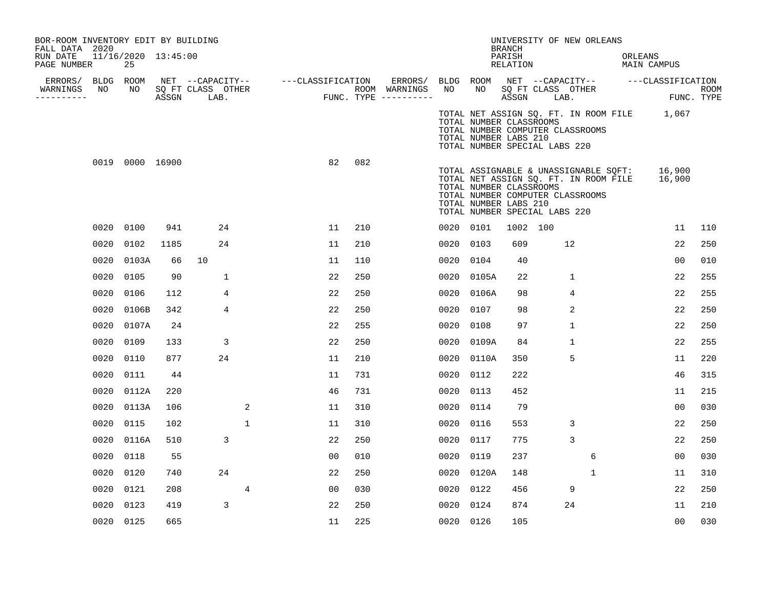BOR-ROOM INVENTORY EDIT BY BUILDING
FALL DATA 2020
RUN DATE 11/16/2020 13:45:00

UNIVERSITY OF NEW ORLEANS
BRANCH
PARISH ORLEANS
RELATION MAIN CAMPUS

| ERRORS/ WARNINGS | BLDG NO | ROOM NO | NET SQ FT ASSGN | CAPACITY CLASS | CAPACITY LAB. | CAPACITY OTHER | CLASSIFICATION FUNC. | ROOM TYPE | ERRORS/ WARNINGS | BLDG NO | ROOM NO | NET SQ FT ASSGN | CAPACITY CLASS | CAPACITY LAB. | CAPACITY OTHER | CLASSIFICATION FUNC. | ROOM TYPE |
|---|---|---|---|---|---|---|---|---|---|---|---|---|---|---|---|---|---|
| | | | | | | | | | | | | | | | | | |

TOTAL NET ASSIGN SQ. FT. IN ROOM FILE 1,067
TOTAL NUMBER CLASSROOMS
TOTAL NUMBER COMPUTER CLASSROOMS
TOTAL NUMBER LABS 210
TOTAL NUMBER SPECIAL LABS 220

| ERRORS/ WARNINGS | BLDG NO | ROOM NO | NET SQ FT ASSGN | CAPACITY CLASS | CAPACITY LAB. | CAPACITY OTHER | CLASSIFICATION FUNC. | ROOM TYPE |
|---|---|---|---|---|---|---|---|---|
| | 0019 | 0000 | 16900 | | | | 82 | 082 |

TOTAL ASSIGNABLE & UNASSIGNABLE SQFT: 16,900
TOTAL NET ASSIGN SQ. FT. IN ROOM FILE 16,900
TOTAL NUMBER CLASSROOMS
TOTAL NUMBER COMPUTER CLASSROOMS
TOTAL NUMBER LABS 210
TOTAL NUMBER SPECIAL LABS 220

| ERRORS/ WARNINGS | BLDG NO | ROOM NO | NET SQ FT ASSGN | CAPACITY CLASS | CAPACITY LAB. | CAPACITY OTHER | CLASSIFICATION FUNC. | ROOM TYPE | ERRORS/ WARNINGS | BLDG NO | ROOM NO | NET SQ FT ASSGN | CAPACITY CLASS | CAPACITY LAB. | CAPACITY OTHER | CLASSIFICATION FUNC. | ROOM TYPE |
|---|---|---|---|---|---|---|---|---|---|---|---|---|---|---|---|---|---|
| | 0020 | 0100 | 941 | | 24 | | 11 | 210 | | 0020 | 0101 | 1002 | 100 | | | 11 | 110 |
| | 0020 | 0102 | 1185 | | 24 | | 11 | 210 | | 0020 | 0103 | 609 | | 12 | | 22 | 250 |
| | 0020 | 0103A | 66 | 10 | | | 11 | 110 | | 0020 | 0104 | 40 | | | | 00 | 010 |
| | 0020 | 0105 | 90 | | 1 | | 22 | 250 | | 0020 | 0105A | 22 | | 1 | | 22 | 255 |
| | 0020 | 0106 | 112 | | 4 | | 22 | 250 | | 0020 | 0106A | 98 | | 4 | | 22 | 255 |
| | 0020 | 0106B | 342 | | 4 | | 22 | 250 | | 0020 | 0107 | 98 | | 2 | | 22 | 250 |
| | 0020 | 0107A | 24 | | | | 22 | 255 | | 0020 | 0108 | 97 | | 1 | | 22 | 250 |
| | 0020 | 0109 | 133 | | 3 | | 22 | 250 | | 0020 | 0109A | 84 | | 1 | | 22 | 255 |
| | 0020 | 0110 | 877 | | 24 | | 11 | 210 | | 0020 | 0110A | 350 | | 5 | | 11 | 220 |
| | 0020 | 0111 | 44 | | | | 11 | 731 | | 0020 | 0112 | 222 | | | | 46 | 315 |
| | 0020 | 0112A | 220 | | | | 46 | 731 | | 0020 | 0113 | 452 | | | | 11 | 215 |
| | 0020 | 0113A | 106 | | | 2 | 11 | 310 | | 0020 | 0114 | 79 | | | | 00 | 030 |
| | 0020 | 0115 | 102 | | | 1 | 11 | 310 | | 0020 | 0116 | 553 | | 3 | | 22 | 250 |
| | 0020 | 0116A | 510 | | 3 | | 22 | 250 | | 0020 | 0117 | 775 | | 3 | | 22 | 250 |
| | 0020 | 0118 | 55 | | | | 00 | 010 | | 0020 | 0119 | 237 | | | 6 | 00 | 030 |
| | 0020 | 0120 | 740 | | 24 | | 22 | 250 | | 0020 | 0120A | 148 | | | 1 | 11 | 310 |
| | 0020 | 0121 | 208 | | | 4 | 00 | 030 | | 0020 | 0122 | 456 | | 9 | | 22 | 250 |
| | 0020 | 0123 | 419 | | 3 | | 22 | 250 | | 0020 | 0124 | 874 | | 24 | | 11 | 210 |
| | 0020 | 0125 | 665 | | | | 11 | 225 | | 0020 | 0126 | 105 | | | | 00 | 030 |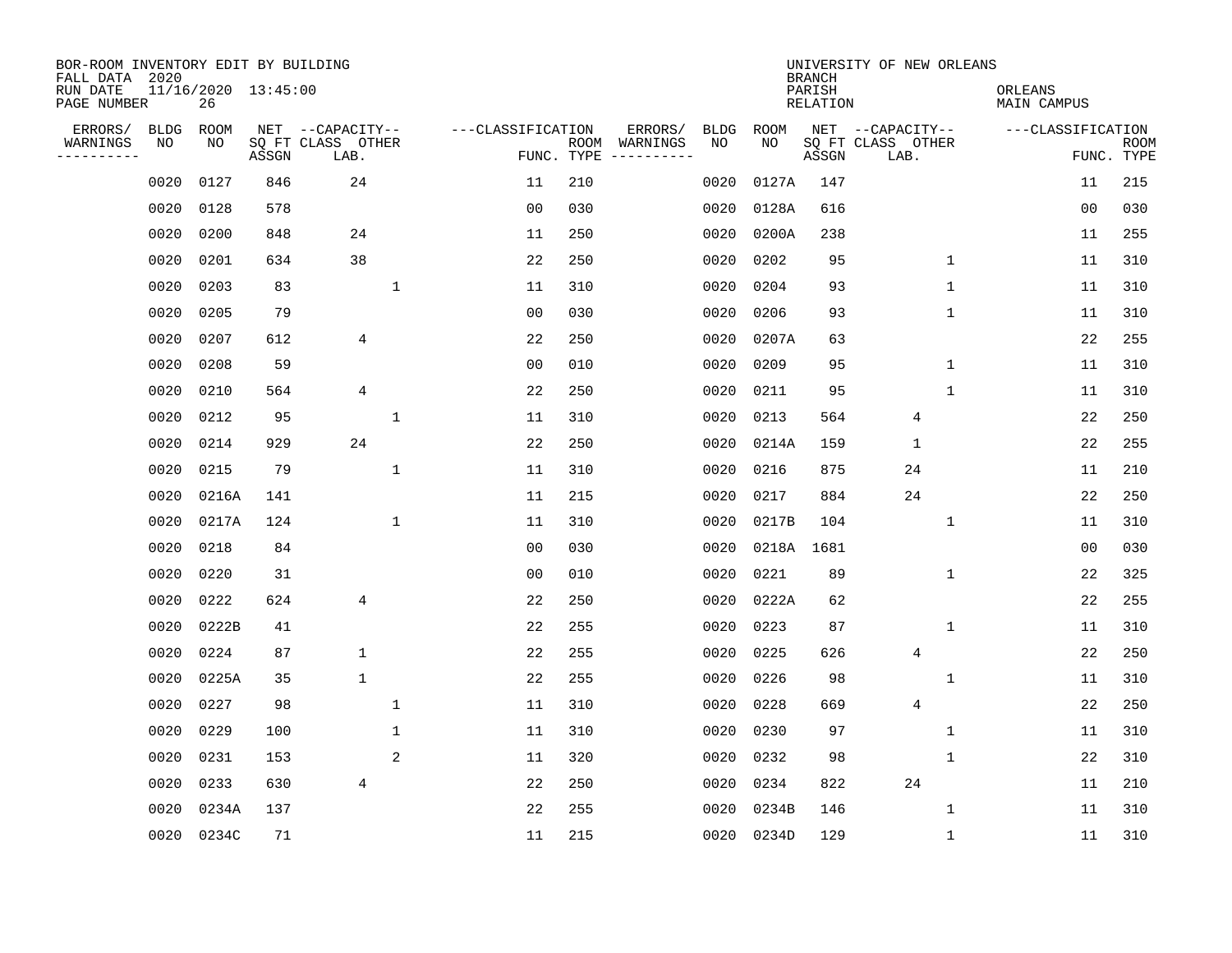BOR-ROOM INVENTORY EDIT BY BUILDING
FALL DATA 2020
RUN DATE 11/16/2020 13:45:00
PAGE NUMBER 26

UNIVERSITY OF NEW ORLEANS
BRANCH
PARISH ORLEANS
RELATION MAIN CAMPUS

| ERRORS/ WARNINGS | BLDG NO | ROOM NO | NET SQ FT ASSGN | CAPACITY CLASS LAB. | CAPACITY OTHER | CLASSIFICATION FUNC. | ROOM TYPE | ERRORS/ WARNINGS | BLDG NO | ROOM NO | NET SQ FT ASSGN | CAPACITY CLASS LAB. | CAPACITY OTHER | CLASSIFICATION FUNC. | ROOM TYPE |
|---|---|---|---|---|---|---|---|---|---|---|---|---|---|---|---|
| | 0020 | 0127 | 846 | 24 | | 11 | 210 | | 0020 | 0127A | 147 | | | 11 | 215 |
| | 0020 | 0128 | 578 | | | 00 | 030 | | 0020 | 0128A | 616 | | | 00 | 030 |
| | 0020 | 0200 | 848 | 24 | | 11 | 250 | | 0020 | 0200A | 238 | | | 11 | 255 |
| | 0020 | 0201 | 634 | 38 | | 22 | 250 | | 0020 | 0202 | 95 | | 1 | 11 | 310 |
| | 0020 | 0203 | 83 | | 1 | 11 | 310 | | 0020 | 0204 | 93 | | 1 | 11 | 310 |
| | 0020 | 0205 | 79 | | | 00 | 030 | | 0020 | 0206 | 93 | | 1 | 11 | 310 |
| | 0020 | 0207 | 612 | 4 | | 22 | 250 | | 0020 | 0207A | 63 | | | 22 | 255 |
| | 0020 | 0208 | 59 | | | 00 | 010 | | 0020 | 0209 | 95 | | 1 | 11 | 310 |
| | 0020 | 0210 | 564 | 4 | | 22 | 250 | | 0020 | 0211 | 95 | | 1 | 11 | 310 |
| | 0020 | 0212 | 95 | | 1 | 11 | 310 | | 0020 | 0213 | 564 | 4 | | 22 | 250 |
| | 0020 | 0214 | 929 | 24 | | 22 | 250 | | 0020 | 0214A | 159 | 1 | | 22 | 255 |
| | 0020 | 0215 | 79 | | 1 | 11 | 310 | | 0020 | 0216 | 875 | 24 | | 11 | 210 |
| | 0020 | 0216A | 141 | | | 11 | 215 | | 0020 | 0217 | 884 | 24 | | 22 | 250 |
| | 0020 | 0217A | 124 | | 1 | 11 | 310 | | 0020 | 0217B | 104 | | 1 | 11 | 310 |
| | 0020 | 0218 | 84 | | | 00 | 030 | | 0020 | 0218A | 1681 | | | 00 | 030 |
| | 0020 | 0220 | 31 | | | 00 | 010 | | 0020 | 0221 | 89 | | 1 | 22 | 325 |
| | 0020 | 0222 | 624 | 4 | | 22 | 250 | | 0020 | 0222A | 62 | | | 22 | 255 |
| | 0020 | 0222B | 41 | | | 22 | 255 | | 0020 | 0223 | 87 | | 1 | 11 | 310 |
| | 0020 | 0224 | 87 | 1 | | 22 | 255 | | 0020 | 0225 | 626 | 4 | | 22 | 250 |
| | 0020 | 0225A | 35 | 1 | | 22 | 255 | | 0020 | 0226 | 98 | | 1 | 11 | 310 |
| | 0020 | 0227 | 98 | | 1 | 11 | 310 | | 0020 | 0228 | 669 | 4 | | 22 | 250 |
| | 0020 | 0229 | 100 | | 1 | 11 | 310 | | 0020 | 0230 | 97 | | 1 | 11 | 310 |
| | 0020 | 0231 | 153 | | 2 | 11 | 320 | | 0020 | 0232 | 98 | | 1 | 22 | 310 |
| | 0020 | 0233 | 630 | 4 | | 22 | 250 | | 0020 | 0234 | 822 | 24 | | 11 | 210 |
| | 0020 | 0234A | 137 | | | 22 | 255 | | 0020 | 0234B | 146 | | 1 | 11 | 310 |
| | 0020 | 0234C | 71 | | | 11 | 215 | | 0020 | 0234D | 129 | | 1 | 11 | 310 |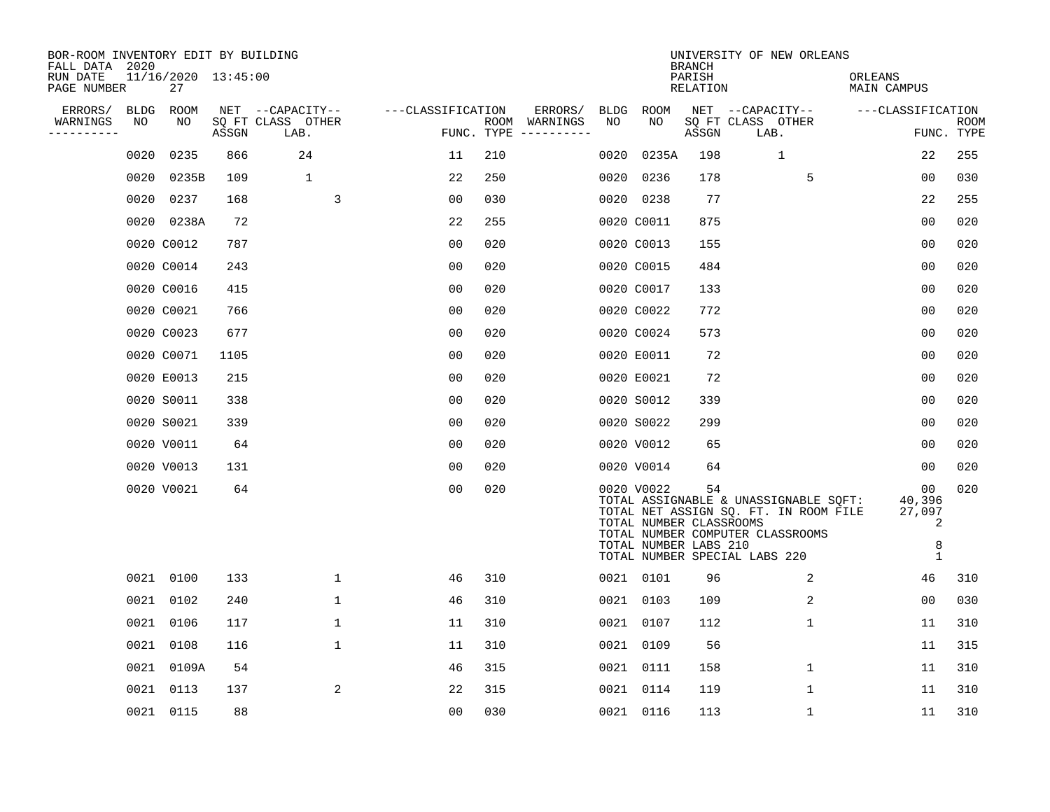BOR-ROOM INVENTORY EDIT BY BUILDING
FALL DATA 2020
RUN DATE 11/16/2020 13:45:00
PAGE NUMBER 27

UNIVERSITY OF NEW ORLEANS
BRANCH
PARISH ORLEANS
RELATION MAIN CAMPUS

| ERRORS/ WARNINGS | BLDG NO | ROOM NO | NET SQ FT ASSGN | CAPACITY CLASS LAB. | CAPACITY OTHER | CLASSIFICATION FUNC. | ROOM TYPE | ERRORS/ WARNINGS | BLDG NO | ROOM NO | NET SQ FT ASSGN | CAPACITY CLASS LAB. | CAPACITY OTHER | CLASSIFICATION FUNC. | ROOM TYPE |
|---|---|---|---|---|---|---|---|---|---|---|---|---|---|---|---|
| | 0020 | 0235 | 866 | 24 | | 11 | 210 | | 0020 | 0235A | 198 | 1 | | 22 | 255 |
| | 0020 | 0235B | 109 | 1 | | 22 | 250 | | 0020 | 0236 | 178 | | 5 | 00 | 030 |
| | 0020 | 0237 | 168 | | 3 | 00 | 030 | | 0020 | 0238 | 77 | | | 22 | 255 |
| | 0020 | 0238A | 72 | | | 22 | 255 | | 0020 | C0011 | 875 | | | 00 | 020 |
| | 0020 | C0012 | 787 | | | 00 | 020 | | 0020 | C0013 | 155 | | | 00 | 020 |
| | 0020 | C0014 | 243 | | | 00 | 020 | | 0020 | C0015 | 484 | | | 00 | 020 |
| | 0020 | C0016 | 415 | | | 00 | 020 | | 0020 | C0017 | 133 | | | 00 | 020 |
| | 0020 | C0021 | 766 | | | 00 | 020 | | 0020 | C0022 | 772 | | | 00 | 020 |
| | 0020 | C0023 | 677 | | | 00 | 020 | | 0020 | C0024 | 573 | | | 00 | 020 |
| | 0020 | C0071 | 1105 | | | 00 | 020 | | 0020 | E0011 | 72 | | | 00 | 020 |
| | 0020 | E0013 | 215 | | | 00 | 020 | | 0020 | E0021 | 72 | | | 00 | 020 |
| | 0020 | S0011 | 338 | | | 00 | 020 | | 0020 | S0012 | 339 | | | 00 | 020 |
| | 0020 | S0021 | 339 | | | 00 | 020 | | 0020 | S0022 | 299 | | | 00 | 020 |
| | 0020 | V0011 | 64 | | | 00 | 020 | | 0020 | V0012 | 65 | | | 00 | 020 |
| | 0020 | V0013 | 131 | | | 00 | 020 | | 0020 | V0014 | 64 | | | 00 | 020 |
| | 0020 | V0021 | 64 | | | 00 | 020 | | 0020 | V0022 | 54 | | | 00 | 020 |

TOTAL ASSIGNABLE & UNASSIGNABLE SQFT: 40,396
TOTAL NET ASSIGN SQ. FT. IN ROOM FILE 27,097
TOTAL NUMBER CLASSROOMS 2
TOTAL NUMBER COMPUTER CLASSROOMS
TOTAL NUMBER LABS 210 8
TOTAL NUMBER SPECIAL LABS 220 1

| ERRORS/ WARNINGS | BLDG NO | ROOM NO | NET SQ FT ASSGN | CAPACITY CLASS LAB. | CAPACITY OTHER | CLASSIFICATION FUNC. | ROOM TYPE | ERRORS/ WARNINGS | BLDG NO | ROOM NO | NET SQ FT ASSGN | CAPACITY CLASS LAB. | CAPACITY OTHER | CLASSIFICATION FUNC. | ROOM TYPE |
|---|---|---|---|---|---|---|---|---|---|---|---|---|---|---|---|
| | 0021 | 0100 | 133 | | 1 | 46 | 310 | | 0021 | 0101 | 96 | | 2 | 46 | 310 |
| | 0021 | 0102 | 240 | | 1 | 46 | 310 | | 0021 | 0103 | 109 | | 2 | 00 | 030 |
| | 0021 | 0106 | 117 | | 1 | 11 | 310 | | 0021 | 0107 | 112 | | 1 | 11 | 310 |
| | 0021 | 0108 | 116 | | 1 | 11 | 310 | | 0021 | 0109 | 56 | | | 11 | 315 |
| | 0021 | 0109A | 54 | | | 46 | 315 | | 0021 | 0111 | 158 | | 1 | 11 | 310 |
| | 0021 | 0113 | 137 | | 2 | 22 | 315 | | 0021 | 0114 | 119 | | 1 | 11 | 310 |
| | 0021 | 0115 | 88 | | | 00 | 030 | | 0021 | 0116 | 113 | | 1 | 11 | 310 |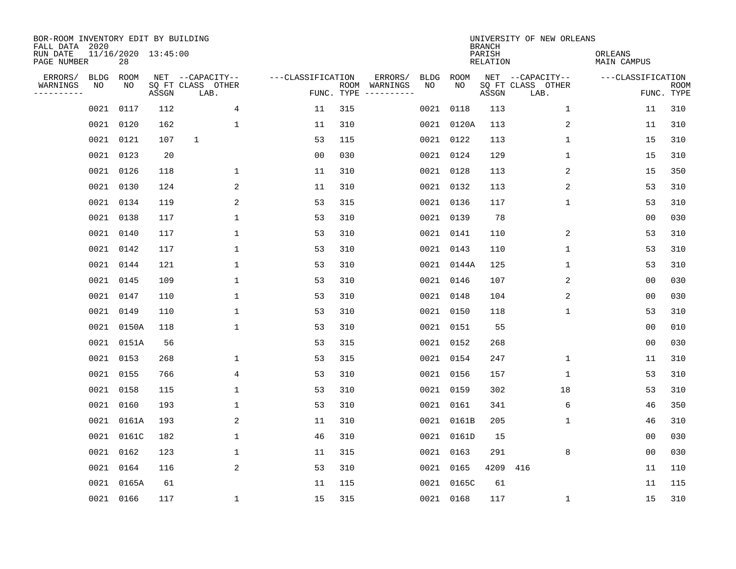BOR-ROOM INVENTORY EDIT BY BUILDING
FALL DATA 2020
RUN DATE 11/16/2020 13:45:00
PAGE NUMBER 28

UNIVERSITY OF NEW ORLEANS
BRANCH
PARISH ORLEANS
RELATION MAIN CAMPUS

| ERRORS/ WARNINGS | BLDG NO | ROOM NO | NET SQ FT ASSGN | CAPACITY CLASS LAB. | CAPACITY OTHER | CLASSIFICATION FUNC. | ROOM TYPE | ERRORS/ WARNINGS | BLDG NO | ROOM NO | NET SQ FT ASSGN | CAPACITY CLASS LAB. | CAPACITY OTHER | CLASSIFICATION FUNC. | ROOM TYPE |
|---|---|---|---|---|---|---|---|---|---|---|---|---|---|---|---|
| | 0021 | 0117 | 112 | | 4 | 11 | 315 | | 0021 | 0118 | 113 | | 1 | 11 | 310 |
| | 0021 | 0120 | 162 | | 1 | 11 | 310 | | 0021 | 0120A | 113 | | 2 | 11 | 310 |
| | 0021 | 0121 | 107 | 1 | | 53 | 115 | | 0021 | 0122 | 113 | | 1 | 15 | 310 |
| | 0021 | 0123 | 20 | | | 00 | 030 | | 0021 | 0124 | 129 | | 1 | 15 | 310 |
| | 0021 | 0126 | 118 | | 1 | 11 | 310 | | 0021 | 0128 | 113 | | 2 | 15 | 350 |
| | 0021 | 0130 | 124 | | 2 | 11 | 310 | | 0021 | 0132 | 113 | | 2 | 53 | 310 |
| | 0021 | 0134 | 119 | | 2 | 53 | 315 | | 0021 | 0136 | 117 | | 1 | 53 | 310 |
| | 0021 | 0138 | 117 | | 1 | 53 | 310 | | 0021 | 0139 | 78 | | | 00 | 030 |
| | 0021 | 0140 | 117 | | 1 | 53 | 310 | | 0021 | 0141 | 110 | | 2 | 53 | 310 |
| | 0021 | 0142 | 117 | | 1 | 53 | 310 | | 0021 | 0143 | 110 | | 1 | 53 | 310 |
| | 0021 | 0144 | 121 | | 1 | 53 | 310 | | 0021 | 0144A | 125 | | 1 | 53 | 310 |
| | 0021 | 0145 | 109 | | 1 | 53 | 310 | | 0021 | 0146 | 107 | | 2 | 00 | 030 |
| | 0021 | 0147 | 110 | | 1 | 53 | 310 | | 0021 | 0148 | 104 | | 2 | 00 | 030 |
| | 0021 | 0149 | 110 | | 1 | 53 | 310 | | 0021 | 0150 | 118 | | 1 | 53 | 310 |
| | 0021 | 0150A | 118 | | 1 | 53 | 310 | | 0021 | 0151 | 55 | | | 00 | 010 |
| | 0021 | 0151A | 56 | | | 53 | 315 | | 0021 | 0152 | 268 | | | 00 | 030 |
| | 0021 | 0153 | 268 | | 1 | 53 | 315 | | 0021 | 0154 | 247 | | 1 | 11 | 310 |
| | 0021 | 0155 | 766 | | 4 | 53 | 310 | | 0021 | 0156 | 157 | | 1 | 53 | 310 |
| | 0021 | 0158 | 115 | | 1 | 53 | 310 | | 0021 | 0159 | 302 | | 18 | 53 | 310 |
| | 0021 | 0160 | 193 | | 1 | 53 | 310 | | 0021 | 0161 | 341 | | 6 | 46 | 350 |
| | 0021 | 0161A | 193 | | 2 | 11 | 310 | | 0021 | 0161B | 205 | | 1 | 46 | 310 |
| | 0021 | 0161C | 182 | | 1 | 46 | 310 | | 0021 | 0161D | 15 | | | 00 | 030 |
| | 0021 | 0162 | 123 | | 1 | 11 | 315 | | 0021 | 0163 | 291 | | 8 | 00 | 030 |
| | 0021 | 0164 | 116 | | 2 | 53 | 310 | | 0021 | 0165 | 4209 | 416 | | 11 | 110 |
| | 0021 | 0165A | 61 | | | 11 | 115 | | 0021 | 0165C | 61 | | | 11 | 115 |
| | 0021 | 0166 | 117 | | 1 | 15 | 315 | | 0021 | 0168 | 117 | | 1 | 15 | 310 |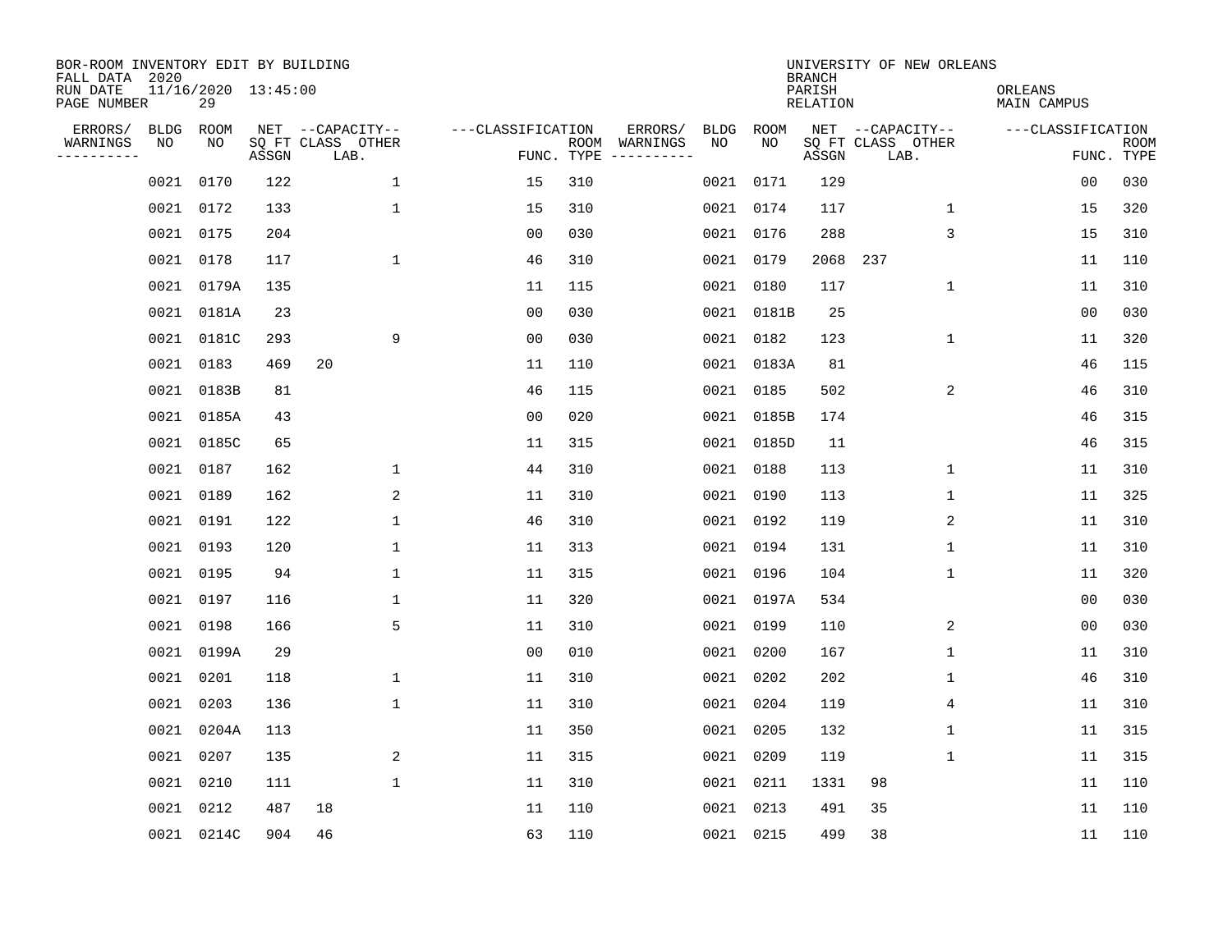BOR-ROOM INVENTORY EDIT BY BUILDING
FALL DATA 2020
RUN DATE 11/16/2020 13:45:00
PAGE NUMBER 29

UNIVERSITY OF NEW ORLEANS
BRANCH
PARISH ORLEANS
RELATION MAIN CAMPUS

| ERRORS/ WARNINGS | BLDG NO | ROOM NO | NET SQ FT ASSGN | CAPACITY CLASS | CAPACITY LAB. | CAPACITY OTHER | CLASSIFICATION FUNC. | ROOM TYPE | ERRORS/ WARNINGS | BLDG NO | ROOM NO | NET SQ FT ASSGN | CAPACITY CLASS | CAPACITY LAB. | CAPACITY OTHER | CLASSIFICATION FUNC. | ROOM TYPE |
|---|---|---|---|---|---|---|---|---|---|---|---|---|---|---|---|---|---|
| | 0021 | 0170 | 122 | | | 1 | 15 | 310 | | 0021 | 0171 | 129 | | | | 00 | 030 |
| | 0021 | 0172 | 133 | | | 1 | 15 | 310 | | 0021 | 0174 | 117 | | | 1 | 15 | 320 |
| | 0021 | 0175 | 204 | | | | 00 | 030 | | 0021 | 0176 | 288 | | | 3 | 15 | 310 |
| | 0021 | 0178 | 117 | | | 1 | 46 | 310 | | 0021 | 0179 | 2068 | 237 | | | 11 | 110 |
| | 0021 | 0179A | 135 | | | | 11 | 115 | | 0021 | 0180 | 117 | | | 1 | 11 | 310 |
| | 0021 | 0181A | 23 | | | | 00 | 030 | | 0021 | 0181B | 25 | | | | 00 | 030 |
| | 0021 | 0181C | 293 | | | 9 | 00 | 030 | | 0021 | 0182 | 123 | | | 1 | 11 | 320 |
| | 0021 | 0183 | 469 | 20 | | | 11 | 110 | | 0021 | 0183A | 81 | | | | 46 | 115 |
| | 0021 | 0183B | 81 | | | | 46 | 115 | | 0021 | 0185 | 502 | | | 2 | 46 | 310 |
| | 0021 | 0185A | 43 | | | | 00 | 020 | | 0021 | 0185B | 174 | | | | 46 | 315 |
| | 0021 | 0185C | 65 | | | | 11 | 315 | | 0021 | 0185D | 11 | | | | 46 | 315 |
| | 0021 | 0187 | 162 | | | 1 | 44 | 310 | | 0021 | 0188 | 113 | | | 1 | 11 | 310 |
| | 0021 | 0189 | 162 | | | 2 | 11 | 310 | | 0021 | 0190 | 113 | | | 1 | 11 | 325 |
| | 0021 | 0191 | 122 | | | 1 | 46 | 310 | | 0021 | 0192 | 119 | | | 2 | 11 | 310 |
| | 0021 | 0193 | 120 | | | 1 | 11 | 313 | | 0021 | 0194 | 131 | | | 1 | 11 | 310 |
| | 0021 | 0195 | 94 | | | 1 | 11 | 315 | | 0021 | 0196 | 104 | | | 1 | 11 | 320 |
| | 0021 | 0197 | 116 | | | 1 | 11 | 320 | | 0021 | 0197A | 534 | | | | 00 | 030 |
| | 0021 | 0198 | 166 | | | 5 | 11 | 310 | | 0021 | 0199 | 110 | | | 2 | 00 | 030 |
| | 0021 | 0199A | 29 | | | | 00 | 010 | | 0021 | 0200 | 167 | | | 1 | 11 | 310 |
| | 0021 | 0201 | 118 | | | 1 | 11 | 310 | | 0021 | 0202 | 202 | | | 1 | 46 | 310 |
| | 0021 | 0203 | 136 | | | 1 | 11 | 310 | | 0021 | 0204 | 119 | | | 4 | 11 | 310 |
| | 0021 | 0204A | 113 | | | | 11 | 350 | | 0021 | 0205 | 132 | | | 1 | 11 | 315 |
| | 0021 | 0207 | 135 | | | 2 | 11 | 315 | | 0021 | 0209 | 119 | | | 1 | 11 | 315 |
| | 0021 | 0210 | 111 | | | 1 | 11 | 310 | | 0021 | 0211 | 1331 | 98 | | | 11 | 110 |
| | 0021 | 0212 | 487 | 18 | | | 11 | 110 | | 0021 | 0213 | 491 | 35 | | | 11 | 110 |
| | 0021 | 0214C | 904 | 46 | | | 63 | 110 | | 0021 | 0215 | 499 | 38 | | | 11 | 110 |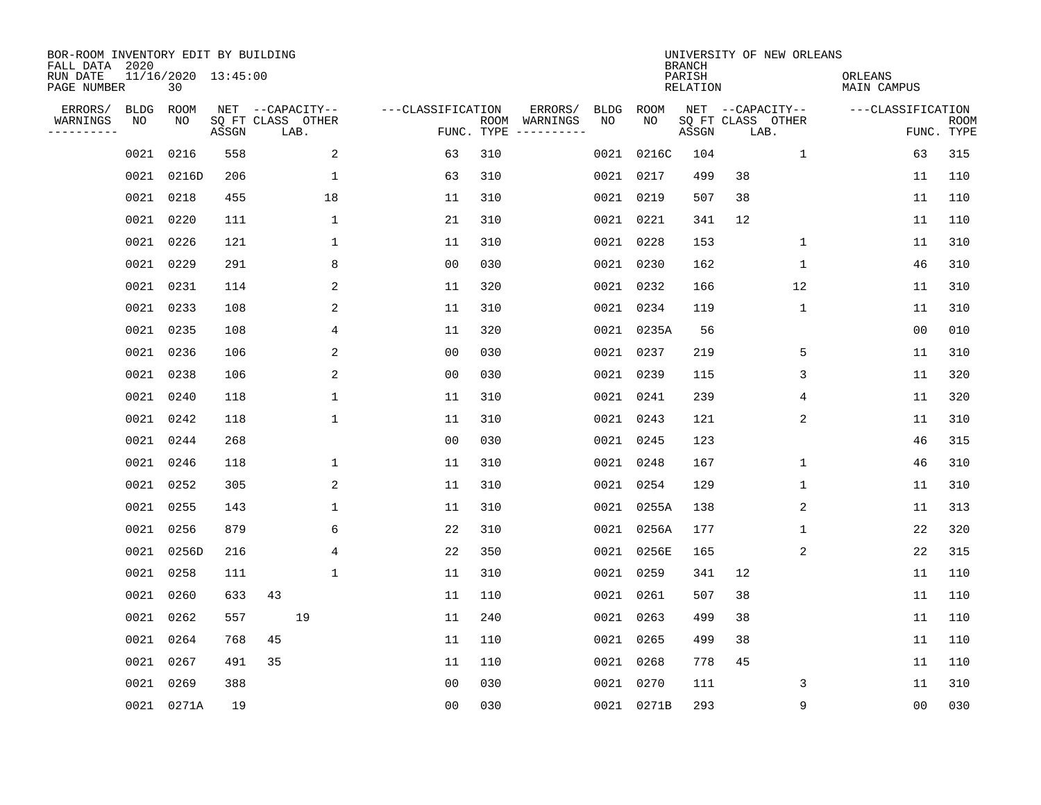BOR-ROOM INVENTORY EDIT BY BUILDING
FALL DATA 2020
RUN DATE 11/16/2020 13:45:00
PAGE NUMBER 30

UNIVERSITY OF NEW ORLEANS
BRANCH
PARISH ORLEANS
RELATION MAIN CAMPUS

| ERRORS/ WARNINGS | BLDG NO | ROOM NO | NET SQ FT ASSGN | CAPACITY CLASS | CAPACITY OTHER LAB. | CLASSIFICATION FUNC. | ROOM TYPE | ERRORS/ WARNINGS | BLDG NO | ROOM NO | NET SQ FT ASSGN | CAPACITY CLASS | CAPACITY OTHER LAB. | CLASSIFICATION FUNC. | ROOM TYPE |
|---|---|---|---|---|---|---|---|---|---|---|---|---|---|---|---|
| | 0021 | 0216 | 558 | | 2 | 63 | 310 | | 0021 | 0216C | 104 | | 1 | 63 | 315 |
| | 0021 | 0216D | 206 | | 1 | 63 | 310 | | 0021 | 0217 | 499 | 38 | | 11 | 110 |
| | 0021 | 0218 | 455 | | 18 | 11 | 310 | | 0021 | 0219 | 507 | 38 | | 11 | 110 |
| | 0021 | 0220 | 111 | | 1 | 21 | 310 | | 0021 | 0221 | 341 | 12 | | 11 | 110 |
| | 0021 | 0226 | 121 | | 1 | 11 | 310 | | 0021 | 0228 | 153 | | 1 | 11 | 310 |
| | 0021 | 0229 | 291 | | 8 | 00 | 030 | | 0021 | 0230 | 162 | | 1 | 46 | 310 |
| | 0021 | 0231 | 114 | | 2 | 11 | 320 | | 0021 | 0232 | 166 | | 12 | 11 | 310 |
| | 0021 | 0233 | 108 | | 2 | 11 | 310 | | 0021 | 0234 | 119 | | 1 | 11 | 310 |
| | 0021 | 0235 | 108 | | 4 | 11 | 320 | | 0021 | 0235A | 56 | | | 00 | 010 |
| | 0021 | 0236 | 106 | | 2 | 00 | 030 | | 0021 | 0237 | 219 | | 5 | 11 | 310 |
| | 0021 | 0238 | 106 | | 2 | 00 | 030 | | 0021 | 0239 | 115 | | 3 | 11 | 320 |
| | 0021 | 0240 | 118 | | 1 | 11 | 310 | | 0021 | 0241 | 239 | | 4 | 11 | 320 |
| | 0021 | 0242 | 118 | | 1 | 11 | 310 | | 0021 | 0243 | 121 | | 2 | 11 | 310 |
| | 0021 | 0244 | 268 | | | 00 | 030 | | 0021 | 0245 | 123 | | | 46 | 315 |
| | 0021 | 0246 | 118 | | 1 | 11 | 310 | | 0021 | 0248 | 167 | | 1 | 46 | 310 |
| | 0021 | 0252 | 305 | | 2 | 11 | 310 | | 0021 | 0254 | 129 | | 1 | 11 | 310 |
| | 0021 | 0255 | 143 | | 1 | 11 | 310 | | 0021 | 0255A | 138 | | 2 | 11 | 313 |
| | 0021 | 0256 | 879 | | 6 | 22 | 310 | | 0021 | 0256A | 177 | | 1 | 22 | 320 |
| | 0021 | 0256D | 216 | | 4 | 22 | 350 | | 0021 | 0256E | 165 | | 2 | 22 | 315 |
| | 0021 | 0258 | 111 | | 1 | 11 | 310 | | 0021 | 0259 | 341 | 12 | | 11 | 110 |
| | 0021 | 0260 | 633 | 43 | | 11 | 110 | | 0021 | 0261 | 507 | 38 | | 11 | 110 |
| | 0021 | 0262 | 557 | | 19 | 11 | 240 | | 0021 | 0263 | 499 | 38 | | 11 | 110 |
| | 0021 | 0264 | 768 | 45 | | 11 | 110 | | 0021 | 0265 | 499 | 38 | | 11 | 110 |
| | 0021 | 0267 | 491 | 35 | | 11 | 110 | | 0021 | 0268 | 778 | 45 | | 11 | 110 |
| | 0021 | 0269 | 388 | | | 00 | 030 | | 0021 | 0270 | 111 | | 3 | 11 | 310 |
| | 0021 | 0271A | 19 | | | 00 | 030 | | 0021 | 0271B | 293 | | 9 | 00 | 030 |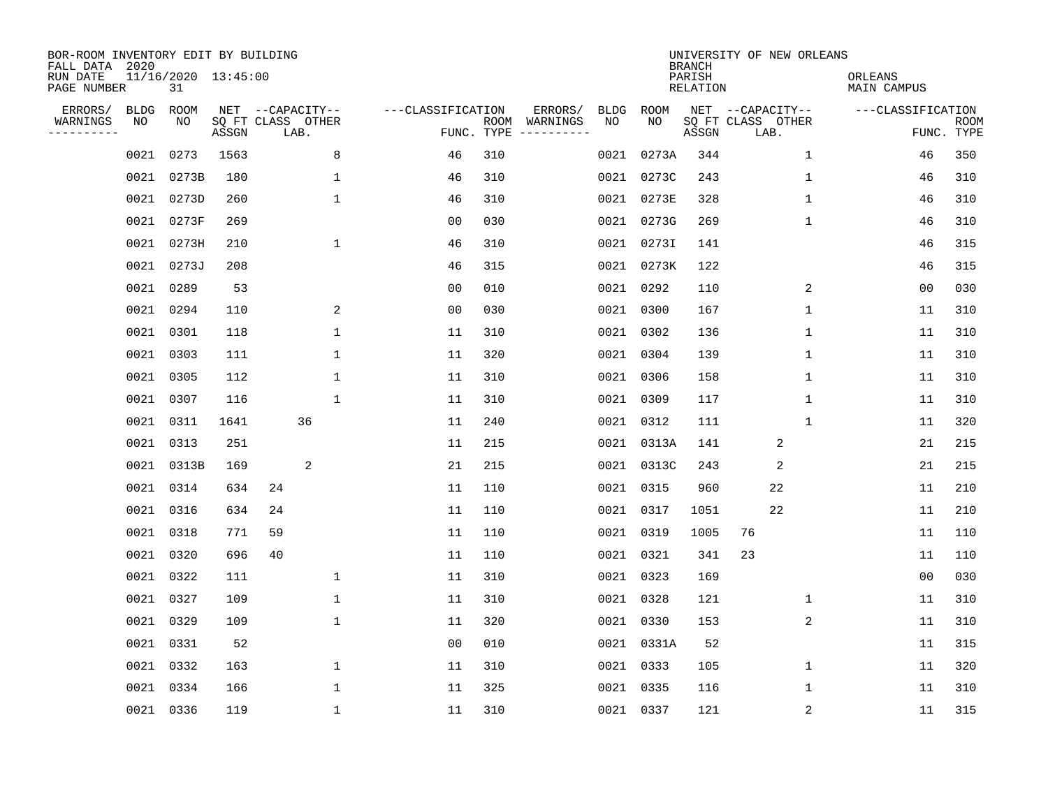BOR-ROOM INVENTORY EDIT BY BUILDING
FALL DATA 2020
RUN DATE 11/16/2020 13:45:00
PAGE NUMBER 31

UNIVERSITY OF NEW ORLEANS
BRANCH
PARISH ORLEANS
RELATION MAIN CAMPUS

| ERRORS/ WARNINGS | BLDG NO | ROOM NO | NET SQ FT ASSGN | CAPACITY CLASS | CAPACITY LAB. | CAPACITY OTHER | CLASSIFICATION FUNC. | ROOM TYPE | ERRORS/ WARNINGS | BLDG NO | ROOM NO | NET SQ FT ASSGN | CAPACITY CLASS | CAPACITY LAB. | CAPACITY OTHER | CLASSIFICATION FUNC. | ROOM TYPE |
|---|---|---|---|---|---|---|---|---|---|---|---|---|---|---|---|---|---|
| | 0021 | 0273 | 1563 | | | 8 | 46 | 310 | | 0021 | 0273A | 344 | | | 1 | 46 | 350 |
| | 0021 | 0273B | 180 | | | 1 | 46 | 310 | | 0021 | 0273C | 243 | | | 1 | 46 | 310 |
| | 0021 | 0273D | 260 | | | 1 | 46 | 310 | | 0021 | 0273E | 328 | | | 1 | 46 | 310 |
| | 0021 | 0273F | 269 | | | | 00 | 030 | | 0021 | 0273G | 269 | | | 1 | 46 | 310 |
| | 0021 | 0273H | 210 | | | 1 | 46 | 310 | | 0021 | 0273I | 141 | | | | 46 | 315 |
| | 0021 | 0273J | 208 | | | | 46 | 315 | | 0021 | 0273K | 122 | | | | 46 | 315 |
| | 0021 | 0289 | 53 | | | | 00 | 010 | | 0021 | 0292 | 110 | | | 2 | 00 | 030 |
| | 0021 | 0294 | 110 | | | 2 | 00 | 030 | | 0021 | 0300 | 167 | | | 1 | 11 | 310 |
| | 0021 | 0301 | 118 | | | 1 | 11 | 310 | | 0021 | 0302 | 136 | | | 1 | 11 | 310 |
| | 0021 | 0303 | 111 | | | 1 | 11 | 320 | | 0021 | 0304 | 139 | | | 1 | 11 | 310 |
| | 0021 | 0305 | 112 | | | 1 | 11 | 310 | | 0021 | 0306 | 158 | | | 1 | 11 | 310 |
| | 0021 | 0307 | 116 | | | 1 | 11 | 310 | | 0021 | 0309 | 117 | | | 1 | 11 | 310 |
| | 0021 | 0311 | 1641 | | 36 | | 11 | 240 | | 0021 | 0312 | 111 | | | 1 | 11 | 320 |
| | 0021 | 0313 | 251 | | | | 11 | 215 | | 0021 | 0313A | 141 | | 2 | | 21 | 215 |
| | 0021 | 0313B | 169 | | 2 | | 21 | 215 | | 0021 | 0313C | 243 | | 2 | | 21 | 215 |
| | 0021 | 0314 | 634 | 24 | | | 11 | 110 | | 0021 | 0315 | 960 | | 22 | | 11 | 210 |
| | 0021 | 0316 | 634 | 24 | | | 11 | 110 | | 0021 | 0317 | 1051 | | 22 | | 11 | 210 |
| | 0021 | 0318 | 771 | 59 | | | 11 | 110 | | 0021 | 0319 | 1005 | 76 | | | 11 | 110 |
| | 0021 | 0320 | 696 | 40 | | | 11 | 110 | | 0021 | 0321 | 341 | 23 | | | 11 | 110 |
| | 0021 | 0322 | 111 | | | 1 | 11 | 310 | | 0021 | 0323 | 169 | | | | 00 | 030 |
| | 0021 | 0327 | 109 | | | 1 | 11 | 310 | | 0021 | 0328 | 121 | | | 1 | 11 | 310 |
| | 0021 | 0329 | 109 | | | 1 | 11 | 320 | | 0021 | 0330 | 153 | | | 2 | 11 | 310 |
| | 0021 | 0331 | 52 | | | | 00 | 010 | | 0021 | 0331A | 52 | | | | 11 | 315 |
| | 0021 | 0332 | 163 | | | 1 | 11 | 310 | | 0021 | 0333 | 105 | | | 1 | 11 | 320 |
| | 0021 | 0334 | 166 | | | 1 | 11 | 325 | | 0021 | 0335 | 116 | | | 1 | 11 | 310 |
| | 0021 | 0336 | 119 | | | 1 | 11 | 310 | | 0021 | 0337 | 121 | | | 2 | 11 | 315 |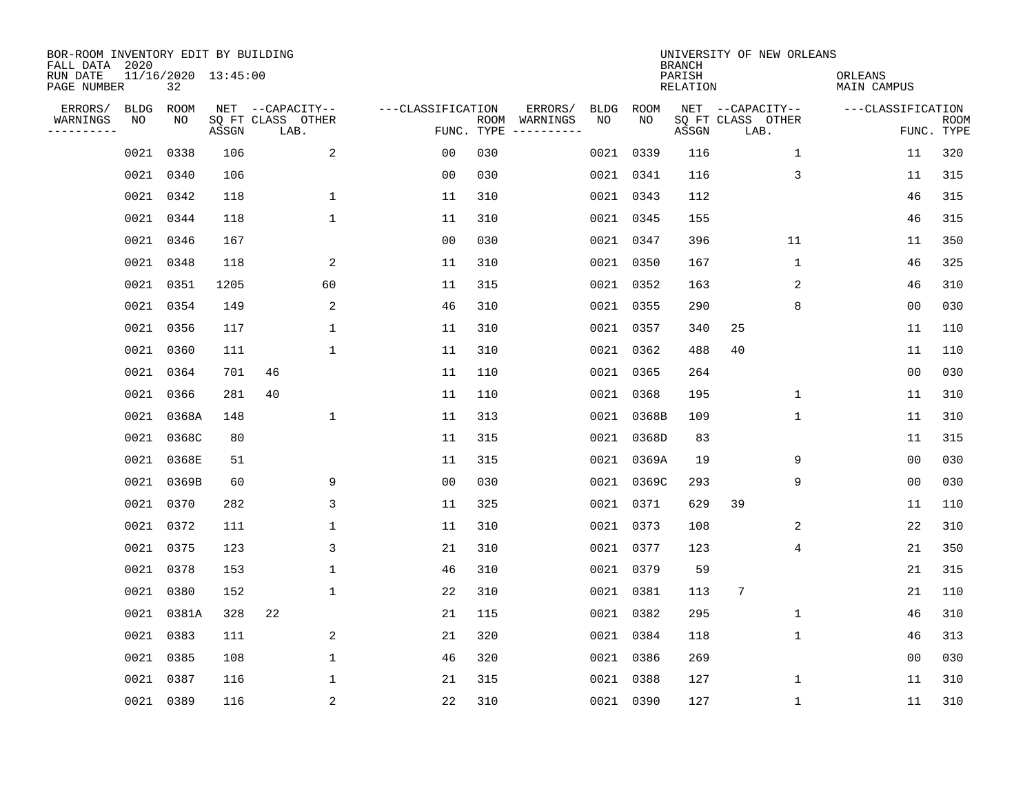BOR-ROOM INVENTORY EDIT BY BUILDING
FALL DATA 2020
RUN DATE 11/16/2020 13:45:00
PAGE NUMBER 32

UNIVERSITY OF NEW ORLEANS
BRANCH
PARISH ORLEANS
RELATION MAIN CAMPUS

| ERRORS/ WARNINGS | BLDG NO | ROOM NO | NET SQ FT ASSGN | CAPACITY CLASS | CAPACITY OTHER LAB. | CLASSIFICATION FUNC. | ROOM TYPE | ERRORS/ WARNINGS | BLDG NO | ROOM NO | NET SQ FT ASSGN | CAPACITY CLASS | CAPACITY OTHER LAB. | CLASSIFICATION FUNC. | ROOM TYPE |
|---|---|---|---|---|---|---|---|---|---|---|---|---|---|---|---|
| | 0021 | 0338 | 106 | | 2 | 00 | 030 | | 0021 | 0339 | 116 | | 1 | 11 | 320 |
| | 0021 | 0340 | 106 | | | 00 | 030 | | 0021 | 0341 | 116 | | 3 | 11 | 315 |
| | 0021 | 0342 | 118 | | 1 | 11 | 310 | | 0021 | 0343 | 112 | | | 46 | 315 |
| | 0021 | 0344 | 118 | | 1 | 11 | 310 | | 0021 | 0345 | 155 | | | 46 | 315 |
| | 0021 | 0346 | 167 | | | 00 | 030 | | 0021 | 0347 | 396 | | 11 | 11 | 350 |
| | 0021 | 0348 | 118 | | 2 | 11 | 310 | | 0021 | 0350 | 167 | | 1 | 46 | 325 |
| | 0021 | 0351 | 1205 | | 60 | 11 | 315 | | 0021 | 0352 | 163 | | 2 | 46 | 310 |
| | 0021 | 0354 | 149 | | 2 | 46 | 310 | | 0021 | 0355 | 290 | | 8 | 00 | 030 |
| | 0021 | 0356 | 117 | | 1 | 11 | 310 | | 0021 | 0357 | 340 | 25 | | 11 | 110 |
| | 0021 | 0360 | 111 | | 1 | 11 | 310 | | 0021 | 0362 | 488 | 40 | | 11 | 110 |
| | 0021 | 0364 | 701 | 46 | | 11 | 110 | | 0021 | 0365 | 264 | | | 00 | 030 |
| | 0021 | 0366 | 281 | 40 | | 11 | 110 | | 0021 | 0368 | 195 | | 1 | 11 | 310 |
| | 0021 | 0368A | 148 | | 1 | 11 | 313 | | 0021 | 0368B | 109 | | 1 | 11 | 310 |
| | 0021 | 0368C | 80 | | | 11 | 315 | | 0021 | 0368D | 83 | | | 11 | 315 |
| | 0021 | 0368E | 51 | | | 11 | 315 | | 0021 | 0369A | 19 | | 9 | 00 | 030 |
| | 0021 | 0369B | 60 | | 9 | 00 | 030 | | 0021 | 0369C | 293 | | 9 | 00 | 030 |
| | 0021 | 0370 | 282 | | 3 | 11 | 325 | | 0021 | 0371 | 629 | 39 | | 11 | 110 |
| | 0021 | 0372 | 111 | | 1 | 11 | 310 | | 0021 | 0373 | 108 | | 2 | 22 | 310 |
| | 0021 | 0375 | 123 | | 3 | 21 | 310 | | 0021 | 0377 | 123 | | 4 | 21 | 350 |
| | 0021 | 0378 | 153 | | 1 | 46 | 310 | | 0021 | 0379 | 59 | | | 21 | 315 |
| | 0021 | 0380 | 152 | | 1 | 22 | 310 | | 0021 | 0381 | 113 | 7 | | 21 | 110 |
| | 0021 | 0381A | 328 | 22 | | 21 | 115 | | 0021 | 0382 | 295 | | 1 | 46 | 310 |
| | 0021 | 0383 | 111 | | 2 | 21 | 320 | | 0021 | 0384 | 118 | | 1 | 46 | 313 |
| | 0021 | 0385 | 108 | | 1 | 46 | 320 | | 0021 | 0386 | 269 | | | 00 | 030 |
| | 0021 | 0387 | 116 | | 1 | 21 | 315 | | 0021 | 0388 | 127 | | 1 | 11 | 310 |
| | 0021 | 0389 | 116 | | 2 | 22 | 310 | | 0021 | 0390 | 127 | | 1 | 11 | 310 |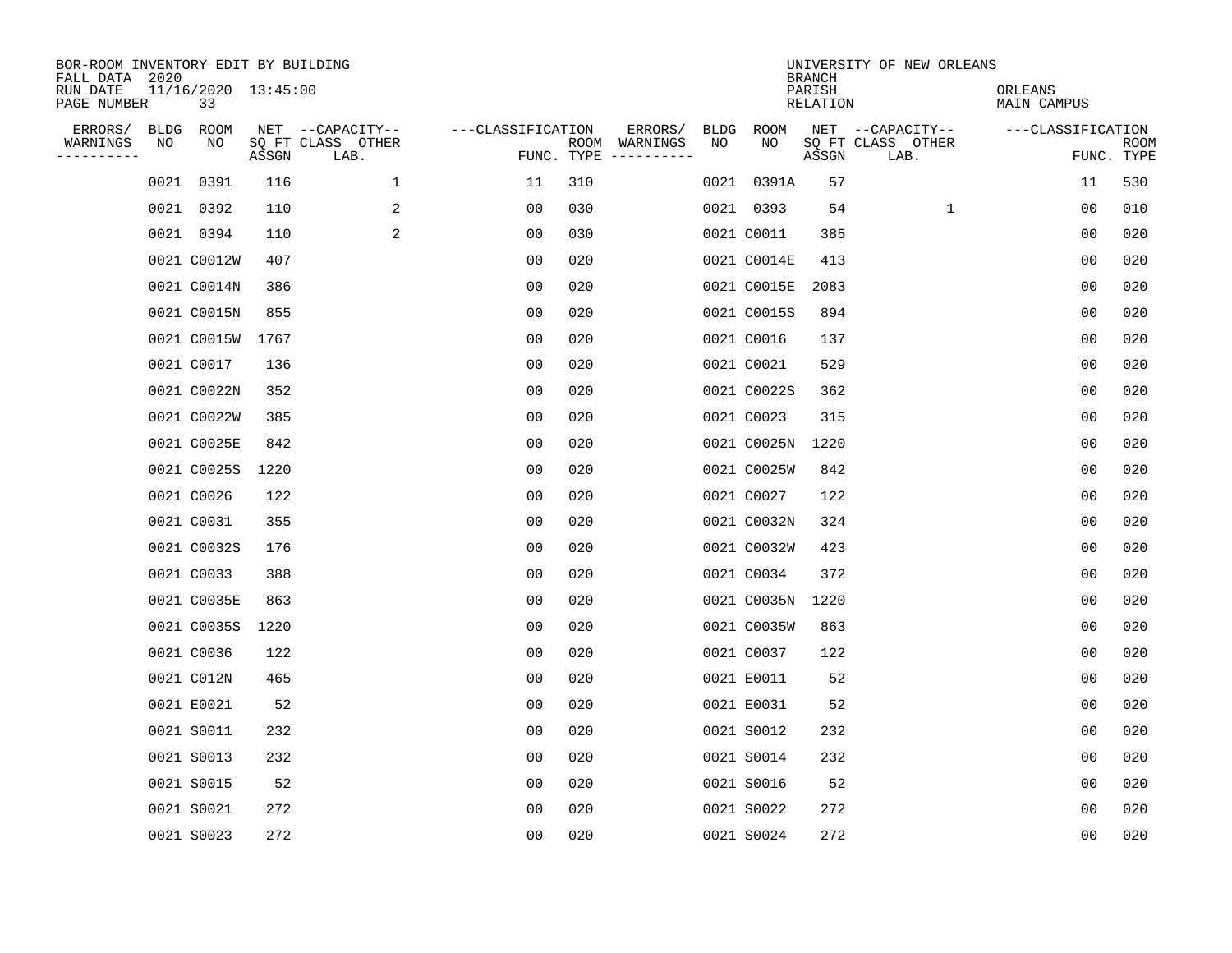BOR-ROOM INVENTORY EDIT BY BUILDING
FALL DATA 2020
RUN DATE 11/16/2020 13:45:00
PAGE NUMBER 33

UNIVERSITY OF NEW ORLEANS
BRANCH
PARISH ORLEANS
RELATION MAIN CAMPUS

| ERRORS/ WARNINGS | BLDG NO | ROOM NO | NET SQ FT ASSGN | CAPACITY CLASS LAB. | CAPACITY OTHER | CLASSIFICATION FUNC. | ROOM TYPE | ERRORS/ WARNINGS | BLDG NO | ROOM NO | NET SQ FT ASSGN | CAPACITY CLASS LAB. | CAPACITY OTHER | CLASSIFICATION FUNC. | ROOM TYPE |
|---|---|---|---|---|---|---|---|---|---|---|---|---|---|---|---|
| | 0021 | 0391 | 116 | | 1 | 11 | 310 | | 0021 | 0391A | 57 | | | 11 | 530 |
| | 0021 | 0392 | 110 | | 2 | 00 | 030 | | 0021 | 0393 | 54 | | 1 | 00 | 010 |
| | 0021 | 0394 | 110 | | 2 | 00 | 030 | | 0021 | C0011 | 385 | | | 00 | 020 |
| | 0021 | C0012W | 407 | | | 00 | 020 | | 0021 | C0014E | 413 | | | 00 | 020 |
| | 0021 | C0014N | 386 | | | 00 | 020 | | 0021 | C0015E | 2083 | | | 00 | 020 |
| | 0021 | C0015N | 855 | | | 00 | 020 | | 0021 | C0015S | 894 | | | 00 | 020 |
| | 0021 | C0015W | 1767 | | | 00 | 020 | | 0021 | C0016 | 137 | | | 00 | 020 |
| | 0021 | C0017 | 136 | | | 00 | 020 | | 0021 | C0021 | 529 | | | 00 | 020 |
| | 0021 | C0022N | 352 | | | 00 | 020 | | 0021 | C0022S | 362 | | | 00 | 020 |
| | 0021 | C0022W | 385 | | | 00 | 020 | | 0021 | C0023 | 315 | | | 00 | 020 |
| | 0021 | C0025E | 842 | | | 00 | 020 | | 0021 | C0025N | 1220 | | | 00 | 020 |
| | 0021 | C0025S | 1220 | | | 00 | 020 | | 0021 | C0025W | 842 | | | 00 | 020 |
| | 0021 | C0026 | 122 | | | 00 | 020 | | 0021 | C0027 | 122 | | | 00 | 020 |
| | 0021 | C0031 | 355 | | | 00 | 020 | | 0021 | C0032N | 324 | | | 00 | 020 |
| | 0021 | C0032S | 176 | | | 00 | 020 | | 0021 | C0032W | 423 | | | 00 | 020 |
| | 0021 | C0033 | 388 | | | 00 | 020 | | 0021 | C0034 | 372 | | | 00 | 020 |
| | 0021 | C0035E | 863 | | | 00 | 020 | | 0021 | C0035N | 1220 | | | 00 | 020 |
| | 0021 | C0035S | 1220 | | | 00 | 020 | | 0021 | C0035W | 863 | | | 00 | 020 |
| | 0021 | C0036 | 122 | | | 00 | 020 | | 0021 | C0037 | 122 | | | 00 | 020 |
| | 0021 | C012N | 465 | | | 00 | 020 | | 0021 | E0011 | 52 | | | 00 | 020 |
| | 0021 | E0021 | 52 | | | 00 | 020 | | 0021 | E0031 | 52 | | | 00 | 020 |
| | 0021 | S0011 | 232 | | | 00 | 020 | | 0021 | S0012 | 232 | | | 00 | 020 |
| | 0021 | S0013 | 232 | | | 00 | 020 | | 0021 | S0014 | 232 | | | 00 | 020 |
| | 0021 | S0015 | 52 | | | 00 | 020 | | 0021 | S0016 | 52 | | | 00 | 020 |
| | 0021 | S0021 | 272 | | | 00 | 020 | | 0021 | S0022 | 272 | | | 00 | 020 |
| | 0021 | S0023 | 272 | | | 00 | 020 | | 0021 | S0024 | 272 | | | 00 | 020 |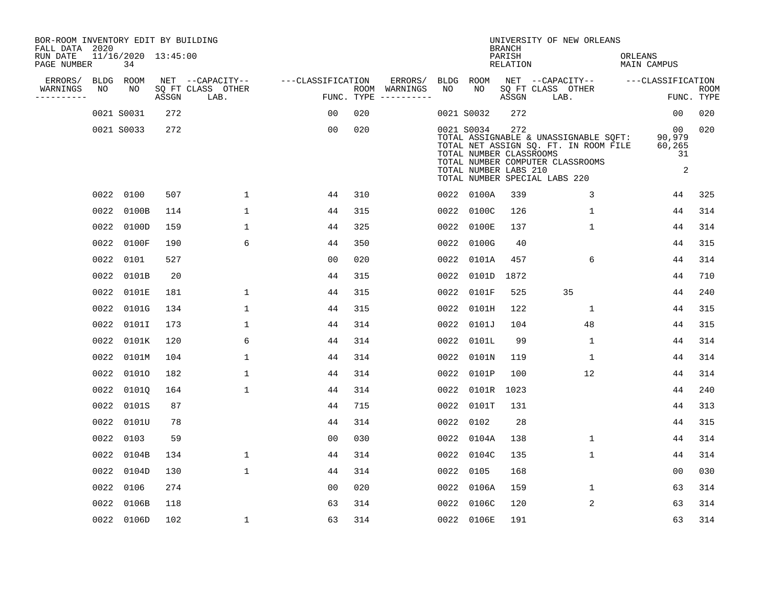BOR-ROOM INVENTORY EDIT BY BUILDING
FALL DATA 2020
RUN DATE 11/16/2020 13:45:00
PAGE NUMBER 34

UNIVERSITY OF NEW ORLEANS
BRANCH
PARISH ORLEANS
RELATION MAIN CAMPUS

| ERRORS/ WARNINGS | BLDG NO | ROOM NO | NET SQ FT ASSGN | CAPACITY CLASS LAB. | CAPACITY OTHER | CLASSIFICATION FUNC. | ROOM TYPE | ERRORS/ WARNINGS | BLDG NO | ROOM NO | NET SQ FT ASSGN | CAPACITY CLASS LAB. | CAPACITY OTHER | CLASSIFICATION FUNC. | ROOM TYPE |
|---|---|---|---|---|---|---|---|---|---|---|---|---|---|---|---|
| | 0021 | S0031 | 272 | | | 00 | 020 | | 0021 | S0032 | 272 | | | 00 | 020 |
| | 0021 | S0033 | 272 | | | 00 | 020 | | 0021 | S0034 | 272 | | | 00 | 020 |
| | 0022 | 0100 | 507 | | 1 | 44 | 310 | | 0022 | 0100A | 339 | | 3 | 44 | 325 |
| | 0022 | 0100B | 114 | | 1 | 44 | 315 | | 0022 | 0100C | 126 | | 1 | 44 | 314 |
| | 0022 | 0100D | 159 | | 1 | 44 | 325 | | 0022 | 0100E | 137 | | 1 | 44 | 314 |
| | 0022 | 0100F | 190 | | 6 | 44 | 350 | | 0022 | 0100G | 40 | | | 44 | 315 |
| | 0022 | 0101 | 527 | | | 00 | 020 | | 0022 | 0101A | 457 | | 6 | 44 | 314 |
| | 0022 | 0101B | 20 | | | 44 | 315 | | 0022 | 0101D | 1872 | | | 44 | 710 |
| | 0022 | 0101E | 181 | | 1 | 44 | 315 | | 0022 | 0101F | 525 | 35 | | 44 | 240 |
| | 0022 | 0101G | 134 | | 1 | 44 | 315 | | 0022 | 0101H | 122 | | 1 | 44 | 315 |
| | 0022 | 0101I | 173 | | 1 | 44 | 314 | | 0022 | 0101J | 104 | | 48 | 44 | 315 |
| | 0022 | 0101K | 120 | | 6 | 44 | 314 | | 0022 | 0101L | 99 | | 1 | 44 | 314 |
| | 0022 | 0101M | 104 | | 1 | 44 | 314 | | 0022 | 0101N | 119 | | 1 | 44 | 314 |
| | 0022 | 0101O | 182 | | 1 | 44 | 314 | | 0022 | 0101P | 100 | | 12 | 44 | 314 |
| | 0022 | 0101Q | 164 | | 1 | 44 | 314 | | 0022 | 0101R | 1023 | | | 44 | 240 |
| | 0022 | 0101S | 87 | | | 44 | 715 | | 0022 | 0101T | 131 | | | 44 | 313 |
| | 0022 | 0101U | 78 | | | 44 | 314 | | 0022 | 0102 | 28 | | | 44 | 315 |
| | 0022 | 0103 | 59 | | | 00 | 030 | | 0022 | 0104A | 138 | | 1 | 44 | 314 |
| | 0022 | 0104B | 134 | | 1 | 44 | 314 | | 0022 | 0104C | 135 | | 1 | 44 | 314 |
| | 0022 | 0104D | 130 | | 1 | 44 | 314 | | 0022 | 0105 | 168 | | | 00 | 030 |
| | 0022 | 0106 | 274 | | | 00 | 020 | | 0022 | 0106A | 159 | | 1 | 63 | 314 |
| | 0022 | 0106B | 118 | | | 63 | 314 | | 0022 | 0106C | 120 | | 2 | 63 | 314 |
| | 0022 | 0106D | 102 | | 1 | 63 | 314 | | 0022 | 0106E | 191 | | | 63 | 314 |

Building 0021 totals:

| | |
|---|---|
| TOTAL ASSIGNABLE & UNASSIGNABLE SQFT: | 90,979 |
| TOTAL NET ASSIGN SQ. FT. IN ROOM FILE | 60,265 |
| TOTAL NUMBER CLASSROOMS | 31 |
| TOTAL NUMBER COMPUTER CLASSROOMS | |
| TOTAL NUMBER LABS 210 | 2 |
| TOTAL NUMBER SPECIAL LABS 220 | |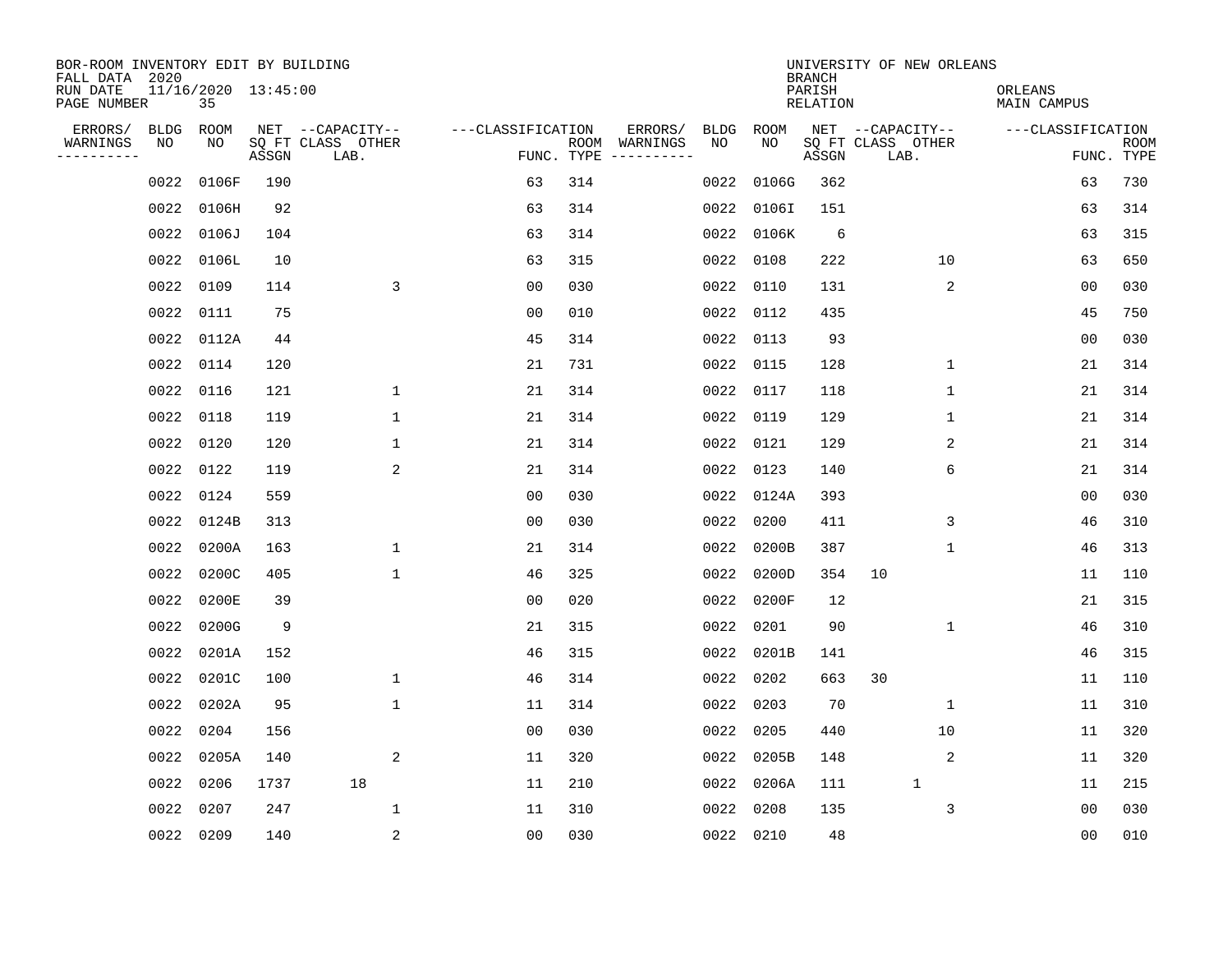BOR-ROOM INVENTORY EDIT BY BUILDING
FALL DATA 2020
RUN DATE 11/16/2020 13:45:00
PAGE NUMBER 35

UNIVERSITY OF NEW ORLEANS
BRANCH
PARISH ORLEANS
RELATION MAIN CAMPUS

| ERRORS/ WARNINGS | BLDG NO | ROOM NO | NET SQ FT ASSGN | CAPACITY CLASS LAB. | CAPACITY OTHER | CLASSIFICATION FUNC. | ROOM TYPE | ERRORS/ WARNINGS | BLDG NO | ROOM NO | NET SQ FT ASSGN | CAPACITY CLASS LAB. | CAPACITY OTHER | CLASSIFICATION FUNC. | ROOM TYPE |
|---|---|---|---|---|---|---|---|---|---|---|---|---|---|---|---|
| | 0022 | 0106F | 190 | | | 63 | 314 | | 0022 | 0106G | 362 | | | 63 | 730 |
| | 0022 | 0106H | 92 | | | 63 | 314 | | 0022 | 0106I | 151 | | | 63 | 314 |
| | 0022 | 0106J | 104 | | | 63 | 314 | | 0022 | 0106K | 6 | | | 63 | 315 |
| | 0022 | 0106L | 10 | | | 63 | 315 | | 0022 | 0108 | 222 | | 10 | 63 | 650 |
| | 0022 | 0109 | 114 | | 3 | 00 | 030 | | 0022 | 0110 | 131 | | 2 | 00 | 030 |
| | 0022 | 0111 | 75 | | | 00 | 010 | | 0022 | 0112 | 435 | | | 45 | 750 |
| | 0022 | 0112A | 44 | | | 45 | 314 | | 0022 | 0113 | 93 | | | 00 | 030 |
| | 0022 | 0114 | 120 | | | 21 | 731 | | 0022 | 0115 | 128 | | 1 | 21 | 314 |
| | 0022 | 0116 | 121 | | 1 | 21 | 314 | | 0022 | 0117 | 118 | | 1 | 21 | 314 |
| | 0022 | 0118 | 119 | | 1 | 21 | 314 | | 0022 | 0119 | 129 | | 1 | 21 | 314 |
| | 0022 | 0120 | 120 | | 1 | 21 | 314 | | 0022 | 0121 | 129 | | 2 | 21 | 314 |
| | 0022 | 0122 | 119 | | 2 | 21 | 314 | | 0022 | 0123 | 140 | | 6 | 21 | 314 |
| | 0022 | 0124 | 559 | | | 00 | 030 | | 0022 | 0124A | 393 | | | 00 | 030 |
| | 0022 | 0124B | 313 | | | 00 | 030 | | 0022 | 0200 | 411 | | 3 | 46 | 310 |
| | 0022 | 0200A | 163 | | 1 | 21 | 314 | | 0022 | 0200B | 387 | | 1 | 46 | 313 |
| | 0022 | 0200C | 405 | | 1 | 46 | 325 | | 0022 | 0200D | 354 | 10 | | 11 | 110 |
| | 0022 | 0200E | 39 | | | 00 | 020 | | 0022 | 0200F | 12 | | | 21 | 315 |
| | 0022 | 0200G | 9 | | | 21 | 315 | | 0022 | 0201 | 90 | | 1 | 46 | 310 |
| | 0022 | 0201A | 152 | | | 46 | 315 | | 0022 | 0201B | 141 | | | 46 | 315 |
| | 0022 | 0201C | 100 | | 1 | 46 | 314 | | 0022 | 0202 | 663 | 30 | | 11 | 110 |
| | 0022 | 0202A | 95 | | 1 | 11 | 314 | | 0022 | 0203 | 70 | | 1 | 11 | 310 |
| | 0022 | 0204 | 156 | | | 00 | 030 | | 0022 | 0205 | 440 | | 10 | 11 | 320 |
| | 0022 | 0205A | 140 | | 2 | 11 | 320 | | 0022 | 0205B | 148 | | 2 | 11 | 320 |
| | 0022 | 0206 | 1737 | 18 | | 11 | 210 | | 0022 | 0206A | 111 | 1 | | 11 | 215 |
| | 0022 | 0207 | 247 | | 1 | 11 | 310 | | 0022 | 0208 | 135 | | 3 | 00 | 030 |
| | 0022 | 0209 | 140 | | 2 | 00 | 030 | | 0022 | 0210 | 48 | | | 00 | 010 |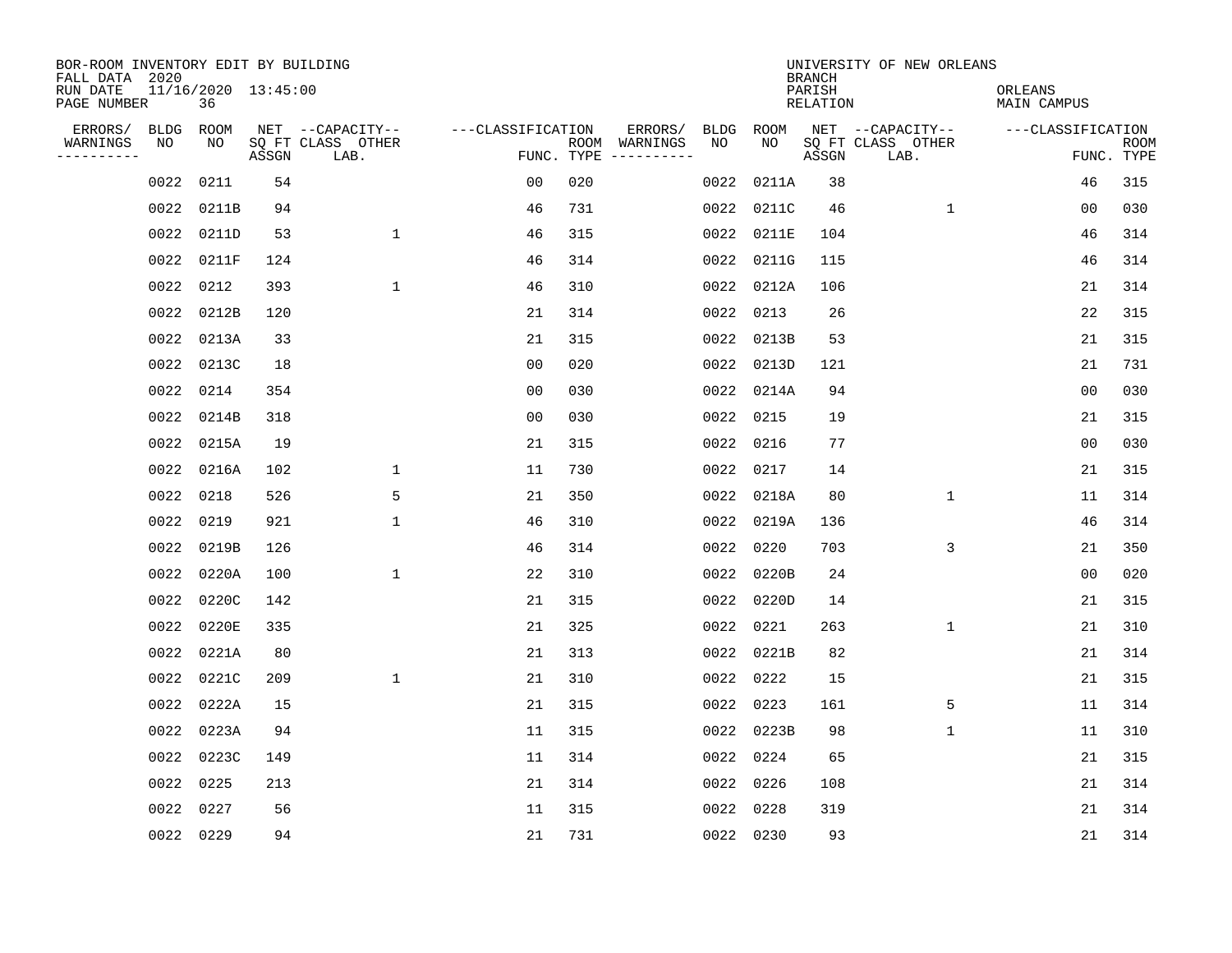BOR-ROOM INVENTORY EDIT BY BUILDING
FALL DATA 2020
RUN DATE 11/16/2020 13:45:00
PAGE NUMBER 36

UNIVERSITY OF NEW ORLEANS
BRANCH
PARISH ORLEANS
RELATION MAIN CAMPUS

| ERRORS/ WARNINGS | BLDG NO | ROOM NO | NET SQ FT ASSGN | CAPACITY-- CLASS LAB. | OTHER | CLASSIFICATION FUNC. | ROOM TYPE | ERRORS/ WARNINGS | BLDG NO | ROOM NO | NET SQ FT ASSGN | CAPACITY-- CLASS LAB. | OTHER | CLASSIFICATION FUNC. | ROOM TYPE |
|---|---|---|---|---|---|---|---|---|---|---|---|---|---|---|---|
| | 0022 | 0211 | 54 | | | 00 | 020 | | 0022 | 0211A | 38 | | | 46 | 315 |
| | 0022 | 0211B | 94 | | | 46 | 731 | | 0022 | 0211C | 46 | | 1 | 00 | 030 |
| | 0022 | 0211D | 53 | | 1 | 46 | 315 | | 0022 | 0211E | 104 | | | 46 | 314 |
| | 0022 | 0211F | 124 | | | 46 | 314 | | 0022 | 0211G | 115 | | | 46 | 314 |
| | 0022 | 0212 | 393 | | 1 | 46 | 310 | | 0022 | 0212A | 106 | | | 21 | 314 |
| | 0022 | 0212B | 120 | | | 21 | 314 | | 0022 | 0213 | 26 | | | 22 | 315 |
| | 0022 | 0213A | 33 | | | 21 | 315 | | 0022 | 0213B | 53 | | | 21 | 315 |
| | 0022 | 0213C | 18 | | | 00 | 020 | | 0022 | 0213D | 121 | | | 21 | 731 |
| | 0022 | 0214 | 354 | | | 00 | 030 | | 0022 | 0214A | 94 | | | 00 | 030 |
| | 0022 | 0214B | 318 | | | 00 | 030 | | 0022 | 0215 | 19 | | | 21 | 315 |
| | 0022 | 0215A | 19 | | | 21 | 315 | | 0022 | 0216 | 77 | | | 00 | 030 |
| | 0022 | 0216A | 102 | | 1 | 11 | 730 | | 0022 | 0217 | 14 | | | 21 | 315 |
| | 0022 | 0218 | 526 | | 5 | 21 | 350 | | 0022 | 0218A | 80 | | 1 | 11 | 314 |
| | 0022 | 0219 | 921 | | 1 | 46 | 310 | | 0022 | 0219A | 136 | | | 46 | 314 |
| | 0022 | 0219B | 126 | | | 46 | 314 | | 0022 | 0220 | 703 | | 3 | 21 | 350 |
| | 0022 | 0220A | 100 | | 1 | 22 | 310 | | 0022 | 0220B | 24 | | | 00 | 020 |
| | 0022 | 0220C | 142 | | | 21 | 315 | | 0022 | 0220D | 14 | | | 21 | 315 |
| | 0022 | 0220E | 335 | | | 21 | 325 | | 0022 | 0221 | 263 | | 1 | 21 | 310 |
| | 0022 | 0221A | 80 | | | 21 | 313 | | 0022 | 0221B | 82 | | | 21 | 314 |
| | 0022 | 0221C | 209 | | 1 | 21 | 310 | | 0022 | 0222 | 15 | | | 21 | 315 |
| | 0022 | 0222A | 15 | | | 21 | 315 | | 0022 | 0223 | 161 | | 5 | 11 | 314 |
| | 0022 | 0223A | 94 | | | 11 | 315 | | 0022 | 0223B | 98 | | 1 | 11 | 310 |
| | 0022 | 0223C | 149 | | | 11 | 314 | | 0022 | 0224 | 65 | | | 21 | 315 |
| | 0022 | 0225 | 213 | | | 21 | 314 | | 0022 | 0226 | 108 | | | 21 | 314 |
| | 0022 | 0227 | 56 | | | 11 | 315 | | 0022 | 0228 | 319 | | | 21 | 314 |
| | 0022 | 0229 | 94 | | | 21 | 731 | | 0022 | 0230 | 93 | | | 21 | 314 |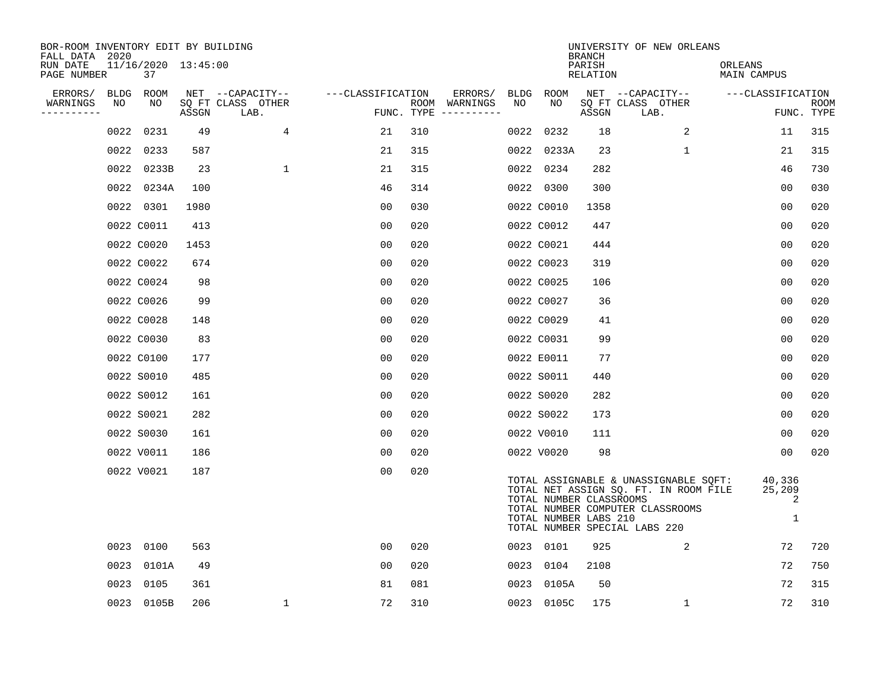BOR-ROOM INVENTORY EDIT BY BUILDING
FALL DATA 2020
RUN DATE 11/16/2020 13:45:00
PAGE NUMBER 37

UNIVERSITY OF NEW ORLEANS
BRANCH
PARISH ORLEANS
RELATION MAIN CAMPUS

| ERRORS/ WARNINGS | BLDG NO | ROOM NO | NET SQ FT ASSGN | CAPACITY CLASS LAB. | CAPACITY OTHER | CLASSIFICATION FUNC. | ROOM TYPE | ERRORS/ WARNINGS | BLDG NO | ROOM NO | NET SQ FT ASSGN | CAPACITY CLASS LAB. | CAPACITY OTHER | CLASSIFICATION FUNC. | ROOM TYPE |
|---|---|---|---|---|---|---|---|---|---|---|---|---|---|---|---|
| | 0022 | 0231 | 49 | | 4 | 21 | 310 | | 0022 | 0232 | 18 | | 2 | 11 | 315 |
| | 0022 | 0233 | 587 | | | 21 | 315 | | 0022 | 0233A | 23 | | 1 | 21 | 315 |
| | 0022 | 0233B | 23 | | 1 | 21 | 315 | | 0022 | 0234 | 282 | | | 46 | 730 |
| | 0022 | 0234A | 100 | | | 46 | 314 | | 0022 | 0300 | 300 | | | 00 | 030 |
| | 0022 | 0301 | 1980 | | | 00 | 030 | | 0022 | C0010 | 1358 | | | 00 | 020 |
| | 0022 | C0011 | 413 | | | 00 | 020 | | 0022 | C0012 | 447 | | | 00 | 020 |
| | 0022 | C0020 | 1453 | | | 00 | 020 | | 0022 | C0021 | 444 | | | 00 | 020 |
| | 0022 | C0022 | 674 | | | 00 | 020 | | 0022 | C0023 | 319 | | | 00 | 020 |
| | 0022 | C0024 | 98 | | | 00 | 020 | | 0022 | C0025 | 106 | | | 00 | 020 |
| | 0022 | C0026 | 99 | | | 00 | 020 | | 0022 | C0027 | 36 | | | 00 | 020 |
| | 0022 | C0028 | 148 | | | 00 | 020 | | 0022 | C0029 | 41 | | | 00 | 020 |
| | 0022 | C0030 | 83 | | | 00 | 020 | | 0022 | C0031 | 99 | | | 00 | 020 |
| | 0022 | C0100 | 177 | | | 00 | 020 | | 0022 | E0011 | 77 | | | 00 | 020 |
| | 0022 | S0010 | 485 | | | 00 | 020 | | 0022 | S0011 | 440 | | | 00 | 020 |
| | 0022 | S0012 | 161 | | | 00 | 020 | | 0022 | S0020 | 282 | | | 00 | 020 |
| | 0022 | S0021 | 282 | | | 00 | 020 | | 0022 | S0022 | 173 | | | 00 | 020 |
| | 0022 | S0030 | 161 | | | 00 | 020 | | 0022 | V0010 | 111 | | | 00 | 020 |
| | 0022 | V0011 | 186 | | | 00 | 020 | | 0022 | V0020 | 98 | | | 00 | 020 |
| | 0022 | V0021 | 187 | | | 00 | 020 | | | | | | | | |

TOTAL ASSIGNABLE & UNASSIGNABLE SQFT: 40,336
TOTAL NET ASSIGN SQ. FT. IN ROOM FILE 25,209
TOTAL NUMBER CLASSROOMS 2
TOTAL NUMBER COMPUTER CLASSROOMS
TOTAL NUMBER LABS 210 1
TOTAL NUMBER SPECIAL LABS 220

| ERRORS/ WARNINGS | BLDG NO | ROOM NO | NET SQ FT ASSGN | CAPACITY CLASS LAB. | CAPACITY OTHER | CLASSIFICATION FUNC. | ROOM TYPE | ERRORS/ WARNINGS | BLDG NO | ROOM NO | NET SQ FT ASSGN | CAPACITY CLASS LAB. | CAPACITY OTHER | CLASSIFICATION FUNC. | ROOM TYPE |
|---|---|---|---|---|---|---|---|---|---|---|---|---|---|---|---|
| | 0023 | 0100 | 563 | | | 00 | 020 | | 0023 | 0101 | 925 | | 2 | 72 | 720 |
| | 0023 | 0101A | 49 | | | 00 | 020 | | 0023 | 0104 | 2108 | | | 72 | 750 |
| | 0023 | 0105 | 361 | | | 81 | 081 | | 0023 | 0105A | 50 | | | 72 | 315 |
| | 0023 | 0105B | 206 | | 1 | 72 | 310 | | 0023 | 0105C | 175 | | 1 | 72 | 310 |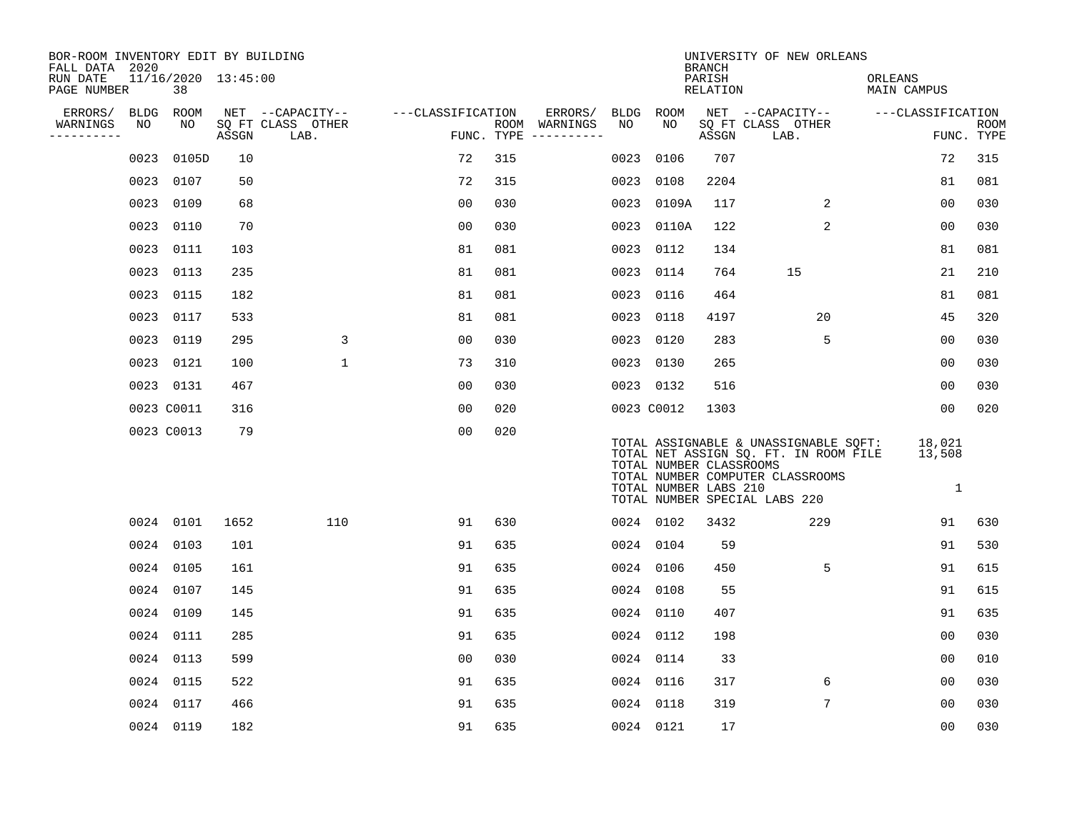BOR-ROOM INVENTORY EDIT BY BUILDING
FALL DATA 2020
RUN DATE 11/16/2020 13:45:00
PAGE NUMBER 38

UNIVERSITY OF NEW ORLEANS
BRANCH
PARISH ORLEANS
RELATION MAIN CAMPUS

| ERRORS/ WARNINGS | BLDG NO | ROOM NO | NET SQ FT ASSGN | CAPACITY CLASS LAB. | CAPACITY OTHER | CLASSIFICATION FUNC. | ROOM TYPE | ERRORS/ WARNINGS | BLDG NO | ROOM NO | NET SQ FT ASSGN | CAPACITY CLASS LAB. | CAPACITY OTHER | CLASSIFICATION FUNC. | ROOM TYPE |
|---|---|---|---|---|---|---|---|---|---|---|---|---|---|---|---|
| | 0023 | 0105D | 10 | | | 72 | 315 | | 0023 | 0106 | 707 | | | 72 | 315 |
| | 0023 | 0107 | 50 | | | 72 | 315 | | 0023 | 0108 | 2204 | | | 81 | 081 |
| | 0023 | 0109 | 68 | | | 00 | 030 | | 0023 | 0109A | 117 | | 2 | 00 | 030 |
| | 0023 | 0110 | 70 | | | 00 | 030 | | 0023 | 0110A | 122 | | 2 | 00 | 030 |
| | 0023 | 0111 | 103 | | | 81 | 081 | | 0023 | 0112 | 134 | | | 81 | 081 |
| | 0023 | 0113 | 235 | | | 81 | 081 | | 0023 | 0114 | 764 | 15 | | 21 | 210 |
| | 0023 | 0115 | 182 | | | 81 | 081 | | 0023 | 0116 | 464 | | | 81 | 081 |
| | 0023 | 0117 | 533 | | | 81 | 081 | | 0023 | 0118 | 4197 | | 20 | 45 | 320 |
| | 0023 | 0119 | 295 | | 3 | 00 | 030 | | 0023 | 0120 | 283 | | 5 | 00 | 030 |
| | 0023 | 0121 | 100 | | 1 | 73 | 310 | | 0023 | 0130 | 265 | | | 00 | 030 |
| | 0023 | 0131 | 467 | | | 00 | 030 | | 0023 | 0132 | 516 | | | 00 | 030 |
| | 0023 | C0011 | 316 | | | 00 | 020 | | 0023 | C0012 | 1303 | | | 00 | 020 |
| | 0023 | C0013 | 79 | | | 00 | 020 | | | | | | | | |

TOTAL ASSIGNABLE & UNASSIGNABLE SQFT: 18,021
TOTAL NET ASSIGN SQ. FT. IN ROOM FILE 13,508
TOTAL NUMBER CLASSROOMS
TOTAL NUMBER COMPUTER CLASSROOMS
TOTAL NUMBER LABS 210 1
TOTAL NUMBER SPECIAL LABS 220

| ERRORS/ WARNINGS | BLDG NO | ROOM NO | NET SQ FT ASSGN | CAPACITY CLASS LAB. | CAPACITY OTHER | CLASSIFICATION FUNC. | ROOM TYPE | ERRORS/ WARNINGS | BLDG NO | ROOM NO | NET SQ FT ASSGN | CAPACITY CLASS LAB. | CAPACITY OTHER | CLASSIFICATION FUNC. | ROOM TYPE |
|---|---|---|---|---|---|---|---|---|---|---|---|---|---|---|---|
| | 0024 | 0101 | 1652 | | 110 | 91 | 630 | | 0024 | 0102 | 3432 | | 229 | 91 | 630 |
| | 0024 | 0103 | 101 | | | 91 | 635 | | 0024 | 0104 | 59 | | | 91 | 530 |
| | 0024 | 0105 | 161 | | | 91 | 635 | | 0024 | 0106 | 450 | | 5 | 91 | 615 |
| | 0024 | 0107 | 145 | | | 91 | 635 | | 0024 | 0108 | 55 | | | 91 | 615 |
| | 0024 | 0109 | 145 | | | 91 | 635 | | 0024 | 0110 | 407 | | | 91 | 635 |
| | 0024 | 0111 | 285 | | | 91 | 635 | | 0024 | 0112 | 198 | | | 00 | 030 |
| | 0024 | 0113 | 599 | | | 00 | 030 | | 0024 | 0114 | 33 | | | 00 | 010 |
| | 0024 | 0115 | 522 | | | 91 | 635 | | 0024 | 0116 | 317 | | 6 | 00 | 030 |
| | 0024 | 0117 | 466 | | | 91 | 635 | | 0024 | 0118 | 319 | | 7 | 00 | 030 |
| | 0024 | 0119 | 182 | | | 91 | 635 | | 0024 | 0121 | 17 | | | 00 | 030 |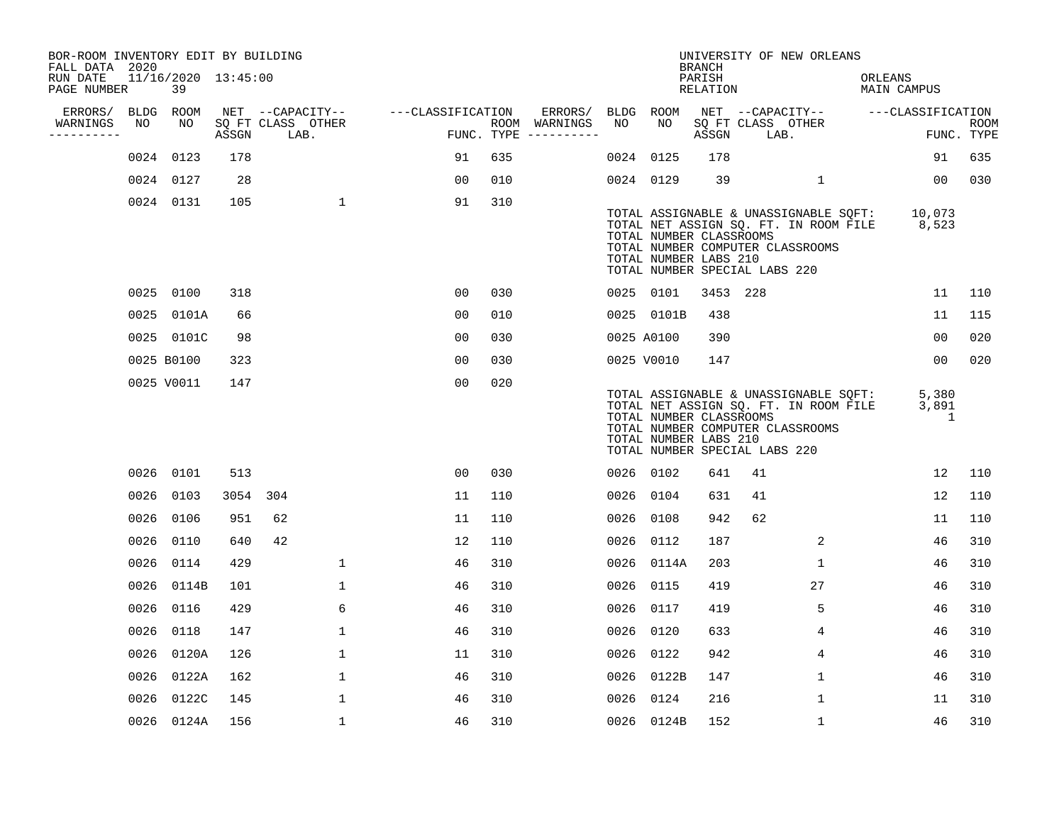BOR-ROOM INVENTORY EDIT BY BUILDING
FALL DATA 2020
RUN DATE 11/16/2020 13:45:00
PAGE NUMBER 39

UNIVERSITY OF NEW ORLEANS
BRANCH
PARISH ORLEANS
RELATION MAIN CAMPUS

| ERRORS/ WARNINGS | BLDG NO | ROOM NO | NET SQ FT ASSGN | CAPACITY CLASS LAB. | CAPACITY OTHER | CLASSIFICATION FUNC. | ROOM TYPE | ERRORS/ WARNINGS | BLDG NO | ROOM NO | NET SQ FT ASSGN | CAPACITY CLASS LAB. | CAPACITY OTHER | CLASSIFICATION FUNC. | ROOM TYPE |
|---|---|---|---|---|---|---|---|---|---|---|---|---|---|---|---|
| | 0024 | 0123 | 178 | | | 91 | 635 | | 0024 | 0125 | 178 | | | 91 | 635 |
| | 0024 | 0127 | 28 | | | 00 | 010 | | 0024 | 0129 | 39 | | 1 | 00 | 030 |
| | 0024 | 0131 | 105 | | 1 | 91 | 310 | | | | | | | | |

TOTAL ASSIGNABLE & UNASSIGNABLE SQFT: 10,073
TOTAL NET ASSIGN SQ. FT. IN ROOM FILE 8,523
TOTAL NUMBER CLASSROOMS
TOTAL NUMBER COMPUTER CLASSROOMS
TOTAL NUMBER LABS 210
TOTAL NUMBER SPECIAL LABS 220

| ERRORS/ WARNINGS | BLDG NO | ROOM NO | NET SQ FT ASSGN | CAPACITY CLASS LAB. | CAPACITY OTHER | CLASSIFICATION FUNC. | ROOM TYPE | ERRORS/ WARNINGS | BLDG NO | ROOM NO | NET SQ FT ASSGN | CAPACITY CLASS LAB. | CAPACITY OTHER | CLASSIFICATION FUNC. | ROOM TYPE |
|---|---|---|---|---|---|---|---|---|---|---|---|---|---|---|---|
| | 0025 | 0100 | 318 | | | 00 | 030 | | 0025 | 0101 | 3453 | 228 | | 11 | 110 |
| | 0025 | 0101A | 66 | | | 00 | 010 | | 0025 | 0101B | 438 | | | 11 | 115 |
| | 0025 | 0101C | 98 | | | 00 | 030 | | 0025 | A0100 | 390 | | | 00 | 020 |
| | 0025 | B0100 | 323 | | | 00 | 030 | | 0025 | V0010 | 147 | | | 00 | 020 |
| | 0025 | V0011 | 147 | | | 00 | 020 | | | | | | | | |

TOTAL ASSIGNABLE & UNASSIGNABLE SQFT: 5,380
TOTAL NET ASSIGN SQ. FT. IN ROOM FILE 3,891
TOTAL NUMBER CLASSROOMS 1
TOTAL NUMBER COMPUTER CLASSROOMS
TOTAL NUMBER LABS 210
TOTAL NUMBER SPECIAL LABS 220

| ERRORS/ WARNINGS | BLDG NO | ROOM NO | NET SQ FT ASSGN | CAPACITY CLASS LAB. | CAPACITY OTHER | CLASSIFICATION FUNC. | ROOM TYPE | ERRORS/ WARNINGS | BLDG NO | ROOM NO | NET SQ FT ASSGN | CAPACITY CLASS LAB. | CAPACITY OTHER | CLASSIFICATION FUNC. | ROOM TYPE |
|---|---|---|---|---|---|---|---|---|---|---|---|---|---|---|---|
| | 0026 | 0101 | 513 | | | 00 | 030 | | 0026 | 0102 | 641 | 41 | | 12 | 110 |
| | 0026 | 0103 | 3054 | 304 | | 11 | 110 | | 0026 | 0104 | 631 | 41 | | 12 | 110 |
| | 0026 | 0106 | 951 | 62 | | 11 | 110 | | 0026 | 0108 | 942 | 62 | | 11 | 110 |
| | 0026 | 0110 | 640 | 42 | | 12 | 110 | | 0026 | 0112 | 187 | | 2 | 46 | 310 |
| | 0026 | 0114 | 429 | | 1 | 46 | 310 | | 0026 | 0114A | 203 | | 1 | 46 | 310 |
| | 0026 | 0114B | 101 | | 1 | 46 | 310 | | 0026 | 0115 | 419 | | 27 | 46 | 310 |
| | 0026 | 0116 | 429 | | 6 | 46 | 310 | | 0026 | 0117 | 419 | | 5 | 46 | 310 |
| | 0026 | 0118 | 147 | | 1 | 46 | 310 | | 0026 | 0120 | 633 | | 4 | 46 | 310 |
| | 0026 | 0120A | 126 | | 1 | 11 | 310 | | 0026 | 0122 | 942 | | 4 | 46 | 310 |
| | 0026 | 0122A | 162 | | 1 | 46 | 310 | | 0026 | 0122B | 147 | | 1 | 46 | 310 |
| | 0026 | 0122C | 145 | | 1 | 46 | 310 | | 0026 | 0124 | 216 | | 1 | 11 | 310 |
| | 0026 | 0124A | 156 | | 1 | 46 | 310 | | 0026 | 0124B | 152 | | 1 | 46 | 310 |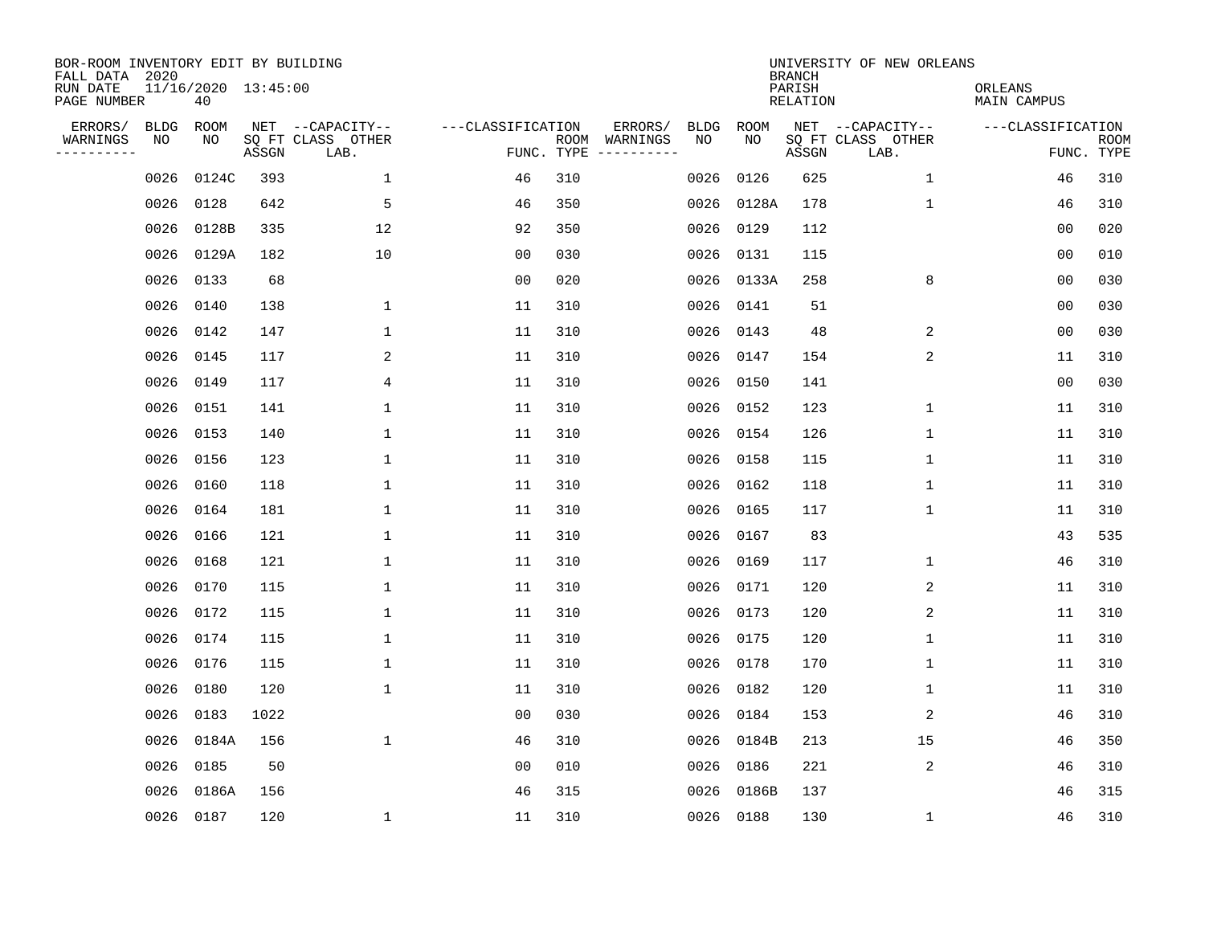BOR-ROOM INVENTORY EDIT BY BUILDING
FALL DATA 2020
RUN DATE 11/16/2020 13:45:00
PAGE NUMBER 40

UNIVERSITY OF NEW ORLEANS
BRANCH
PARISH ORLEANS
RELATION MAIN CAMPUS

| ERRORS/ WARNINGS | BLDG NO | ROOM NO | NET SQ FT ASSGN | CAPACITY CLASS LAB. | CAPACITY OTHER | CLASSIFICATION FUNC. | ROOM TYPE | ERRORS/ WARNINGS | BLDG NO | ROOM NO | NET SQ FT ASSGN | CAPACITY CLASS LAB. | CAPACITY OTHER | CLASSIFICATION FUNC. | ROOM TYPE |
|---|---|---|---|---|---|---|---|---|---|---|---|---|---|---|---|
| | 0026 | 0124C | 393 | | 1 | 46 | 310 | | 0026 | 0126 | 625 | | 1 | 46 | 310 |
| | 0026 | 0128 | 642 | | 5 | 46 | 350 | | 0026 | 0128A | 178 | | 1 | 46 | 310 |
| | 0026 | 0128B | 335 | | 12 | 92 | 350 | | 0026 | 0129 | 112 | | | 00 | 020 |
| | 0026 | 0129A | 182 | | 10 | 00 | 030 | | 0026 | 0131 | 115 | | | 00 | 010 |
| | 0026 | 0133 | 68 | | | 00 | 020 | | 0026 | 0133A | 258 | | 8 | 00 | 030 |
| | 0026 | 0140 | 138 | | 1 | 11 | 310 | | 0026 | 0141 | 51 | | | 00 | 030 |
| | 0026 | 0142 | 147 | | 1 | 11 | 310 | | 0026 | 0143 | 48 | | 2 | 00 | 030 |
| | 0026 | 0145 | 117 | | 2 | 11 | 310 | | 0026 | 0147 | 154 | | 2 | 11 | 310 |
| | 0026 | 0149 | 117 | | 4 | 11 | 310 | | 0026 | 0150 | 141 | | | 00 | 030 |
| | 0026 | 0151 | 141 | | 1 | 11 | 310 | | 0026 | 0152 | 123 | | 1 | 11 | 310 |
| | 0026 | 0153 | 140 | | 1 | 11 | 310 | | 0026 | 0154 | 126 | | 1 | 11 | 310 |
| | 0026 | 0156 | 123 | | 1 | 11 | 310 | | 0026 | 0158 | 115 | | 1 | 11 | 310 |
| | 0026 | 0160 | 118 | | 1 | 11 | 310 | | 0026 | 0162 | 118 | | 1 | 11 | 310 |
| | 0026 | 0164 | 181 | | 1 | 11 | 310 | | 0026 | 0165 | 117 | | 1 | 11 | 310 |
| | 0026 | 0166 | 121 | | 1 | 11 | 310 | | 0026 | 0167 | 83 | | | 43 | 535 |
| | 0026 | 0168 | 121 | | 1 | 11 | 310 | | 0026 | 0169 | 117 | | 1 | 46 | 310 |
| | 0026 | 0170 | 115 | | 1 | 11 | 310 | | 0026 | 0171 | 120 | | 2 | 11 | 310 |
| | 0026 | 0172 | 115 | | 1 | 11 | 310 | | 0026 | 0173 | 120 | | 2 | 11 | 310 |
| | 0026 | 0174 | 115 | | 1 | 11 | 310 | | 0026 | 0175 | 120 | | 1 | 11 | 310 |
| | 0026 | 0176 | 115 | | 1 | 11 | 310 | | 0026 | 0178 | 170 | | 1 | 11 | 310 |
| | 0026 | 0180 | 120 | | 1 | 11 | 310 | | 0026 | 0182 | 120 | | 1 | 11 | 310 |
| | 0026 | 0183 | 1022 | | | 00 | 030 | | 0026 | 0184 | 153 | | 2 | 46 | 310 |
| | 0026 | 0184A | 156 | | 1 | 46 | 310 | | 0026 | 0184B | 213 | | 15 | 46 | 350 |
| | 0026 | 0185 | 50 | | | 00 | 010 | | 0026 | 0186 | 221 | | 2 | 46 | 310 |
| | 0026 | 0186A | 156 | | | 46 | 315 | | 0026 | 0186B | 137 | | | 46 | 315 |
| | 0026 | 0187 | 120 | | 1 | 11 | 310 | | 0026 | 0188 | 130 | | 1 | 46 | 310 |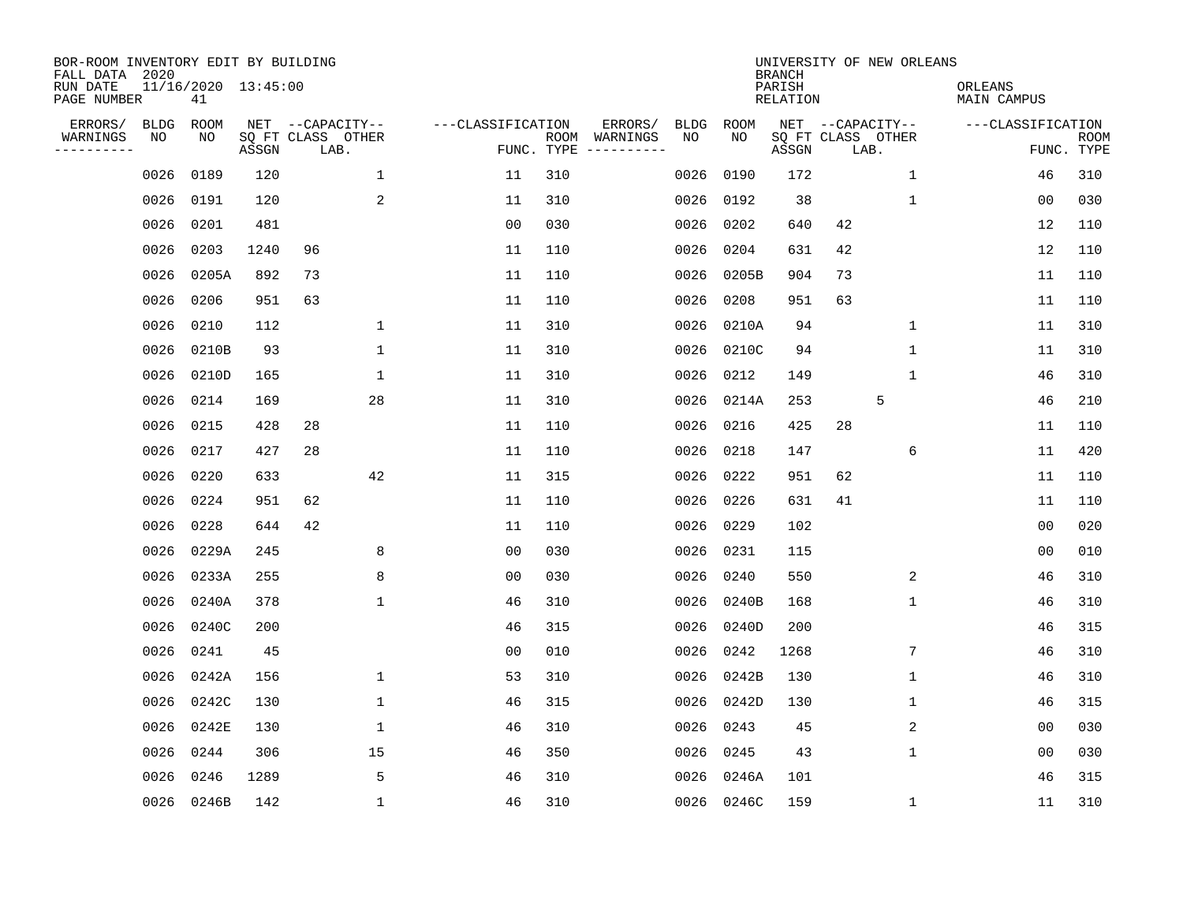BOR-ROOM INVENTORY EDIT BY BUILDING
FALL DATA 2020
RUN DATE 11/16/2020 13:45:00
PAGE NUMBER 41

UNIVERSITY OF NEW ORLEANS
BRANCH
PARISH ORLEANS
RELATION MAIN CAMPUS

| ERRORS/ WARNINGS | BLDG NO | ROOM NO | NET SQ FT ASSGN | CAPACITY CLASS LAB. | CAPACITY OTHER | CLASSIFICATION FUNC. | ROOM TYPE | ERRORS/ WARNINGS | BLDG NO | ROOM NO | NET SQ FT ASSGN | CAPACITY CLASS LAB. | CAPACITY OTHER | CLASSIFICATION FUNC. | ROOM TYPE |
|---|---|---|---|---|---|---|---|---|---|---|---|---|---|---|---|
| | 0026 | 0189 | 120 | | 1 | 11 | 310 | | 0026 | 0190 | 172 | | 1 | 46 | 310 |
| | 0026 | 0191 | 120 | | 2 | 11 | 310 | | 0026 | 0192 | 38 | | 1 | 00 | 030 |
| | 0026 | 0201 | 481 | | | 00 | 030 | | 0026 | 0202 | 640 | 42 | | 12 | 110 |
| | 0026 | 0203 | 1240 | 96 | | 11 | 110 | | 0026 | 0204 | 631 | 42 | | 12 | 110 |
| | 0026 | 0205A | 892 | 73 | | 11 | 110 | | 0026 | 0205B | 904 | 73 | | 11 | 110 |
| | 0026 | 0206 | 951 | 63 | | 11 | 110 | | 0026 | 0208 | 951 | 63 | | 11 | 110 |
| | 0026 | 0210 | 112 | | 1 | 11 | 310 | | 0026 | 0210A | 94 | | 1 | 11 | 310 |
| | 0026 | 0210B | 93 | | 1 | 11 | 310 | | 0026 | 0210C | 94 | | 1 | 11 | 310 |
| | 0026 | 0210D | 165 | | 1 | 11 | 310 | | 0026 | 0212 | 149 | | 1 | 46 | 310 |
| | 0026 | 0214 | 169 | | 28 | 11 | 310 | | 0026 | 0214A | 253 | 5 | | 46 | 210 |
| | 0026 | 0215 | 428 | 28 | | 11 | 110 | | 0026 | 0216 | 425 | 28 | | 11 | 110 |
| | 0026 | 0217 | 427 | 28 | | 11 | 110 | | 0026 | 0218 | 147 | | 6 | 11 | 420 |
| | 0026 | 0220 | 633 | | 42 | 11 | 315 | | 0026 | 0222 | 951 | 62 | | 11 | 110 |
| | 0026 | 0224 | 951 | 62 | | 11 | 110 | | 0026 | 0226 | 631 | 41 | | 11 | 110 |
| | 0026 | 0228 | 644 | 42 | | 11 | 110 | | 0026 | 0229 | 102 | | | 00 | 020 |
| | 0026 | 0229A | 245 | | 8 | 00 | 030 | | 0026 | 0231 | 115 | | | 00 | 010 |
| | 0026 | 0233A | 255 | | 8 | 00 | 030 | | 0026 | 0240 | 550 | | 2 | 46 | 310 |
| | 0026 | 0240A | 378 | | 1 | 46 | 310 | | 0026 | 0240B | 168 | | 1 | 46 | 310 |
| | 0026 | 0240C | 200 | | | 46 | 315 | | 0026 | 0240D | 200 | | | 46 | 315 |
| | 0026 | 0241 | 45 | | | 00 | 010 | | 0026 | 0242 | 1268 | | 7 | 46 | 310 |
| | 0026 | 0242A | 156 | | 1 | 53 | 310 | | 0026 | 0242B | 130 | | 1 | 46 | 310 |
| | 0026 | 0242C | 130 | | 1 | 46 | 315 | | 0026 | 0242D | 130 | | 1 | 46 | 315 |
| | 0026 | 0242E | 130 | | 1 | 46 | 310 | | 0026 | 0243 | 45 | | 2 | 00 | 030 |
| | 0026 | 0244 | 306 | | 15 | 46 | 350 | | 0026 | 0245 | 43 | | 1 | 00 | 030 |
| | 0026 | 0246 | 1289 | | 5 | 46 | 310 | | 0026 | 0246A | 101 | | | 46 | 315 |
| | 0026 | 0246B | 142 | | 1 | 46 | 310 | | 0026 | 0246C | 159 | | 1 | 11 | 310 |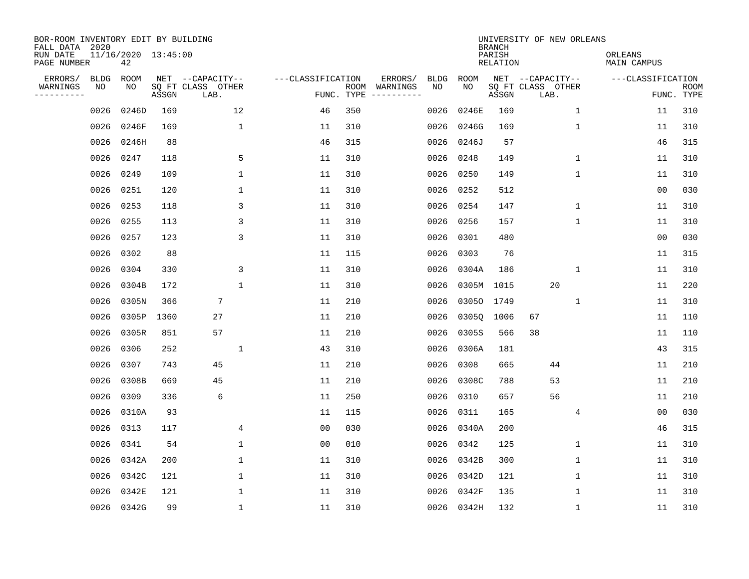BOR-ROOM INVENTORY EDIT BY BUILDING
FALL DATA 2020
RUN DATE 11/16/2020 13:45:00
PAGE NUMBER 42

UNIVERSITY OF NEW ORLEANS
BRANCH
PARISH ORLEANS
RELATION MAIN CAMPUS

| ERRORS/ WARNINGS | BLDG NO | ROOM NO | NET SQ FT ASSGN | CAPACITY CLASS LAB. | CAPACITY OTHER | CLASSIFICATION FUNC. | ROOM TYPE | ERRORS/ WARNINGS | BLDG NO | ROOM NO | NET SQ FT ASSGN | CAPACITY CLASS LAB. | CAPACITY OTHER | CLASSIFICATION FUNC. | ROOM TYPE |
|---|---|---|---|---|---|---|---|---|---|---|---|---|---|---|---|
| | 0026 | 0246D | 169 | | 12 | 46 | 350 | | 0026 | 0246E | 169 | | 1 | 11 | 310 |
| | 0026 | 0246F | 169 | | 1 | 11 | 310 | | 0026 | 0246G | 169 | | 1 | 11 | 310 |
| | 0026 | 0246H | 88 | | | 46 | 315 | | 0026 | 0246J | 57 | | | 46 | 315 |
| | 0026 | 0247 | 118 | | 5 | 11 | 310 | | 0026 | 0248 | 149 | | 1 | 11 | 310 |
| | 0026 | 0249 | 109 | | 1 | 11 | 310 | | 0026 | 0250 | 149 | | 1 | 11 | 310 |
| | 0026 | 0251 | 120 | | 1 | 11 | 310 | | 0026 | 0252 | 512 | | | 00 | 030 |
| | 0026 | 0253 | 118 | | 3 | 11 | 310 | | 0026 | 0254 | 147 | | 1 | 11 | 310 |
| | 0026 | 0255 | 113 | | 3 | 11 | 310 | | 0026 | 0256 | 157 | | 1 | 11 | 310 |
| | 0026 | 0257 | 123 | | 3 | 11 | 310 | | 0026 | 0301 | 480 | | | 00 | 030 |
| | 0026 | 0302 | 88 | | | 11 | 115 | | 0026 | 0303 | 76 | | | 11 | 315 |
| | 0026 | 0304 | 330 | | 3 | 11 | 310 | | 0026 | 0304A | 186 | | 1 | 11 | 310 |
| | 0026 | 0304B | 172 | | 1 | 11 | 310 | | 0026 | 0305M | 1015 | 20 | | 11 | 220 |
| | 0026 | 0305N | 366 | 7 | | 11 | 210 | | 0026 | 0305O | 1749 | | 1 | 11 | 310 |
| | 0026 | 0305P | 1360 | 27 | | 11 | 210 | | 0026 | 0305Q | 1006 | 67 | | 11 | 110 |
| | 0026 | 0305R | 851 | 57 | | 11 | 210 | | 0026 | 0305S | 566 | 38 | | 11 | 110 |
| | 0026 | 0306 | 252 | | 1 | 43 | 310 | | 0026 | 0306A | 181 | | | 43 | 315 |
| | 0026 | 0307 | 743 | 45 | | 11 | 210 | | 0026 | 0308 | 665 | 44 | | 11 | 210 |
| | 0026 | 0308B | 669 | 45 | | 11 | 210 | | 0026 | 0308C | 788 | 53 | | 11 | 210 |
| | 0026 | 0309 | 336 | 6 | | 11 | 250 | | 0026 | 0310 | 657 | 56 | | 11 | 210 |
| | 0026 | 0310A | 93 | | | 11 | 115 | | 0026 | 0311 | 165 | | 4 | 00 | 030 |
| | 0026 | 0313 | 117 | | 4 | 00 | 030 | | 0026 | 0340A | 200 | | | 46 | 315 |
| | 0026 | 0341 | 54 | | 1 | 00 | 010 | | 0026 | 0342 | 125 | | 1 | 11 | 310 |
| | 0026 | 0342A | 200 | | 1 | 11 | 310 | | 0026 | 0342B | 300 | | 1 | 11 | 310 |
| | 0026 | 0342C | 121 | | 1 | 11 | 310 | | 0026 | 0342D | 121 | | 1 | 11 | 310 |
| | 0026 | 0342E | 121 | | 1 | 11 | 310 | | 0026 | 0342F | 135 | | 1 | 11 | 310 |
| | 0026 | 0342G | 99 | | 1 | 11 | 310 | | 0026 | 0342H | 132 | | 1 | 11 | 310 |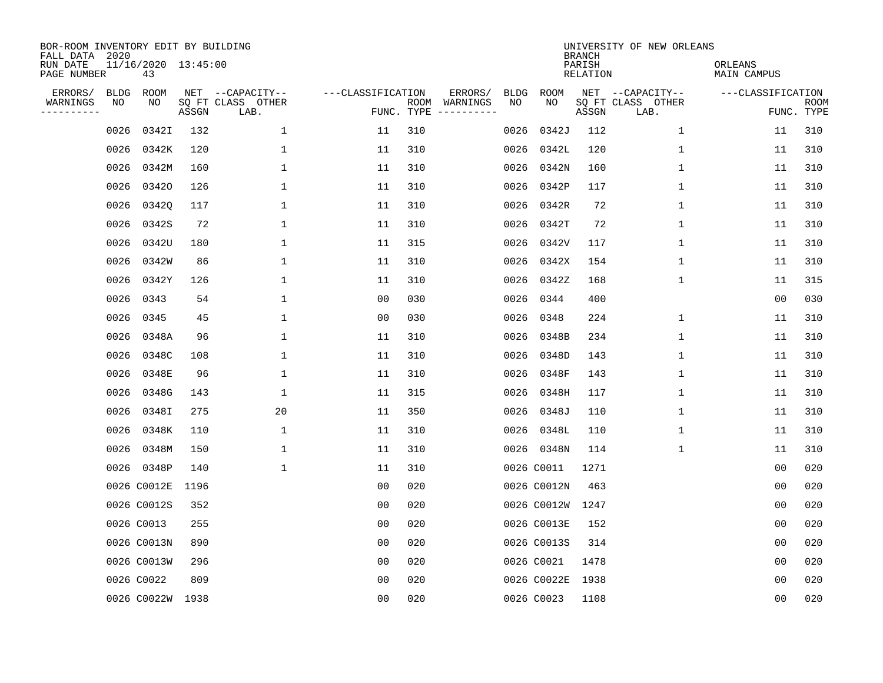BOR-ROOM INVENTORY EDIT BY BUILDING
FALL DATA 2020
RUN DATE 11/16/2020 13:45:00
PAGE NUMBER 43

UNIVERSITY OF NEW ORLEANS
BRANCH
PARISH ORLEANS
RELATION MAIN CAMPUS

| ERRORS/ WARNINGS | BLDG NO | ROOM NO | NET SQ FT ASSGN | CAPACITY CLASS LAB. | CAPACITY OTHER | CLASSIFICATION FUNC. | ROOM TYPE | ERRORS/ WARNINGS | BLDG NO | ROOM NO | NET SQ FT ASSGN | CAPACITY CLASS LAB. | CAPACITY OTHER | CLASSIFICATION FUNC. | ROOM TYPE |
|---|---|---|---|---|---|---|---|---|---|---|---|---|---|---|---|
| | 0026 | 0342I | 132 | | 1 | 11 | 310 | | 0026 | 0342J | 112 | | 1 | 11 | 310 |
| | 0026 | 0342K | 120 | | 1 | 11 | 310 | | 0026 | 0342L | 120 | | 1 | 11 | 310 |
| | 0026 | 0342M | 160 | | 1 | 11 | 310 | | 0026 | 0342N | 160 | | 1 | 11 | 310 |
| | 0026 | 0342O | 126 | | 1 | 11 | 310 | | 0026 | 0342P | 117 | | 1 | 11 | 310 |
| | 0026 | 0342Q | 117 | | 1 | 11 | 310 | | 0026 | 0342R | 72 | | 1 | 11 | 310 |
| | 0026 | 0342S | 72 | | 1 | 11 | 310 | | 0026 | 0342T | 72 | | 1 | 11 | 310 |
| | 0026 | 0342U | 180 | | 1 | 11 | 315 | | 0026 | 0342V | 117 | | 1 | 11 | 310 |
| | 0026 | 0342W | 86 | | 1 | 11 | 310 | | 0026 | 0342X | 154 | | 1 | 11 | 310 |
| | 0026 | 0342Y | 126 | | 1 | 11 | 310 | | 0026 | 0342Z | 168 | | 1 | 11 | 315 |
| | 0026 | 0343 | 54 | | 1 | 00 | 030 | | 0026 | 0344 | 400 | | | 00 | 030 |
| | 0026 | 0345 | 45 | | 1 | 00 | 030 | | 0026 | 0348 | 224 | | 1 | 11 | 310 |
| | 0026 | 0348A | 96 | | 1 | 11 | 310 | | 0026 | 0348B | 234 | | 1 | 11 | 310 |
| | 0026 | 0348C | 108 | | 1 | 11 | 310 | | 0026 | 0348D | 143 | | 1 | 11 | 310 |
| | 0026 | 0348E | 96 | | 1 | 11 | 310 | | 0026 | 0348F | 143 | | 1 | 11 | 310 |
| | 0026 | 0348G | 143 | | 1 | 11 | 315 | | 0026 | 0348H | 117 | | 1 | 11 | 310 |
| | 0026 | 0348I | 275 | | 20 | 11 | 350 | | 0026 | 0348J | 110 | | 1 | 11 | 310 |
| | 0026 | 0348K | 110 | | 1 | 11 | 310 | | 0026 | 0348L | 110 | | 1 | 11 | 310 |
| | 0026 | 0348M | 150 | | 1 | 11 | 310 | | 0026 | 0348N | 114 | | 1 | 11 | 310 |
| | 0026 | 0348P | 140 | | 1 | 11 | 310 | | 0026 | C0011 | 1271 | | | 00 | 020 |
| | 0026 | C0012E | 1196 | | | 00 | 020 | | 0026 | C0012N | 463 | | | 00 | 020 |
| | 0026 | C0012S | 352 | | | 00 | 020 | | 0026 | C0012W | 1247 | | | 00 | 020 |
| | 0026 | C0013 | 255 | | | 00 | 020 | | 0026 | C0013E | 152 | | | 00 | 020 |
| | 0026 | C0013N | 890 | | | 00 | 020 | | 0026 | C0013S | 314 | | | 00 | 020 |
| | 0026 | C0013W | 296 | | | 00 | 020 | | 0026 | C0021 | 1478 | | | 00 | 020 |
| | 0026 | C0022 | 809 | | | 00 | 020 | | 0026 | C0022E | 1938 | | | 00 | 020 |
| | 0026 | C0022W | 1938 | | | 00 | 020 | | 0026 | C0023 | 1108 | | | 00 | 020 |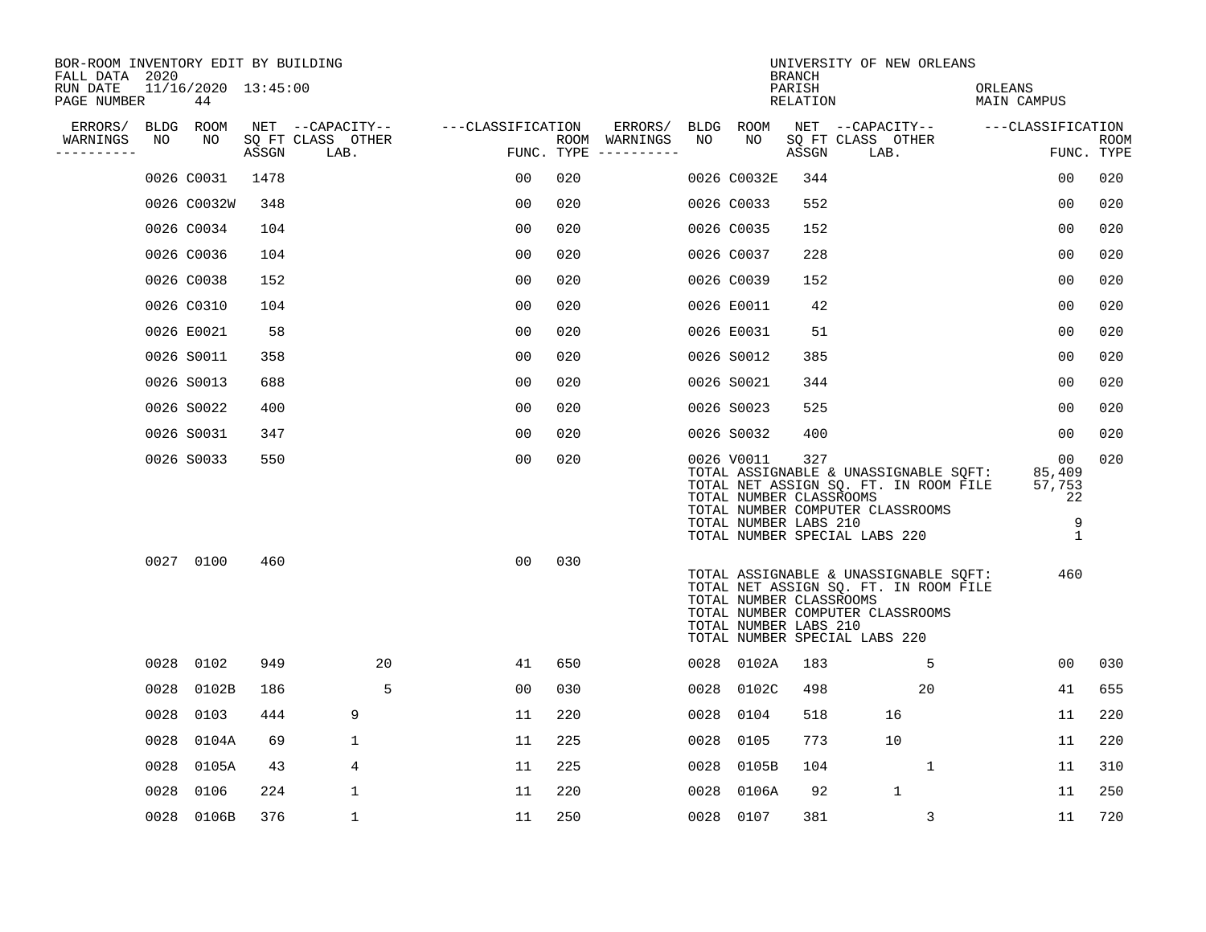BOR-ROOM INVENTORY EDIT BY BUILDING
FALL DATA 2020
RUN DATE 11/16/2020 13:45:00
PAGE NUMBER 44

UNIVERSITY OF NEW ORLEANS
BRANCH
PARISH ORLEANS
RELATION MAIN CAMPUS

| ERRORS/ WARNINGS | BLDG NO | ROOM NO | NET SQ FT ASSGN | CAPACITY CLASS LAB. | CAPACITY OTHER | CLASSIFICATION FUNC. | ROOM TYPE | ERRORS/ WARNINGS | BLDG NO | ROOM NO | NET SQ FT ASSGN | CAPACITY CLASS LAB. | CAPACITY OTHER | CLASSIFICATION FUNC. | ROOM TYPE |
|---|---|---|---|---|---|---|---|---|---|---|---|---|---|---|---|
| | 0026 | C0031 | 1478 | | | 00 | 020 | | 0026 | C0032E | 344 | | | 00 | 020 |
| | 0026 | C0032W | 348 | | | 00 | 020 | | 0026 | C0033 | 552 | | | 00 | 020 |
| | 0026 | C0034 | 104 | | | 00 | 020 | | 0026 | C0035 | 152 | | | 00 | 020 |
| | 0026 | C0036 | 104 | | | 00 | 020 | | 0026 | C0037 | 228 | | | 00 | 020 |
| | 0026 | C0038 | 152 | | | 00 | 020 | | 0026 | C0039 | 152 | | | 00 | 020 |
| | 0026 | C0310 | 104 | | | 00 | 020 | | 0026 | E0011 | 42 | | | 00 | 020 |
| | 0026 | E0021 | 58 | | | 00 | 020 | | 0026 | E0031 | 51 | | | 00 | 020 |
| | 0026 | S0011 | 358 | | | 00 | 020 | | 0026 | S0012 | 385 | | | 00 | 020 |
| | 0026 | S0013 | 688 | | | 00 | 020 | | 0026 | S0021 | 344 | | | 00 | 020 |
| | 0026 | S0022 | 400 | | | 00 | 020 | | 0026 | S0023 | 525 | | | 00 | 020 |
| | 0026 | S0031 | 347 | | | 00 | 020 | | 0026 | S0032 | 400 | | | 00 | 020 |
| | 0026 | S0033 | 550 | | | 00 | 020 | | 0026 | V0011 | 327 | | | 00 | 020 |

TOTAL ASSIGNABLE & UNASSIGNABLE SQFT: 85,409
TOTAL NET ASSIGN SQ. FT. IN ROOM FILE 57,753
TOTAL NUMBER CLASSROOMS 22
TOTAL NUMBER COMPUTER CLASSROOMS
TOTAL NUMBER LABS 210 9
TOTAL NUMBER SPECIAL LABS 220 1

| ERRORS/ WARNINGS | BLDG NO | ROOM NO | NET SQ FT ASSGN | CAPACITY CLASS LAB. | CAPACITY OTHER | CLASSIFICATION FUNC. | ROOM TYPE |
|---|---|---|---|---|---|---|---|
| | 0027 | 0100 | 460 | | | 00 | 030 |

TOTAL ASSIGNABLE & UNASSIGNABLE SQFT: 460
TOTAL NET ASSIGN SQ. FT. IN ROOM FILE
TOTAL NUMBER CLASSROOMS
TOTAL NUMBER COMPUTER CLASSROOMS
TOTAL NUMBER LABS 210
TOTAL NUMBER SPECIAL LABS 220

| ERRORS/ WARNINGS | BLDG NO | ROOM NO | NET SQ FT ASSGN | CAPACITY CLASS LAB. | CAPACITY OTHER | CLASSIFICATION FUNC. | ROOM TYPE | ERRORS/ WARNINGS | BLDG NO | ROOM NO | NET SQ FT ASSGN | CAPACITY CLASS LAB. | CAPACITY OTHER | CLASSIFICATION FUNC. | ROOM TYPE |
|---|---|---|---|---|---|---|---|---|---|---|---|---|---|---|---|
| | 0028 | 0102 | 949 | | 20 | 41 | 650 | | 0028 | 0102A | 183 | | 5 | 00 | 030 |
| | 0028 | 0102B | 186 | | 5 | 00 | 030 | | 0028 | 0102C | 498 | | 20 | 41 | 655 |
| | 0028 | 0103 | 444 | 9 | | 11 | 220 | | 0028 | 0104 | 518 | 16 | | 11 | 220 |
| | 0028 | 0104A | 69 | 1 | | 11 | 225 | | 0028 | 0105 | 773 | 10 | | 11 | 220 |
| | 0028 | 0105A | 43 | 4 | | 11 | 225 | | 0028 | 0105B | 104 | | 1 | 11 | 310 |
| | 0028 | 0106 | 224 | 1 | | 11 | 220 | | 0028 | 0106A | 92 | 1 | | 11 | 250 |
| | 0028 | 0106B | 376 | 1 | | 11 | 250 | | 0028 | 0107 | 381 | | 3 | 11 | 720 |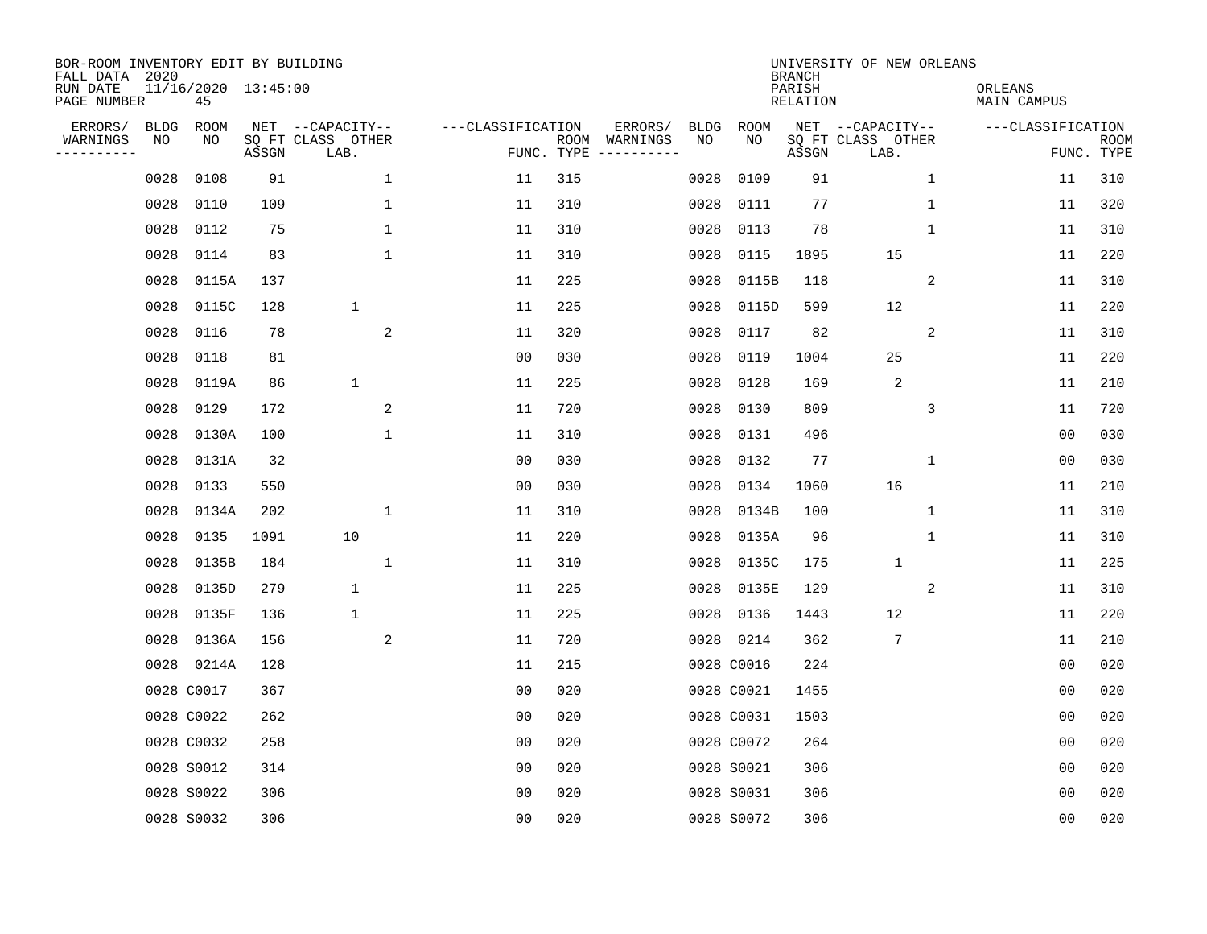BOR-ROOM INVENTORY EDIT BY BUILDING
FALL DATA 2020
RUN DATE 11/16/2020 13:45:00
PAGE NUMBER 45

UNIVERSITY OF NEW ORLEANS
BRANCH
PARISH ORLEANS
RELATION MAIN CAMPUS

| ERRORS/ WARNINGS | BLDG NO | ROOM NO | NET SQ FT ASSGN | CAPACITY CLASS LAB. | CAPACITY OTHER | CLASSIFICATION FUNC. | ROOM TYPE | ERRORS/ WARNINGS | BLDG NO | ROOM NO | NET SQ FT ASSGN | CAPACITY CLASS LAB. | CAPACITY OTHER | CLASSIFICATION FUNC. | ROOM TYPE |
|---|---|---|---|---|---|---|---|---|---|---|---|---|---|---|---|
| | 0028 | 0108 | 91 | | 1 | 11 | 315 | | 0028 | 0109 | 91 | | 1 | 11 | 310 |
| | 0028 | 0110 | 109 | | 1 | 11 | 310 | | 0028 | 0111 | 77 | | 1 | 11 | 320 |
| | 0028 | 0112 | 75 | | 1 | 11 | 310 | | 0028 | 0113 | 78 | | 1 | 11 | 310 |
| | 0028 | 0114 | 83 | | 1 | 11 | 310 | | 0028 | 0115 | 1895 | 15 | | 11 | 220 |
| | 0028 | 0115A | 137 | | | 11 | 225 | | 0028 | 0115B | 118 | | 2 | 11 | 310 |
| | 0028 | 0115C | 128 | 1 | | 11 | 225 | | 0028 | 0115D | 599 | 12 | | 11 | 220 |
| | 0028 | 0116 | 78 | | 2 | 11 | 320 | | 0028 | 0117 | 82 | | 2 | 11 | 310 |
| | 0028 | 0118 | 81 | | | 00 | 030 | | 0028 | 0119 | 1004 | 25 | | 11 | 220 |
| | 0028 | 0119A | 86 | 1 | | 11 | 225 | | 0028 | 0128 | 169 | 2 | | 11 | 210 |
| | 0028 | 0129 | 172 | | 2 | 11 | 720 | | 0028 | 0130 | 809 | | 3 | 11 | 720 |
| | 0028 | 0130A | 100 | | 1 | 11 | 310 | | 0028 | 0131 | 496 | | | 00 | 030 |
| | 0028 | 0131A | 32 | | | 00 | 030 | | 0028 | 0132 | 77 | | 1 | 00 | 030 |
| | 0028 | 0133 | 550 | | | 00 | 030 | | 0028 | 0134 | 1060 | 16 | | 11 | 210 |
| | 0028 | 0134A | 202 | | 1 | 11 | 310 | | 0028 | 0134B | 100 | | 1 | 11 | 310 |
| | 0028 | 0135 | 1091 | 10 | | 11 | 220 | | 0028 | 0135A | 96 | | 1 | 11 | 310 |
| | 0028 | 0135B | 184 | | 1 | 11 | 310 | | 0028 | 0135C | 175 | 1 | | 11 | 225 |
| | 0028 | 0135D | 279 | 1 | | 11 | 225 | | 0028 | 0135E | 129 | | 2 | 11 | 310 |
| | 0028 | 0135F | 136 | 1 | | 11 | 225 | | 0028 | 0136 | 1443 | 12 | | 11 | 220 |
| | 0028 | 0136A | 156 | | 2 | 11 | 720 | | 0028 | 0214 | 362 | 7 | | 11 | 210 |
| | 0028 | 0214A | 128 | | | 11 | 215 | | 0028 | C0016 | 224 | | | 00 | 020 |
| | 0028 | C0017 | 367 | | | 00 | 020 | | 0028 | C0021 | 1455 | | | 00 | 020 |
| | 0028 | C0022 | 262 | | | 00 | 020 | | 0028 | C0031 | 1503 | | | 00 | 020 |
| | 0028 | C0032 | 258 | | | 00 | 020 | | 0028 | C0072 | 264 | | | 00 | 020 |
| | 0028 | S0012 | 314 | | | 00 | 020 | | 0028 | S0021 | 306 | | | 00 | 020 |
| | 0028 | S0022 | 306 | | | 00 | 020 | | 0028 | S0031 | 306 | | | 00 | 020 |
| | 0028 | S0032 | 306 | | | 00 | 020 | | 0028 | S0072 | 306 | | | 00 | 020 |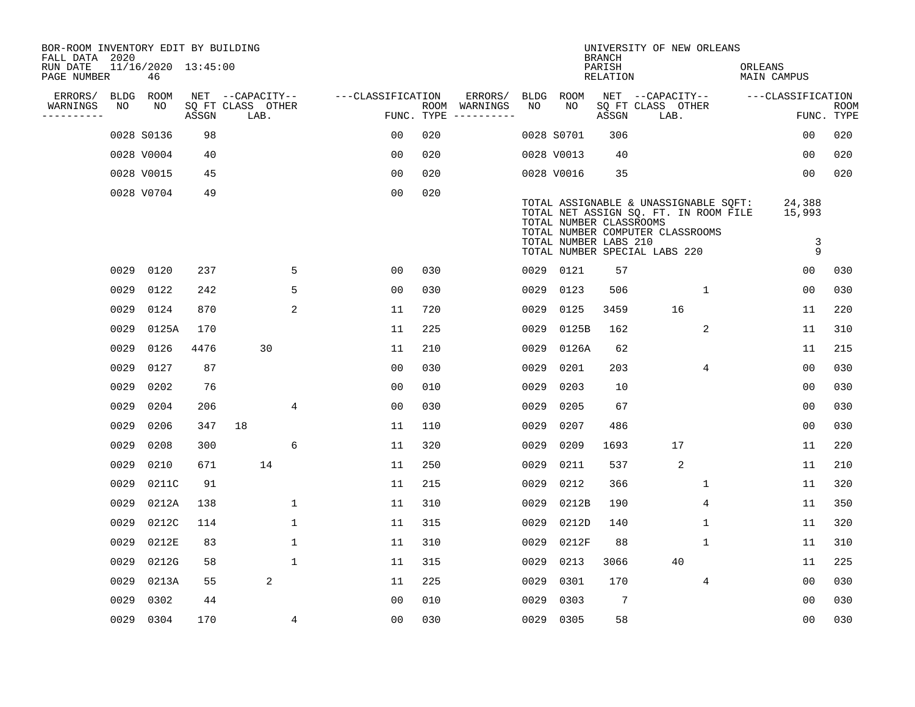BOR-ROOM INVENTORY EDIT BY BUILDING
FALL DATA 2020
RUN DATE 11/16/2020 13:45:00
PAGE NUMBER 46

UNIVERSITY OF NEW ORLEANS
BRANCH
PARISH ORLEANS
RELATION MAIN CAMPUS

| ERRORS/ WARNINGS | BLDG NO | ROOM NO | NET SQ FT ASSGN | CAPACITY CLASS | LAB. | OTHER | CLASSIFICATION FUNC. | ROOM TYPE | ERRORS/ WARNINGS | BLDG NO | ROOM NO | NET SQ FT ASSGN | CAPACITY CLASS | LAB. | OTHER | CLASSIFICATION FUNC. | ROOM TYPE |
|---|---|---|---|---|---|---|---|---|---|---|---|---|---|---|---|---|---|
| | 0028 | S0136 | 98 | | | | 00 | 020 | | 0028 | S0701 | 306 | | | | 00 | 020 |
| | 0028 | V0004 | 40 | | | | 00 | 020 | | 0028 | V0013 | 40 | | | | 00 | 020 |
| | 0028 | V0015 | 45 | | | | 00 | 020 | | 0028 | V0016 | 35 | | | | 00 | 020 |
| | 0028 | V0704 | 49 | | | | 00 | 020 | | | | | | | | | |

TOTAL ASSIGNABLE & UNASSIGNABLE SQFT: 24,388
TOTAL NET ASSIGN SQ. FT. IN ROOM FILE 15,993
TOTAL NUMBER CLASSROOMS
TOTAL NUMBER COMPUTER CLASSROOMS
TOTAL NUMBER LABS 210 3
TOTAL NUMBER SPECIAL LABS 220 9

| ERRORS/ WARNINGS | BLDG NO | ROOM NO | NET SQ FT ASSGN | CAPACITY CLASS | LAB. | OTHER | CLASSIFICATION FUNC. | ROOM TYPE | ERRORS/ WARNINGS | BLDG NO | ROOM NO | NET SQ FT ASSGN | CAPACITY CLASS | LAB. | OTHER | CLASSIFICATION FUNC. | ROOM TYPE |
|---|---|---|---|---|---|---|---|---|---|---|---|---|---|---|---|---|---|
| | 0029 | 0120 | 237 | | | 5 | 00 | 030 | | 0029 | 0121 | 57 | | | | 00 | 030 |
| | 0029 | 0122 | 242 | | | 5 | 00 | 030 | | 0029 | 0123 | 506 | | | 1 | 00 | 030 |
| | 0029 | 0124 | 870 | | | 2 | 11 | 720 | | 0029 | 0125 | 3459 | | 16 | | 11 | 220 |
| | 0029 | 0125A | 170 | | | | 11 | 225 | | 0029 | 0125B | 162 | | | 2 | 11 | 310 |
| | 0029 | 0126 | 4476 | | 30 | | 11 | 210 | | 0029 | 0126A | 62 | | | | 11 | 215 |
| | 0029 | 0127 | 87 | | | | 00 | 030 | | 0029 | 0201 | 203 | | | 4 | 00 | 030 |
| | 0029 | 0202 | 76 | | | | 00 | 010 | | 0029 | 0203 | 10 | | | | 00 | 030 |
| | 0029 | 0204 | 206 | | | 4 | 00 | 030 | | 0029 | 0205 | 67 | | | | 00 | 030 |
| | 0029 | 0206 | 347 | 18 | | | 11 | 110 | | 0029 | 0207 | 486 | | | | 00 | 030 |
| | 0029 | 0208 | 300 | | | 6 | 11 | 320 | | 0029 | 0209 | 1693 | | 17 | | 11 | 220 |
| | 0029 | 0210 | 671 | | 14 | | 11 | 250 | | 0029 | 0211 | 537 | | 2 | | 11 | 210 |
| | 0029 | 0211C | 91 | | | | 11 | 215 | | 0029 | 0212 | 366 | | | 1 | 11 | 320 |
| | 0029 | 0212A | 138 | | | 1 | 11 | 310 | | 0029 | 0212B | 190 | | | 4 | 11 | 350 |
| | 0029 | 0212C | 114 | | | 1 | 11 | 315 | | 0029 | 0212D | 140 | | | 1 | 11 | 320 |
| | 0029 | 0212E | 83 | | | 1 | 11 | 310 | | 0029 | 0212F | 88 | | | 1 | 11 | 310 |
| | 0029 | 0212G | 58 | | | 1 | 11 | 315 | | 0029 | 0213 | 3066 | | 40 | | 11 | 225 |
| | 0029 | 0213A | 55 | | 2 | | 11 | 225 | | 0029 | 0301 | 170 | | | 4 | 00 | 030 |
| | 0029 | 0302 | 44 | | | | 00 | 010 | | 0029 | 0303 | 7 | | | | 00 | 030 |
| | 0029 | 0304 | 170 | | | 4 | 00 | 030 | | 0029 | 0305 | 58 | | | | 00 | 030 |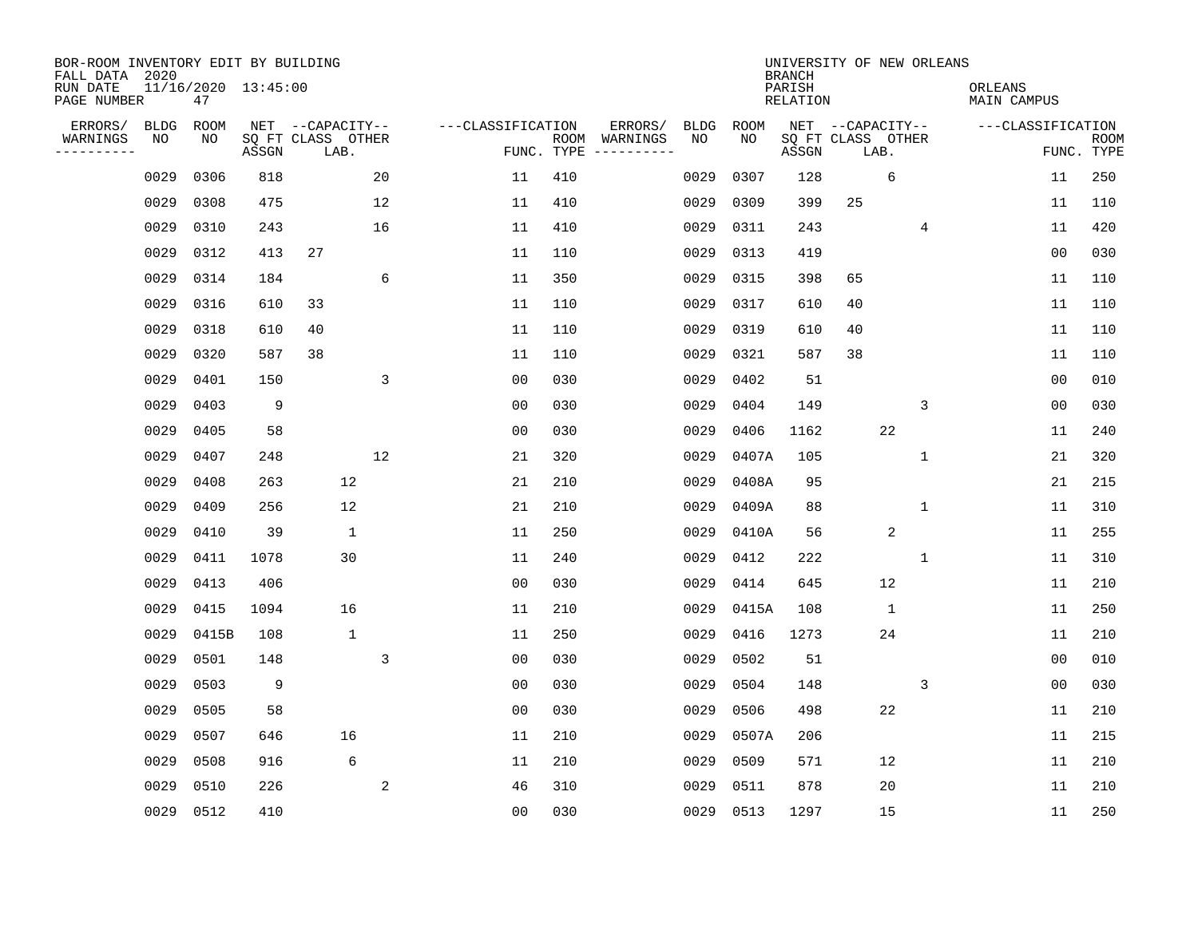BOR-ROOM INVENTORY EDIT BY BUILDING
FALL DATA 2020
RUN DATE 11/16/2020 13:45:00
PAGE NUMBER 47

UNIVERSITY OF NEW ORLEANS
BRANCH
PARISH ORLEANS
RELATION MAIN CAMPUS

| ERRORS/ WARNINGS | BLDG NO | ROOM NO | NET SQ FT ASSGN | CAPACITY CLASS | CAPACITY LAB. | CAPACITY OTHER | CLASSIFICATION FUNC. | ROOM TYPE | ERRORS/ WARNINGS | BLDG NO | ROOM NO | NET SQ FT ASSGN | CAPACITY CLASS | CAPACITY LAB. | CAPACITY OTHER | CLASSIFICATION FUNC. | ROOM TYPE |
|---|---|---|---|---|---|---|---|---|---|---|---|---|---|---|---|---|---|
| | 0029 | 0306 | 818 | | | 20 | 11 | 410 | | 0029 | 0307 | 128 | | 6 | | 11 | 250 |
| | 0029 | 0308 | 475 | | | 12 | 11 | 410 | | 0029 | 0309 | 399 | 25 | | | 11 | 110 |
| | 0029 | 0310 | 243 | | | 16 | 11 | 410 | | 0029 | 0311 | 243 | | | 4 | 11 | 420 |
| | 0029 | 0312 | 413 | 27 | | | 11 | 110 | | 0029 | 0313 | 419 | | | | 00 | 030 |
| | 0029 | 0314 | 184 | | | 6 | 11 | 350 | | 0029 | 0315 | 398 | 65 | | | 11 | 110 |
| | 0029 | 0316 | 610 | 33 | | | 11 | 110 | | 0029 | 0317 | 610 | 40 | | | 11 | 110 |
| | 0029 | 0318 | 610 | 40 | | | 11 | 110 | | 0029 | 0319 | 610 | 40 | | | 11 | 110 |
| | 0029 | 0320 | 587 | 38 | | | 11 | 110 | | 0029 | 0321 | 587 | 38 | | | 11 | 110 |
| | 0029 | 0401 | 150 | | | 3 | 00 | 030 | | 0029 | 0402 | 51 | | | | 00 | 010 |
| | 0029 | 0403 | 9 | | | | 00 | 030 | | 0029 | 0404 | 149 | | | 3 | 00 | 030 |
| | 0029 | 0405 | 58 | | | | 00 | 030 | | 0029 | 0406 | 1162 | | 22 | | 11 | 240 |
| | 0029 | 0407 | 248 | | | 12 | 21 | 320 | | 0029 | 0407A | 105 | | | 1 | 21 | 320 |
| | 0029 | 0408 | 263 | | 12 | | 21 | 210 | | 0029 | 0408A | 95 | | | | 21 | 215 |
| | 0029 | 0409 | 256 | | 12 | | 21 | 210 | | 0029 | 0409A | 88 | | | 1 | 11 | 310 |
| | 0029 | 0410 | 39 | | 1 | | 11 | 250 | | 0029 | 0410A | 56 | | 2 | | 11 | 255 |
| | 0029 | 0411 | 1078 | | 30 | | 11 | 240 | | 0029 | 0412 | 222 | | | 1 | 11 | 310 |
| | 0029 | 0413 | 406 | | | | 00 | 030 | | 0029 | 0414 | 645 | | 12 | | 11 | 210 |
| | 0029 | 0415 | 1094 | | 16 | | 11 | 210 | | 0029 | 0415A | 108 | | 1 | | 11 | 250 |
| | 0029 | 0415B | 108 | | 1 | | 11 | 250 | | 0029 | 0416 | 1273 | | 24 | | 11 | 210 |
| | 0029 | 0501 | 148 | | | 3 | 00 | 030 | | 0029 | 0502 | 51 | | | | 00 | 010 |
| | 0029 | 0503 | 9 | | | | 00 | 030 | | 0029 | 0504 | 148 | | | 3 | 00 | 030 |
| | 0029 | 0505 | 58 | | | | 00 | 030 | | 0029 | 0506 | 498 | | 22 | | 11 | 210 |
| | 0029 | 0507 | 646 | | 16 | | 11 | 210 | | 0029 | 0507A | 206 | | | | 11 | 215 |
| | 0029 | 0508 | 916 | | 6 | | 11 | 210 | | 0029 | 0509 | 571 | | 12 | | 11 | 210 |
| | 0029 | 0510 | 226 | | | 2 | 46 | 310 | | 0029 | 0511 | 878 | | 20 | | 11 | 210 |
| | 0029 | 0512 | 410 | | | | 00 | 030 | | 0029 | 0513 | 1297 | | 15 | | 11 | 250 |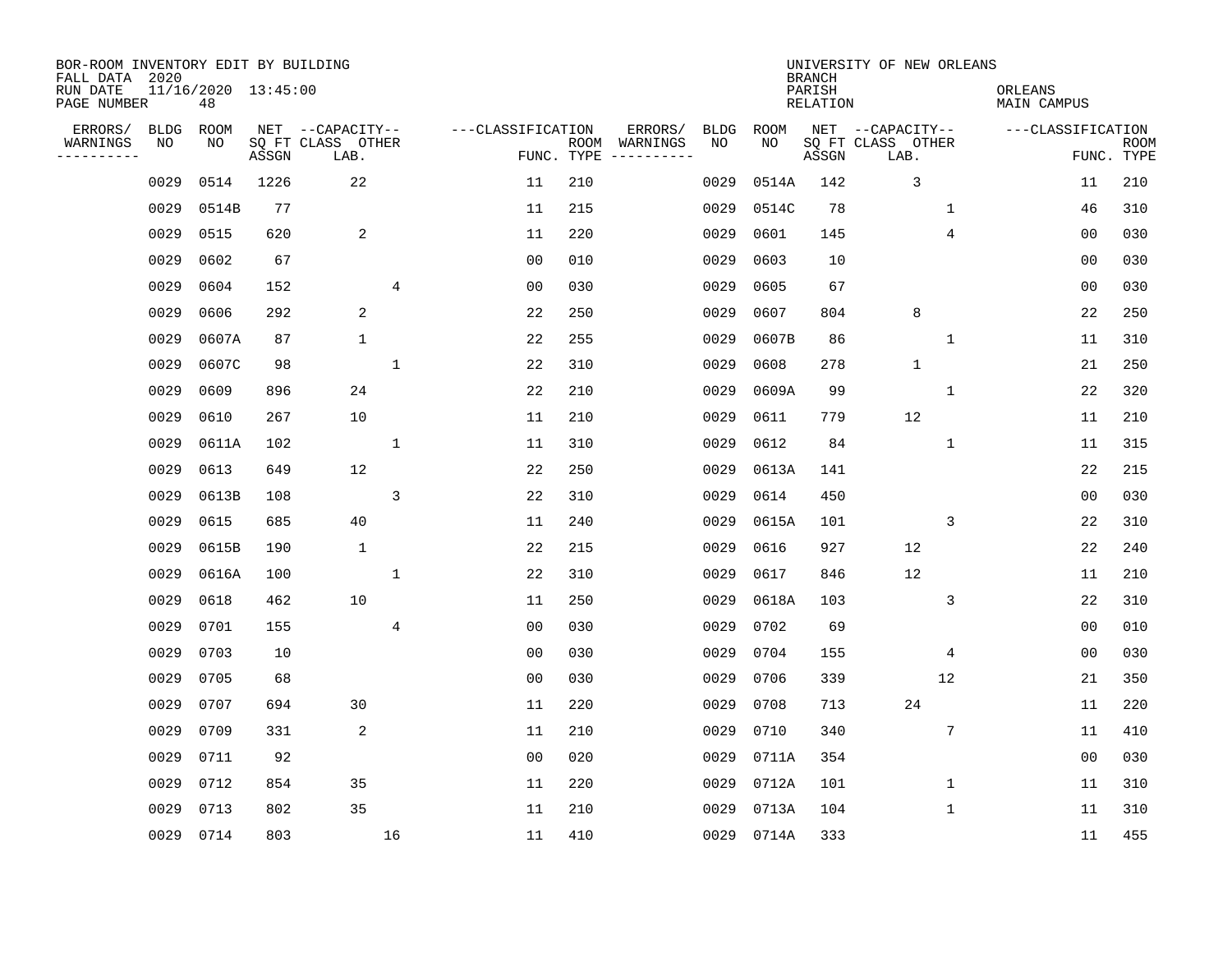BOR-ROOM INVENTORY EDIT BY BUILDING
FALL DATA 2020
RUN DATE 11/16/2020 13:45:00
PAGE NUMBER 48

UNIVERSITY OF NEW ORLEANS
BRANCH
PARISH ORLEANS
RELATION MAIN CAMPUS

| ERRORS/ WARNINGS | BLDG NO | ROOM NO | NET SQ FT ASSGN | CAPACITY CLASS LAB. | CAPACITY OTHER | CLASSIFICATION FUNC. | ROOM TYPE | ERRORS/ WARNINGS | BLDG NO | ROOM NO | NET SQ FT ASSGN | CAPACITY CLASS LAB. | CAPACITY OTHER | CLASSIFICATION FUNC. | ROOM TYPE |
|---|---|---|---|---|---|---|---|---|---|---|---|---|---|---|---|
| | 0029 | 0514 | 1226 | 22 | | 11 | 210 | | 0029 | 0514A | 142 | 3 | | 11 | 210 |
| | 0029 | 0514B | 77 | | | 11 | 215 | | 0029 | 0514C | 78 | | 1 | 46 | 310 |
| | 0029 | 0515 | 620 | 2 | | 11 | 220 | | 0029 | 0601 | 145 | | 4 | 00 | 030 |
| | 0029 | 0602 | 67 | | | 00 | 010 | | 0029 | 0603 | 10 | | | 00 | 030 |
| | 0029 | 0604 | 152 | | 4 | 00 | 030 | | 0029 | 0605 | 67 | | | 00 | 030 |
| | 0029 | 0606 | 292 | 2 | | 22 | 250 | | 0029 | 0607 | 804 | 8 | | 22 | 250 |
| | 0029 | 0607A | 87 | 1 | | 22 | 255 | | 0029 | 0607B | 86 | | 1 | 11 | 310 |
| | 0029 | 0607C | 98 | | 1 | 22 | 310 | | 0029 | 0608 | 278 | 1 | | 21 | 250 |
| | 0029 | 0609 | 896 | 24 | | 22 | 210 | | 0029 | 0609A | 99 | | 1 | 22 | 320 |
| | 0029 | 0610 | 267 | 10 | | 11 | 210 | | 0029 | 0611 | 779 | 12 | | 11 | 210 |
| | 0029 | 0611A | 102 | | 1 | 11 | 310 | | 0029 | 0612 | 84 | | 1 | 11 | 315 |
| | 0029 | 0613 | 649 | 12 | | 22 | 250 | | 0029 | 0613A | 141 | | | 22 | 215 |
| | 0029 | 0613B | 108 | | 3 | 22 | 310 | | 0029 | 0614 | 450 | | | 00 | 030 |
| | 0029 | 0615 | 685 | 40 | | 11 | 240 | | 0029 | 0615A | 101 | | 3 | 22 | 310 |
| | 0029 | 0615B | 190 | 1 | | 22 | 215 | | 0029 | 0616 | 927 | 12 | | 22 | 240 |
| | 0029 | 0616A | 100 | | 1 | 22 | 310 | | 0029 | 0617 | 846 | 12 | | 11 | 210 |
| | 0029 | 0618 | 462 | 10 | | 11 | 250 | | 0029 | 0618A | 103 | | 3 | 22 | 310 |
| | 0029 | 0701 | 155 | | 4 | 00 | 030 | | 0029 | 0702 | 69 | | | 00 | 010 |
| | 0029 | 0703 | 10 | | | 00 | 030 | | 0029 | 0704 | 155 | | 4 | 00 | 030 |
| | 0029 | 0705 | 68 | | | 00 | 030 | | 0029 | 0706 | 339 | | 12 | 21 | 350 |
| | 0029 | 0707 | 694 | 30 | | 11 | 220 | | 0029 | 0708 | 713 | 24 | | 11 | 220 |
| | 0029 | 0709 | 331 | 2 | | 11 | 210 | | 0029 | 0710 | 340 | | 7 | 11 | 410 |
| | 0029 | 0711 | 92 | | | 00 | 020 | | 0029 | 0711A | 354 | | | 00 | 030 |
| | 0029 | 0712 | 854 | 35 | | 11 | 220 | | 0029 | 0712A | 101 | | 1 | 11 | 310 |
| | 0029 | 0713 | 802 | 35 | | 11 | 210 | | 0029 | 0713A | 104 | | 1 | 11 | 310 |
| | 0029 | 0714 | 803 | | 16 | 11 | 410 | | 0029 | 0714A | 333 | | | 11 | 455 |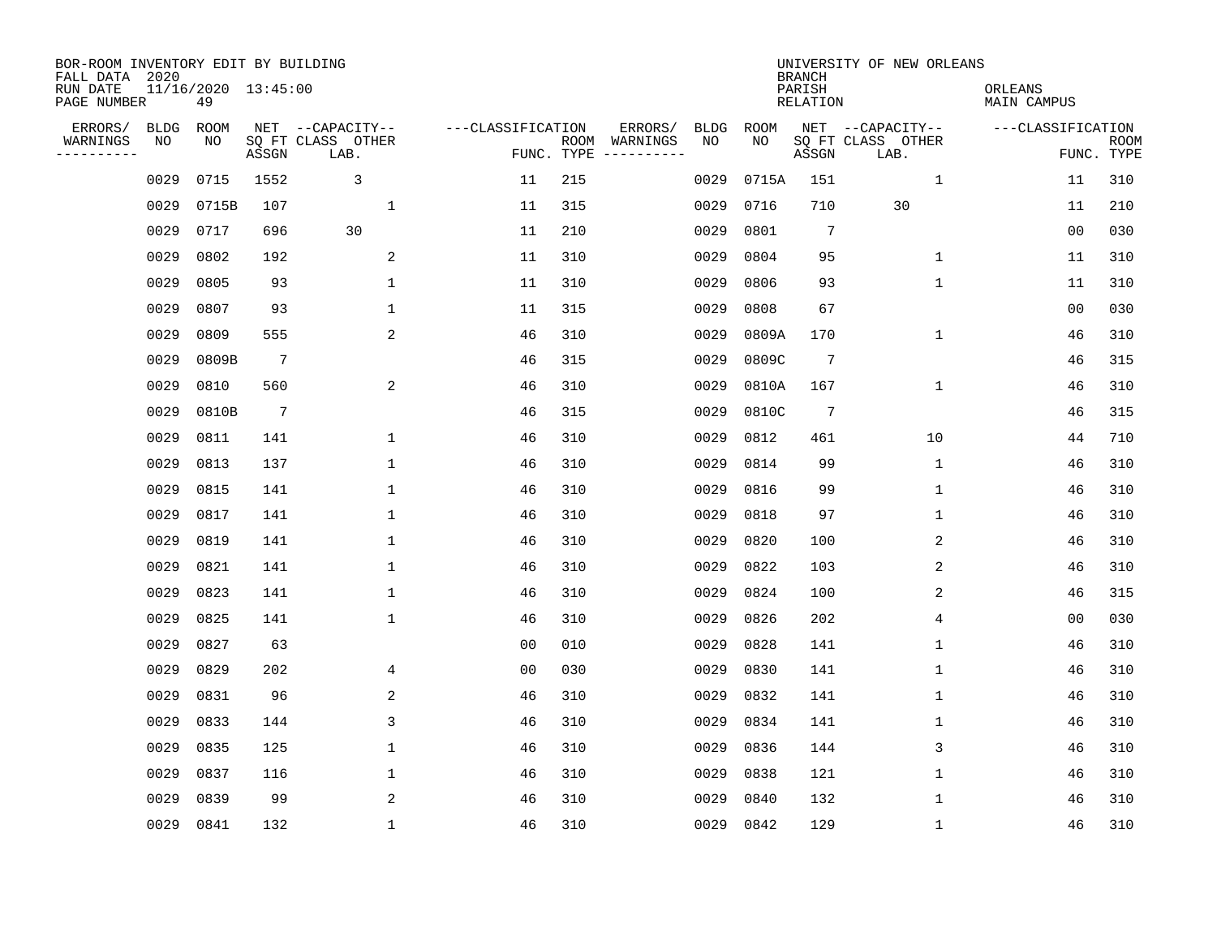BOR-ROOM INVENTORY EDIT BY BUILDING
FALL DATA 2020
RUN DATE 11/16/2020 13:45:00
PAGE NUMBER 49

UNIVERSITY OF NEW ORLEANS
BRANCH
PARISH ORLEANS
RELATION MAIN CAMPUS

| ERRORS/ WARNINGS | BLDG NO | ROOM NO | NET SQ FT ASSGN | CAPACITY CLASS LAB. | CAPACITY OTHER | CLASSIFICATION FUNC. | ROOM TYPE | ERRORS/ WARNINGS | BLDG NO | ROOM NO | NET SQ FT ASSGN | CAPACITY CLASS LAB. | CAPACITY OTHER | CLASSIFICATION FUNC. | ROOM TYPE |
|---|---|---|---|---|---|---|---|---|---|---|---|---|---|---|---|
| | 0029 | 0715 | 1552 | 3 | | 11 | 215 | | 0029 | 0715A | 151 | | 1 | 11 | 310 |
| | 0029 | 0715B | 107 | | 1 | 11 | 315 | | 0029 | 0716 | 710 | 30 | | 11 | 210 |
| | 0029 | 0717 | 696 | 30 | | 11 | 210 | | 0029 | 0801 | 7 | | | 00 | 030 |
| | 0029 | 0802 | 192 | | 2 | 11 | 310 | | 0029 | 0804 | 95 | | 1 | 11 | 310 |
| | 0029 | 0805 | 93 | | 1 | 11 | 310 | | 0029 | 0806 | 93 | | 1 | 11 | 310 |
| | 0029 | 0807 | 93 | | 1 | 11 | 315 | | 0029 | 0808 | 67 | | | 00 | 030 |
| | 0029 | 0809 | 555 | | 2 | 46 | 310 | | 0029 | 0809A | 170 | | 1 | 46 | 310 |
| | 0029 | 0809B | 7 | | | 46 | 315 | | 0029 | 0809C | 7 | | | 46 | 315 |
| | 0029 | 0810 | 560 | | 2 | 46 | 310 | | 0029 | 0810A | 167 | | 1 | 46 | 310 |
| | 0029 | 0810B | 7 | | | 46 | 315 | | 0029 | 0810C | 7 | | | 46 | 315 |
| | 0029 | 0811 | 141 | | 1 | 46 | 310 | | 0029 | 0812 | 461 | | 10 | 44 | 710 |
| | 0029 | 0813 | 137 | | 1 | 46 | 310 | | 0029 | 0814 | 99 | | 1 | 46 | 310 |
| | 0029 | 0815 | 141 | | 1 | 46 | 310 | | 0029 | 0816 | 99 | | 1 | 46 | 310 |
| | 0029 | 0817 | 141 | | 1 | 46 | 310 | | 0029 | 0818 | 97 | | 1 | 46 | 310 |
| | 0029 | 0819 | 141 | | 1 | 46 | 310 | | 0029 | 0820 | 100 | | 2 | 46 | 310 |
| | 0029 | 0821 | 141 | | 1 | 46 | 310 | | 0029 | 0822 | 103 | | 2 | 46 | 310 |
| | 0029 | 0823 | 141 | | 1 | 46 | 310 | | 0029 | 0824 | 100 | | 2 | 46 | 315 |
| | 0029 | 0825 | 141 | | 1 | 46 | 310 | | 0029 | 0826 | 202 | | 4 | 00 | 030 |
| | 0029 | 0827 | 63 | | | 00 | 010 | | 0029 | 0828 | 141 | | 1 | 46 | 310 |
| | 0029 | 0829 | 202 | | 4 | 00 | 030 | | 0029 | 0830 | 141 | | 1 | 46 | 310 |
| | 0029 | 0831 | 96 | | 2 | 46 | 310 | | 0029 | 0832 | 141 | | 1 | 46 | 310 |
| | 0029 | 0833 | 144 | | 3 | 46 | 310 | | 0029 | 0834 | 141 | | 1 | 46 | 310 |
| | 0029 | 0835 | 125 | | 1 | 46 | 310 | | 0029 | 0836 | 144 | | 3 | 46 | 310 |
| | 0029 | 0837 | 116 | | 1 | 46 | 310 | | 0029 | 0838 | 121 | | 1 | 46 | 310 |
| | 0029 | 0839 | 99 | | 2 | 46 | 310 | | 0029 | 0840 | 132 | | 1 | 46 | 310 |
| | 0029 | 0841 | 132 | | 1 | 46 | 310 | | 0029 | 0842 | 129 | | 1 | 46 | 310 |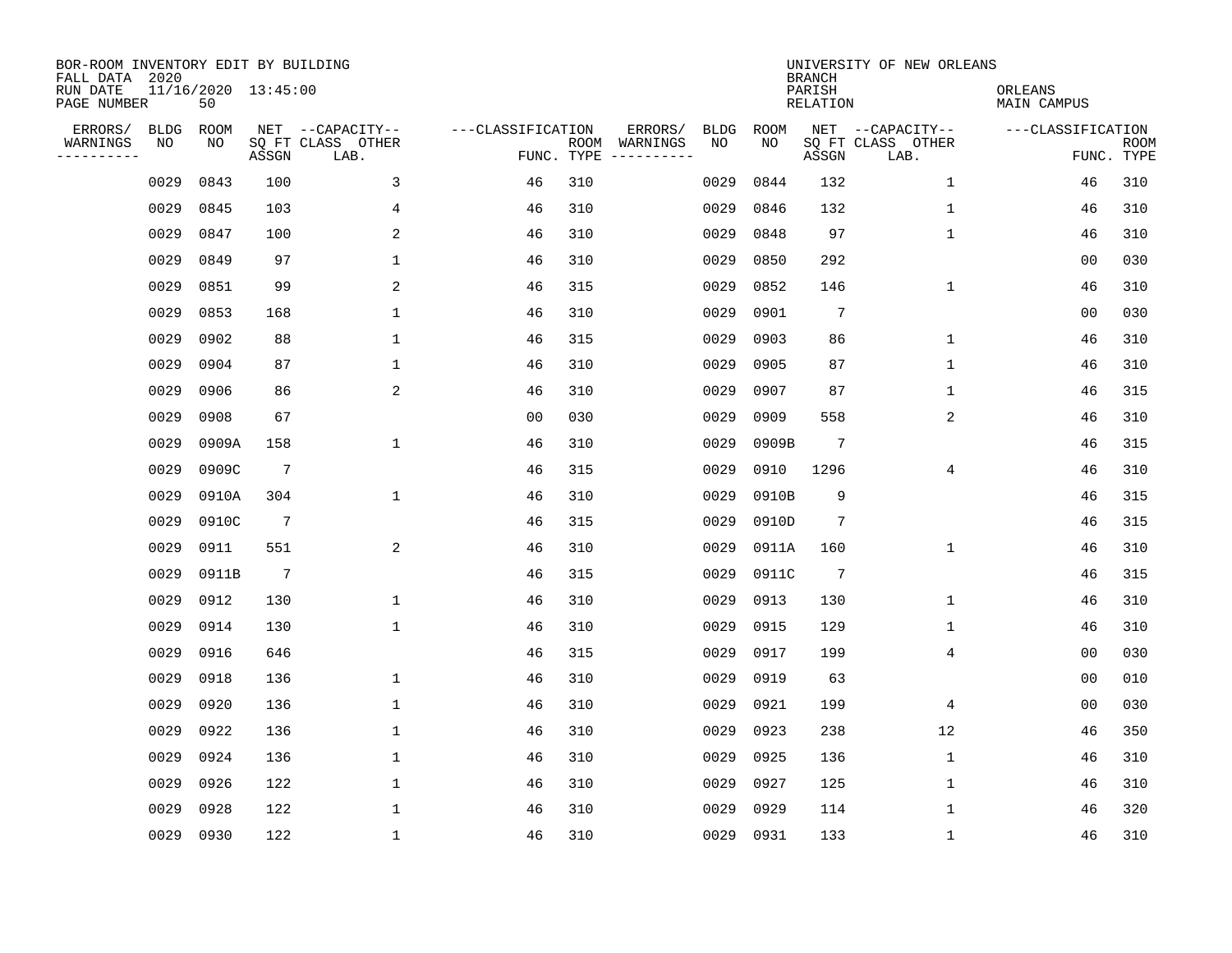BOR-ROOM INVENTORY EDIT BY BUILDING
FALL DATA 2020
RUN DATE 11/16/2020 13:45:00
PAGE NUMBER 50

UNIVERSITY OF NEW ORLEANS
BRANCH
PARISH ORLEANS
RELATION MAIN CAMPUS

| ERRORS/ WARNINGS | BLDG NO | ROOM NO | NET SQ FT ASSGN | CAPACITY CLASS LAB. | CAPACITY OTHER | CLASSIFICATION FUNC. | ROOM TYPE | ERRORS/ WARNINGS | BLDG NO | ROOM NO | NET SQ FT ASSGN | CAPACITY CLASS LAB. | CAPACITY OTHER | CLASSIFICATION FUNC. | ROOM TYPE |
|---|---|---|---|---|---|---|---|---|---|---|---|---|---|---|---|
| | 0029 | 0843 | 100 | | 3 | 46 | 310 | | 0029 | 0844 | 132 | | 1 | 46 | 310 |
| | 0029 | 0845 | 103 | | 4 | 46 | 310 | | 0029 | 0846 | 132 | | 1 | 46 | 310 |
| | 0029 | 0847 | 100 | | 2 | 46 | 310 | | 0029 | 0848 | 97 | | 1 | 46 | 310 |
| | 0029 | 0849 | 97 | | 1 | 46 | 310 | | 0029 | 0850 | 292 | | | 00 | 030 |
| | 0029 | 0851 | 99 | | 2 | 46 | 315 | | 0029 | 0852 | 146 | | 1 | 46 | 310 |
| | 0029 | 0853 | 168 | | 1 | 46 | 310 | | 0029 | 0901 | 7 | | | 00 | 030 |
| | 0029 | 0902 | 88 | | 1 | 46 | 315 | | 0029 | 0903 | 86 | | 1 | 46 | 310 |
| | 0029 | 0904 | 87 | | 1 | 46 | 310 | | 0029 | 0905 | 87 | | 1 | 46 | 310 |
| | 0029 | 0906 | 86 | | 2 | 46 | 310 | | 0029 | 0907 | 87 | | 1 | 46 | 315 |
| | 0029 | 0908 | 67 | | | 00 | 030 | | 0029 | 0909 | 558 | | 2 | 46 | 310 |
| | 0029 | 0909A | 158 | | 1 | 46 | 310 | | 0029 | 0909B | 7 | | | 46 | 315 |
| | 0029 | 0909C | 7 | | | 46 | 315 | | 0029 | 0910 | 1296 | | 4 | 46 | 310 |
| | 0029 | 0910A | 304 | | 1 | 46 | 310 | | 0029 | 0910B | 9 | | | 46 | 315 |
| | 0029 | 0910C | 7 | | | 46 | 315 | | 0029 | 0910D | 7 | | | 46 | 315 |
| | 0029 | 0911 | 551 | | 2 | 46 | 310 | | 0029 | 0911A | 160 | | 1 | 46 | 310 |
| | 0029 | 0911B | 7 | | | 46 | 315 | | 0029 | 0911C | 7 | | | 46 | 315 |
| | 0029 | 0912 | 130 | | 1 | 46 | 310 | | 0029 | 0913 | 130 | | 1 | 46 | 310 |
| | 0029 | 0914 | 130 | | 1 | 46 | 310 | | 0029 | 0915 | 129 | | 1 | 46 | 310 |
| | 0029 | 0916 | 646 | | | 46 | 315 | | 0029 | 0917 | 199 | | 4 | 00 | 030 |
| | 0029 | 0918 | 136 | | 1 | 46 | 310 | | 0029 | 0919 | 63 | | | 00 | 010 |
| | 0029 | 0920 | 136 | | 1 | 46 | 310 | | 0029 | 0921 | 199 | | 4 | 00 | 030 |
| | 0029 | 0922 | 136 | | 1 | 46 | 310 | | 0029 | 0923 | 238 | | 12 | 46 | 350 |
| | 0029 | 0924 | 136 | | 1 | 46 | 310 | | 0029 | 0925 | 136 | | 1 | 46 | 310 |
| | 0029 | 0926 | 122 | | 1 | 46 | 310 | | 0029 | 0927 | 125 | | 1 | 46 | 310 |
| | 0029 | 0928 | 122 | | 1 | 46 | 310 | | 0029 | 0929 | 114 | | 1 | 46 | 320 |
| | 0029 | 0930 | 122 | | 1 | 46 | 310 | | 0029 | 0931 | 133 | | 1 | 46 | 310 |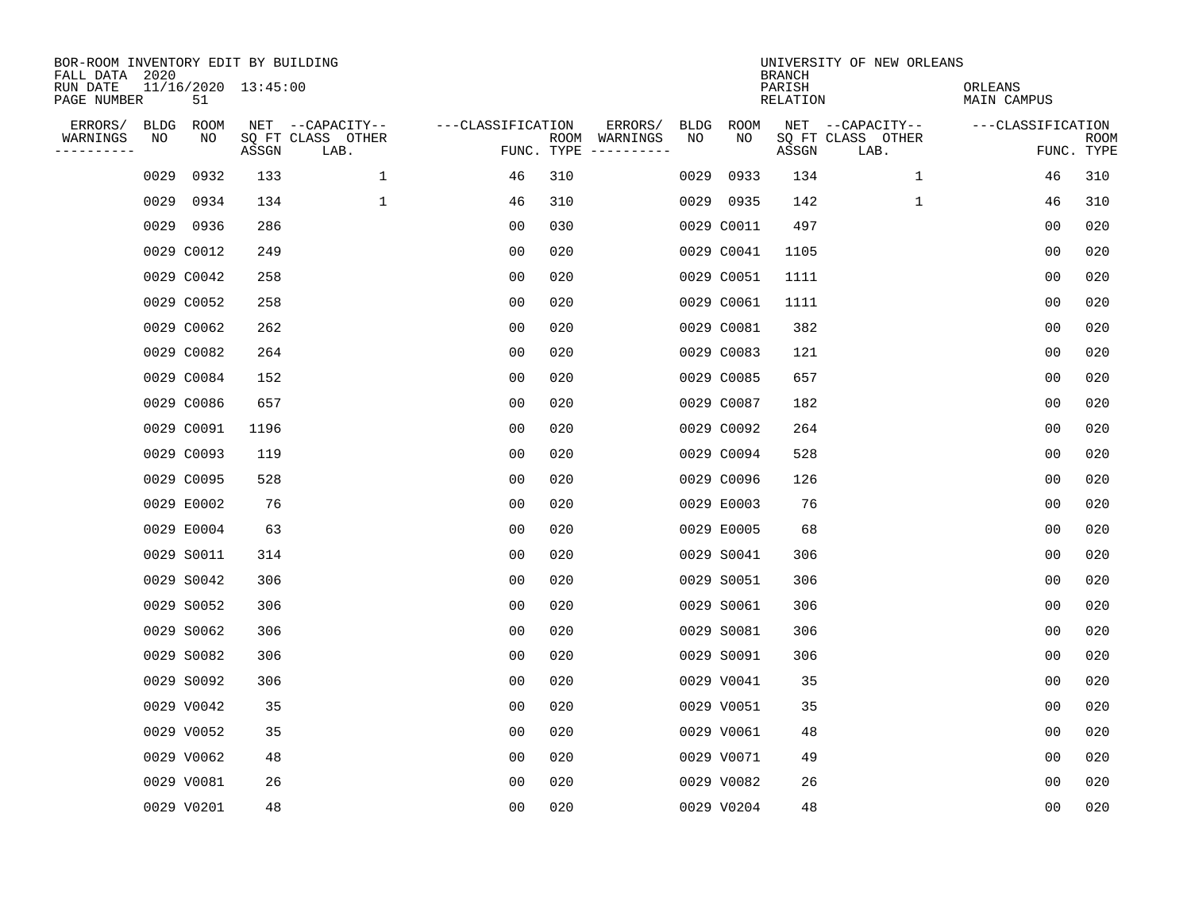BOR-ROOM INVENTORY EDIT BY BUILDING
FALL DATA 2020
RUN DATE 11/16/2020 13:45:00
PAGE NUMBER 51

UNIVERSITY OF NEW ORLEANS
BRANCH
PARISH ORLEANS
RELATION MAIN CAMPUS

| ERRORS/ WARNINGS | BLDG NO | ROOM NO | NET SQ FT ASSGN | CAPACITY CLASS LAB. | CAPACITY OTHER | CLASSIFICATION FUNC. | ROOM TYPE | ERRORS/ WARNINGS | BLDG NO | ROOM NO | NET SQ FT ASSGN | CAPACITY CLASS LAB. | CAPACITY OTHER | CLASSIFICATION FUNC. | ROOM TYPE |
|---|---|---|---|---|---|---|---|---|---|---|---|---|---|---|---|
| | 0029 | 0932 | 133 | | 1 | 46 | 310 | | 0029 | 0933 | 134 | | 1 | 46 | 310 |
| | 0029 | 0934 | 134 | | 1 | 46 | 310 | | 0029 | 0935 | 142 | | 1 | 46 | 310 |
| | 0029 | 0936 | 286 | | | 00 | 030 | | 0029 | C0011 | 497 | | | 00 | 020 |
| | 0029 | C0012 | 249 | | | 00 | 020 | | 0029 | C0041 | 1105 | | | 00 | 020 |
| | 0029 | C0042 | 258 | | | 00 | 020 | | 0029 | C0051 | 1111 | | | 00 | 020 |
| | 0029 | C0052 | 258 | | | 00 | 020 | | 0029 | C0061 | 1111 | | | 00 | 020 |
| | 0029 | C0062 | 262 | | | 00 | 020 | | 0029 | C0081 | 382 | | | 00 | 020 |
| | 0029 | C0082 | 264 | | | 00 | 020 | | 0029 | C0083 | 121 | | | 00 | 020 |
| | 0029 | C0084 | 152 | | | 00 | 020 | | 0029 | C0085 | 657 | | | 00 | 020 |
| | 0029 | C0086 | 657 | | | 00 | 020 | | 0029 | C0087 | 182 | | | 00 | 020 |
| | 0029 | C0091 | 1196 | | | 00 | 020 | | 0029 | C0092 | 264 | | | 00 | 020 |
| | 0029 | C0093 | 119 | | | 00 | 020 | | 0029 | C0094 | 528 | | | 00 | 020 |
| | 0029 | C0095 | 528 | | | 00 | 020 | | 0029 | C0096 | 126 | | | 00 | 020 |
| | 0029 | E0002 | 76 | | | 00 | 020 | | 0029 | E0003 | 76 | | | 00 | 020 |
| | 0029 | E0004 | 63 | | | 00 | 020 | | 0029 | E0005 | 68 | | | 00 | 020 |
| | 0029 | S0011 | 314 | | | 00 | 020 | | 0029 | S0041 | 306 | | | 00 | 020 |
| | 0029 | S0042 | 306 | | | 00 | 020 | | 0029 | S0051 | 306 | | | 00 | 020 |
| | 0029 | S0052 | 306 | | | 00 | 020 | | 0029 | S0061 | 306 | | | 00 | 020 |
| | 0029 | S0062 | 306 | | | 00 | 020 | | 0029 | S0081 | 306 | | | 00 | 020 |
| | 0029 | S0082 | 306 | | | 00 | 020 | | 0029 | S0091 | 306 | | | 00 | 020 |
| | 0029 | S0092 | 306 | | | 00 | 020 | | 0029 | V0041 | 35 | | | 00 | 020 |
| | 0029 | V0042 | 35 | | | 00 | 020 | | 0029 | V0051 | 35 | | | 00 | 020 |
| | 0029 | V0052 | 35 | | | 00 | 020 | | 0029 | V0061 | 48 | | | 00 | 020 |
| | 0029 | V0062 | 48 | | | 00 | 020 | | 0029 | V0071 | 49 | | | 00 | 020 |
| | 0029 | V0081 | 26 | | | 00 | 020 | | 0029 | V0082 | 26 | | | 00 | 020 |
| | 0029 | V0201 | 48 | | | 00 | 020 | | 0029 | V0204 | 48 | | | 00 | 020 |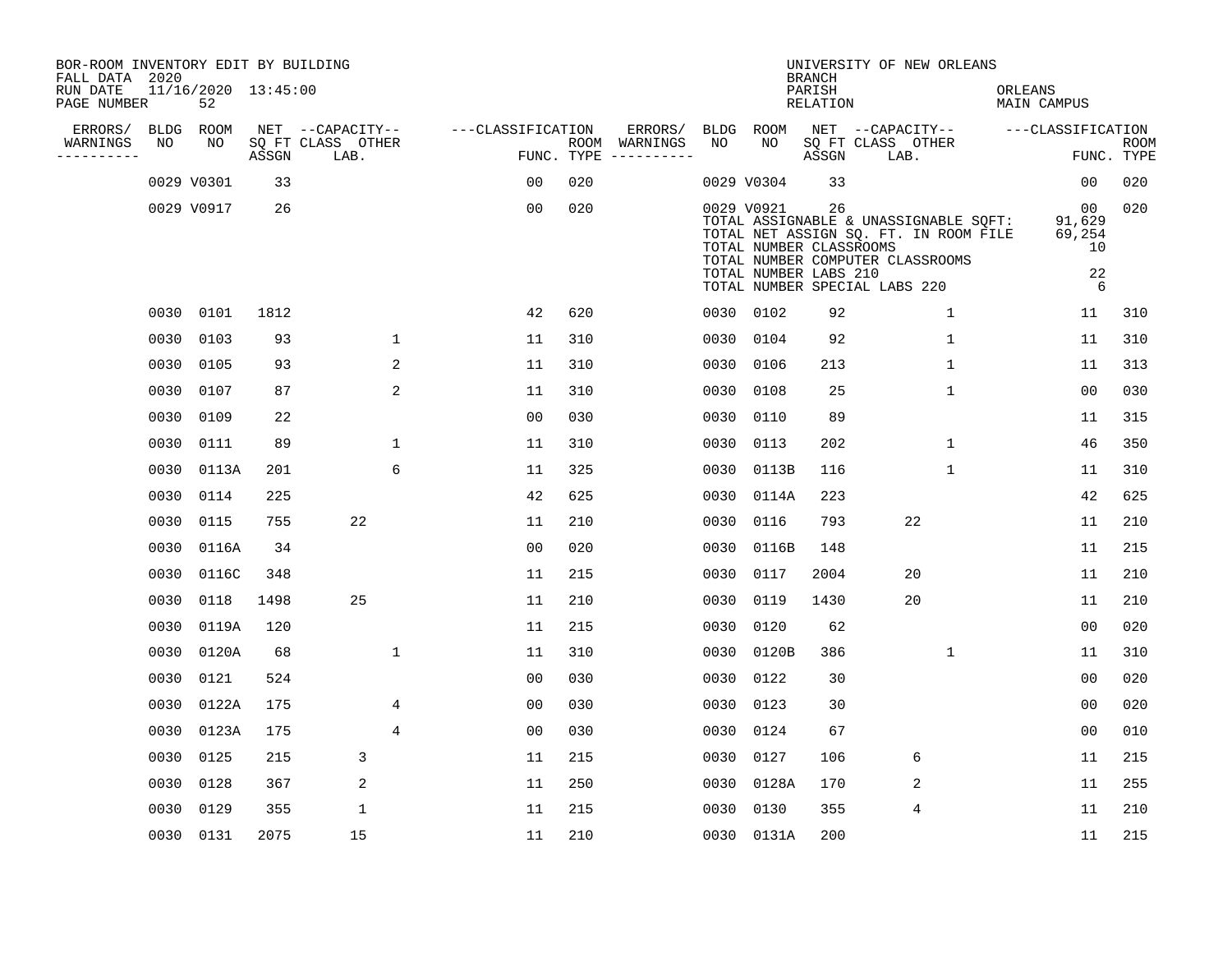BOR-ROOM INVENTORY EDIT BY BUILDING
FALL DATA 2020
RUN DATE 11/16/2020 13:45:00
PAGE NUMBER 52

UNIVERSITY OF NEW ORLEANS
BRANCH
PARISH ORLEANS
RELATION MAIN CAMPUS

| ERRORS/ WARNINGS | BLDG NO | ROOM NO | NET SQ FT ASSGN | CAPACITY CLASS LAB. | CAPACITY OTHER | CLASSIFICATION FUNC. | ROOM TYPE | ERRORS/ WARNINGS | BLDG NO | ROOM NO | NET SQ FT ASSGN | CAPACITY CLASS LAB. | CAPACITY OTHER | CLASSIFICATION FUNC. | ROOM TYPE |
|---|---|---|---|---|---|---|---|---|---|---|---|---|---|---|---|
| | 0029 | V0301 | 33 | | | 00 | 020 | | 0029 | V0304 | 33 | | | 00 | 020 |
| | 0029 | V0917 | 26 | | | 00 | 020 | | 0029 | V0921 | 26 | | | 00 | 020 |

TOTAL ASSIGNABLE & UNASSIGNABLE SQFT: 91,629
TOTAL NET ASSIGN SQ. FT. IN ROOM FILE 69,254
TOTAL NUMBER CLASSROOMS 10
TOTAL NUMBER COMPUTER CLASSROOMS
TOTAL NUMBER LABS 210 22
TOTAL NUMBER SPECIAL LABS 220 6

| ERRORS/ WARNINGS | BLDG NO | ROOM NO | NET SQ FT ASSGN | CAPACITY CLASS LAB. | CAPACITY OTHER | CLASSIFICATION FUNC. | ROOM TYPE | ERRORS/ WARNINGS | BLDG NO | ROOM NO | NET SQ FT ASSGN | CAPACITY CLASS LAB. | CAPACITY OTHER | CLASSIFICATION FUNC. | ROOM TYPE |
|---|---|---|---|---|---|---|---|---|---|---|---|---|---|---|---|
| | 0030 | 0101 | 1812 | | | 42 | 620 | | 0030 | 0102 | 92 | | 1 | 11 | 310 |
| | 0030 | 0103 | 93 | | 1 | 11 | 310 | | 0030 | 0104 | 92 | | 1 | 11 | 310 |
| | 0030 | 0105 | 93 | | 2 | 11 | 310 | | 0030 | 0106 | 213 | | 1 | 11 | 313 |
| | 0030 | 0107 | 87 | | 2 | 11 | 310 | | 0030 | 0108 | 25 | | 1 | 00 | 030 |
| | 0030 | 0109 | 22 | | | 00 | 030 | | 0030 | 0110 | 89 | | | 11 | 315 |
| | 0030 | 0111 | 89 | | 1 | 11 | 310 | | 0030 | 0113 | 202 | | 1 | 46 | 350 |
| | 0030 | 0113A | 201 | | 6 | 11 | 325 | | 0030 | 0113B | 116 | | 1 | 11 | 310 |
| | 0030 | 0114 | 225 | | | 42 | 625 | | 0030 | 0114A | 223 | | | 42 | 625 |
| | 0030 | 0115 | 755 | 22 | | 11 | 210 | | 0030 | 0116 | 793 | 22 | | 11 | 210 |
| | 0030 | 0116A | 34 | | | 00 | 020 | | 0030 | 0116B | 148 | | | 11 | 215 |
| | 0030 | 0116C | 348 | | | 11 | 215 | | 0030 | 0117 | 2004 | 20 | | 11 | 210 |
| | 0030 | 0118 | 1498 | 25 | | 11 | 210 | | 0030 | 0119 | 1430 | 20 | | 11 | 210 |
| | 0030 | 0119A | 120 | | | 11 | 215 | | 0030 | 0120 | 62 | | | 00 | 020 |
| | 0030 | 0120A | 68 | | 1 | 11 | 310 | | 0030 | 0120B | 386 | | 1 | 11 | 310 |
| | 0030 | 0121 | 524 | | | 00 | 030 | | 0030 | 0122 | 30 | | | 00 | 020 |
| | 0030 | 0122A | 175 | | 4 | 00 | 030 | | 0030 | 0123 | 30 | | | 00 | 020 |
| | 0030 | 0123A | 175 | | 4 | 00 | 030 | | 0030 | 0124 | 67 | | | 00 | 010 |
| | 0030 | 0125 | 215 | 3 | | 11 | 215 | | 0030 | 0127 | 106 | 6 | | 11 | 215 |
| | 0030 | 0128 | 367 | 2 | | 11 | 250 | | 0030 | 0128A | 170 | 2 | | 11 | 255 |
| | 0030 | 0129 | 355 | 1 | | 11 | 215 | | 0030 | 0130 | 355 | 4 | | 11 | 210 |
| | 0030 | 0131 | 2075 | 15 | | 11 | 210 | | 0030 | 0131A | 200 | | | 11 | 215 |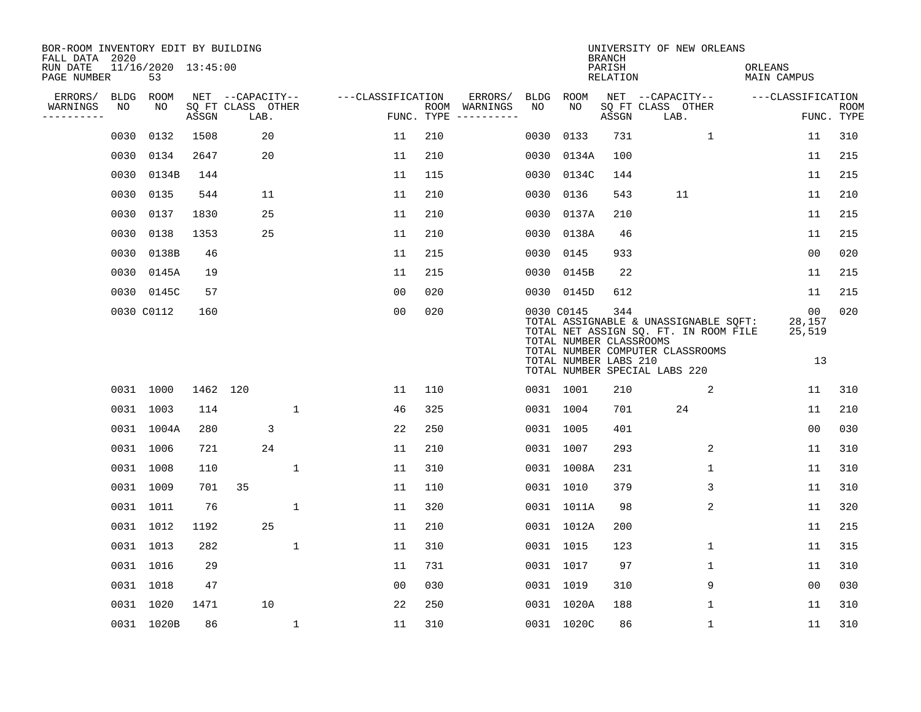BOR-ROOM INVENTORY EDIT BY BUILDING
FALL DATA 2020
RUN DATE 11/16/2020 13:45:00
PAGE NUMBER 53

UNIVERSITY OF NEW ORLEANS
BRANCH
PARISH ORLEANS
RELATION MAIN CAMPUS

| ERRORS/ WARNINGS | BLDG NO | ROOM NO | NET SQ FT ASSGN | CAPACITY CLASS LAB. | CAPACITY OTHER | FUNC. | ROOM TYPE | ERRORS/ WARNINGS | BLDG NO | ROOM NO | NET SQ FT ASSGN | CAPACITY CLASS LAB. | CAPACITY OTHER | FUNC. | ROOM TYPE |
|---|---|---|---|---|---|---|---|---|---|---|---|---|---|---|---|
| | 0030 | 0132 | 1508 | 20 | | 11 | 210 | | 0030 | 0133 | 731 | | 1 | 11 | 310 |
| | 0030 | 0134 | 2647 | 20 | | 11 | 210 | | 0030 | 0134A | 100 | | | 11 | 215 |
| | 0030 | 0134B | 144 | | | 11 | 115 | | 0030 | 0134C | 144 | | | 11 | 215 |
| | 0030 | 0135 | 544 | 11 | | 11 | 210 | | 0030 | 0136 | 543 | 11 | | 11 | 210 |
| | 0030 | 0137 | 1830 | 25 | | 11 | 210 | | 0030 | 0137A | 210 | | | 11 | 215 |
| | 0030 | 0138 | 1353 | 25 | | 11 | 210 | | 0030 | 0138A | 46 | | | 11 | 215 |
| | 0030 | 0138B | 46 | | | 11 | 215 | | 0030 | 0145 | 933 | | | 00 | 020 |
| | 0030 | 0145A | 19 | | | 11 | 215 | | 0030 | 0145B | 22 | | | 11 | 215 |
| | 0030 | 0145C | 57 | | | 00 | 020 | | 0030 | 0145D | 612 | | | 11 | 215 |
| | 0030 | C0112 | 160 | | | 00 | 020 | | 0030 | C0145 | 344 | | | 00 | 020 |

TOTAL ASSIGNABLE & UNASSIGNABLE SQFT: 28,157
TOTAL NET ASSIGN SQ. FT. IN ROOM FILE 25,519
TOTAL NUMBER CLASSROOMS
TOTAL NUMBER COMPUTER CLASSROOMS
TOTAL NUMBER LABS 210 13
TOTAL NUMBER SPECIAL LABS 220

| ERRORS/ WARNINGS | BLDG NO | ROOM NO | NET SQ FT ASSGN | CAPACITY CLASS LAB. | CAPACITY OTHER | FUNC. | ROOM TYPE | ERRORS/ WARNINGS | BLDG NO | ROOM NO | NET SQ FT ASSGN | CAPACITY CLASS LAB. | CAPACITY OTHER | FUNC. | ROOM TYPE |
|---|---|---|---|---|---|---|---|---|---|---|---|---|---|---|---|
| | 0031 | 1000 | 1462 | 120 | | 11 | 110 | | 0031 | 1001 | 210 | | 2 | 11 | 310 |
| | 0031 | 1003 | 114 | | 1 | 46 | 325 | | 0031 | 1004 | 701 | 24 | | 11 | 210 |
| | 0031 | 1004A | 280 | 3 | | 22 | 250 | | 0031 | 1005 | 401 | | | 00 | 030 |
| | 0031 | 1006 | 721 | 24 | | 11 | 210 | | 0031 | 1007 | 293 | | 2 | 11 | 310 |
| | 0031 | 1008 | 110 | | 1 | 11 | 310 | | 0031 | 1008A | 231 | | 1 | 11 | 310 |
| | 0031 | 1009 | 701 | 35 | | 11 | 110 | | 0031 | 1010 | 379 | | 3 | 11 | 310 |
| | 0031 | 1011 | 76 | | 1 | 11 | 320 | | 0031 | 1011A | 98 | | 2 | 11 | 320 |
| | 0031 | 1012 | 1192 | 25 | | 11 | 210 | | 0031 | 1012A | 200 | | | 11 | 215 |
| | 0031 | 1013 | 282 | | 1 | 11 | 310 | | 0031 | 1015 | 123 | | 1 | 11 | 315 |
| | 0031 | 1016 | 29 | | | 11 | 731 | | 0031 | 1017 | 97 | | 1 | 11 | 310 |
| | 0031 | 1018 | 47 | | | 00 | 030 | | 0031 | 1019 | 310 | | 9 | 00 | 030 |
| | 0031 | 1020 | 1471 | 10 | | 22 | 250 | | 0031 | 1020A | 188 | | 1 | 11 | 310 |
| | 0031 | 1020B | 86 | | 1 | 11 | 310 | | 0031 | 1020C | 86 | | 1 | 11 | 310 |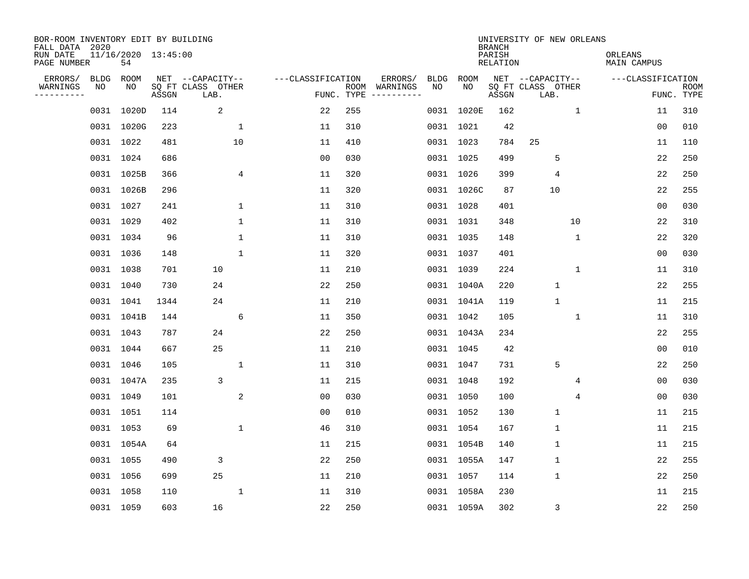BOR-ROOM INVENTORY EDIT BY BUILDING
FALL DATA 2020
RUN DATE 11/16/2020 13:45:00
PAGE NUMBER 54

UNIVERSITY OF NEW ORLEANS
BRANCH
PARISH ORLEANS
RELATION MAIN CAMPUS

| ERRORS/ WARNINGS | BLDG NO | ROOM NO | NET SQ FT ASSGN | CAPACITY CLASS LAB. | CAPACITY OTHER | CLASSIFICATION FUNC. | ROOM TYPE | ERRORS/ WARNINGS | BLDG NO | ROOM NO | NET SQ FT ASSGN | CAPACITY CLASS LAB. | CAPACITY OTHER | CLASSIFICATION FUNC. | ROOM TYPE |
|---|---|---|---|---|---|---|---|---|---|---|---|---|---|---|---|
| | 0031 | 1020D | 114 | 2 | | 22 | 255 | | 0031 | 1020E | 162 | | 1 | 11 | 310 |
| | 0031 | 1020G | 223 | | 1 | 11 | 310 | | 0031 | 1021 | 42 | | | 00 | 010 |
| | 0031 | 1022 | 481 | | 10 | 11 | 410 | | 0031 | 1023 | 784 | 25 | | 11 | 110 |
| | 0031 | 1024 | 686 | | | 00 | 030 | | 0031 | 1025 | 499 | 5 | | 22 | 250 |
| | 0031 | 1025B | 366 | | 4 | 11 | 320 | | 0031 | 1026 | 399 | 4 | | 22 | 250 |
| | 0031 | 1026B | 296 | | | 11 | 320 | | 0031 | 1026C | 87 | 10 | | 22 | 255 |
| | 0031 | 1027 | 241 | | 1 | 11 | 310 | | 0031 | 1028 | 401 | | | 00 | 030 |
| | 0031 | 1029 | 402 | | 1 | 11 | 310 | | 0031 | 1031 | 348 | | 10 | 22 | 310 |
| | 0031 | 1034 | 96 | | 1 | 11 | 310 | | 0031 | 1035 | 148 | | 1 | 22 | 320 |
| | 0031 | 1036 | 148 | | 1 | 11 | 320 | | 0031 | 1037 | 401 | | | 00 | 030 |
| | 0031 | 1038 | 701 | 10 | | 11 | 210 | | 0031 | 1039 | 224 | | 1 | 11 | 310 |
| | 0031 | 1040 | 730 | 24 | | 22 | 250 | | 0031 | 1040A | 220 | 1 | | 22 | 255 |
| | 0031 | 1041 | 1344 | 24 | | 11 | 210 | | 0031 | 1041A | 119 | 1 | | 11 | 215 |
| | 0031 | 1041B | 144 | | 6 | 11 | 350 | | 0031 | 1042 | 105 | | 1 | 11 | 310 |
| | 0031 | 1043 | 787 | 24 | | 22 | 250 | | 0031 | 1043A | 234 | | | 22 | 255 |
| | 0031 | 1044 | 667 | 25 | | 11 | 210 | | 0031 | 1045 | 42 | | | 00 | 010 |
| | 0031 | 1046 | 105 | | 1 | 11 | 310 | | 0031 | 1047 | 731 | 5 | | 22 | 250 |
| | 0031 | 1047A | 235 | 3 | | 11 | 215 | | 0031 | 1048 | 192 | | 4 | 00 | 030 |
| | 0031 | 1049 | 101 | | 2 | 00 | 030 | | 0031 | 1050 | 100 | | 4 | 00 | 030 |
| | 0031 | 1051 | 114 | | | 00 | 010 | | 0031 | 1052 | 130 | 1 | | 11 | 215 |
| | 0031 | 1053 | 69 | | 1 | 46 | 310 | | 0031 | 1054 | 167 | 1 | | 11 | 215 |
| | 0031 | 1054A | 64 | | | 11 | 215 | | 0031 | 1054B | 140 | 1 | | 11 | 215 |
| | 0031 | 1055 | 490 | 3 | | 22 | 250 | | 0031 | 1055A | 147 | 1 | | 22 | 255 |
| | 0031 | 1056 | 699 | 25 | | 11 | 210 | | 0031 | 1057 | 114 | 1 | | 22 | 250 |
| | 0031 | 1058 | 110 | | 1 | 11 | 310 | | 0031 | 1058A | 230 | | | 11 | 215 |
| | 0031 | 1059 | 603 | 16 | | 22 | 250 | | 0031 | 1059A | 302 | 3 | | 22 | 250 |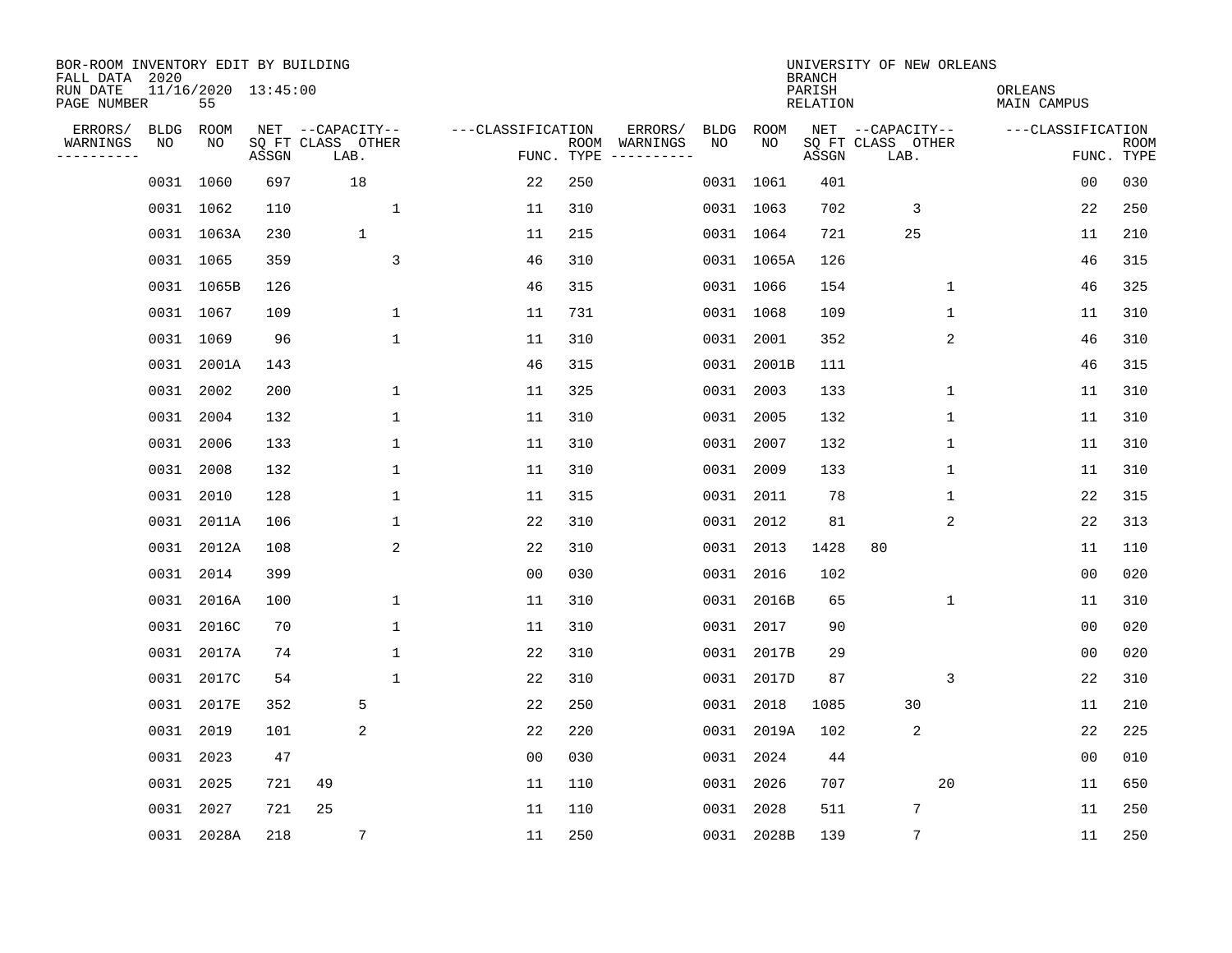BOR-ROOM INVENTORY EDIT BY BUILDING
FALL DATA 2020
RUN DATE 11/16/2020 13:45:00
PAGE NUMBER 55

UNIVERSITY OF NEW ORLEANS
BRANCH
PARISH ORLEANS
RELATION MAIN CAMPUS

| ERRORS/ WARNINGS | BLDG NO | ROOM NO | NET SQ FT ASSGN | CAPACITY CLASS | CAPACITY LAB. | CAPACITY OTHER | CLASSIFICATION FUNC. | ROOM TYPE | ERRORS/ WARNINGS | BLDG NO | ROOM NO | NET SQ FT ASSGN | CAPACITY CLASS | CAPACITY LAB. | CAPACITY OTHER | CLASSIFICATION FUNC. | ROOM TYPE |
|---|---|---|---|---|---|---|---|---|---|---|---|---|---|---|---|---|---|
| | 0031 | 1060 | 697 | | 18 | | 22 | 250 | | 0031 | 1061 | 401 | | | | 00 | 030 |
| | 0031 | 1062 | 110 | | | 1 | 11 | 310 | | 0031 | 1063 | 702 | | 3 | | 22 | 250 |
| | 0031 | 1063A | 230 | | 1 | | 11 | 215 | | 0031 | 1064 | 721 | | 25 | | 11 | 210 |
| | 0031 | 1065 | 359 | | | 3 | 46 | 310 | | 0031 | 1065A | 126 | | | | 46 | 315 |
| | 0031 | 1065B | 126 | | | | 46 | 315 | | 0031 | 1066 | 154 | | | 1 | 46 | 325 |
| | 0031 | 1067 | 109 | | | 1 | 11 | 731 | | 0031 | 1068 | 109 | | | 1 | 11 | 310 |
| | 0031 | 1069 | 96 | | | 1 | 11 | 310 | | 0031 | 2001 | 352 | | | 2 | 46 | 310 |
| | 0031 | 2001A | 143 | | | | 46 | 315 | | 0031 | 2001B | 111 | | | | 46 | 315 |
| | 0031 | 2002 | 200 | | | 1 | 11 | 325 | | 0031 | 2003 | 133 | | | 1 | 11 | 310 |
| | 0031 | 2004 | 132 | | | 1 | 11 | 310 | | 0031 | 2005 | 132 | | | 1 | 11 | 310 |
| | 0031 | 2006 | 133 | | | 1 | 11 | 310 | | 0031 | 2007 | 132 | | | 1 | 11 | 310 |
| | 0031 | 2008 | 132 | | | 1 | 11 | 310 | | 0031 | 2009 | 133 | | | 1 | 11 | 310 |
| | 0031 | 2010 | 128 | | | 1 | 11 | 315 | | 0031 | 2011 | 78 | | | 1 | 22 | 315 |
| | 0031 | 2011A | 106 | | | 1 | 22 | 310 | | 0031 | 2012 | 81 | | | 2 | 22 | 313 |
| | 0031 | 2012A | 108 | | | 2 | 22 | 310 | | 0031 | 2013 | 1428 | 80 | | | 11 | 110 |
| | 0031 | 2014 | 399 | | | | 00 | 030 | | 0031 | 2016 | 102 | | | | 00 | 020 |
| | 0031 | 2016A | 100 | | | 1 | 11 | 310 | | 0031 | 2016B | 65 | | | 1 | 11 | 310 |
| | 0031 | 2016C | 70 | | | 1 | 11 | 310 | | 0031 | 2017 | 90 | | | | 00 | 020 |
| | 0031 | 2017A | 74 | | | 1 | 22 | 310 | | 0031 | 2017B | 29 | | | | 00 | 020 |
| | 0031 | 2017C | 54 | | | 1 | 22 | 310 | | 0031 | 2017D | 87 | | | 3 | 22 | 310 |
| | 0031 | 2017E | 352 | | 5 | | 22 | 250 | | 0031 | 2018 | 1085 | | 30 | | 11 | 210 |
| | 0031 | 2019 | 101 | | 2 | | 22 | 220 | | 0031 | 2019A | 102 | | 2 | | 22 | 225 |
| | 0031 | 2023 | 47 | | | | 00 | 030 | | 0031 | 2024 | 44 | | | | 00 | 010 |
| | 0031 | 2025 | 721 | 49 | | | 11 | 110 | | 0031 | 2026 | 707 | | | 20 | 11 | 650 |
| | 0031 | 2027 | 721 | 25 | | | 11 | 110 | | 0031 | 2028 | 511 | | 7 | | 11 | 250 |
| | 0031 | 2028A | 218 | | 7 | | 11 | 250 | | 0031 | 2028B | 139 | | 7 | | 11 | 250 |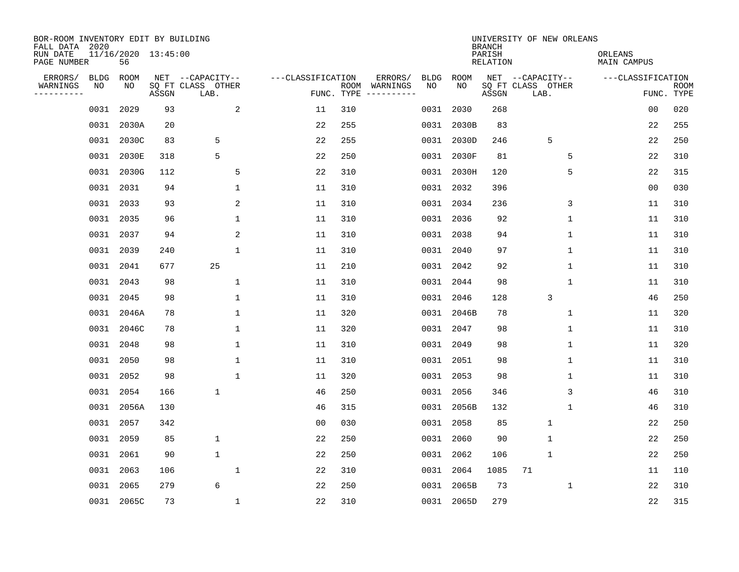BOR-ROOM INVENTORY EDIT BY BUILDING
FALL DATA 2020
RUN DATE 11/16/2020 13:45:00
PAGE NUMBER 56

UNIVERSITY OF NEW ORLEANS
BRANCH
PARISH ORLEANS
RELATION MAIN CAMPUS

| ERRORS/ WARNINGS | BLDG NO | ROOM NO | NET SQ FT ASSGN | CAPACITY CLASS | CAPACITY LAB. | CAPACITY OTHER | CLASSIFICATION FUNC. | ROOM TYPE | ERRORS/ WARNINGS | BLDG NO | ROOM NO | NET SQ FT ASSGN | CAPACITY CLASS | CAPACITY LAB. | CAPACITY OTHER | CLASSIFICATION FUNC. | ROOM TYPE |
|---|---|---|---|---|---|---|---|---|---|---|---|---|---|---|---|---|---|
| | 0031 | 2029 | 93 | | | 2 | 11 | 310 | | 0031 | 2030 | 268 | | | | 00 | 020 |
| | 0031 | 2030A | 20 | | | | 22 | 255 | | 0031 | 2030B | 83 | | | | 22 | 255 |
| | 0031 | 2030C | 83 | | 5 | | 22 | 255 | | 0031 | 2030D | 246 | | 5 | | 22 | 250 |
| | 0031 | 2030E | 318 | | 5 | | 22 | 250 | | 0031 | 2030F | 81 | | | 5 | 22 | 310 |
| | 0031 | 2030G | 112 | | | 5 | 22 | 310 | | 0031 | 2030H | 120 | | | 5 | 22 | 315 |
| | 0031 | 2031 | 94 | | | 1 | 11 | 310 | | 0031 | 2032 | 396 | | | | 00 | 030 |
| | 0031 | 2033 | 93 | | | 2 | 11 | 310 | | 0031 | 2034 | 236 | | | 3 | 11 | 310 |
| | 0031 | 2035 | 96 | | | 1 | 11 | 310 | | 0031 | 2036 | 92 | | | 1 | 11 | 310 |
| | 0031 | 2037 | 94 | | | 2 | 11 | 310 | | 0031 | 2038 | 94 | | | 1 | 11 | 310 |
| | 0031 | 2039 | 240 | | | 1 | 11 | 310 | | 0031 | 2040 | 97 | | | 1 | 11 | 310 |
| | 0031 | 2041 | 677 | | 25 | | 11 | 210 | | 0031 | 2042 | 92 | | | 1 | 11 | 310 |
| | 0031 | 2043 | 98 | | | 1 | 11 | 310 | | 0031 | 2044 | 98 | | | 1 | 11 | 310 |
| | 0031 | 2045 | 98 | | | 1 | 11 | 310 | | 0031 | 2046 | 128 | | 3 | | 46 | 250 |
| | 0031 | 2046A | 78 | | | 1 | 11 | 320 | | 0031 | 2046B | 78 | | | 1 | 11 | 320 |
| | 0031 | 2046C | 78 | | | 1 | 11 | 320 | | 0031 | 2047 | 98 | | | 1 | 11 | 310 |
| | 0031 | 2048 | 98 | | | 1 | 11 | 310 | | 0031 | 2049 | 98 | | | 1 | 11 | 320 |
| | 0031 | 2050 | 98 | | | 1 | 11 | 310 | | 0031 | 2051 | 98 | | | 1 | 11 | 310 |
| | 0031 | 2052 | 98 | | | 1 | 11 | 320 | | 0031 | 2053 | 98 | | | 1 | 11 | 310 |
| | 0031 | 2054 | 166 | | 1 | | 46 | 250 | | 0031 | 2056 | 346 | | | 3 | 46 | 310 |
| | 0031 | 2056A | 130 | | | | 46 | 315 | | 0031 | 2056B | 132 | | | 1 | 46 | 310 |
| | 0031 | 2057 | 342 | | | | 00 | 030 | | 0031 | 2058 | 85 | | 1 | | 22 | 250 |
| | 0031 | 2059 | 85 | | 1 | | 22 | 250 | | 0031 | 2060 | 90 | | 1 | | 22 | 250 |
| | 0031 | 2061 | 90 | | 1 | | 22 | 250 | | 0031 | 2062 | 106 | | 1 | | 22 | 250 |
| | 0031 | 2063 | 106 | | | 1 | 22 | 310 | | 0031 | 2064 | 1085 | 71 | | | 11 | 110 |
| | 0031 | 2065 | 279 | | 6 | | 22 | 250 | | 0031 | 2065B | 73 | | | 1 | 22 | 310 |
| | 0031 | 2065C | 73 | | | 1 | 22 | 310 | | 0031 | 2065D | 279 | | | | 22 | 315 |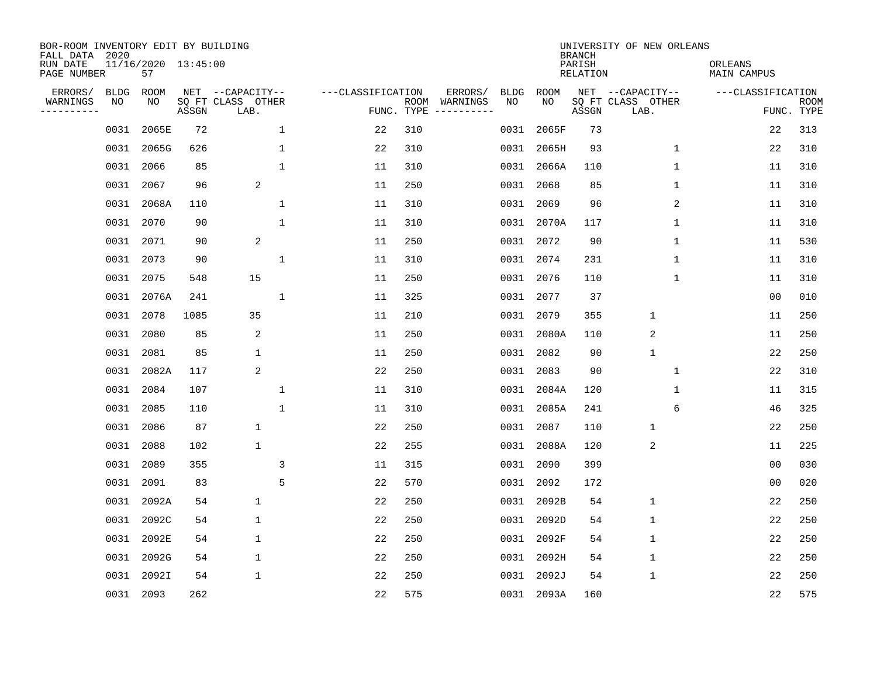BOR-ROOM INVENTORY EDIT BY BUILDING
FALL DATA 2020
RUN DATE 11/16/2020 13:45:00
PAGE NUMBER 57

UNIVERSITY OF NEW ORLEANS
BRANCH
PARISH ORLEANS
RELATION MAIN CAMPUS

| ERRORS/ WARNINGS | BLDG NO | ROOM NO | NET SQ FT ASSGN | CAPACITY CLASS LAB. | CAPACITY OTHER | FUNC. | ROOM TYPE | ERRORS/ WARNINGS | BLDG NO | ROOM NO | NET SQ FT ASSGN | CAPACITY CLASS LAB. | CAPACITY OTHER | FUNC. | ROOM TYPE |
|---|---|---|---|---|---|---|---|---|---|---|---|---|---|---|---|
| | 0031 | 2065E | 72 | | 1 | 22 | 310 | | 0031 | 2065F | 73 | | | 22 | 313 |
| | 0031 | 2065G | 626 | | 1 | 22 | 310 | | 0031 | 2065H | 93 | | 1 | 22 | 310 |
| | 0031 | 2066 | 85 | | 1 | 11 | 310 | | 0031 | 2066A | 110 | | 1 | 11 | 310 |
| | 0031 | 2067 | 96 | 2 | | 11 | 250 | | 0031 | 2068 | 85 | | 1 | 11 | 310 |
| | 0031 | 2068A | 110 | | 1 | 11 | 310 | | 0031 | 2069 | 96 | | 2 | 11 | 310 |
| | 0031 | 2070 | 90 | | 1 | 11 | 310 | | 0031 | 2070A | 117 | | 1 | 11 | 310 |
| | 0031 | 2071 | 90 | 2 | | 11 | 250 | | 0031 | 2072 | 90 | | 1 | 11 | 530 |
| | 0031 | 2073 | 90 | | 1 | 11 | 310 | | 0031 | 2074 | 231 | | 1 | 11 | 310 |
| | 0031 | 2075 | 548 | 15 | | 11 | 250 | | 0031 | 2076 | 110 | | 1 | 11 | 310 |
| | 0031 | 2076A | 241 | | 1 | 11 | 325 | | 0031 | 2077 | 37 | | | 00 | 010 |
| | 0031 | 2078 | 1085 | 35 | | 11 | 210 | | 0031 | 2079 | 355 | 1 | | 11 | 250 |
| | 0031 | 2080 | 85 | 2 | | 11 | 250 | | 0031 | 2080A | 110 | 2 | | 11 | 250 |
| | 0031 | 2081 | 85 | 1 | | 11 | 250 | | 0031 | 2082 | 90 | 1 | | 22 | 250 |
| | 0031 | 2082A | 117 | 2 | | 22 | 250 | | 0031 | 2083 | 90 | | 1 | 22 | 310 |
| | 0031 | 2084 | 107 | | 1 | 11 | 310 | | 0031 | 2084A | 120 | | 1 | 11 | 315 |
| | 0031 | 2085 | 110 | | 1 | 11 | 310 | | 0031 | 2085A | 241 | | 6 | 46 | 325 |
| | 0031 | 2086 | 87 | 1 | | 22 | 250 | | 0031 | 2087 | 110 | 1 | | 22 | 250 |
| | 0031 | 2088 | 102 | 1 | | 22 | 255 | | 0031 | 2088A | 120 | 2 | | 11 | 225 |
| | 0031 | 2089 | 355 | | 3 | 11 | 315 | | 0031 | 2090 | 399 | | | 00 | 030 |
| | 0031 | 2091 | 83 | | 5 | 22 | 570 | | 0031 | 2092 | 172 | | | 00 | 020 |
| | 0031 | 2092A | 54 | 1 | | 22 | 250 | | 0031 | 2092B | 54 | 1 | | 22 | 250 |
| | 0031 | 2092C | 54 | 1 | | 22 | 250 | | 0031 | 2092D | 54 | 1 | | 22 | 250 |
| | 0031 | 2092E | 54 | 1 | | 22 | 250 | | 0031 | 2092F | 54 | 1 | | 22 | 250 |
| | 0031 | 2092G | 54 | 1 | | 22 | 250 | | 0031 | 2092H | 54 | 1 | | 22 | 250 |
| | 0031 | 2092I | 54 | 1 | | 22 | 250 | | 0031 | 2092J | 54 | 1 | | 22 | 250 |
| | 0031 | 2093 | 262 | | | 22 | 575 | | 0031 | 2093A | 160 | | | 22 | 575 |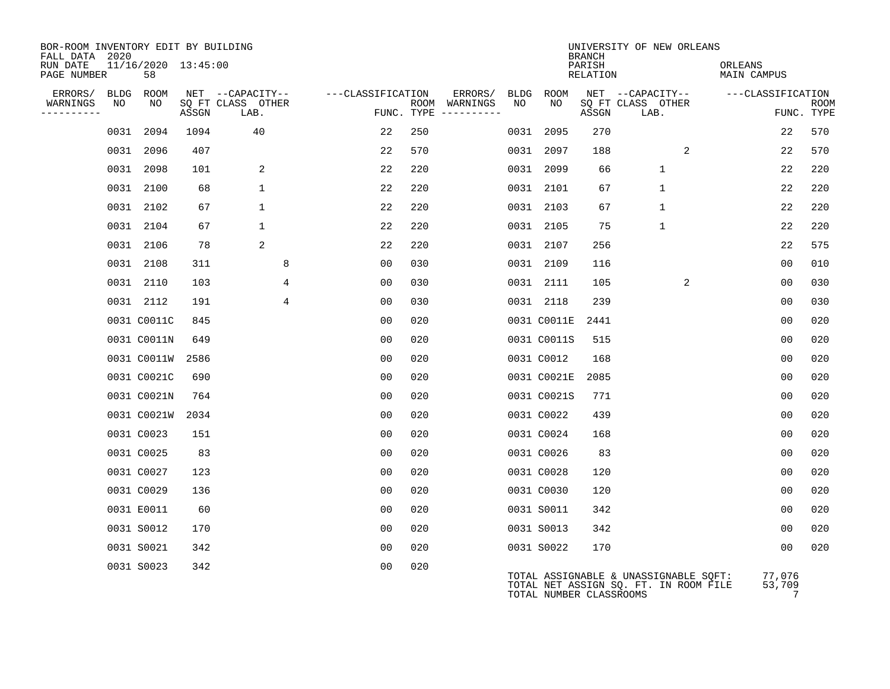BOR-ROOM INVENTORY EDIT BY BUILDING
FALL DATA 2020
RUN DATE 11/16/2020 13:45:00
PAGE NUMBER 58

UNIVERSITY OF NEW ORLEANS
BRANCH
PARISH ORLEANS
RELATION MAIN CAMPUS

| ERRORS/ WARNINGS | BLDG NO | ROOM NO | NET SQ FT ASSGN | CAPACITY CLASS LAB. | CAPACITY OTHER | CLASSIFICATION FUNC. | ROOM TYPE | ERRORS/ WARNINGS | BLDG NO | ROOM NO | NET SQ FT ASSGN | CAPACITY CLASS LAB. | CAPACITY OTHER | CLASSIFICATION FUNC. | ROOM TYPE |
|---|---|---|---|---|---|---|---|---|---|---|---|---|---|---|---|
| | 0031 | 2094 | 1094 | 40 | | 22 | 250 | | 0031 | 2095 | 270 | | | 22 | 570 |
| | 0031 | 2096 | 407 | | | 22 | 570 | | 0031 | 2097 | 188 | | 2 | 22 | 570 |
| | 0031 | 2098 | 101 | 2 | | 22 | 220 | | 0031 | 2099 | 66 | 1 | | 22 | 220 |
| | 0031 | 2100 | 68 | 1 | | 22 | 220 | | 0031 | 2101 | 67 | 1 | | 22 | 220 |
| | 0031 | 2102 | 67 | 1 | | 22 | 220 | | 0031 | 2103 | 67 | 1 | | 22 | 220 |
| | 0031 | 2104 | 67 | 1 | | 22 | 220 | | 0031 | 2105 | 75 | 1 | | 22 | 220 |
| | 0031 | 2106 | 78 | 2 | | 22 | 220 | | 0031 | 2107 | 256 | | | 22 | 575 |
| | 0031 | 2108 | 311 | | 8 | 00 | 030 | | 0031 | 2109 | 116 | | | 00 | 010 |
| | 0031 | 2110 | 103 | | 4 | 00 | 030 | | 0031 | 2111 | 105 | | 2 | 00 | 030 |
| | 0031 | 2112 | 191 | | 4 | 00 | 030 | | 0031 | 2118 | 239 | | | 00 | 030 |
| | 0031 | C0011C | 845 | | | 00 | 020 | | 0031 | C0011E | 2441 | | | 00 | 020 |
| | 0031 | C0011N | 649 | | | 00 | 020 | | 0031 | C0011S | 515 | | | 00 | 020 |
| | 0031 | C0011W | 2586 | | | 00 | 020 | | 0031 | C0012 | 168 | | | 00 | 020 |
| | 0031 | C0021C | 690 | | | 00 | 020 | | 0031 | C0021E | 2085 | | | 00 | 020 |
| | 0031 | C0021N | 764 | | | 00 | 020 | | 0031 | C0021S | 771 | | | 00 | 020 |
| | 0031 | C0021W | 2034 | | | 00 | 020 | | 0031 | C0022 | 439 | | | 00 | 020 |
| | 0031 | C0023 | 151 | | | 00 | 020 | | 0031 | C0024 | 168 | | | 00 | 020 |
| | 0031 | C0025 | 83 | | | 00 | 020 | | 0031 | C0026 | 83 | | | 00 | 020 |
| | 0031 | C0027 | 123 | | | 00 | 020 | | 0031 | C0028 | 120 | | | 00 | 020 |
| | 0031 | C0029 | 136 | | | 00 | 020 | | 0031 | C0030 | 120 | | | 00 | 020 |
| | 0031 | E0011 | 60 | | | 00 | 020 | | 0031 | S0011 | 342 | | | 00 | 020 |
| | 0031 | S0012 | 170 | | | 00 | 020 | | 0031 | S0013 | 342 | | | 00 | 020 |
| | 0031 | S0021 | 342 | | | 00 | 020 | | 0031 | S0022 | 170 | | | 00 | 020 |
| | 0031 | S0023 | 342 | | | 00 | 020 | | | | | | | | |

TOTAL ASSIGNABLE & UNASSIGNABLE SQFT: 77,076
TOTAL NET ASSIGN SQ. FT. IN ROOM FILE 53,709
TOTAL NUMBER CLASSROOMS 7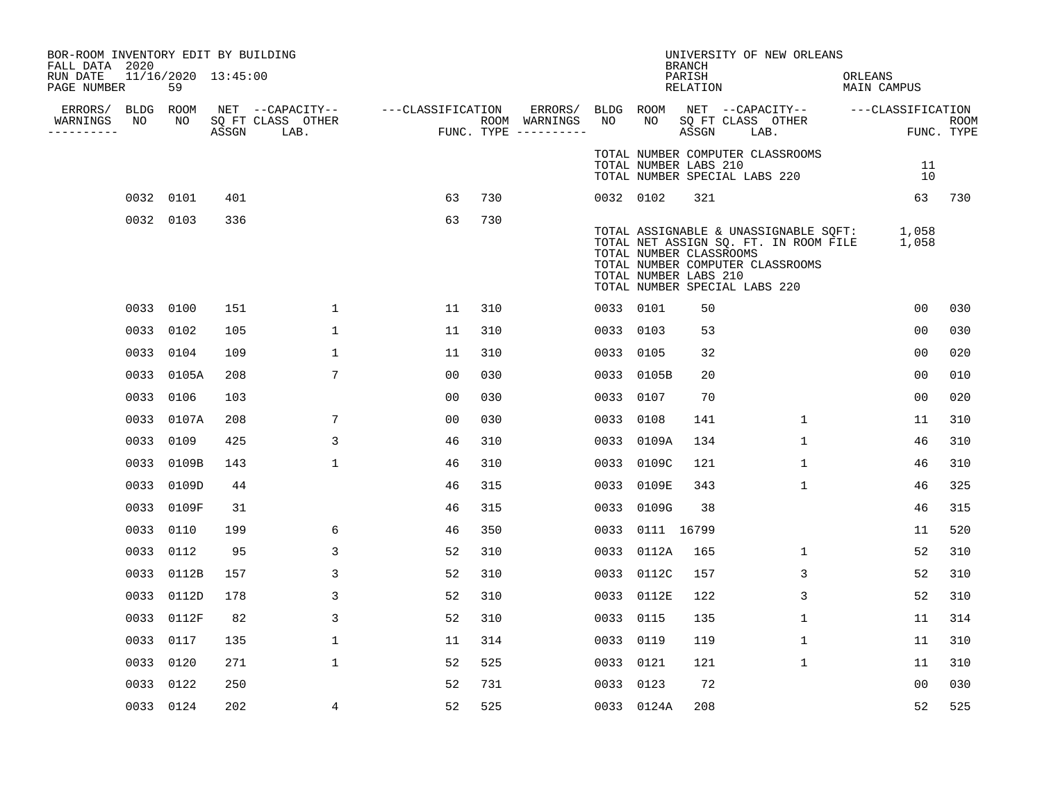BOR-ROOM INVENTORY EDIT BY BUILDING
FALL DATA 2020
RUN DATE 11/16/2020 13:45:00
PAGE NUMBER 59

UNIVERSITY OF NEW ORLEANS
BRANCH
PARISH ORLEANS
RELATION MAIN CAMPUS

| ERRORS/ WARNINGS | BLDG NO | ROOM NO | NET SQ FT ASSGN | CAPACITY CLASS LAB. | CAPACITY OTHER | CLASSIFICATION FUNC. | ROOM TYPE | ERRORS/ WARNINGS | BLDG NO | ROOM NO | NET SQ FT ASSGN | CAPACITY CLASS LAB. | CAPACITY OTHER | CLASSIFICATION FUNC. | ROOM TYPE |
|---|---|---|---|---|---|---|---|---|---|---|---|---|---|---|---|
| | | | | | | | | | TOTAL NUMBER COMPUTER CLASSROOMS | | | | | | |
| | | | | | | | | | TOTAL NUMBER LABS 210 | | | | | 11 | |
| | | | | | | | | | TOTAL NUMBER SPECIAL LABS 220 | | | | | 10 | |
| | 0032 | 0101 | 401 | | | 63 | 730 | | 0032 | 0102 | 321 | | | 63 | 730 |
| | 0032 | 0103 | 336 | | | 63 | 730 | | | | | | | | |
| | | | | | | | | | TOTAL ASSIGNABLE & UNASSIGNABLE SQFT: | | | | | 1,058 | |
| | | | | | | | | | TOTAL NET ASSIGN SQ. FT. IN ROOM FILE | | | | | 1,058 | |
| | | | | | | | | | TOTAL NUMBER CLASSROOMS | | | | | | |
| | | | | | | | | | TOTAL NUMBER COMPUTER CLASSROOMS | | | | | | |
| | | | | | | | | | TOTAL NUMBER LABS 210 | | | | | | |
| | | | | | | | | | TOTAL NUMBER SPECIAL LABS 220 | | | | | | |
| | 0033 | 0100 | 151 | | 1 | 11 | 310 | | 0033 | 0101 | 50 | | | 00 | 030 |
| | 0033 | 0102 | 105 | | 1 | 11 | 310 | | 0033 | 0103 | 53 | | | 00 | 030 |
| | 0033 | 0104 | 109 | | 1 | 11 | 310 | | 0033 | 0105 | 32 | | | 00 | 020 |
| | 0033 | 0105A | 208 | | 7 | 00 | 030 | | 0033 | 0105B | 20 | | | 00 | 010 |
| | 0033 | 0106 | 103 | | | 00 | 030 | | 0033 | 0107 | 70 | | | 00 | 020 |
| | 0033 | 0107A | 208 | | 7 | 00 | 030 | | 0033 | 0108 | 141 | | 1 | 11 | 310 |
| | 0033 | 0109 | 425 | | 3 | 46 | 310 | | 0033 | 0109A | 134 | | 1 | 46 | 310 |
| | 0033 | 0109B | 143 | | 1 | 46 | 310 | | 0033 | 0109C | 121 | | 1 | 46 | 310 |
| | 0033 | 0109D | 44 | | | 46 | 315 | | 0033 | 0109E | 343 | | 1 | 46 | 325 |
| | 0033 | 0109F | 31 | | | 46 | 315 | | 0033 | 0109G | 38 | | | 46 | 315 |
| | 0033 | 0110 | 199 | | 6 | 46 | 350 | | 0033 | 0111 | 16799 | | | 11 | 520 |
| | 0033 | 0112 | 95 | | 3 | 52 | 310 | | 0033 | 0112A | 165 | | 1 | 52 | 310 |
| | 0033 | 0112B | 157 | | 3 | 52 | 310 | | 0033 | 0112C | 157 | | 3 | 52 | 310 |
| | 0033 | 0112D | 178 | | 3 | 52 | 310 | | 0033 | 0112E | 122 | | 3 | 52 | 310 |
| | 0033 | 0112F | 82 | | 3 | 52 | 310 | | 0033 | 0115 | 135 | | 1 | 11 | 314 |
| | 0033 | 0117 | 135 | | 1 | 11 | 314 | | 0033 | 0119 | 119 | | 1 | 11 | 310 |
| | 0033 | 0120 | 271 | | 1 | 52 | 525 | | 0033 | 0121 | 121 | | 1 | 11 | 310 |
| | 0033 | 0122 | 250 | | | 52 | 731 | | 0033 | 0123 | 72 | | | 00 | 030 |
| | 0033 | 0124 | 202 | | 4 | 52 | 525 | | 0033 | 0124A | 208 | | | 52 | 525 |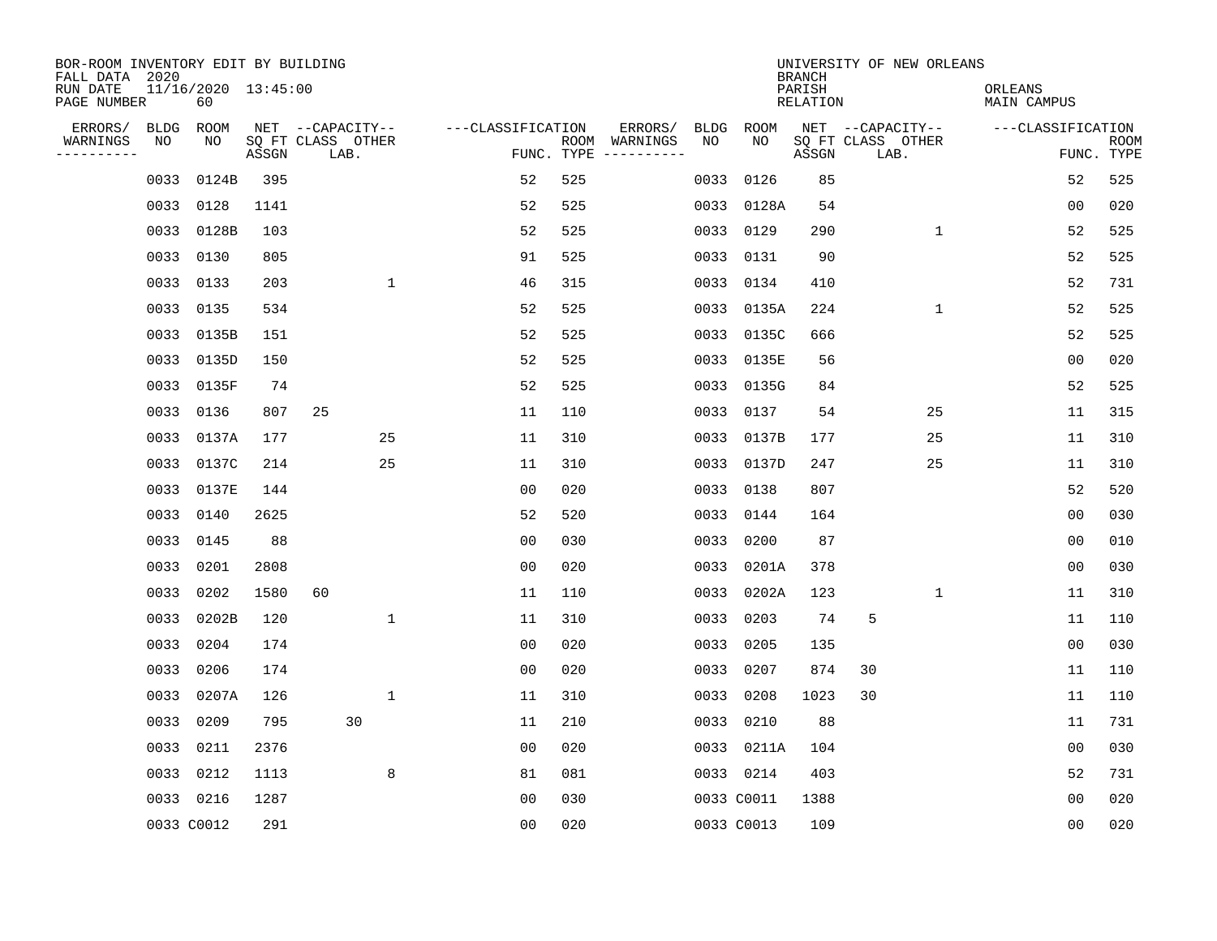BOR-ROOM INVENTORY EDIT BY BUILDING
FALL DATA 2020
RUN DATE 11/16/2020 13:45:00
PAGE NUMBER 60

UNIVERSITY OF NEW ORLEANS
BRANCH
PARISH ORLEANS
RELATION MAIN CAMPUS

| ERRORS/ WARNINGS | BLDG NO | ROOM NO | NET SQ FT ASSGN | CAPACITY CLASS | CAPACITY LAB. | CAPACITY OTHER | FUNC. | ROOM TYPE | ERRORS/ WARNINGS | BLDG NO | ROOM NO | NET SQ FT ASSGN | CAPACITY CLASS | CAPACITY LAB. | CAPACITY OTHER | FUNC. | ROOM TYPE |
|---|---|---|---|---|---|---|---|---|---|---|---|---|---|---|---|---|---|
| | 0033 | 0124B | 395 | | | | 52 | 525 | | 0033 | 0126 | 85 | | | | 52 | 525 |
| | 0033 | 0128 | 1141 | | | | 52 | 525 | | 0033 | 0128A | 54 | | | | 00 | 020 |
| | 0033 | 0128B | 103 | | | | 52 | 525 | | 0033 | 0129 | 290 | | | 1 | 52 | 525 |
| | 0033 | 0130 | 805 | | | | 91 | 525 | | 0033 | 0131 | 90 | | | | 52 | 525 |
| | 0033 | 0133 | 203 | | | 1 | 46 | 315 | | 0033 | 0134 | 410 | | | | 52 | 731 |
| | 0033 | 0135 | 534 | | | | 52 | 525 | | 0033 | 0135A | 224 | | | 1 | 52 | 525 |
| | 0033 | 0135B | 151 | | | | 52 | 525 | | 0033 | 0135C | 666 | | | | 52 | 525 |
| | 0033 | 0135D | 150 | | | | 52 | 525 | | 0033 | 0135E | 56 | | | | 00 | 020 |
| | 0033 | 0135F | 74 | | | | 52 | 525 | | 0033 | 0135G | 84 | | | | 52 | 525 |
| | 0033 | 0136 | 807 | 25 | | | 11 | 110 | | 0033 | 0137 | 54 | | | 25 | 11 | 315 |
| | 0033 | 0137A | 177 | | | 25 | 11 | 310 | | 0033 | 0137B | 177 | | | 25 | 11 | 310 |
| | 0033 | 0137C | 214 | | | 25 | 11 | 310 | | 0033 | 0137D | 247 | | | 25 | 11 | 310 |
| | 0033 | 0137E | 144 | | | | 00 | 020 | | 0033 | 0138 | 807 | | | | 52 | 520 |
| | 0033 | 0140 | 2625 | | | | 52 | 520 | | 0033 | 0144 | 164 | | | | 00 | 030 |
| | 0033 | 0145 | 88 | | | | 00 | 030 | | 0033 | 0200 | 87 | | | | 00 | 010 |
| | 0033 | 0201 | 2808 | | | | 00 | 020 | | 0033 | 0201A | 378 | | | | 00 | 030 |
| | 0033 | 0202 | 1580 | 60 | | | 11 | 110 | | 0033 | 0202A | 123 | | | 1 | 11 | 310 |
| | 0033 | 0202B | 120 | | | 1 | 11 | 310 | | 0033 | 0203 | 74 | 5 | | | 11 | 110 |
| | 0033 | 0204 | 174 | | | | 00 | 020 | | 0033 | 0205 | 135 | | | | 00 | 030 |
| | 0033 | 0206 | 174 | | | | 00 | 020 | | 0033 | 0207 | 874 | 30 | | | 11 | 110 |
| | 0033 | 0207A | 126 | | | 1 | 11 | 310 | | 0033 | 0208 | 1023 | 30 | | | 11 | 110 |
| | 0033 | 0209 | 795 | | 30 | | 11 | 210 | | 0033 | 0210 | 88 | | | | 11 | 731 |
| | 0033 | 0211 | 2376 | | | | 00 | 020 | | 0033 | 0211A | 104 | | | | 00 | 030 |
| | 0033 | 0212 | 1113 | | | 8 | 81 | 081 | | 0033 | 0214 | 403 | | | | 52 | 731 |
| | 0033 | 0216 | 1287 | | | | 00 | 030 | | 0033 | C0011 | 1388 | | | | 00 | 020 |
| | 0033 | C0012 | 291 | | | | 00 | 020 | | 0033 | C0013 | 109 | | | | 00 | 020 |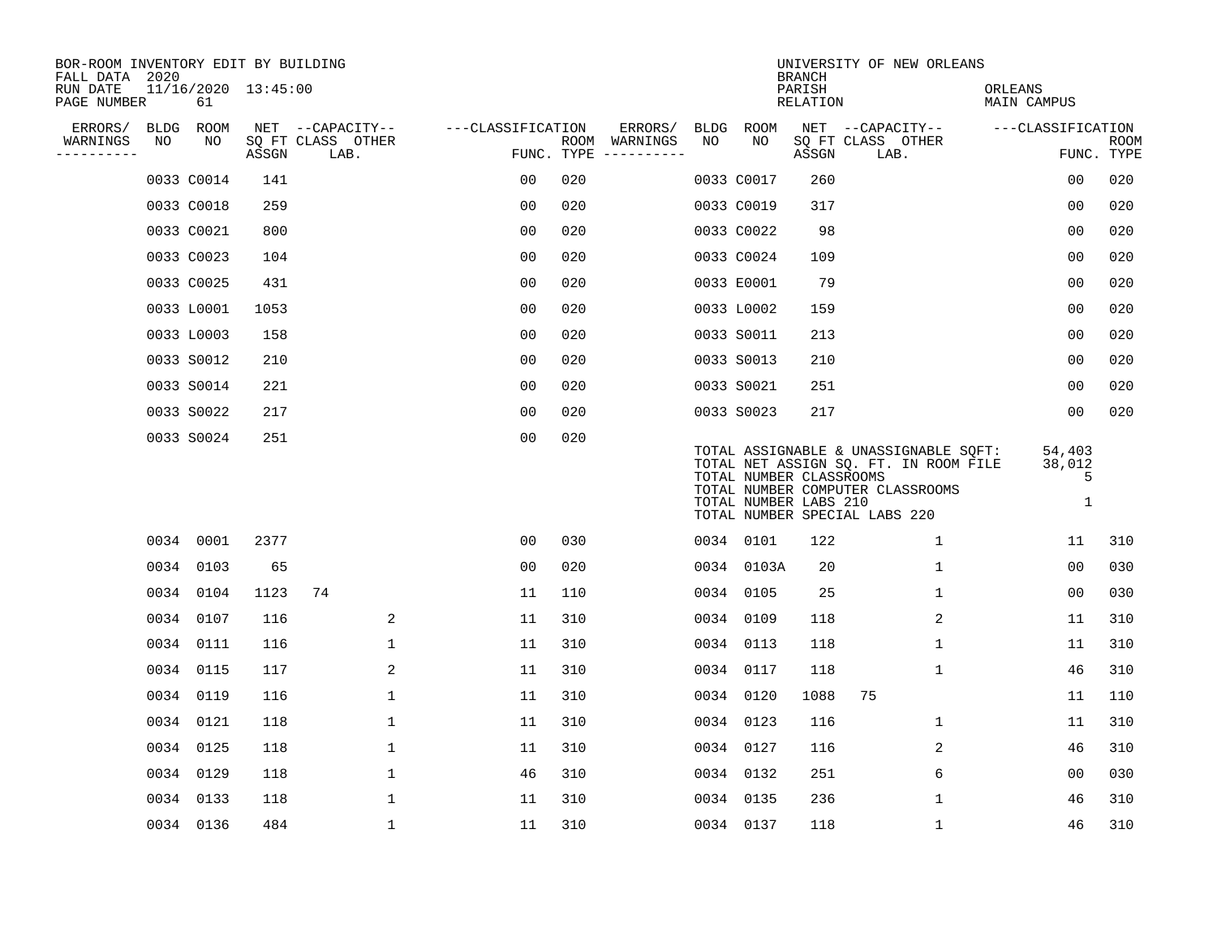BOR-ROOM INVENTORY EDIT BY BUILDING
FALL DATA 2020
RUN DATE 11/16/2020 13:45:00
PAGE NUMBER 61

UNIVERSITY OF NEW ORLEANS
BRANCH
PARISH ORLEANS
RELATION MAIN CAMPUS

| ERRORS/ WARNINGS | BLDG NO | ROOM NO | NET SQ FT ASSGN | CAPACITY CLASS LAB. | CAPACITY OTHER | CLASSIFICATION FUNC. | ROOM TYPE | ERRORS/ WARNINGS | BLDG NO | ROOM NO | NET SQ FT ASSGN | CAPACITY CLASS LAB. | CAPACITY OTHER | CLASSIFICATION FUNC. | ROOM TYPE |
|---|---|---|---|---|---|---|---|---|---|---|---|---|---|---|---|
| | 0033 | C0014 | 141 | | | 00 | 020 | | 0033 | C0017 | 260 | | | 00 | 020 |
| | 0033 | C0018 | 259 | | | 00 | 020 | | 0033 | C0019 | 317 | | | 00 | 020 |
| | 0033 | C0021 | 800 | | | 00 | 020 | | 0033 | C0022 | 98 | | | 00 | 020 |
| | 0033 | C0023 | 104 | | | 00 | 020 | | 0033 | C0024 | 109 | | | 00 | 020 |
| | 0033 | C0025 | 431 | | | 00 | 020 | | 0033 | E0001 | 79 | | | 00 | 020 |
| | 0033 | L0001 | 1053 | | | 00 | 020 | | 0033 | L0002 | 159 | | | 00 | 020 |
| | 0033 | L0003 | 158 | | | 00 | 020 | | 0033 | S0011 | 213 | | | 00 | 020 |
| | 0033 | S0012 | 210 | | | 00 | 020 | | 0033 | S0013 | 210 | | | 00 | 020 |
| | 0033 | S0014 | 221 | | | 00 | 020 | | 0033 | S0021 | 251 | | | 00 | 020 |
| | 0033 | S0022 | 217 | | | 00 | 020 | | 0033 | S0023 | 217 | | | 00 | 020 |
| | 0033 | S0024 | 251 | | | 00 | 020 | | | | | | | | |

TOTAL ASSIGNABLE & UNASSIGNABLE SQFT: 54,403
TOTAL NET ASSIGN SQ. FT. IN ROOM FILE 38,012
TOTAL NUMBER CLASSROOMS 5
TOTAL NUMBER COMPUTER CLASSROOMS
TOTAL NUMBER LABS 210 1
TOTAL NUMBER SPECIAL LABS 220

| ERRORS/ WARNINGS | BLDG NO | ROOM NO | NET SQ FT ASSGN | CAPACITY CLASS LAB. | CAPACITY OTHER | CLASSIFICATION FUNC. | ROOM TYPE | ERRORS/ WARNINGS | BLDG NO | ROOM NO | NET SQ FT ASSGN | CAPACITY CLASS LAB. | CAPACITY OTHER | CLASSIFICATION FUNC. | ROOM TYPE |
|---|---|---|---|---|---|---|---|---|---|---|---|---|---|---|---|
| | 0034 | 0001 | 2377 | | | 00 | 030 | | 0034 | 0101 | 122 | | 1 | 11 | 310 |
| | 0034 | 0103 | 65 | | | 00 | 020 | | 0034 | 0103A | 20 | | 1 | 00 | 030 |
| | 0034 | 0104 | 1123 | 74 | | 11 | 110 | | 0034 | 0105 | 25 | | 1 | 00 | 030 |
| | 0034 | 0107 | 116 | | 2 | 11 | 310 | | 0034 | 0109 | 118 | | 2 | 11 | 310 |
| | 0034 | 0111 | 116 | | 1 | 11 | 310 | | 0034 | 0113 | 118 | | 1 | 11 | 310 |
| | 0034 | 0115 | 117 | | 2 | 11 | 310 | | 0034 | 0117 | 118 | | 1 | 46 | 310 |
| | 0034 | 0119 | 116 | | 1 | 11 | 310 | | 0034 | 0120 | 1088 | 75 | | 11 | 110 |
| | 0034 | 0121 | 118 | | 1 | 11 | 310 | | 0034 | 0123 | 116 | | 1 | 11 | 310 |
| | 0034 | 0125 | 118 | | 1 | 11 | 310 | | 0034 | 0127 | 116 | | 2 | 46 | 310 |
| | 0034 | 0129 | 118 | | 1 | 46 | 310 | | 0034 | 0132 | 251 | | 6 | 00 | 030 |
| | 0034 | 0133 | 118 | | 1 | 11 | 310 | | 0034 | 0135 | 236 | | 1 | 46 | 310 |
| | 0034 | 0136 | 484 | | 1 | 11 | 310 | | 0034 | 0137 | 118 | | 1 | 46 | 310 |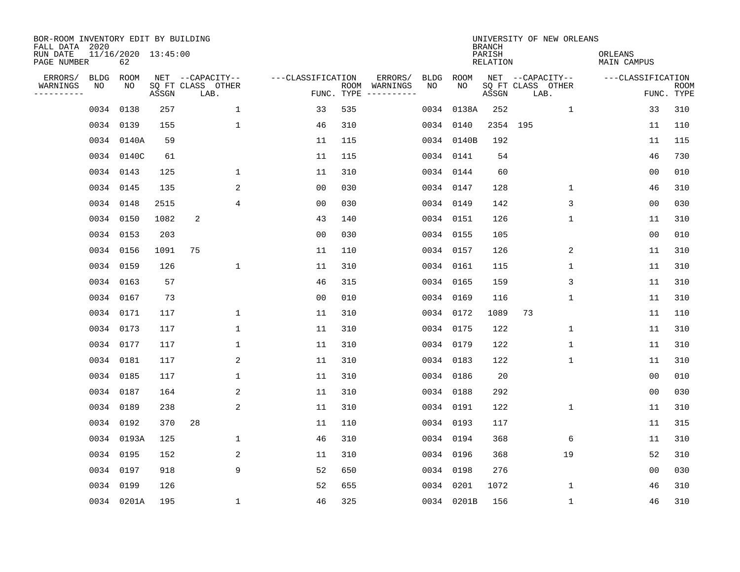BOR-ROOM INVENTORY EDIT BY BUILDING
FALL DATA 2020
RUN DATE 11/16/2020 13:45:00
PAGE NUMBER 62

UNIVERSITY OF NEW ORLEANS
BRANCH
PARISH ORLEANS
RELATION MAIN CAMPUS

| ERRORS/ WARNINGS | BLDG NO | ROOM NO | NET SQ FT ASSGN | CAPACITY CLASS | CAPACITY OTHER LAB. | CLASSIFICATION FUNC. | ROOM TYPE | ERRORS/ WARNINGS | BLDG NO | ROOM NO | NET SQ FT ASSGN | CAPACITY CLASS | CAPACITY OTHER LAB. | CLASSIFICATION FUNC. | ROOM TYPE |
|---|---|---|---|---|---|---|---|---|---|---|---|---|---|---|---|
| | 0034 | 0138 | 257 | | 1 | 33 | 535 | | 0034 | 0138A | 252 | | 1 | 33 | 310 |
| | 0034 | 0139 | 155 | | 1 | 46 | 310 | | 0034 | 0140 | 2354 | 195 | | 11 | 110 |
| | 0034 | 0140A | 59 | | | 11 | 115 | | 0034 | 0140B | 192 | | | 11 | 115 |
| | 0034 | 0140C | 61 | | | 11 | 115 | | 0034 | 0141 | 54 | | | 46 | 730 |
| | 0034 | 0143 | 125 | | 1 | 11 | 310 | | 0034 | 0144 | 60 | | | 00 | 010 |
| | 0034 | 0145 | 135 | | 2 | 00 | 030 | | 0034 | 0147 | 128 | | 1 | 46 | 310 |
| | 0034 | 0148 | 2515 | | 4 | 00 | 030 | | 0034 | 0149 | 142 | | 3 | 00 | 030 |
| | 0034 | 0150 | 1082 | 2 | | 43 | 140 | | 0034 | 0151 | 126 | | 1 | 11 | 310 |
| | 0034 | 0153 | 203 | | | 00 | 030 | | 0034 | 0155 | 105 | | | 00 | 010 |
| | 0034 | 0156 | 1091 | 75 | | 11 | 110 | | 0034 | 0157 | 126 | | 2 | 11 | 310 |
| | 0034 | 0159 | 126 | | 1 | 11 | 310 | | 0034 | 0161 | 115 | | 1 | 11 | 310 |
| | 0034 | 0163 | 57 | | | 46 | 315 | | 0034 | 0165 | 159 | | 3 | 11 | 310 |
| | 0034 | 0167 | 73 | | | 00 | 010 | | 0034 | 0169 | 116 | | 1 | 11 | 310 |
| | 0034 | 0171 | 117 | | 1 | 11 | 310 | | 0034 | 0172 | 1089 | 73 | | 11 | 110 |
| | 0034 | 0173 | 117 | | 1 | 11 | 310 | | 0034 | 0175 | 122 | | 1 | 11 | 310 |
| | 0034 | 0177 | 117 | | 1 | 11 | 310 | | 0034 | 0179 | 122 | | 1 | 11 | 310 |
| | 0034 | 0181 | 117 | | 2 | 11 | 310 | | 0034 | 0183 | 122 | | 1 | 11 | 310 |
| | 0034 | 0185 | 117 | | 1 | 11 | 310 | | 0034 | 0186 | 20 | | | 00 | 010 |
| | 0034 | 0187 | 164 | | 2 | 11 | 310 | | 0034 | 0188 | 292 | | | 00 | 030 |
| | 0034 | 0189 | 238 | | 2 | 11 | 310 | | 0034 | 0191 | 122 | | 1 | 11 | 310 |
| | 0034 | 0192 | 370 | 28 | | 11 | 110 | | 0034 | 0193 | 117 | | | 11 | 315 |
| | 0034 | 0193A | 125 | | 1 | 46 | 310 | | 0034 | 0194 | 368 | | 6 | 11 | 310 |
| | 0034 | 0195 | 152 | | 2 | 11 | 310 | | 0034 | 0196 | 368 | | 19 | 52 | 310 |
| | 0034 | 0197 | 918 | | 9 | 52 | 650 | | 0034 | 0198 | 276 | | | 00 | 030 |
| | 0034 | 0199 | 126 | | | 52 | 655 | | 0034 | 0201 | 1072 | | 1 | 46 | 310 |
| | 0034 | 0201A | 195 | | 1 | 46 | 325 | | 0034 | 0201B | 156 | | 1 | 46 | 310 |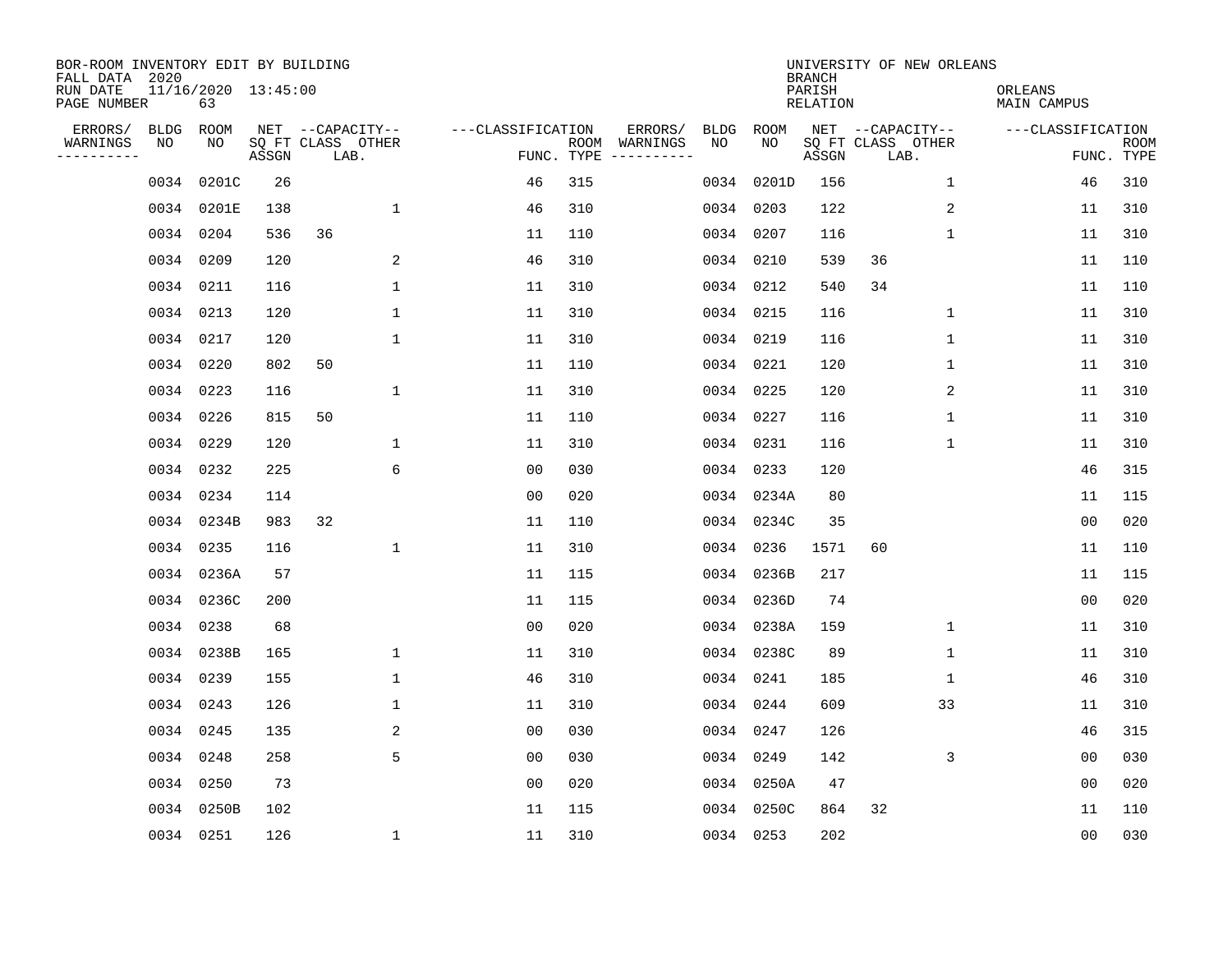BOR-ROOM INVENTORY EDIT BY BUILDING
FALL DATA 2020
RUN DATE 11/16/2020 13:45:00
PAGE NUMBER 63

UNIVERSITY OF NEW ORLEANS
BRANCH
PARISH ORLEANS
RELATION MAIN CAMPUS

| ERRORS/ WARNINGS | BLDG NO | ROOM NO | NET SQ FT ASSGN | CAPACITY CLASS LAB. | CAPACITY OTHER | CLASSIFICATION FUNC. | ROOM TYPE | ERRORS/ WARNINGS | BLDG NO | ROOM NO | NET SQ FT ASSGN | CAPACITY CLASS LAB. | CAPACITY OTHER | CLASSIFICATION FUNC. | ROOM TYPE |
|---|---|---|---|---|---|---|---|---|---|---|---|---|---|---|---|
| | 0034 | 0201C | 26 | | | 46 | 315 | | 0034 | 0201D | 156 | | 1 | 46 | 310 |
| | 0034 | 0201E | 138 | | 1 | 46 | 310 | | 0034 | 0203 | 122 | | 2 | 11 | 310 |
| | 0034 | 0204 | 536 | 36 | | 11 | 110 | | 0034 | 0207 | 116 | | 1 | 11 | 310 |
| | 0034 | 0209 | 120 | | 2 | 46 | 310 | | 0034 | 0210 | 539 | 36 | | 11 | 110 |
| | 0034 | 0211 | 116 | | 1 | 11 | 310 | | 0034 | 0212 | 540 | 34 | | 11 | 110 |
| | 0034 | 0213 | 120 | | 1 | 11 | 310 | | 0034 | 0215 | 116 | | 1 | 11 | 310 |
| | 0034 | 0217 | 120 | | 1 | 11 | 310 | | 0034 | 0219 | 116 | | 1 | 11 | 310 |
| | 0034 | 0220 | 802 | 50 | | 11 | 110 | | 0034 | 0221 | 120 | | 1 | 11 | 310 |
| | 0034 | 0223 | 116 | | 1 | 11 | 310 | | 0034 | 0225 | 120 | | 2 | 11 | 310 |
| | 0034 | 0226 | 815 | 50 | | 11 | 110 | | 0034 | 0227 | 116 | | 1 | 11 | 310 |
| | 0034 | 0229 | 120 | | 1 | 11 | 310 | | 0034 | 0231 | 116 | | 1 | 11 | 310 |
| | 0034 | 0232 | 225 | | 6 | 00 | 030 | | 0034 | 0233 | 120 | | | 46 | 315 |
| | 0034 | 0234 | 114 | | | 00 | 020 | | 0034 | 0234A | 80 | | | 11 | 115 |
| | 0034 | 0234B | 983 | 32 | | 11 | 110 | | 0034 | 0234C | 35 | | | 00 | 020 |
| | 0034 | 0235 | 116 | | 1 | 11 | 310 | | 0034 | 0236 | 1571 | 60 | | 11 | 110 |
| | 0034 | 0236A | 57 | | | 11 | 115 | | 0034 | 0236B | 217 | | | 11 | 115 |
| | 0034 | 0236C | 200 | | | 11 | 115 | | 0034 | 0236D | 74 | | | 00 | 020 |
| | 0034 | 0238 | 68 | | | 00 | 020 | | 0034 | 0238A | 159 | | 1 | 11 | 310 |
| | 0034 | 0238B | 165 | | 1 | 11 | 310 | | 0034 | 0238C | 89 | | 1 | 11 | 310 |
| | 0034 | 0239 | 155 | | 1 | 46 | 310 | | 0034 | 0241 | 185 | | 1 | 46 | 310 |
| | 0034 | 0243 | 126 | | 1 | 11 | 310 | | 0034 | 0244 | 609 | | 33 | 11 | 310 |
| | 0034 | 0245 | 135 | | 2 | 00 | 030 | | 0034 | 0247 | 126 | | | 46 | 315 |
| | 0034 | 0248 | 258 | | 5 | 00 | 030 | | 0034 | 0249 | 142 | | 3 | 00 | 030 |
| | 0034 | 0250 | 73 | | | 00 | 020 | | 0034 | 0250A | 47 | | | 00 | 020 |
| | 0034 | 0250B | 102 | | | 11 | 115 | | 0034 | 0250C | 864 | 32 | | 11 | 110 |
| | 0034 | 0251 | 126 | | 1 | 11 | 310 | | 0034 | 0253 | 202 | | | 00 | 030 |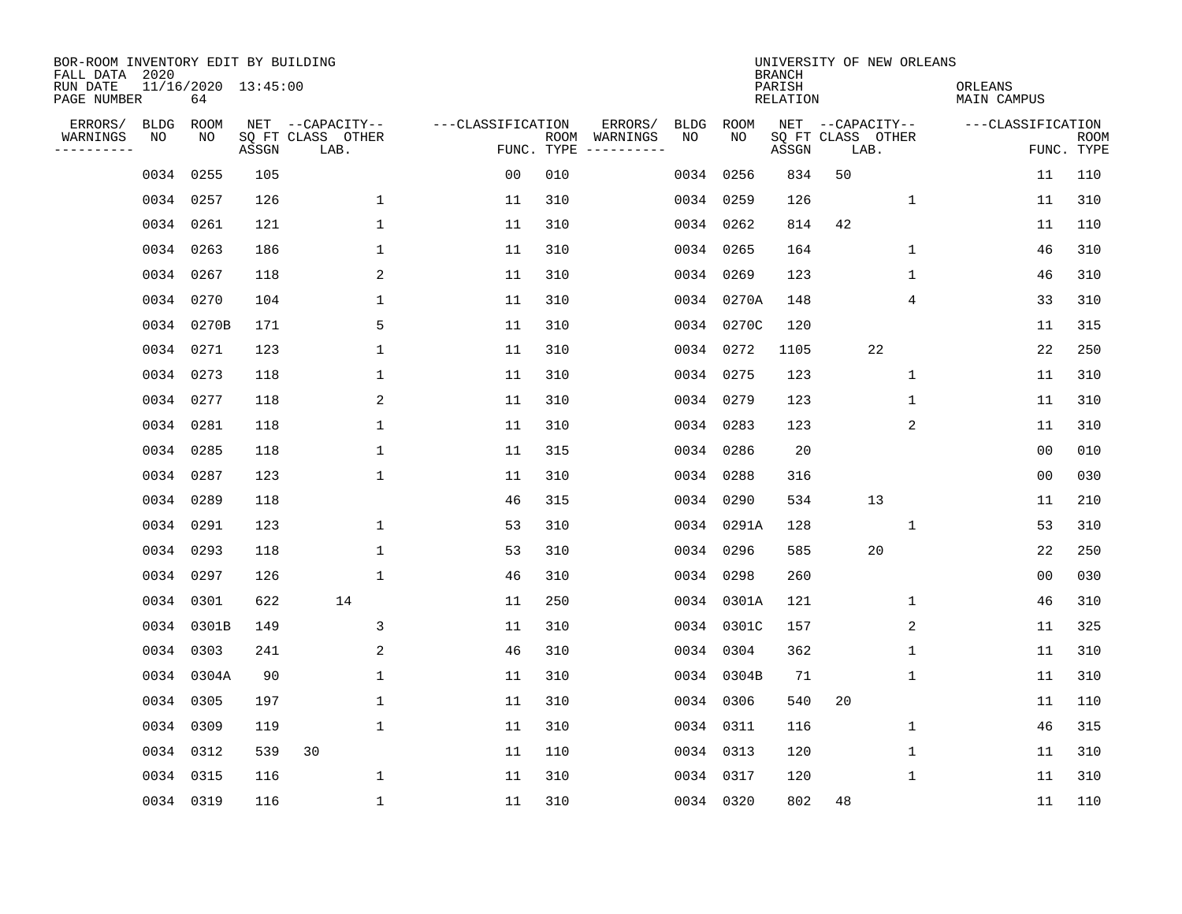BOR-ROOM INVENTORY EDIT BY BUILDING
FALL DATA 2020
RUN DATE 11/16/2020 13:45:00
PAGE NUMBER 64

UNIVERSITY OF NEW ORLEANS
BRANCH
PARISH ORLEANS
RELATION MAIN CAMPUS

| ERRORS/ WARNINGS | BLDG NO | ROOM NO | NET SQ FT ASSGN | CAPACITY CLASS | CAPACITY LAB. | CAPACITY OTHER | CLASSIFICATION FUNC. | ROOM TYPE | ERRORS/ WARNINGS | BLDG NO | ROOM NO | NET SQ FT ASSGN | CAPACITY CLASS | CAPACITY LAB. | CAPACITY OTHER | CLASSIFICATION FUNC. | ROOM TYPE |
|---|---|---|---|---|---|---|---|---|---|---|---|---|---|---|---|---|---|
| | 0034 | 0255 | 105 | | | | 00 | 010 | | 0034 | 0256 | 834 | 50 | | | 11 | 110 |
| | 0034 | 0257 | 126 | | | 1 | 11 | 310 | | 0034 | 0259 | 126 | | | 1 | 11 | 310 |
| | 0034 | 0261 | 121 | | | 1 | 11 | 310 | | 0034 | 0262 | 814 | 42 | | | 11 | 110 |
| | 0034 | 0263 | 186 | | | 1 | 11 | 310 | | 0034 | 0265 | 164 | | | 1 | 46 | 310 |
| | 0034 | 0267 | 118 | | | 2 | 11 | 310 | | 0034 | 0269 | 123 | | | 1 | 46 | 310 |
| | 0034 | 0270 | 104 | | | 1 | 11 | 310 | | 0034 | 0270A | 148 | | | 4 | 33 | 310 |
| | 0034 | 0270B | 171 | | | 5 | 11 | 310 | | 0034 | 0270C | 120 | | | | 11 | 315 |
| | 0034 | 0271 | 123 | | | 1 | 11 | 310 | | 0034 | 0272 | 1105 | | 22 | | 22 | 250 |
| | 0034 | 0273 | 118 | | | 1 | 11 | 310 | | 0034 | 0275 | 123 | | | 1 | 11 | 310 |
| | 0034 | 0277 | 118 | | | 2 | 11 | 310 | | 0034 | 0279 | 123 | | | 1 | 11 | 310 |
| | 0034 | 0281 | 118 | | | 1 | 11 | 310 | | 0034 | 0283 | 123 | | | 2 | 11 | 310 |
| | 0034 | 0285 | 118 | | | 1 | 11 | 315 | | 0034 | 0286 | 20 | | | | 00 | 010 |
| | 0034 | 0287 | 123 | | | 1 | 11 | 310 | | 0034 | 0288 | 316 | | | | 00 | 030 |
| | 0034 | 0289 | 118 | | | | 46 | 315 | | 0034 | 0290 | 534 | | 13 | | 11 | 210 |
| | 0034 | 0291 | 123 | | | 1 | 53 | 310 | | 0034 | 0291A | 128 | | | 1 | 53 | 310 |
| | 0034 | 0293 | 118 | | | 1 | 53 | 310 | | 0034 | 0296 | 585 | | 20 | | 22 | 250 |
| | 0034 | 0297 | 126 | | | 1 | 46 | 310 | | 0034 | 0298 | 260 | | | | 00 | 030 |
| | 0034 | 0301 | 622 | | 14 | | 11 | 250 | | 0034 | 0301A | 121 | | | 1 | 46 | 310 |
| | 0034 | 0301B | 149 | | | 3 | 11 | 310 | | 0034 | 0301C | 157 | | | 2 | 11 | 325 |
| | 0034 | 0303 | 241 | | | 2 | 46 | 310 | | 0034 | 0304 | 362 | | | 1 | 11 | 310 |
| | 0034 | 0304A | 90 | | | 1 | 11 | 310 | | 0034 | 0304B | 71 | | | 1 | 11 | 310 |
| | 0034 | 0305 | 197 | | | 1 | 11 | 310 | | 0034 | 0306 | 540 | 20 | | | 11 | 110 |
| | 0034 | 0309 | 119 | | | 1 | 11 | 310 | | 0034 | 0311 | 116 | | | 1 | 46 | 315 |
| | 0034 | 0312 | 539 | 30 | | | 11 | 110 | | 0034 | 0313 | 120 | | | 1 | 11 | 310 |
| | 0034 | 0315 | 116 | | | 1 | 11 | 310 | | 0034 | 0317 | 120 | | | 1 | 11 | 310 |
| | 0034 | 0319 | 116 | | | 1 | 11 | 310 | | 0034 | 0320 | 802 | 48 | | | 11 | 110 |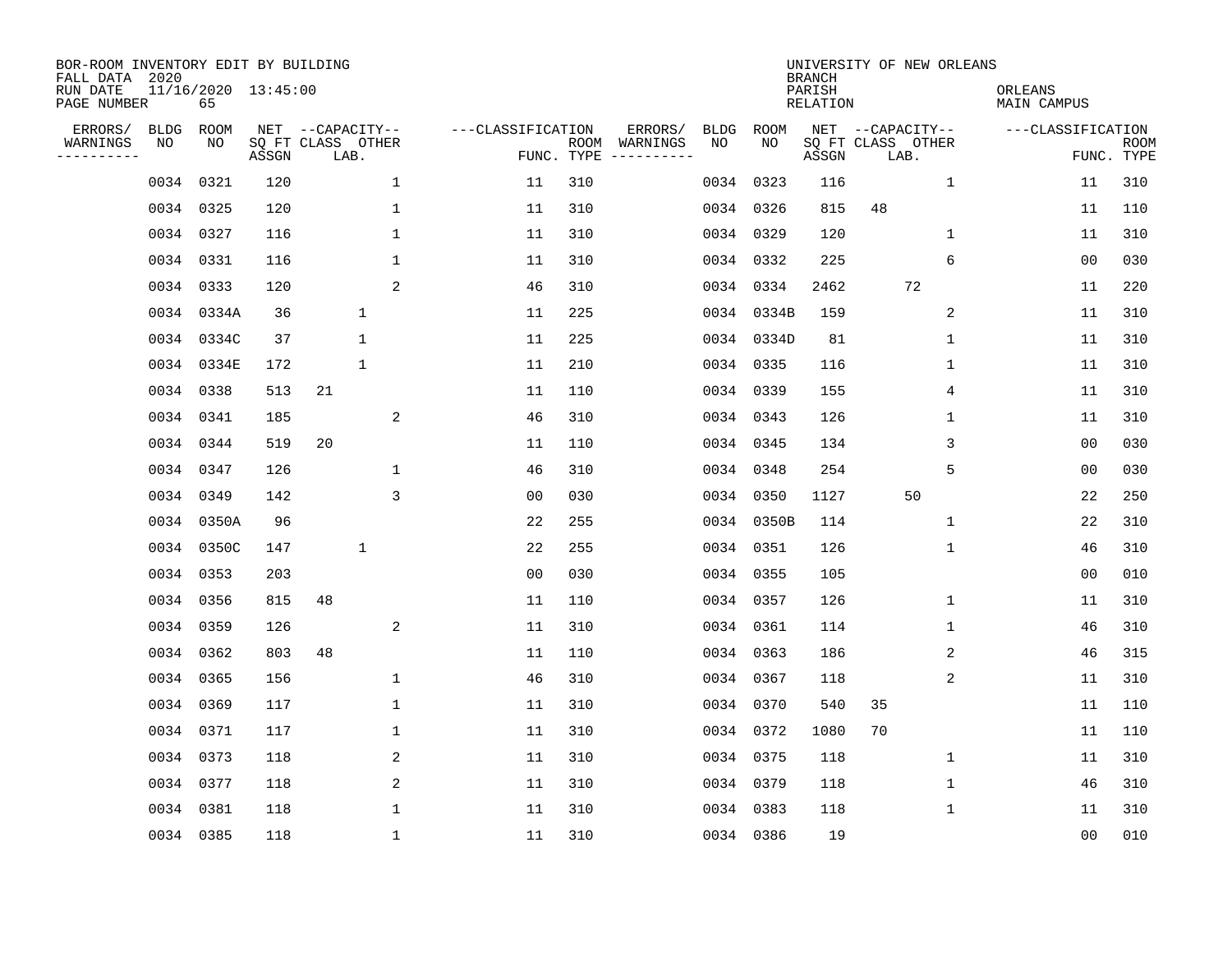BOR-ROOM INVENTORY EDIT BY BUILDING
FALL DATA 2020
RUN DATE 11/16/2020 13:45:00
PAGE NUMBER 65

UNIVERSITY OF NEW ORLEANS
BRANCH
PARISH ORLEANS
RELATION MAIN CAMPUS

| ERRORS/ WARNINGS | BLDG NO | ROOM NO | NET SQ FT ASSGN | CAPACITY CLASS LAB. | CAPACITY OTHER | CLASSIFICATION FUNC. | ROOM TYPE | ERRORS/ WARNINGS | BLDG NO | ROOM NO | NET SQ FT ASSGN | CAPACITY CLASS LAB. | CAPACITY OTHER | CLASSIFICATION FUNC. | ROOM TYPE |
|---|---|---|---|---|---|---|---|---|---|---|---|---|---|---|---|
| | 0034 | 0321 | 120 | | 1 | 11 | 310 | | 0034 | 0323 | 116 | | 1 | 11 | 310 |
| | 0034 | 0325 | 120 | | 1 | 11 | 310 | | 0034 | 0326 | 815 | 48 | | 11 | 110 |
| | 0034 | 0327 | 116 | | 1 | 11 | 310 | | 0034 | 0329 | 120 | | 1 | 11 | 310 |
| | 0034 | 0331 | 116 | | 1 | 11 | 310 | | 0034 | 0332 | 225 | | 6 | 00 | 030 |
| | 0034 | 0333 | 120 | | 2 | 46 | 310 | | 0034 | 0334 | 2462 | 72 | | 11 | 220 |
| | 0034 | 0334A | 36 | 1 | | 11 | 225 | | 0034 | 0334B | 159 | | 2 | 11 | 310 |
| | 0034 | 0334C | 37 | 1 | | 11 | 225 | | 0034 | 0334D | 81 | | 1 | 11 | 310 |
| | 0034 | 0334E | 172 | 1 | | 11 | 210 | | 0034 | 0335 | 116 | | 1 | 11 | 310 |
| | 0034 | 0338 | 513 | 21 | | 11 | 110 | | 0034 | 0339 | 155 | | 4 | 11 | 310 |
| | 0034 | 0341 | 185 | | 2 | 46 | 310 | | 0034 | 0343 | 126 | | 1 | 11 | 310 |
| | 0034 | 0344 | 519 | 20 | | 11 | 110 | | 0034 | 0345 | 134 | | 3 | 00 | 030 |
| | 0034 | 0347 | 126 | | 1 | 46 | 310 | | 0034 | 0348 | 254 | | 5 | 00 | 030 |
| | 0034 | 0349 | 142 | | 3 | 00 | 030 | | 0034 | 0350 | 1127 | 50 | | 22 | 250 |
| | 0034 | 0350A | 96 | | | 22 | 255 | | 0034 | 0350B | 114 | | 1 | 22 | 310 |
| | 0034 | 0350C | 147 | 1 | | 22 | 255 | | 0034 | 0351 | 126 | | 1 | 46 | 310 |
| | 0034 | 0353 | 203 | | | 00 | 030 | | 0034 | 0355 | 105 | | | 00 | 010 |
| | 0034 | 0356 | 815 | 48 | | 11 | 110 | | 0034 | 0357 | 126 | | 1 | 11 | 310 |
| | 0034 | 0359 | 126 | | 2 | 11 | 310 | | 0034 | 0361 | 114 | | 1 | 46 | 310 |
| | 0034 | 0362 | 803 | 48 | | 11 | 110 | | 0034 | 0363 | 186 | | 2 | 46 | 315 |
| | 0034 | 0365 | 156 | | 1 | 46 | 310 | | 0034 | 0367 | 118 | | 2 | 11 | 310 |
| | 0034 | 0369 | 117 | | 1 | 11 | 310 | | 0034 | 0370 | 540 | 35 | | 11 | 110 |
| | 0034 | 0371 | 117 | | 1 | 11 | 310 | | 0034 | 0372 | 1080 | 70 | | 11 | 110 |
| | 0034 | 0373 | 118 | | 2 | 11 | 310 | | 0034 | 0375 | 118 | | 1 | 11 | 310 |
| | 0034 | 0377 | 118 | | 2 | 11 | 310 | | 0034 | 0379 | 118 | | 1 | 46 | 310 |
| | 0034 | 0381 | 118 | | 1 | 11 | 310 | | 0034 | 0383 | 118 | | 1 | 11 | 310 |
| | 0034 | 0385 | 118 | | 1 | 11 | 310 | | 0034 | 0386 | 19 | | | 00 | 010 |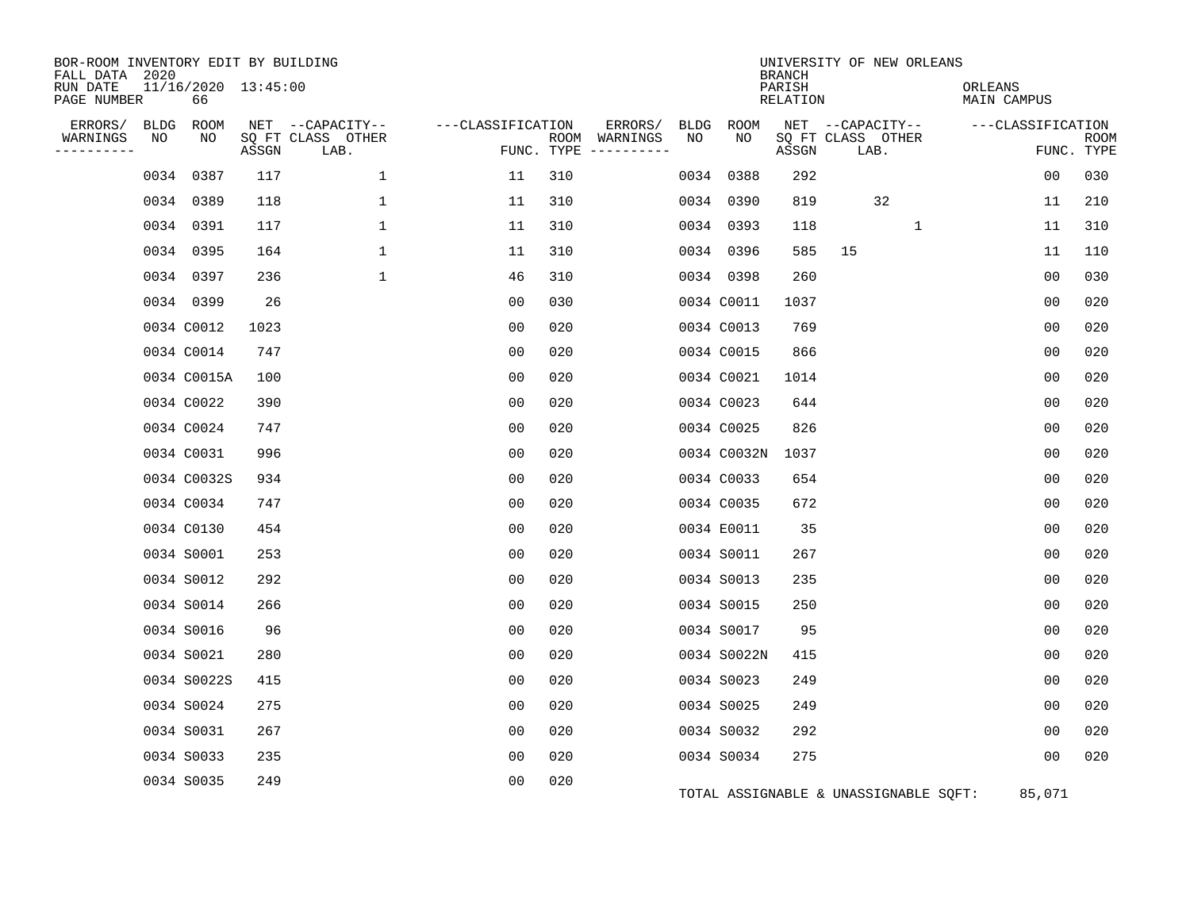BOR-ROOM INVENTORY EDIT BY BUILDING
FALL DATA 2020
RUN DATE 11/16/2020 13:45:00
PAGE NUMBER 66

UNIVERSITY OF NEW ORLEANS
BRANCH
PARISH ORLEANS
RELATION MAIN CAMPUS

| ERRORS/ WARNINGS | BLDG NO | ROOM NO | NET SQ FT ASSGN | CAPACITY CLASS LAB. | CAPACITY OTHER | CLASSIFICATION FUNC. | ROOM TYPE | ERRORS/ WARNINGS | BLDG NO | ROOM NO | NET SQ FT ASSGN | CAPACITY CLASS LAB. | CAPACITY OTHER | CLASSIFICATION FUNC. | ROOM TYPE |
|---|---|---|---|---|---|---|---|---|---|---|---|---|---|---|---|
| | 0034 | 0387 | 117 | | 1 | 11 | 310 | | 0034 | 0388 | 292 | | | 00 | 030 |
| | 0034 | 0389 | 118 | | 1 | 11 | 310 | | 0034 | 0390 | 819 | 32 | | 11 | 210 |
| | 0034 | 0391 | 117 | | 1 | 11 | 310 | | 0034 | 0393 | 118 | | 1 | 11 | 310 |
| | 0034 | 0395 | 164 | | 1 | 11 | 310 | | 0034 | 0396 | 585 | 15 | | 11 | 110 |
| | 0034 | 0397 | 236 | | 1 | 46 | 310 | | 0034 | 0398 | 260 | | | 00 | 030 |
| | 0034 | 0399 | 26 | | | 00 | 030 | | 0034 | C0011 | 1037 | | | 00 | 020 |
| | 0034 | C0012 | 1023 | | | 00 | 020 | | 0034 | C0013 | 769 | | | 00 | 020 |
| | 0034 | C0014 | 747 | | | 00 | 020 | | 0034 | C0015 | 866 | | | 00 | 020 |
| | 0034 | C0015A | 100 | | | 00 | 020 | | 0034 | C0021 | 1014 | | | 00 | 020 |
| | 0034 | C0022 | 390 | | | 00 | 020 | | 0034 | C0023 | 644 | | | 00 | 020 |
| | 0034 | C0024 | 747 | | | 00 | 020 | | 0034 | C0025 | 826 | | | 00 | 020 |
| | 0034 | C0031 | 996 | | | 00 | 020 | | 0034 | C0032N | 1037 | | | 00 | 020 |
| | 0034 | C0032S | 934 | | | 00 | 020 | | 0034 | C0033 | 654 | | | 00 | 020 |
| | 0034 | C0034 | 747 | | | 00 | 020 | | 0034 | C0035 | 672 | | | 00 | 020 |
| | 0034 | C0130 | 454 | | | 00 | 020 | | 0034 | E0011 | 35 | | | 00 | 020 |
| | 0034 | S0001 | 253 | | | 00 | 020 | | 0034 | S0011 | 267 | | | 00 | 020 |
| | 0034 | S0012 | 292 | | | 00 | 020 | | 0034 | S0013 | 235 | | | 00 | 020 |
| | 0034 | S0014 | 266 | | | 00 | 020 | | 0034 | S0015 | 250 | | | 00 | 020 |
| | 0034 | S0016 | 96 | | | 00 | 020 | | 0034 | S0017 | 95 | | | 00 | 020 |
| | 0034 | S0021 | 280 | | | 00 | 020 | | 0034 | S0022N | 415 | | | 00 | 020 |
| | 0034 | S0022S | 415 | | | 00 | 020 | | 0034 | S0023 | 249 | | | 00 | 020 |
| | 0034 | S0024 | 275 | | | 00 | 020 | | 0034 | S0025 | 249 | | | 00 | 020 |
| | 0034 | S0031 | 267 | | | 00 | 020 | | 0034 | S0032 | 292 | | | 00 | 020 |
| | 0034 | S0033 | 235 | | | 00 | 020 | | 0034 | S0034 | 275 | | | 00 | 020 |
| | 0034 | S0035 | 249 | | | 00 | 020 | | | | | | | | |

TOTAL ASSIGNABLE & UNASSIGNABLE SQFT: 85,071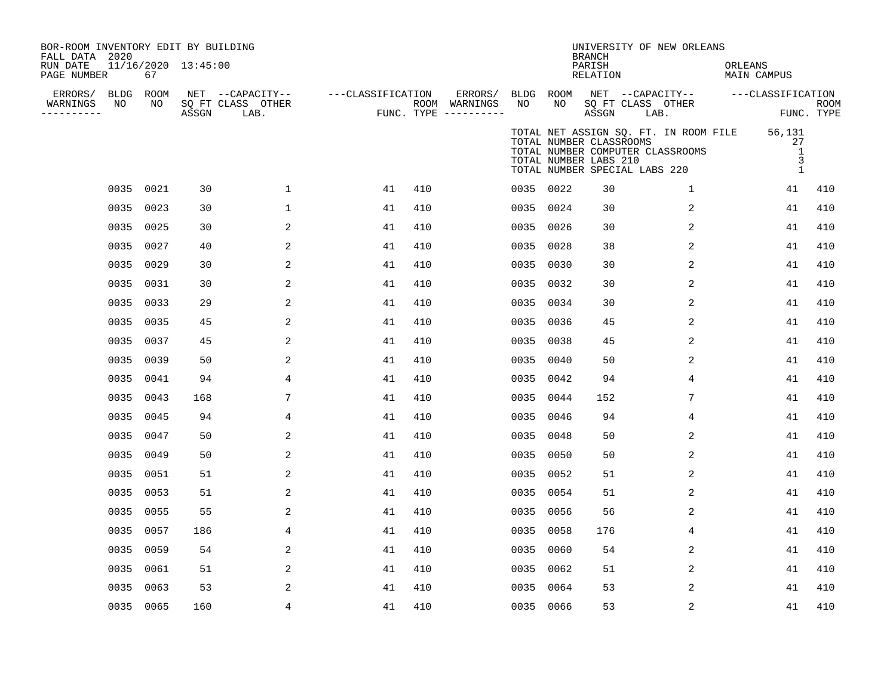BOR-ROOM INVENTORY EDIT BY BUILDING
FALL DATA 2020
RUN DATE 11/16/2020 13:45:00
PAGE NUMBER 67

UNIVERSITY OF NEW ORLEANS
BRANCH
PARISH ORLEANS
RELATION MAIN CAMPUS

TOTAL NET ASSIGN SQ. FT. IN ROOM FILE 56,131
TOTAL NUMBER CLASSROOMS 27
TOTAL NUMBER COMPUTER CLASSROOMS 1
TOTAL NUMBER LABS 210 3
TOTAL NUMBER SPECIAL LABS 220 1

| ERRORS/ WARNINGS | BLDG NO | ROOM NO | NET SQ FT ASSGN | CAPACITY CLASS LAB. | CAPACITY OTHER | CLASSIFICATION FUNC. | ROOM TYPE | ERRORS/ WARNINGS | BLDG NO | ROOM NO | NET SQ FT ASSGN | CAPACITY CLASS LAB. | CAPACITY OTHER | CLASSIFICATION FUNC. | ROOM TYPE |
|---|---|---|---|---|---|---|---|---|---|---|---|---|---|---|---|
| | 0035 | 0021 | 30 | | 1 | 41 | 410 | | 0035 | 0022 | 30 | | 1 | 41 | 410 |
| | 0035 | 0023 | 30 | | 1 | 41 | 410 | | 0035 | 0024 | 30 | | 2 | 41 | 410 |
| | 0035 | 0025 | 30 | | 2 | 41 | 410 | | 0035 | 0026 | 30 | | 2 | 41 | 410 |
| | 0035 | 0027 | 40 | | 2 | 41 | 410 | | 0035 | 0028 | 38 | | 2 | 41 | 410 |
| | 0035 | 0029 | 30 | | 2 | 41 | 410 | | 0035 | 0030 | 30 | | 2 | 41 | 410 |
| | 0035 | 0031 | 30 | | 2 | 41 | 410 | | 0035 | 0032 | 30 | | 2 | 41 | 410 |
| | 0035 | 0033 | 29 | | 2 | 41 | 410 | | 0035 | 0034 | 30 | | 2 | 41 | 410 |
| | 0035 | 0035 | 45 | | 2 | 41 | 410 | | 0035 | 0036 | 45 | | 2 | 41 | 410 |
| | 0035 | 0037 | 45 | | 2 | 41 | 410 | | 0035 | 0038 | 45 | | 2 | 41 | 410 |
| | 0035 | 0039 | 50 | | 2 | 41 | 410 | | 0035 | 0040 | 50 | | 2 | 41 | 410 |
| | 0035 | 0041 | 94 | | 4 | 41 | 410 | | 0035 | 0042 | 94 | | 4 | 41 | 410 |
| | 0035 | 0043 | 168 | | 7 | 41 | 410 | | 0035 | 0044 | 152 | | 7 | 41 | 410 |
| | 0035 | 0045 | 94 | | 4 | 41 | 410 | | 0035 | 0046 | 94 | | 4 | 41 | 410 |
| | 0035 | 0047 | 50 | | 2 | 41 | 410 | | 0035 | 0048 | 50 | | 2 | 41 | 410 |
| | 0035 | 0049 | 50 | | 2 | 41 | 410 | | 0035 | 0050 | 50 | | 2 | 41 | 410 |
| | 0035 | 0051 | 51 | | 2 | 41 | 410 | | 0035 | 0052 | 51 | | 2 | 41 | 410 |
| | 0035 | 0053 | 51 | | 2 | 41 | 410 | | 0035 | 0054 | 51 | | 2 | 41 | 410 |
| | 0035 | 0055 | 55 | | 2 | 41 | 410 | | 0035 | 0056 | 56 | | 2 | 41 | 410 |
| | 0035 | 0057 | 186 | | 4 | 41 | 410 | | 0035 | 0058 | 176 | | 4 | 41 | 410 |
| | 0035 | 0059 | 54 | | 2 | 41 | 410 | | 0035 | 0060 | 54 | | 2 | 41 | 410 |
| | 0035 | 0061 | 51 | | 2 | 41 | 410 | | 0035 | 0062 | 51 | | 2 | 41 | 410 |
| | 0035 | 0063 | 53 | | 2 | 41 | 410 | | 0035 | 0064 | 53 | | 2 | 41 | 410 |
| | 0035 | 0065 | 160 | | 4 | 41 | 410 | | 0035 | 0066 | 53 | | 2 | 41 | 410 |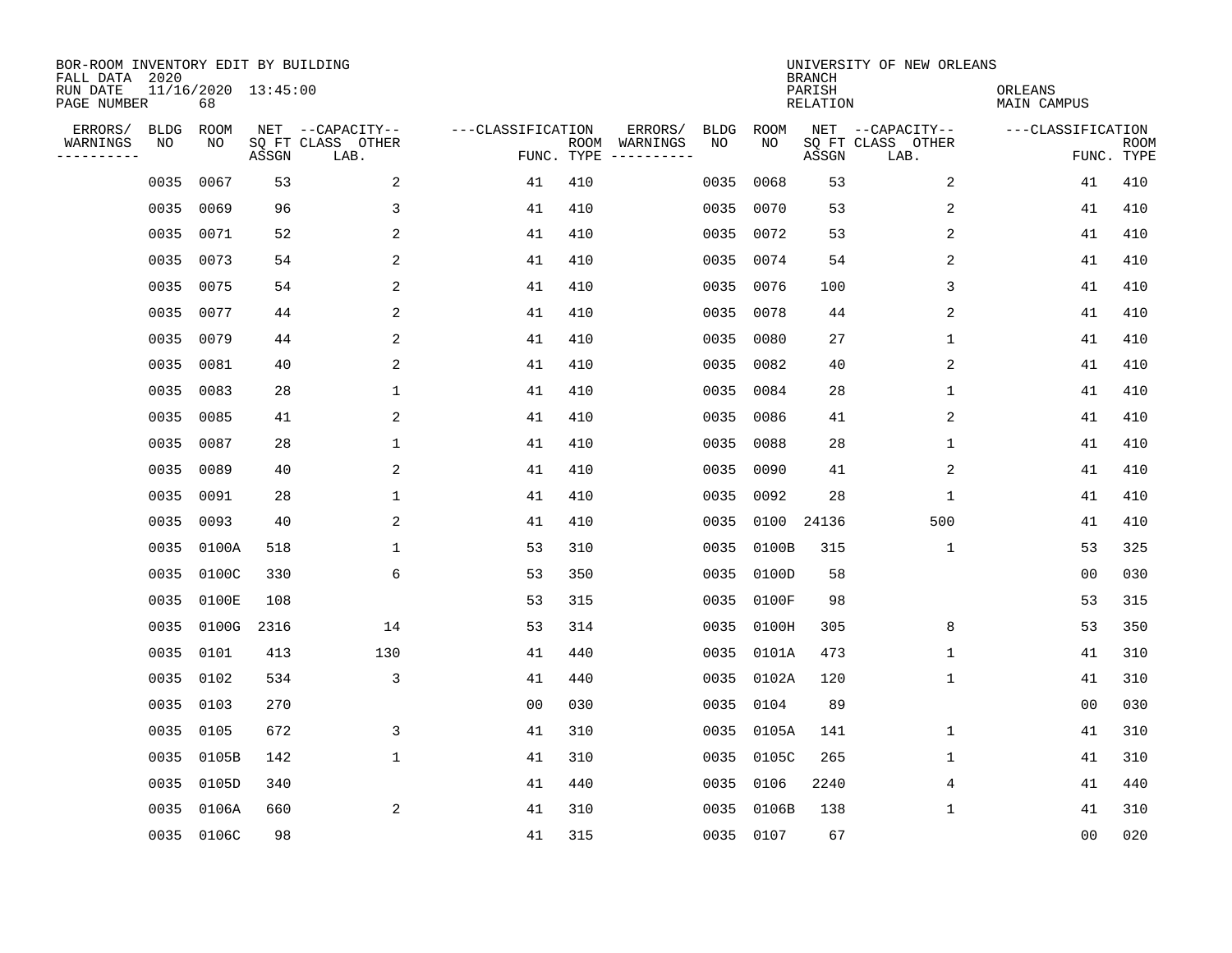BOR-ROOM INVENTORY EDIT BY BUILDING
FALL DATA 2020
RUN DATE 11/16/2020 13:45:00
PAGE NUMBER 68

UNIVERSITY OF NEW ORLEANS
BRANCH
PARISH ORLEANS
RELATION MAIN CAMPUS

| ERRORS/ WARNINGS | BLDG NO | ROOM NO | NET SQ FT ASSGN | CAPACITY-- CLASS LAB. | OTHER | CLASSIFICATION FUNC. | ROOM TYPE | ERRORS/ WARNINGS | BLDG NO | ROOM NO | NET SQ FT ASSGN | CAPACITY-- CLASS LAB. | OTHER | CLASSIFICATION FUNC. | ROOM TYPE |
|---|---|---|---|---|---|---|---|---|---|---|---|---|---|---|---|
| | 0035 | 0067 | 53 | | 2 | 41 | 410 | | 0035 | 0068 | 53 | | 2 | 41 | 410 |
| | 0035 | 0069 | 96 | | 3 | 41 | 410 | | 0035 | 0070 | 53 | | 2 | 41 | 410 |
| | 0035 | 0071 | 52 | | 2 | 41 | 410 | | 0035 | 0072 | 53 | | 2 | 41 | 410 |
| | 0035 | 0073 | 54 | | 2 | 41 | 410 | | 0035 | 0074 | 54 | | 2 | 41 | 410 |
| | 0035 | 0075 | 54 | | 2 | 41 | 410 | | 0035 | 0076 | 100 | | 3 | 41 | 410 |
| | 0035 | 0077 | 44 | | 2 | 41 | 410 | | 0035 | 0078 | 44 | | 2 | 41 | 410 |
| | 0035 | 0079 | 44 | | 2 | 41 | 410 | | 0035 | 0080 | 27 | | 1 | 41 | 410 |
| | 0035 | 0081 | 40 | | 2 | 41 | 410 | | 0035 | 0082 | 40 | | 2 | 41 | 410 |
| | 0035 | 0083 | 28 | | 1 | 41 | 410 | | 0035 | 0084 | 28 | | 1 | 41 | 410 |
| | 0035 | 0085 | 41 | | 2 | 41 | 410 | | 0035 | 0086 | 41 | | 2 | 41 | 410 |
| | 0035 | 0087 | 28 | | 1 | 41 | 410 | | 0035 | 0088 | 28 | | 1 | 41 | 410 |
| | 0035 | 0089 | 40 | | 2 | 41 | 410 | | 0035 | 0090 | 41 | | 2 | 41 | 410 |
| | 0035 | 0091 | 28 | | 1 | 41 | 410 | | 0035 | 0092 | 28 | | 1 | 41 | 410 |
| | 0035 | 0093 | 40 | | 2 | 41 | 410 | | 0035 | 0100 | 24136 | | 500 | 41 | 410 |
| | 0035 | 0100A | 518 | | 1 | 53 | 310 | | 0035 | 0100B | 315 | | 1 | 53 | 325 |
| | 0035 | 0100C | 330 | | 6 | 53 | 350 | | 0035 | 0100D | 58 | | | 00 | 030 |
| | 0035 | 0100E | 108 | | | 53 | 315 | | 0035 | 0100F | 98 | | | 53 | 315 |
| | 0035 | 0100G | 2316 | | 14 | 53 | 314 | | 0035 | 0100H | 305 | | 8 | 53 | 350 |
| | 0035 | 0101 | 413 | | 130 | 41 | 440 | | 0035 | 0101A | 473 | | 1 | 41 | 310 |
| | 0035 | 0102 | 534 | | 3 | 41 | 440 | | 0035 | 0102A | 120 | | 1 | 41 | 310 |
| | 0035 | 0103 | 270 | | | 00 | 030 | | 0035 | 0104 | 89 | | | 00 | 030 |
| | 0035 | 0105 | 672 | | 3 | 41 | 310 | | 0035 | 0105A | 141 | | 1 | 41 | 310 |
| | 0035 | 0105B | 142 | | 1 | 41 | 310 | | 0035 | 0105C | 265 | | 1 | 41 | 310 |
| | 0035 | 0105D | 340 | | | 41 | 440 | | 0035 | 0106 | 2240 | | 4 | 41 | 440 |
| | 0035 | 0106A | 660 | | 2 | 41 | 310 | | 0035 | 0106B | 138 | | 1 | 41 | 310 |
| | 0035 | 0106C | 98 | | | 41 | 315 | | 0035 | 0107 | 67 | | | 00 | 020 |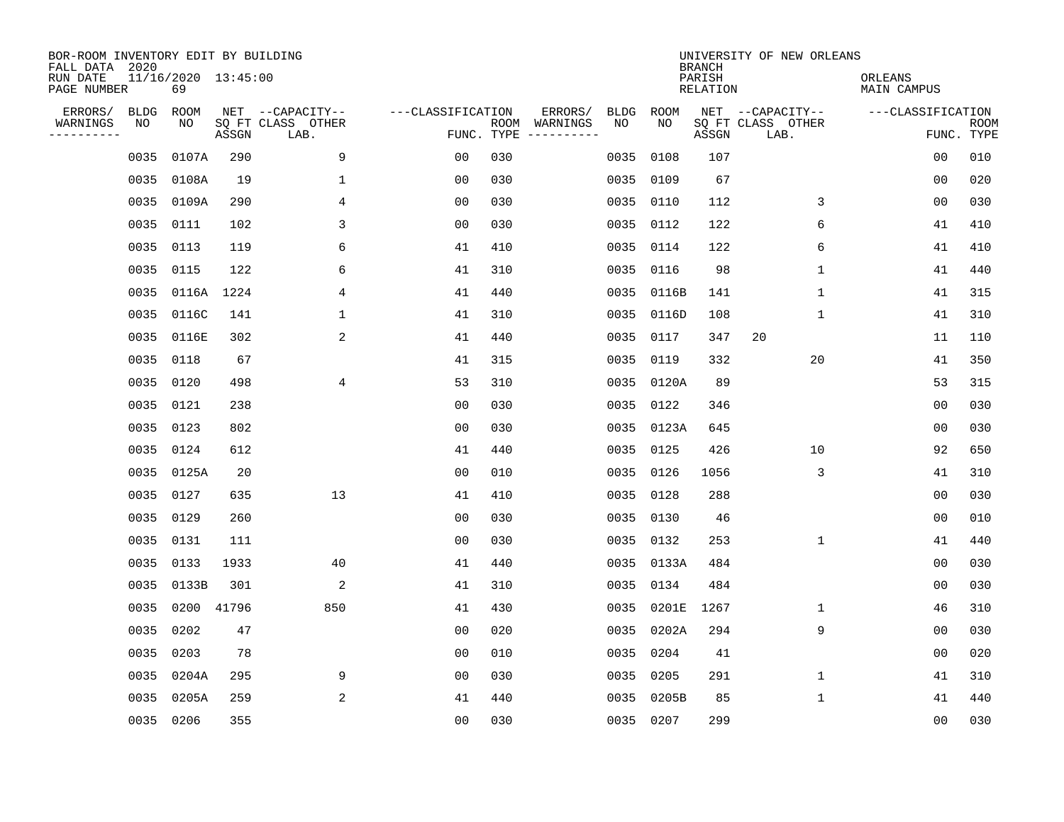BOR-ROOM INVENTORY EDIT BY BUILDING
FALL DATA 2020
RUN DATE 11/16/2020 13:45:00
PAGE NUMBER 69

UNIVERSITY OF NEW ORLEANS
BRANCH
PARISH ORLEANS
RELATION MAIN CAMPUS

| ERRORS/ WARNINGS | BLDG NO | ROOM NO | NET SQ FT ASSGN | CAPACITY CLASS LAB. | CAPACITY OTHER | CLASSIFICATION FUNC. | ROOM TYPE | ERRORS/ WARNINGS | BLDG NO | ROOM NO | NET SQ FT ASSGN | CAPACITY CLASS LAB. | CAPACITY OTHER | CLASSIFICATION FUNC. | ROOM TYPE |
|---|---|---|---|---|---|---|---|---|---|---|---|---|---|---|---|
| | 0035 | 0107A | 290 | | 9 | 00 | 030 | | 0035 | 0108 | 107 | | | 00 | 010 |
| | 0035 | 0108A | 19 | | 1 | 00 | 030 | | 0035 | 0109 | 67 | | | 00 | 020 |
| | 0035 | 0109A | 290 | | 4 | 00 | 030 | | 0035 | 0110 | 112 | | 3 | 00 | 030 |
| | 0035 | 0111 | 102 | | 3 | 00 | 030 | | 0035 | 0112 | 122 | | 6 | 41 | 410 |
| | 0035 | 0113 | 119 | | 6 | 41 | 410 | | 0035 | 0114 | 122 | | 6 | 41 | 410 |
| | 0035 | 0115 | 122 | | 6 | 41 | 310 | | 0035 | 0116 | 98 | | 1 | 41 | 440 |
| | 0035 | 0116A | 1224 | | 4 | 41 | 440 | | 0035 | 0116B | 141 | | 1 | 41 | 315 |
| | 0035 | 0116C | 141 | | 1 | 41 | 310 | | 0035 | 0116D | 108 | | 1 | 41 | 310 |
| | 0035 | 0116E | 302 | | 2 | 41 | 440 | | 0035 | 0117 | 347 | 20 | | 11 | 110 |
| | 0035 | 0118 | 67 | | | 41 | 315 | | 0035 | 0119 | 332 | | 20 | 41 | 350 |
| | 0035 | 0120 | 498 | | 4 | 53 | 310 | | 0035 | 0120A | 89 | | | 53 | 315 |
| | 0035 | 0121 | 238 | | | 00 | 030 | | 0035 | 0122 | 346 | | | 00 | 030 |
| | 0035 | 0123 | 802 | | | 00 | 030 | | 0035 | 0123A | 645 | | | 00 | 030 |
| | 0035 | 0124 | 612 | | | 41 | 440 | | 0035 | 0125 | 426 | | 10 | 92 | 650 |
| | 0035 | 0125A | 20 | | | 00 | 010 | | 0035 | 0126 | 1056 | | 3 | 41 | 310 |
| | 0035 | 0127 | 635 | | 13 | 41 | 410 | | 0035 | 0128 | 288 | | | 00 | 030 |
| | 0035 | 0129 | 260 | | | 00 | 030 | | 0035 | 0130 | 46 | | | 00 | 010 |
| | 0035 | 0131 | 111 | | | 00 | 030 | | 0035 | 0132 | 253 | | 1 | 41 | 440 |
| | 0035 | 0133 | 1933 | | 40 | 41 | 440 | | 0035 | 0133A | 484 | | | 00 | 030 |
| | 0035 | 0133B | 301 | | 2 | 41 | 310 | | 0035 | 0134 | 484 | | | 00 | 030 |
| | 0035 | 0200 | 41796 | | 850 | 41 | 430 | | 0035 | 0201E | 1267 | | 1 | 46 | 310 |
| | 0035 | 0202 | 47 | | | 00 | 020 | | 0035 | 0202A | 294 | | 9 | 00 | 030 |
| | 0035 | 0203 | 78 | | | 00 | 010 | | 0035 | 0204 | 41 | | | 00 | 020 |
| | 0035 | 0204A | 295 | | 9 | 00 | 030 | | 0035 | 0205 | 291 | | 1 | 41 | 310 |
| | 0035 | 0205A | 259 | | 2 | 41 | 440 | | 0035 | 0205B | 85 | | 1 | 41 | 440 |
| | 0035 | 0206 | 355 | | | 00 | 030 | | 0035 | 0207 | 299 | | | 00 | 030 |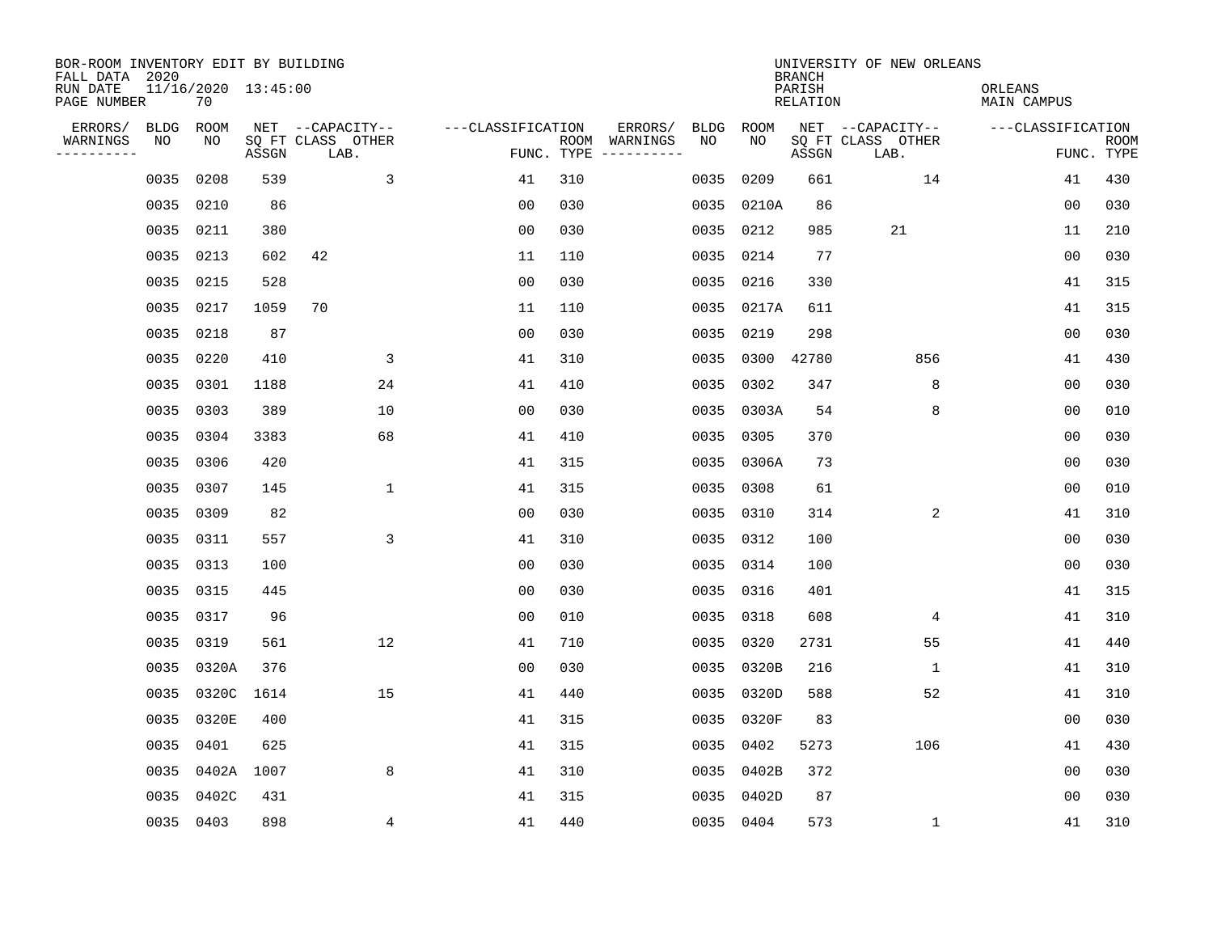BOR-ROOM INVENTORY EDIT BY BUILDING
FALL DATA 2020
RUN DATE 11/16/2020 13:45:00
PAGE NUMBER 70

UNIVERSITY OF NEW ORLEANS
BRANCH
PARISH ORLEANS
RELATION MAIN CAMPUS

| ERRORS/ WARNINGS | BLDG NO | ROOM NO | NET SQ FT ASSGN | CAPACITY CLASS LAB. | CAPACITY OTHER | CLASSIFICATION FUNC. | ROOM TYPE | ERRORS/ WARNINGS | BLDG NO | ROOM NO | NET SQ FT ASSGN | CAPACITY CLASS LAB. | CAPACITY OTHER | CLASSIFICATION FUNC. | ROOM TYPE |
|---|---|---|---|---|---|---|---|---|---|---|---|---|---|---|---|
| | 0035 | 0208 | 539 | | 3 | 41 | 310 | | 0035 | 0209 | 661 | | 14 | 41 | 430 |
| | 0035 | 0210 | 86 | | | 00 | 030 | | 0035 | 0210A | 86 | | | 00 | 030 |
| | 0035 | 0211 | 380 | | | 00 | 030 | | 0035 | 0212 | 985 | 21 | | 11 | 210 |
| | 0035 | 0213 | 602 | 42 | | 11 | 110 | | 0035 | 0214 | 77 | | | 00 | 030 |
| | 0035 | 0215 | 528 | | | 00 | 030 | | 0035 | 0216 | 330 | | | 41 | 315 |
| | 0035 | 0217 | 1059 | 70 | | 11 | 110 | | 0035 | 0217A | 611 | | | 41 | 315 |
| | 0035 | 0218 | 87 | | | 00 | 030 | | 0035 | 0219 | 298 | | | 00 | 030 |
| | 0035 | 0220 | 410 | | 3 | 41 | 310 | | 0035 | 0300 | 42780 | | 856 | 41 | 430 |
| | 0035 | 0301 | 1188 | | 24 | 41 | 410 | | 0035 | 0302 | 347 | | 8 | 00 | 030 |
| | 0035 | 0303 | 389 | | 10 | 00 | 030 | | 0035 | 0303A | 54 | | 8 | 00 | 010 |
| | 0035 | 0304 | 3383 | | 68 | 41 | 410 | | 0035 | 0305 | 370 | | | 00 | 030 |
| | 0035 | 0306 | 420 | | | 41 | 315 | | 0035 | 0306A | 73 | | | 00 | 030 |
| | 0035 | 0307 | 145 | | 1 | 41 | 315 | | 0035 | 0308 | 61 | | | 00 | 010 |
| | 0035 | 0309 | 82 | | | 00 | 030 | | 0035 | 0310 | 314 | | 2 | 41 | 310 |
| | 0035 | 0311 | 557 | | 3 | 41 | 310 | | 0035 | 0312 | 100 | | | 00 | 030 |
| | 0035 | 0313 | 100 | | | 00 | 030 | | 0035 | 0314 | 100 | | | 00 | 030 |
| | 0035 | 0315 | 445 | | | 00 | 030 | | 0035 | 0316 | 401 | | | 41 | 315 |
| | 0035 | 0317 | 96 | | | 00 | 010 | | 0035 | 0318 | 608 | | 4 | 41 | 310 |
| | 0035 | 0319 | 561 | | 12 | 41 | 710 | | 0035 | 0320 | 2731 | | 55 | 41 | 440 |
| | 0035 | 0320A | 376 | | | 00 | 030 | | 0035 | 0320B | 216 | | 1 | 41 | 310 |
| | 0035 | 0320C | 1614 | | 15 | 41 | 440 | | 0035 | 0320D | 588 | | 52 | 41 | 310 |
| | 0035 | 0320E | 400 | | | 41 | 315 | | 0035 | 0320F | 83 | | | 00 | 030 |
| | 0035 | 0401 | 625 | | | 41 | 315 | | 0035 | 0402 | 5273 | | 106 | 41 | 430 |
| | 0035 | 0402A | 1007 | | 8 | 41 | 310 | | 0035 | 0402B | 372 | | | 00 | 030 |
| | 0035 | 0402C | 431 | | | 41 | 315 | | 0035 | 0402D | 87 | | | 00 | 030 |
| | 0035 | 0403 | 898 | | 4 | 41 | 440 | | 0035 | 0404 | 573 | | 1 | 41 | 310 |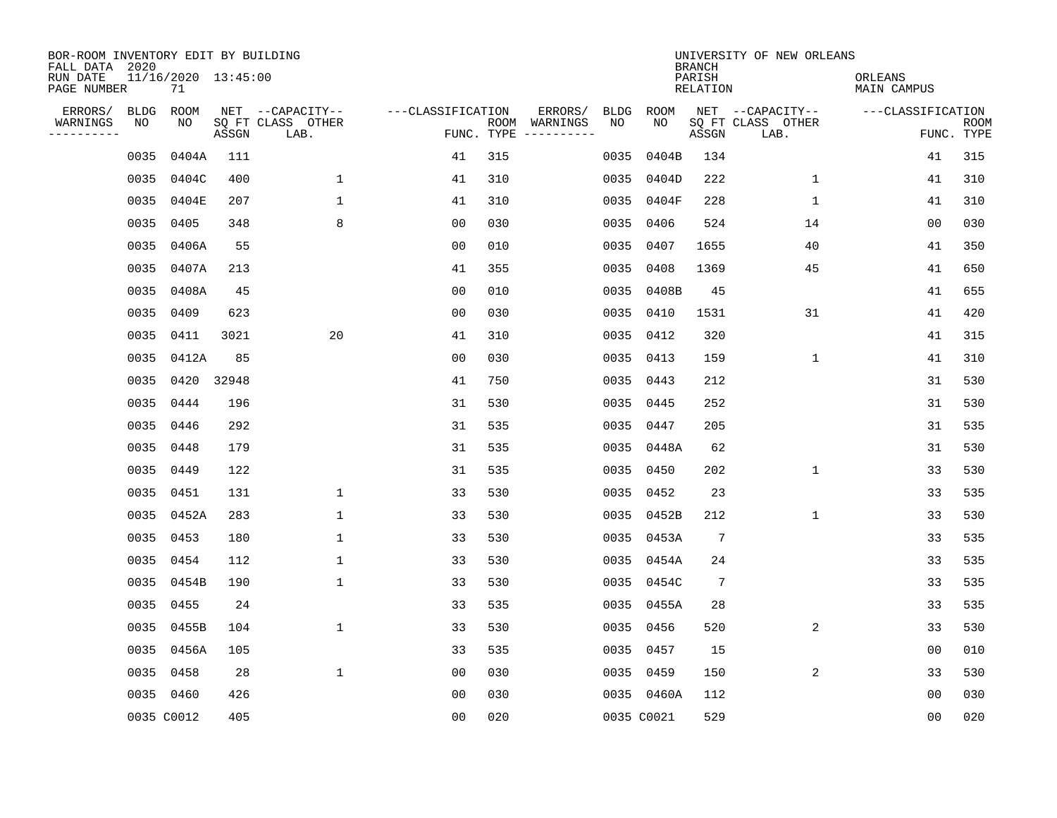BOR-ROOM INVENTORY EDIT BY BUILDING
FALL DATA 2020
RUN DATE 11/16/2020 13:45:00
PAGE NUMBER 71

UNIVERSITY OF NEW ORLEANS
BRANCH
PARISH ORLEANS
RELATION MAIN CAMPUS

| ERRORS/ WARNINGS | BLDG NO | ROOM NO | NET SQ FT ASSGN | CAPACITY-- CLASS LAB. | OTHER | CLASSIFICATION FUNC. | ROOM TYPE | ERRORS/ WARNINGS | BLDG NO | ROOM NO | NET SQ FT ASSGN | CAPACITY-- CLASS LAB. | OTHER | CLASSIFICATION FUNC. | ROOM TYPE |
|---|---|---|---|---|---|---|---|---|---|---|---|---|---|---|---|
| | 0035 | 0404A | 111 | | | 41 | 315 | | 0035 | 0404B | 134 | | | 41 | 315 |
| | 0035 | 0404C | 400 | | 1 | 41 | 310 | | 0035 | 0404D | 222 | | 1 | 41 | 310 |
| | 0035 | 0404E | 207 | | 1 | 41 | 310 | | 0035 | 0404F | 228 | | 1 | 41 | 310 |
| | 0035 | 0405 | 348 | | 8 | 00 | 030 | | 0035 | 0406 | 524 | | 14 | 00 | 030 |
| | 0035 | 0406A | 55 | | | 00 | 010 | | 0035 | 0407 | 1655 | | 40 | 41 | 350 |
| | 0035 | 0407A | 213 | | | 41 | 355 | | 0035 | 0408 | 1369 | | 45 | 41 | 650 |
| | 0035 | 0408A | 45 | | | 00 | 010 | | 0035 | 0408B | 45 | | | 41 | 655 |
| | 0035 | 0409 | 623 | | | 00 | 030 | | 0035 | 0410 | 1531 | | 31 | 41 | 420 |
| | 0035 | 0411 | 3021 | | 20 | 41 | 310 | | 0035 | 0412 | 320 | | | 41 | 315 |
| | 0035 | 0412A | 85 | | | 00 | 030 | | 0035 | 0413 | 159 | | 1 | 41 | 310 |
| | 0035 | 0420 | 32948 | | | 41 | 750 | | 0035 | 0443 | 212 | | | 31 | 530 |
| | 0035 | 0444 | 196 | | | 31 | 530 | | 0035 | 0445 | 252 | | | 31 | 530 |
| | 0035 | 0446 | 292 | | | 31 | 535 | | 0035 | 0447 | 205 | | | 31 | 535 |
| | 0035 | 0448 | 179 | | | 31 | 535 | | 0035 | 0448A | 62 | | | 31 | 530 |
| | 0035 | 0449 | 122 | | | 31 | 535 | | 0035 | 0450 | 202 | | 1 | 33 | 530 |
| | 0035 | 0451 | 131 | | 1 | 33 | 530 | | 0035 | 0452 | 23 | | | 33 | 535 |
| | 0035 | 0452A | 283 | | 1 | 33 | 530 | | 0035 | 0452B | 212 | | 1 | 33 | 530 |
| | 0035 | 0453 | 180 | | 1 | 33 | 530 | | 0035 | 0453A | 7 | | | 33 | 535 |
| | 0035 | 0454 | 112 | | 1 | 33 | 530 | | 0035 | 0454A | 24 | | | 33 | 535 |
| | 0035 | 0454B | 190 | | 1 | 33 | 530 | | 0035 | 0454C | 7 | | | 33 | 535 |
| | 0035 | 0455 | 24 | | | 33 | 535 | | 0035 | 0455A | 28 | | | 33 | 535 |
| | 0035 | 0455B | 104 | | 1 | 33 | 530 | | 0035 | 0456 | 520 | | 2 | 33 | 530 |
| | 0035 | 0456A | 105 | | | 33 | 535 | | 0035 | 0457 | 15 | | | 00 | 010 |
| | 0035 | 0458 | 28 | | 1 | 00 | 030 | | 0035 | 0459 | 150 | | 2 | 33 | 530 |
| | 0035 | 0460 | 426 | | | 00 | 030 | | 0035 | 0460A | 112 | | | 00 | 030 |
| | 0035 | C0012 | 405 | | | 00 | 020 | | 0035 | C0021 | 529 | | | 00 | 020 |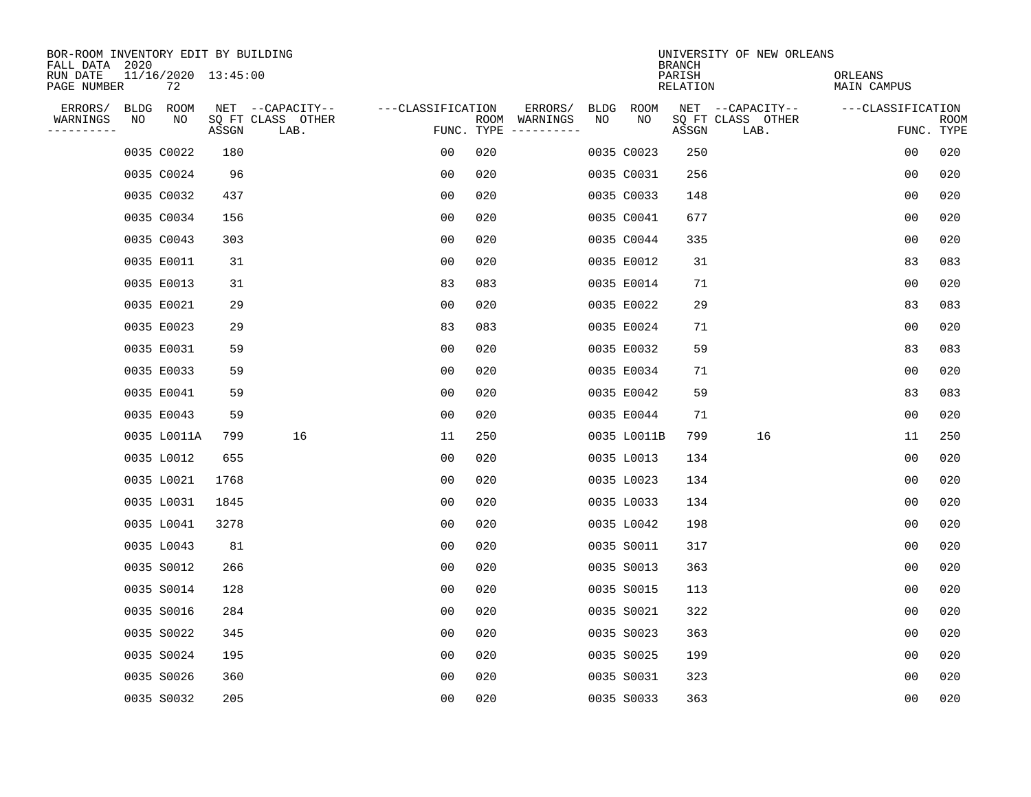BOR-ROOM INVENTORY EDIT BY BUILDING
FALL DATA 2020
RUN DATE 11/16/2020 13:45:00
PAGE NUMBER 72

UNIVERSITY OF NEW ORLEANS
BRANCH
PARISH ORLEANS
RELATION MAIN CAMPUS

| ERRORS/ WARNINGS | BLDG NO | ROOM NO | NET SQ FT ASSGN | CAPACITY CLASS LAB. | CAPACITY OTHER | CLASSIFICATION FUNC. | ROOM TYPE | ERRORS/ WARNINGS | BLDG NO | ROOM NO | NET SQ FT ASSGN | CAPACITY CLASS LAB. | CAPACITY OTHER | CLASSIFICATION FUNC. | ROOM TYPE |
|---|---|---|---|---|---|---|---|---|---|---|---|---|---|---|---|
| | 0035 | C0022 | 180 | | | 00 | 020 | | 0035 | C0023 | 250 | | | 00 | 020 |
| | 0035 | C0024 | 96 | | | 00 | 020 | | 0035 | C0031 | 256 | | | 00 | 020 |
| | 0035 | C0032 | 437 | | | 00 | 020 | | 0035 | C0033 | 148 | | | 00 | 020 |
| | 0035 | C0034 | 156 | | | 00 | 020 | | 0035 | C0041 | 677 | | | 00 | 020 |
| | 0035 | C0043 | 303 | | | 00 | 020 | | 0035 | C0044 | 335 | | | 00 | 020 |
| | 0035 | E0011 | 31 | | | 00 | 020 | | 0035 | E0012 | 31 | | | 83 | 083 |
| | 0035 | E0013 | 31 | | | 83 | 083 | | 0035 | E0014 | 71 | | | 00 | 020 |
| | 0035 | E0021 | 29 | | | 00 | 020 | | 0035 | E0022 | 29 | | | 83 | 083 |
| | 0035 | E0023 | 29 | | | 83 | 083 | | 0035 | E0024 | 71 | | | 00 | 020 |
| | 0035 | E0031 | 59 | | | 00 | 020 | | 0035 | E0032 | 59 | | | 83 | 083 |
| | 0035 | E0033 | 59 | | | 00 | 020 | | 0035 | E0034 | 71 | | | 00 | 020 |
| | 0035 | E0041 | 59 | | | 00 | 020 | | 0035 | E0042 | 59 | | | 83 | 083 |
| | 0035 | E0043 | 59 | | | 00 | 020 | | 0035 | E0044 | 71 | | | 00 | 020 |
| | 0035 | L0011A | 799 | 16 | | 11 | 250 | | 0035 | L0011B | 799 | 16 | | 11 | 250 |
| | 0035 | L0012 | 655 | | | 00 | 020 | | 0035 | L0013 | 134 | | | 00 | 020 |
| | 0035 | L0021 | 1768 | | | 00 | 020 | | 0035 | L0023 | 134 | | | 00 | 020 |
| | 0035 | L0031 | 1845 | | | 00 | 020 | | 0035 | L0033 | 134 | | | 00 | 020 |
| | 0035 | L0041 | 3278 | | | 00 | 020 | | 0035 | L0042 | 198 | | | 00 | 020 |
| | 0035 | L0043 | 81 | | | 00 | 020 | | 0035 | S0011 | 317 | | | 00 | 020 |
| | 0035 | S0012 | 266 | | | 00 | 020 | | 0035 | S0013 | 363 | | | 00 | 020 |
| | 0035 | S0014 | 128 | | | 00 | 020 | | 0035 | S0015 | 113 | | | 00 | 020 |
| | 0035 | S0016 | 284 | | | 00 | 020 | | 0035 | S0021 | 322 | | | 00 | 020 |
| | 0035 | S0022 | 345 | | | 00 | 020 | | 0035 | S0023 | 363 | | | 00 | 020 |
| | 0035 | S0024 | 195 | | | 00 | 020 | | 0035 | S0025 | 199 | | | 00 | 020 |
| | 0035 | S0026 | 360 | | | 00 | 020 | | 0035 | S0031 | 323 | | | 00 | 020 |
| | 0035 | S0032 | 205 | | | 00 | 020 | | 0035 | S0033 | 363 | | | 00 | 020 |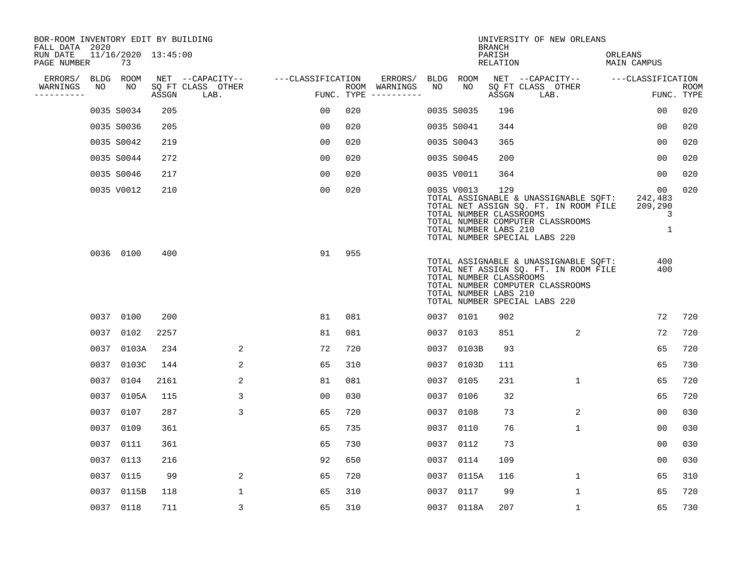BOR-ROOM INVENTORY EDIT BY BUILDING
FALL DATA 2020
RUN DATE 11/16/2020 13:45:00
PAGE NUMBER 73

UNIVERSITY OF NEW ORLEANS
BRANCH
PARISH ORLEANS
RELATION MAIN CAMPUS

| ERRORS/ WARNINGS | BLDG NO | ROOM NO | NET SQ FT ASSGN | CAPACITY CLASS | CAPACITY LAB. | CAPACITY OTHER | FUNC. | ROOM TYPE | ERRORS/ WARNINGS | BLDG NO | ROOM NO | NET SQ FT ASSGN | CAPACITY CLASS | CAPACITY LAB. | CAPACITY OTHER | FUNC. | ROOM TYPE |
|---|---|---|---|---|---|---|---|---|---|---|---|---|---|---|---|---|---|
| | 0035 | S0034 | 205 | | | | 00 | 020 | | 0035 | S0035 | 196 | | | | 00 | 020 |
| | 0035 | S0036 | 205 | | | | 00 | 020 | | 0035 | S0041 | 344 | | | | 00 | 020 |
| | 0035 | S0042 | 219 | | | | 00 | 020 | | 0035 | S0043 | 365 | | | | 00 | 020 |
| | 0035 | S0044 | 272 | | | | 00 | 020 | | 0035 | S0045 | 200 | | | | 00 | 020 |
| | 0035 | S0046 | 217 | | | | 00 | 020 | | 0035 | V0011 | 364 | | | | 00 | 020 |
| | 0035 | V0012 | 210 | | | | 00 | 020 | | 0035 | V0013 | 129 | | | | 00 | 020 |

TOTAL ASSIGNABLE & UNASSIGNABLE SQFT: 242,483
TOTAL NET ASSIGN SQ. FT. IN ROOM FILE 209,290
TOTAL NUMBER CLASSROOMS 3
TOTAL NUMBER COMPUTER CLASSROOMS
TOTAL NUMBER LABS 210 1
TOTAL NUMBER SPECIAL LABS 220

| ERRORS/ WARNINGS | BLDG NO | ROOM NO | NET SQ FT ASSGN | CAPACITY CLASS | CAPACITY LAB. | CAPACITY OTHER | FUNC. | ROOM TYPE |
|---|---|---|---|---|---|---|---|---|
| | 0036 | 0100 | 400 | | | | 91 | 955 |

TOTAL ASSIGNABLE & UNASSIGNABLE SQFT: 400
TOTAL NET ASSIGN SQ. FT. IN ROOM FILE 400
TOTAL NUMBER CLASSROOMS
TOTAL NUMBER COMPUTER CLASSROOMS
TOTAL NUMBER LABS 210
TOTAL NUMBER SPECIAL LABS 220

| ERRORS/ WARNINGS | BLDG NO | ROOM NO | NET SQ FT ASSGN | CAPACITY CLASS | CAPACITY LAB. | CAPACITY OTHER | FUNC. | ROOM TYPE | ERRORS/ WARNINGS | BLDG NO | ROOM NO | NET SQ FT ASSGN | CAPACITY CLASS | CAPACITY LAB. | CAPACITY OTHER | FUNC. | ROOM TYPE |
|---|---|---|---|---|---|---|---|---|---|---|---|---|---|---|---|---|---|
| | 0037 | 0100 | 200 | | | | 81 | 081 | | 0037 | 0101 | 902 | | | | 72 | 720 |
| | 0037 | 0102 | 2257 | | | | 81 | 081 | | 0037 | 0103 | 851 | | | 2 | 72 | 720 |
| | 0037 | 0103A | 234 | | | 2 | 72 | 720 | | 0037 | 0103B | 93 | | | | 65 | 720 |
| | 0037 | 0103C | 144 | | | 2 | 65 | 310 | | 0037 | 0103D | 111 | | | | 65 | 730 |
| | 0037 | 0104 | 2161 | | | 2 | 81 | 081 | | 0037 | 0105 | 231 | | | 1 | 65 | 720 |
| | 0037 | 0105A | 115 | | | 3 | 00 | 030 | | 0037 | 0106 | 32 | | | | 65 | 720 |
| | 0037 | 0107 | 287 | | | 3 | 65 | 720 | | 0037 | 0108 | 73 | | | 2 | 00 | 030 |
| | 0037 | 0109 | 361 | | | | 65 | 735 | | 0037 | 0110 | 76 | | | 1 | 00 | 030 |
| | 0037 | 0111 | 361 | | | | 65 | 730 | | 0037 | 0112 | 73 | | | | 00 | 030 |
| | 0037 | 0113 | 216 | | | | 92 | 650 | | 0037 | 0114 | 109 | | | | 00 | 030 |
| | 0037 | 0115 | 99 | | | 2 | 65 | 720 | | 0037 | 0115A | 116 | | | 1 | 65 | 310 |
| | 0037 | 0115B | 118 | | | 1 | 65 | 310 | | 0037 | 0117 | 99 | | | 1 | 65 | 720 |
| | 0037 | 0118 | 711 | | | 3 | 65 | 310 | | 0037 | 0118A | 207 | | | 1 | 65 | 730 |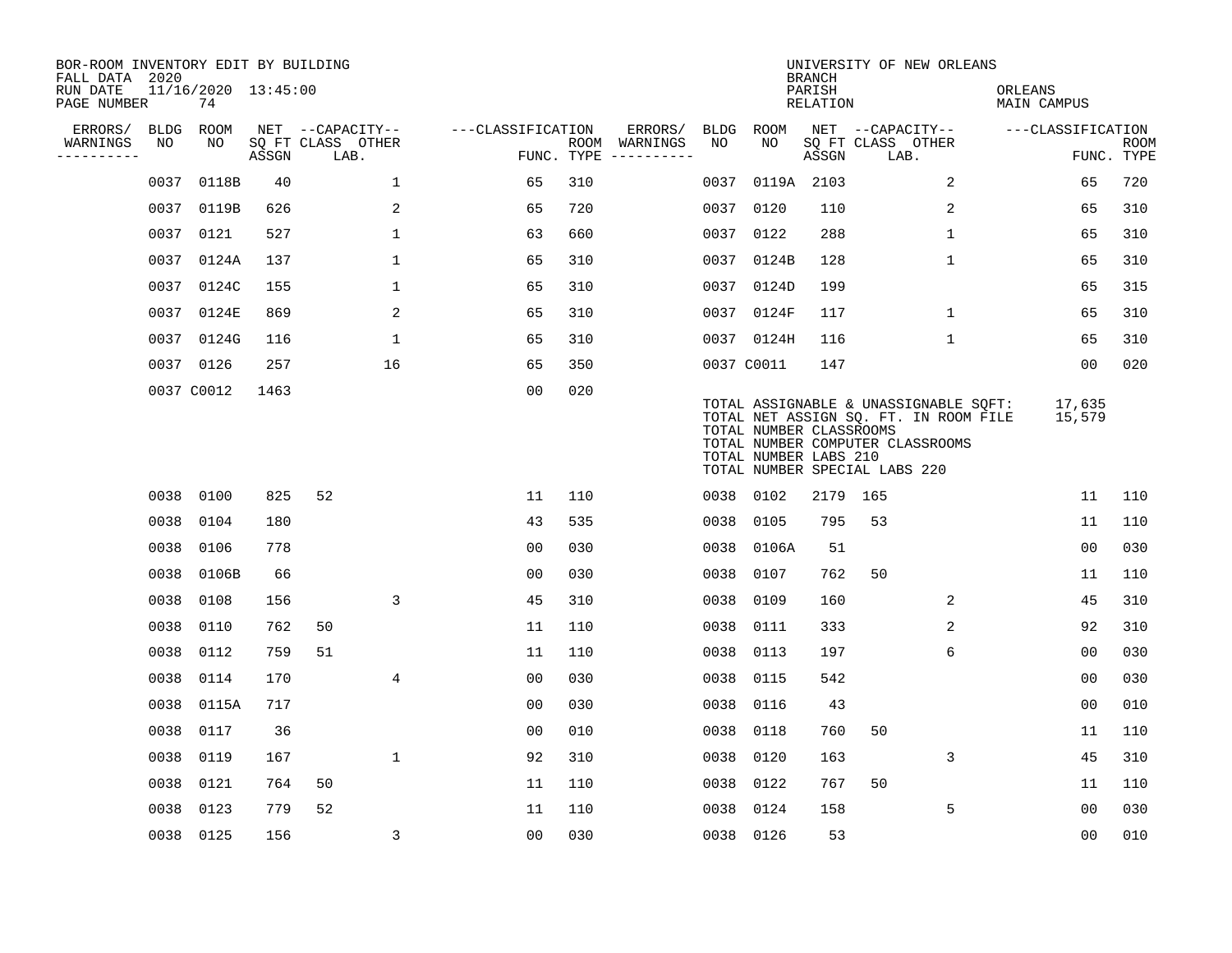BOR-ROOM INVENTORY EDIT BY BUILDING
FALL DATA 2020
RUN DATE 11/16/2020 13:45:00
PAGE NUMBER 74

UNIVERSITY OF NEW ORLEANS
BRANCH
PARISH ORLEANS
RELATION MAIN CAMPUS

| ERRORS/ WARNINGS | BLDG NO | ROOM NO | NET SQ FT ASSGN | CAPACITY CLASS | CAPACITY LAB. | CAPACITY OTHER | FUNC. | ROOM TYPE | ERRORS/ WARNINGS | BLDG NO | ROOM NO | NET SQ FT ASSGN | CAPACITY CLASS | CAPACITY LAB. | CAPACITY OTHER | FUNC. | ROOM TYPE |
|---|---|---|---|---|---|---|---|---|---|---|---|---|---|---|---|---|---|
| | 0037 | 0118B | 40 | | | 1 | 65 | 310 | | 0037 | 0119A | 2103 | | | 2 | 65 | 720 |
| | 0037 | 0119B | 626 | | | 2 | 65 | 720 | | 0037 | 0120 | 110 | | | 2 | 65 | 310 |
| | 0037 | 0121 | 527 | | | 1 | 63 | 660 | | 0037 | 0122 | 288 | | | 1 | 65 | 310 |
| | 0037 | 0124A | 137 | | | 1 | 65 | 310 | | 0037 | 0124B | 128 | | | 1 | 65 | 310 |
| | 0037 | 0124C | 155 | | | 1 | 65 | 310 | | 0037 | 0124D | 199 | | | | 65 | 315 |
| | 0037 | 0124E | 869 | | | 2 | 65 | 310 | | 0037 | 0124F | 117 | | | 1 | 65 | 310 |
| | 0037 | 0124G | 116 | | | 1 | 65 | 310 | | 0037 | 0124H | 116 | | | 1 | 65 | 310 |
| | 0037 | 0126 | 257 | | | 16 | 65 | 350 | | 0037 | C0011 | 147 | | | | 00 | 020 |
| | 0037 | C0012 | 1463 | | | | 00 | 020 | | | | | | | | | |

TOTAL ASSIGNABLE & UNASSIGNABLE SQFT: 17,635
TOTAL NET ASSIGN SQ. FT. IN ROOM FILE 15,579
TOTAL NUMBER CLASSROOMS
TOTAL NUMBER COMPUTER CLASSROOMS
TOTAL NUMBER LABS 210
TOTAL NUMBER SPECIAL LABS 220

| ERRORS/ WARNINGS | BLDG NO | ROOM NO | NET SQ FT ASSGN | CAPACITY CLASS | CAPACITY LAB. | CAPACITY OTHER | FUNC. | ROOM TYPE | ERRORS/ WARNINGS | BLDG NO | ROOM NO | NET SQ FT ASSGN | CAPACITY CLASS | CAPACITY LAB. | CAPACITY OTHER | FUNC. | ROOM TYPE |
|---|---|---|---|---|---|---|---|---|---|---|---|---|---|---|---|---|---|
| | 0038 | 0100 | 825 | 52 | | | 11 | 110 | | 0038 | 0102 | 2179 | 165 | | | 11 | 110 |
| | 0038 | 0104 | 180 | | | | 43 | 535 | | 0038 | 0105 | 795 | 53 | | | 11 | 110 |
| | 0038 | 0106 | 778 | | | | 00 | 030 | | 0038 | 0106A | 51 | | | | 00 | 030 |
| | 0038 | 0106B | 66 | | | | 00 | 030 | | 0038 | 0107 | 762 | 50 | | | 11 | 110 |
| | 0038 | 0108 | 156 | | | 3 | 45 | 310 | | 0038 | 0109 | 160 | | | 2 | 45 | 310 |
| | 0038 | 0110 | 762 | 50 | | | 11 | 110 | | 0038 | 0111 | 333 | | | 2 | 92 | 310 |
| | 0038 | 0112 | 759 | 51 | | | 11 | 110 | | 0038 | 0113 | 197 | | | 6 | 00 | 030 |
| | 0038 | 0114 | 170 | | | 4 | 00 | 030 | | 0038 | 0115 | 542 | | | | 00 | 030 |
| | 0038 | 0115A | 717 | | | | 00 | 030 | | 0038 | 0116 | 43 | | | | 00 | 010 |
| | 0038 | 0117 | 36 | | | | 00 | 010 | | 0038 | 0118 | 760 | 50 | | | 11 | 110 |
| | 0038 | 0119 | 167 | | | 1 | 92 | 310 | | 0038 | 0120 | 163 | | | 3 | 45 | 310 |
| | 0038 | 0121 | 764 | 50 | | | 11 | 110 | | 0038 | 0122 | 767 | 50 | | | 11 | 110 |
| | 0038 | 0123 | 779 | 52 | | | 11 | 110 | | 0038 | 0124 | 158 | | | 5 | 00 | 030 |
| | 0038 | 0125 | 156 | | | 3 | 00 | 030 | | 0038 | 0126 | 53 | | | | 00 | 010 |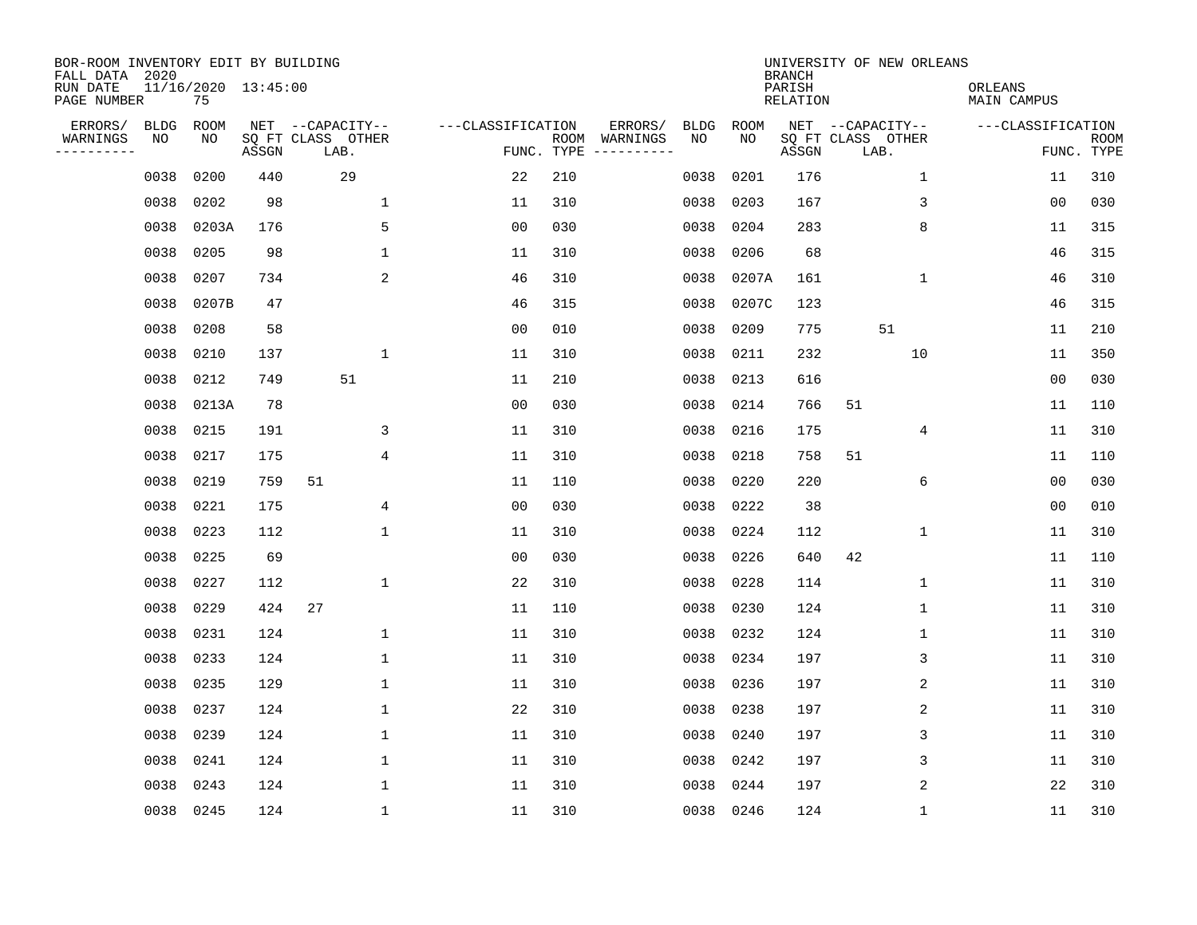BOR-ROOM INVENTORY EDIT BY BUILDING
FALL DATA 2020
RUN DATE 11/16/2020 13:45:00
PAGE NUMBER 75

UNIVERSITY OF NEW ORLEANS
BRANCH
PARISH ORLEANS
RELATION MAIN CAMPUS

| ERRORS/ WARNINGS | BLDG NO | ROOM NO | NET SQ FT ASSGN | CAPACITY CLASS LAB. | CAPACITY OTHER | CLASSIFICATION FUNC. | ROOM TYPE | ERRORS/ WARNINGS | BLDG NO | ROOM NO | NET SQ FT ASSGN | CAPACITY CLASS LAB. | CAPACITY OTHER | CLASSIFICATION FUNC. | ROOM TYPE |
|---|---|---|---|---|---|---|---|---|---|---|---|---|---|---|---|
| | 0038 | 0200 | 440 | 29 | | 22 | 210 | | 0038 | 0201 | 176 | | 1 | 11 | 310 |
| | 0038 | 0202 | 98 | | 1 | 11 | 310 | | 0038 | 0203 | 167 | | 3 | 00 | 030 |
| | 0038 | 0203A | 176 | | 5 | 00 | 030 | | 0038 | 0204 | 283 | | 8 | 11 | 315 |
| | 0038 | 0205 | 98 | | 1 | 11 | 310 | | 0038 | 0206 | 68 | | | 46 | 315 |
| | 0038 | 0207 | 734 | | 2 | 46 | 310 | | 0038 | 0207A | 161 | | 1 | 46 | 310 |
| | 0038 | 0207B | 47 | | | 46 | 315 | | 0038 | 0207C | 123 | | | 46 | 315 |
| | 0038 | 0208 | 58 | | | 00 | 010 | | 0038 | 0209 | 775 | 51 | | 11 | 210 |
| | 0038 | 0210 | 137 | | 1 | 11 | 310 | | 0038 | 0211 | 232 | | 10 | 11 | 350 |
| | 0038 | 0212 | 749 | 51 | | 11 | 210 | | 0038 | 0213 | 616 | | | 00 | 030 |
| | 0038 | 0213A | 78 | | | 00 | 030 | | 0038 | 0214 | 766 | 51 | | 11 | 110 |
| | 0038 | 0215 | 191 | | 3 | 11 | 310 | | 0038 | 0216 | 175 | | 4 | 11 | 310 |
| | 0038 | 0217 | 175 | | 4 | 11 | 310 | | 0038 | 0218 | 758 | 51 | | 11 | 110 |
| | 0038 | 0219 | 759 | 51 | | 11 | 110 | | 0038 | 0220 | 220 | | 6 | 00 | 030 |
| | 0038 | 0221 | 175 | | 4 | 00 | 030 | | 0038 | 0222 | 38 | | | 00 | 010 |
| | 0038 | 0223 | 112 | | 1 | 11 | 310 | | 0038 | 0224 | 112 | | 1 | 11 | 310 |
| | 0038 | 0225 | 69 | | | 00 | 030 | | 0038 | 0226 | 640 | 42 | | 11 | 110 |
| | 0038 | 0227 | 112 | | 1 | 22 | 310 | | 0038 | 0228 | 114 | | 1 | 11 | 310 |
| | 0038 | 0229 | 424 | 27 | | 11 | 110 | | 0038 | 0230 | 124 | | 1 | 11 | 310 |
| | 0038 | 0231 | 124 | | 1 | 11 | 310 | | 0038 | 0232 | 124 | | 1 | 11 | 310 |
| | 0038 | 0233 | 124 | | 1 | 11 | 310 | | 0038 | 0234 | 197 | | 3 | 11 | 310 |
| | 0038 | 0235 | 129 | | 1 | 11 | 310 | | 0038 | 0236 | 197 | | 2 | 11 | 310 |
| | 0038 | 0237 | 124 | | 1 | 22 | 310 | | 0038 | 0238 | 197 | | 2 | 11 | 310 |
| | 0038 | 0239 | 124 | | 1 | 11 | 310 | | 0038 | 0240 | 197 | | 3 | 11 | 310 |
| | 0038 | 0241 | 124 | | 1 | 11 | 310 | | 0038 | 0242 | 197 | | 3 | 11 | 310 |
| | 0038 | 0243 | 124 | | 1 | 11 | 310 | | 0038 | 0244 | 197 | | 2 | 22 | 310 |
| | 0038 | 0245 | 124 | | 1 | 11 | 310 | | 0038 | 0246 | 124 | | 1 | 11 | 310 |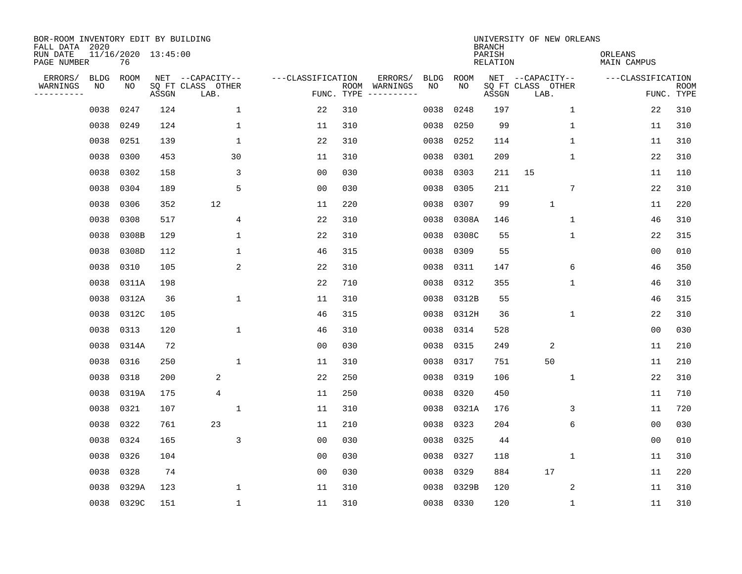BOR-ROOM INVENTORY EDIT BY BUILDING
FALL DATA 2020
RUN DATE 11/16/2020 13:45:00
PAGE NUMBER 76

UNIVERSITY OF NEW ORLEANS
BRANCH
PARISH ORLEANS
RELATION MAIN CAMPUS

| ERRORS/ WARNINGS | BLDG NO | ROOM NO | NET SQ FT ASSGN | CAPACITY CLASS LAB. | CAPACITY OTHER | CLASSIFICATION FUNC. | ROOM TYPE | ERRORS/ WARNINGS | BLDG NO | ROOM NO | NET SQ FT ASSGN | CAPACITY CLASS LAB. | CAPACITY OTHER | CLASSIFICATION FUNC. | ROOM TYPE |
|---|---|---|---|---|---|---|---|---|---|---|---|---|---|---|---|
| | 0038 | 0247 | 124 | | 1 | 22 | 310 | | 0038 | 0248 | 197 | | 1 | 22 | 310 |
| | 0038 | 0249 | 124 | | 1 | 11 | 310 | | 0038 | 0250 | 99 | | 1 | 11 | 310 |
| | 0038 | 0251 | 139 | | 1 | 22 | 310 | | 0038 | 0252 | 114 | | 1 | 11 | 310 |
| | 0038 | 0300 | 453 | | 30 | 11 | 310 | | 0038 | 0301 | 209 | | 1 | 22 | 310 |
| | 0038 | 0302 | 158 | | 3 | 00 | 030 | | 0038 | 0303 | 211 | 15 | | 11 | 110 |
| | 0038 | 0304 | 189 | | 5 | 00 | 030 | | 0038 | 0305 | 211 | | 7 | 22 | 310 |
| | 0038 | 0306 | 352 | 12 | | 11 | 220 | | 0038 | 0307 | 99 | 1 | | 11 | 220 |
| | 0038 | 0308 | 517 | | 4 | 22 | 310 | | 0038 | 0308A | 146 | | 1 | 46 | 310 |
| | 0038 | 0308B | 129 | | 1 | 22 | 310 | | 0038 | 0308C | 55 | | 1 | 22 | 315 |
| | 0038 | 0308D | 112 | | 1 | 46 | 315 | | 0038 | 0309 | 55 | | | 00 | 010 |
| | 0038 | 0310 | 105 | | 2 | 22 | 310 | | 0038 | 0311 | 147 | | 6 | 46 | 350 |
| | 0038 | 0311A | 198 | | | 22 | 710 | | 0038 | 0312 | 355 | | 1 | 46 | 310 |
| | 0038 | 0312A | 36 | | 1 | 11 | 310 | | 0038 | 0312B | 55 | | | 46 | 315 |
| | 0038 | 0312C | 105 | | | 46 | 315 | | 0038 | 0312H | 36 | | 1 | 22 | 310 |
| | 0038 | 0313 | 120 | | 1 | 46 | 310 | | 0038 | 0314 | 528 | | | 00 | 030 |
| | 0038 | 0314A | 72 | | | 00 | 030 | | 0038 | 0315 | 249 | 2 | | 11 | 210 |
| | 0038 | 0316 | 250 | | 1 | 11 | 310 | | 0038 | 0317 | 751 | 50 | | 11 | 210 |
| | 0038 | 0318 | 200 | 2 | | 22 | 250 | | 0038 | 0319 | 106 | | 1 | 22 | 310 |
| | 0038 | 0319A | 175 | 4 | | 11 | 250 | | 0038 | 0320 | 450 | | | 11 | 710 |
| | 0038 | 0321 | 107 | | 1 | 11 | 310 | | 0038 | 0321A | 176 | | 3 | 11 | 720 |
| | 0038 | 0322 | 761 | 23 | | 11 | 210 | | 0038 | 0323 | 204 | | 6 | 00 | 030 |
| | 0038 | 0324 | 165 | | 3 | 00 | 030 | | 0038 | 0325 | 44 | | | 00 | 010 |
| | 0038 | 0326 | 104 | | | 00 | 030 | | 0038 | 0327 | 118 | | 1 | 11 | 310 |
| | 0038 | 0328 | 74 | | | 00 | 030 | | 0038 | 0329 | 884 | 17 | | 11 | 220 |
| | 0038 | 0329A | 123 | | 1 | 11 | 310 | | 0038 | 0329B | 120 | | 2 | 11 | 310 |
| | 0038 | 0329C | 151 | | 1 | 11 | 310 | | 0038 | 0330 | 120 | | 1 | 11 | 310 |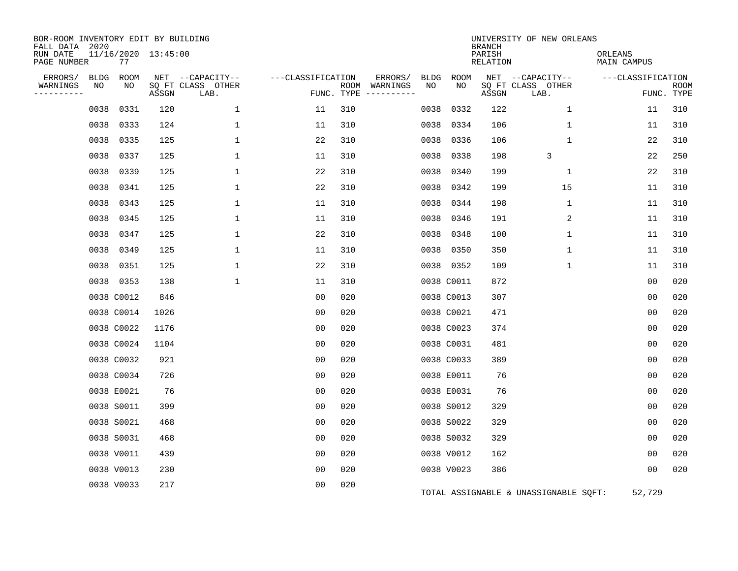BOR-ROOM INVENTORY EDIT BY BUILDING
FALL DATA 2020
RUN DATE 11/16/2020 13:45:00
PAGE NUMBER 77

UNIVERSITY OF NEW ORLEANS
BRANCH
PARISH ORLEANS
RELATION MAIN CAMPUS

| ERRORS/ WARNINGS | BLDG NO | ROOM NO | NET SQ FT ASSGN | CAPACITY CLASS LAB. | CAPACITY OTHER | CLASSIFICATION FUNC. | ROOM TYPE | ERRORS/ WARNINGS | BLDG NO | ROOM NO | NET SQ FT ASSGN | CAPACITY CLASS LAB. | CAPACITY OTHER | CLASSIFICATION FUNC. | ROOM TYPE |
|---|---|---|---|---|---|---|---|---|---|---|---|---|---|---|---|
| | 0038 | 0331 | 120 | | 1 | 11 | 310 | | 0038 | 0332 | 122 | | 1 | 11 | 310 |
| | 0038 | 0333 | 124 | | 1 | 11 | 310 | | 0038 | 0334 | 106 | | 1 | 11 | 310 |
| | 0038 | 0335 | 125 | | 1 | 22 | 310 | | 0038 | 0336 | 106 | | 1 | 22 | 310 |
| | 0038 | 0337 | 125 | | 1 | 11 | 310 | | 0038 | 0338 | 198 | 3 | | 22 | 250 |
| | 0038 | 0339 | 125 | | 1 | 22 | 310 | | 0038 | 0340 | 199 | | 1 | 22 | 310 |
| | 0038 | 0341 | 125 | | 1 | 22 | 310 | | 0038 | 0342 | 199 | | 15 | 11 | 310 |
| | 0038 | 0343 | 125 | | 1 | 11 | 310 | | 0038 | 0344 | 198 | | 1 | 11 | 310 |
| | 0038 | 0345 | 125 | | 1 | 11 | 310 | | 0038 | 0346 | 191 | | 2 | 11 | 310 |
| | 0038 | 0347 | 125 | | 1 | 22 | 310 | | 0038 | 0348 | 100 | | 1 | 11 | 310 |
| | 0038 | 0349 | 125 | | 1 | 11 | 310 | | 0038 | 0350 | 350 | | 1 | 11 | 310 |
| | 0038 | 0351 | 125 | | 1 | 22 | 310 | | 0038 | 0352 | 109 | | 1 | 11 | 310 |
| | 0038 | 0353 | 138 | | 1 | 11 | 310 | | 0038 | C0011 | 872 | | | 00 | 020 |
| | 0038 | C0012 | 846 | | | 00 | 020 | | 0038 | C0013 | 307 | | | 00 | 020 |
| | 0038 | C0014 | 1026 | | | 00 | 020 | | 0038 | C0021 | 471 | | | 00 | 020 |
| | 0038 | C0022 | 1176 | | | 00 | 020 | | 0038 | C0023 | 374 | | | 00 | 020 |
| | 0038 | C0024 | 1104 | | | 00 | 020 | | 0038 | C0031 | 481 | | | 00 | 020 |
| | 0038 | C0032 | 921 | | | 00 | 020 | | 0038 | C0033 | 389 | | | 00 | 020 |
| | 0038 | C0034 | 726 | | | 00 | 020 | | 0038 | E0011 | 76 | | | 00 | 020 |
| | 0038 | E0021 | 76 | | | 00 | 020 | | 0038 | E0031 | 76 | | | 00 | 020 |
| | 0038 | S0011 | 399 | | | 00 | 020 | | 0038 | S0012 | 329 | | | 00 | 020 |
| | 0038 | S0021 | 468 | | | 00 | 020 | | 0038 | S0022 | 329 | | | 00 | 020 |
| | 0038 | S0031 | 468 | | | 00 | 020 | | 0038 | S0032 | 329 | | | 00 | 020 |
| | 0038 | V0011 | 439 | | | 00 | 020 | | 0038 | V0012 | 162 | | | 00 | 020 |
| | 0038 | V0013 | 230 | | | 00 | 020 | | 0038 | V0023 | 386 | | | 00 | 020 |
| | 0038 | V0033 | 217 | | | 00 | 020 | | | | | | | | |

TOTAL ASSIGNABLE & UNASSIGNABLE SQFT: 52,729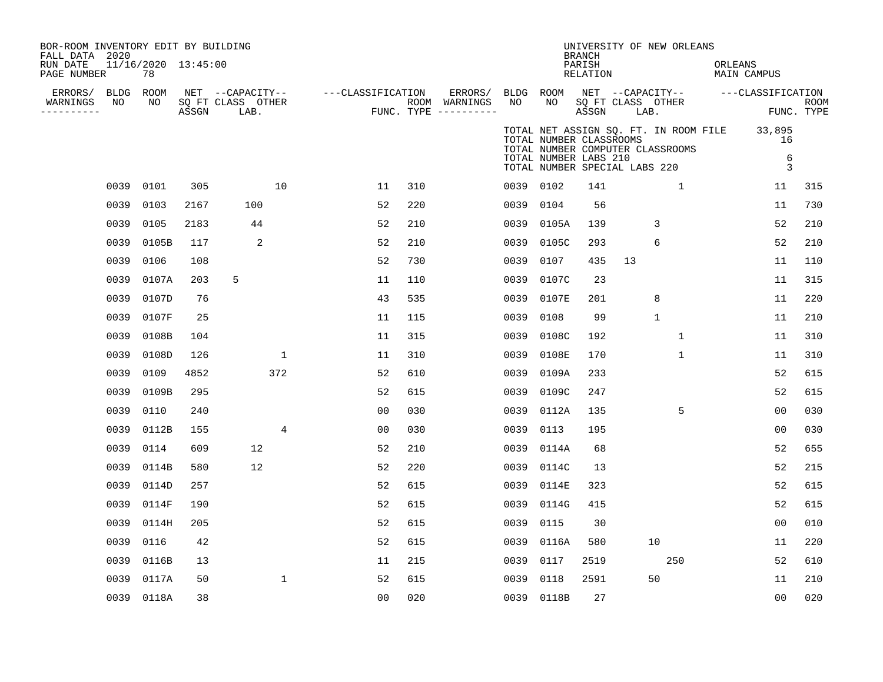BOR-ROOM INVENTORY EDIT BY BUILDING
FALL DATA 2020
RUN DATE 11/16/2020 13:45:00
PAGE NUMBER 78

UNIVERSITY OF NEW ORLEANS
BRANCH
PARISH ORLEANS
RELATION MAIN CAMPUS

TOTAL NET ASSIGN SQ. FT. IN ROOM FILE 33,895
TOTAL NUMBER CLASSROOMS 16
TOTAL NUMBER COMPUTER CLASSROOMS
TOTAL NUMBER LABS 210 6
TOTAL NUMBER SPECIAL LABS 220 3

| ERRORS/ WARNINGS | BLDG NO | ROOM NO | NET SQ FT ASSGN | CAPACITY CLASS | CAPACITY LAB. | CAPACITY OTHER | CLASSIFICATION FUNC. | ROOM TYPE | ERRORS/ WARNINGS | BLDG NO | ROOM NO | NET SQ FT ASSGN | CAPACITY CLASS | CAPACITY LAB. | CAPACITY OTHER | CLASSIFICATION FUNC. | ROOM TYPE |
|---|---|---|---|---|---|---|---|---|---|---|---|---|---|---|---|---|---|
| | 0039 | 0101 | 305 | | | 10 | 11 | 310 | | 0039 | 0102 | 141 | | | 1 | 11 | 315 |
| | 0039 | 0103 | 2167 | | 100 | | 52 | 220 | | 0039 | 0104 | 56 | | | | 11 | 730 |
| | 0039 | 0105 | 2183 | | 44 | | 52 | 210 | | 0039 | 0105A | 139 | | 3 | | 52 | 210 |
| | 0039 | 0105B | 117 | | 2 | | 52 | 210 | | 0039 | 0105C | 293 | | 6 | | 52 | 210 |
| | 0039 | 0106 | 108 | | | | 52 | 730 | | 0039 | 0107 | 435 | 13 | | | 11 | 110 |
| | 0039 | 0107A | 203 | 5 | | | 11 | 110 | | 0039 | 0107C | 23 | | | | 11 | 315 |
| | 0039 | 0107D | 76 | | | | 43 | 535 | | 0039 | 0107E | 201 | | 8 | | 11 | 220 |
| | 0039 | 0107F | 25 | | | | 11 | 115 | | 0039 | 0108 | 99 | | 1 | | 11 | 210 |
| | 0039 | 0108B | 104 | | | | 11 | 315 | | 0039 | 0108C | 192 | | | 1 | 11 | 310 |
| | 0039 | 0108D | 126 | | | 1 | 11 | 310 | | 0039 | 0108E | 170 | | | 1 | 11 | 310 |
| | 0039 | 0109 | 4852 | | | 372 | 52 | 610 | | 0039 | 0109A | 233 | | | | 52 | 615 |
| | 0039 | 0109B | 295 | | | | 52 | 615 | | 0039 | 0109C | 247 | | | | 52 | 615 |
| | 0039 | 0110 | 240 | | | | 00 | 030 | | 0039 | 0112A | 135 | | | 5 | 00 | 030 |
| | 0039 | 0112B | 155 | | | 4 | 00 | 030 | | 0039 | 0113 | 195 | | | | 00 | 030 |
| | 0039 | 0114 | 609 | | 12 | | 52 | 210 | | 0039 | 0114A | 68 | | | | 52 | 655 |
| | 0039 | 0114B | 580 | | 12 | | 52 | 220 | | 0039 | 0114C | 13 | | | | 52 | 215 |
| | 0039 | 0114D | 257 | | | | 52 | 615 | | 0039 | 0114E | 323 | | | | 52 | 615 |
| | 0039 | 0114F | 190 | | | | 52 | 615 | | 0039 | 0114G | 415 | | | | 52 | 615 |
| | 0039 | 0114H | 205 | | | | 52 | 615 | | 0039 | 0115 | 30 | | | | 00 | 010 |
| | 0039 | 0116 | 42 | | | | 52 | 615 | | 0039 | 0116A | 580 | | 10 | | 11 | 220 |
| | 0039 | 0116B | 13 | | | | 11 | 215 | | 0039 | 0117 | 2519 | | | 250 | 52 | 610 |
| | 0039 | 0117A | 50 | | | 1 | 52 | 615 | | 0039 | 0118 | 2591 | | 50 | | 11 | 210 |
| | 0039 | 0118A | 38 | | | | 00 | 020 | | 0039 | 0118B | 27 | | | | 00 | 020 |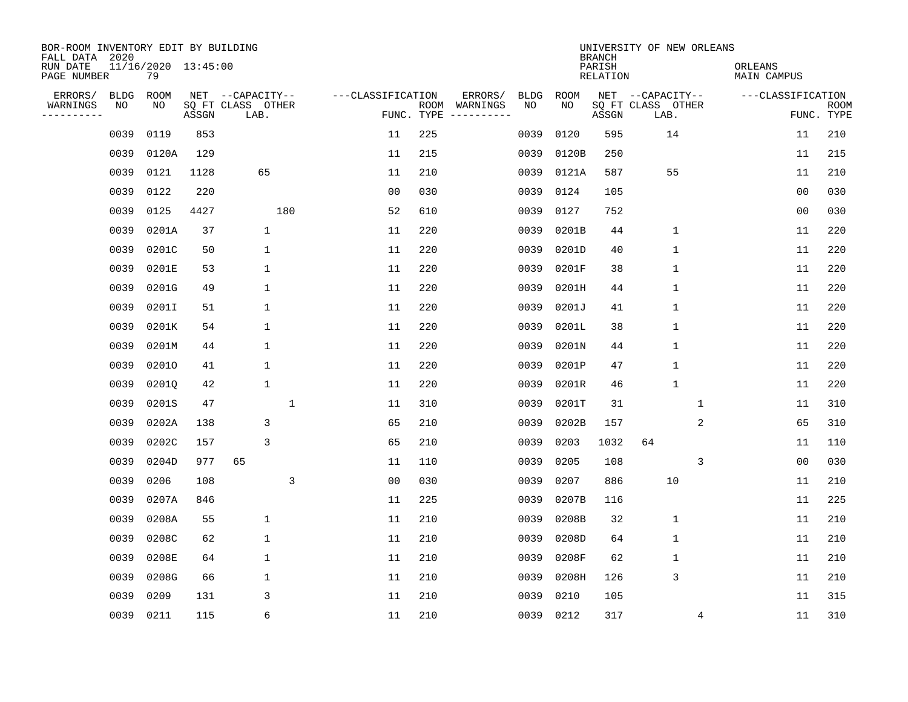BOR-ROOM INVENTORY EDIT BY BUILDING
FALL DATA 2020
RUN DATE 11/16/2020 13:45:00
PAGE NUMBER 79

UNIVERSITY OF NEW ORLEANS
BRANCH
PARISH ORLEANS
RELATION MAIN CAMPUS

| ERRORS/ WARNINGS | BLDG NO | ROOM NO | NET SQ FT ASSGN | CAPACITY CLASS | CAPACITY LAB. | CAPACITY OTHER | CLASSIFICATION FUNC. | ROOM TYPE | ERRORS/ WARNINGS | BLDG NO | ROOM NO | NET SQ FT ASSGN | CAPACITY CLASS | CAPACITY LAB. | CAPACITY OTHER | CLASSIFICATION FUNC. | ROOM TYPE |
|---|---|---|---|---|---|---|---|---|---|---|---|---|---|---|---|---|---|
| | 0039 | 0119 | 853 | | | | 11 | 225 | | 0039 | 0120 | 595 | | 14 | | 11 | 210 |
| | 0039 | 0120A | 129 | | | | 11 | 215 | | 0039 | 0120B | 250 | | | | 11 | 215 |
| | 0039 | 0121 | 1128 | | 65 | | 11 | 210 | | 0039 | 0121A | 587 | | 55 | | 11 | 210 |
| | 0039 | 0122 | 220 | | | | 00 | 030 | | 0039 | 0124 | 105 | | | | 00 | 030 |
| | 0039 | 0125 | 4427 | | | 180 | 52 | 610 | | 0039 | 0127 | 752 | | | | 00 | 030 |
| | 0039 | 0201A | 37 | | 1 | | 11 | 220 | | 0039 | 0201B | 44 | | 1 | | 11 | 220 |
| | 0039 | 0201C | 50 | | 1 | | 11 | 220 | | 0039 | 0201D | 40 | | 1 | | 11 | 220 |
| | 0039 | 0201E | 53 | | 1 | | 11 | 220 | | 0039 | 0201F | 38 | | 1 | | 11 | 220 |
| | 0039 | 0201G | 49 | | 1 | | 11 | 220 | | 0039 | 0201H | 44 | | 1 | | 11 | 220 |
| | 0039 | 0201I | 51 | | 1 | | 11 | 220 | | 0039 | 0201J | 41 | | 1 | | 11 | 220 |
| | 0039 | 0201K | 54 | | 1 | | 11 | 220 | | 0039 | 0201L | 38 | | 1 | | 11 | 220 |
| | 0039 | 0201M | 44 | | 1 | | 11 | 220 | | 0039 | 0201N | 44 | | 1 | | 11 | 220 |
| | 0039 | 0201O | 41 | | 1 | | 11 | 220 | | 0039 | 0201P | 47 | | 1 | | 11 | 220 |
| | 0039 | 0201Q | 42 | | 1 | | 11 | 220 | | 0039 | 0201R | 46 | | 1 | | 11 | 220 |
| | 0039 | 0201S | 47 | | | 1 | 11 | 310 | | 0039 | 0201T | 31 | | | 1 | 11 | 310 |
| | 0039 | 0202A | 138 | | 3 | | 65 | 210 | | 0039 | 0202B | 157 | | | 2 | 65 | 310 |
| | 0039 | 0202C | 157 | | 3 | | 65 | 210 | | 0039 | 0203 | 1032 | 64 | | | 11 | 110 |
| | 0039 | 0204D | 977 | 65 | | | 11 | 110 | | 0039 | 0205 | 108 | | | 3 | 00 | 030 |
| | 0039 | 0206 | 108 | | | 3 | 00 | 030 | | 0039 | 0207 | 886 | | 10 | | 11 | 210 |
| | 0039 | 0207A | 846 | | | | 11 | 225 | | 0039 | 0207B | 116 | | | | 11 | 225 |
| | 0039 | 0208A | 55 | | 1 | | 11 | 210 | | 0039 | 0208B | 32 | | 1 | | 11 | 210 |
| | 0039 | 0208C | 62 | | 1 | | 11 | 210 | | 0039 | 0208D | 64 | | 1 | | 11 | 210 |
| | 0039 | 0208E | 64 | | 1 | | 11 | 210 | | 0039 | 0208F | 62 | | 1 | | 11 | 210 |
| | 0039 | 0208G | 66 | | 1 | | 11 | 210 | | 0039 | 0208H | 126 | | 3 | | 11 | 210 |
| | 0039 | 0209 | 131 | | 3 | | 11 | 210 | | 0039 | 0210 | 105 | | | | 11 | 315 |
| | 0039 | 0211 | 115 | | 6 | | 11 | 210 | | 0039 | 0212 | 317 | | | 4 | 11 | 310 |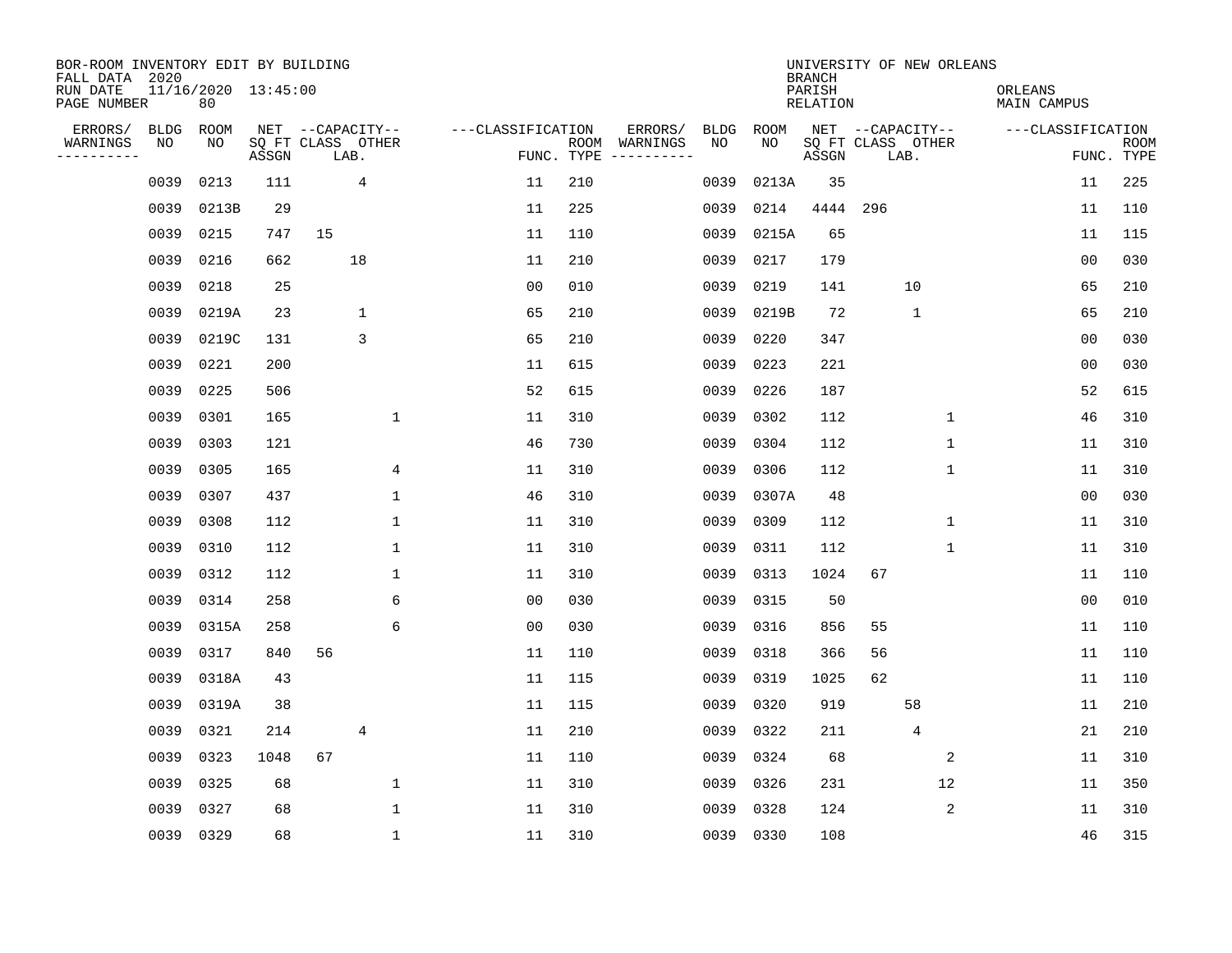BOR-ROOM INVENTORY EDIT BY BUILDING
FALL DATA 2020
RUN DATE 11/16/2020 13:45:00
PAGE NUMBER 80

UNIVERSITY OF NEW ORLEANS
BRANCH
PARISH ORLEANS
RELATION MAIN CAMPUS

| ERRORS/ WARNINGS | BLDG NO | ROOM NO | NET SQ FT ASSGN | CAPACITY CLASS | CAPACITY LAB. | CAPACITY OTHER | CLASSIFICATION FUNC. | ROOM TYPE | ERRORS/ WARNINGS | BLDG NO | ROOM NO | NET SQ FT ASSGN | CAPACITY CLASS | CAPACITY LAB. | CAPACITY OTHER | CLASSIFICATION FUNC. | ROOM TYPE |
|---|---|---|---|---|---|---|---|---|---|---|---|---|---|---|---|---|---|
| | 0039 | 0213 | 111 | | 4 | | 11 | 210 | | 0039 | 0213A | 35 | | | | 11 | 225 |
| | 0039 | 0213B | 29 | | | | 11 | 225 | | 0039 | 0214 | 4444 | 296 | | | 11 | 110 |
| | 0039 | 0215 | 747 | 15 | | | 11 | 110 | | 0039 | 0215A | 65 | | | | 11 | 115 |
| | 0039 | 0216 | 662 | | 18 | | 11 | 210 | | 0039 | 0217 | 179 | | | | 00 | 030 |
| | 0039 | 0218 | 25 | | | | 00 | 010 | | 0039 | 0219 | 141 | | 10 | | 65 | 210 |
| | 0039 | 0219A | 23 | | 1 | | 65 | 210 | | 0039 | 0219B | 72 | | 1 | | 65 | 210 |
| | 0039 | 0219C | 131 | | 3 | | 65 | 210 | | 0039 | 0220 | 347 | | | | 00 | 030 |
| | 0039 | 0221 | 200 | | | | 11 | 615 | | 0039 | 0223 | 221 | | | | 00 | 030 |
| | 0039 | 0225 | 506 | | | | 52 | 615 | | 0039 | 0226 | 187 | | | | 52 | 615 |
| | 0039 | 0301 | 165 | | | 1 | 11 | 310 | | 0039 | 0302 | 112 | | | 1 | 46 | 310 |
| | 0039 | 0303 | 121 | | | | 46 | 730 | | 0039 | 0304 | 112 | | | 1 | 11 | 310 |
| | 0039 | 0305 | 165 | | | 4 | 11 | 310 | | 0039 | 0306 | 112 | | | 1 | 11 | 310 |
| | 0039 | 0307 | 437 | | | 1 | 46 | 310 | | 0039 | 0307A | 48 | | | | 00 | 030 |
| | 0039 | 0308 | 112 | | | 1 | 11 | 310 | | 0039 | 0309 | 112 | | | 1 | 11 | 310 |
| | 0039 | 0310 | 112 | | | 1 | 11 | 310 | | 0039 | 0311 | 112 | | | 1 | 11 | 310 |
| | 0039 | 0312 | 112 | | | 1 | 11 | 310 | | 0039 | 0313 | 1024 | 67 | | | 11 | 110 |
| | 0039 | 0314 | 258 | | | 6 | 00 | 030 | | 0039 | 0315 | 50 | | | | 00 | 010 |
| | 0039 | 0315A | 258 | | | 6 | 00 | 030 | | 0039 | 0316 | 856 | 55 | | | 11 | 110 |
| | 0039 | 0317 | 840 | 56 | | | 11 | 110 | | 0039 | 0318 | 366 | 56 | | | 11 | 110 |
| | 0039 | 0318A | 43 | | | | 11 | 115 | | 0039 | 0319 | 1025 | 62 | | | 11 | 110 |
| | 0039 | 0319A | 38 | | | | 11 | 115 | | 0039 | 0320 | 919 | | 58 | | 11 | 210 |
| | 0039 | 0321 | 214 | | 4 | | 11 | 210 | | 0039 | 0322 | 211 | | 4 | | 21 | 210 |
| | 0039 | 0323 | 1048 | 67 | | | 11 | 110 | | 0039 | 0324 | 68 | | | 2 | 11 | 310 |
| | 0039 | 0325 | 68 | | | 1 | 11 | 310 | | 0039 | 0326 | 231 | | | 12 | 11 | 350 |
| | 0039 | 0327 | 68 | | | 1 | 11 | 310 | | 0039 | 0328 | 124 | | | 2 | 11 | 310 |
| | 0039 | 0329 | 68 | | | 1 | 11 | 310 | | 0039 | 0330 | 108 | | | | 46 | 315 |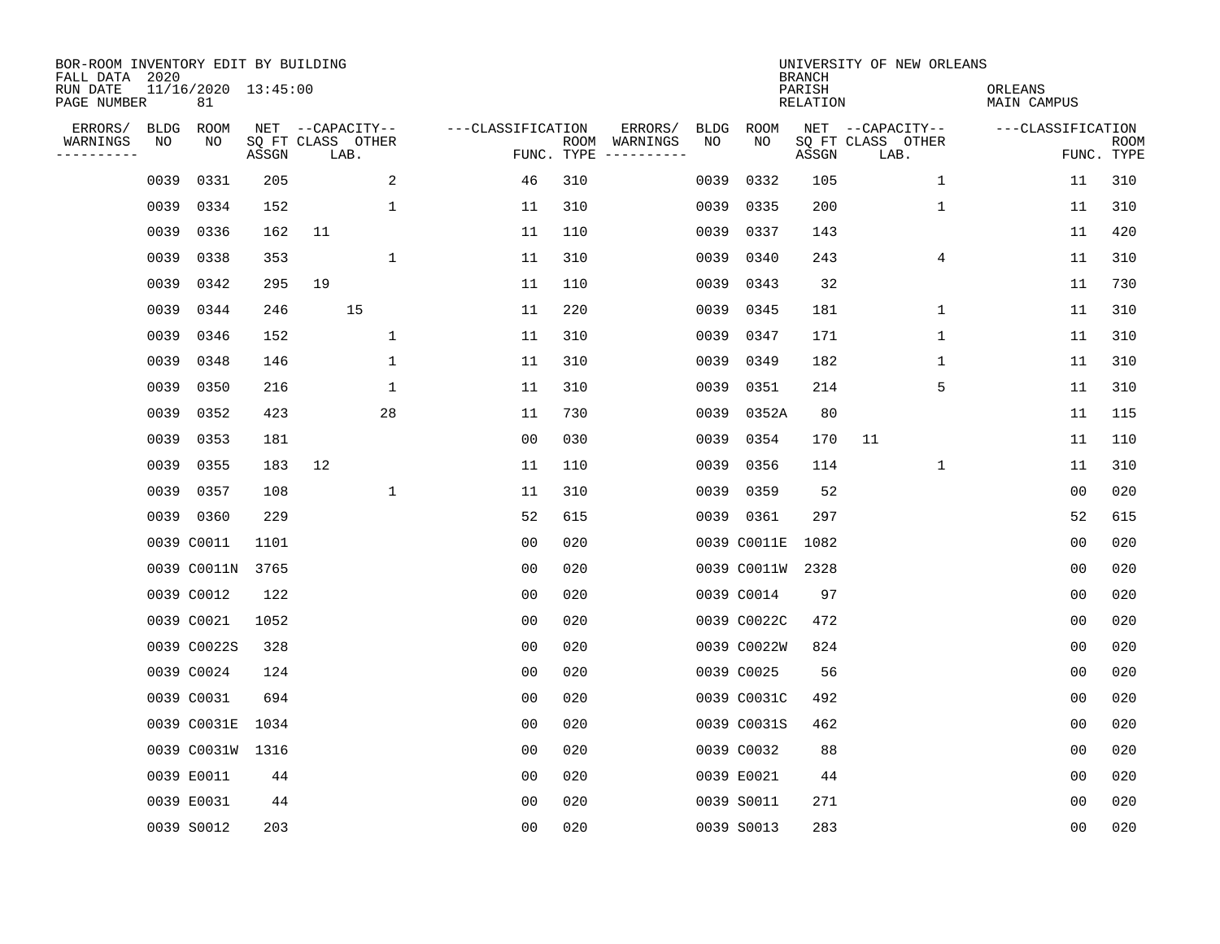BOR-ROOM INVENTORY EDIT BY BUILDING
FALL DATA 2020
RUN DATE 11/16/2020 13:45:00
PAGE NUMBER 81

UNIVERSITY OF NEW ORLEANS
BRANCH
PARISH ORLEANS
RELATION MAIN CAMPUS

| ERRORS/ WARNINGS | BLDG NO | ROOM NO | NET SQ FT ASSGN | CAPACITY CLASS | CAPACITY LAB. | CAPACITY OTHER | CLASSIFICATION FUNC. | ROOM TYPE | ERRORS/ WARNINGS | BLDG NO | ROOM NO | NET SQ FT ASSGN | CAPACITY CLASS | CAPACITY LAB. | CAPACITY OTHER | CLASSIFICATION FUNC. | ROOM TYPE |
|---|---|---|---|---|---|---|---|---|---|---|---|---|---|---|---|---|---|
| | 0039 | 0331 | 205 | | | 2 | 46 | 310 | | 0039 | 0332 | 105 | | | 1 | 11 | 310 |
| | 0039 | 0334 | 152 | | | 1 | 11 | 310 | | 0039 | 0335 | 200 | | | 1 | 11 | 310 |
| | 0039 | 0336 | 162 | 11 | | | 11 | 110 | | 0039 | 0337 | 143 | | | | 11 | 420 |
| | 0039 | 0338 | 353 | | | 1 | 11 | 310 | | 0039 | 0340 | 243 | | | 4 | 11 | 310 |
| | 0039 | 0342 | 295 | 19 | | | 11 | 110 | | 0039 | 0343 | 32 | | | | 11 | 730 |
| | 0039 | 0344 | 246 | | 15 | | 11 | 220 | | 0039 | 0345 | 181 | | | 1 | 11 | 310 |
| | 0039 | 0346 | 152 | | | 1 | 11 | 310 | | 0039 | 0347 | 171 | | | 1 | 11 | 310 |
| | 0039 | 0348 | 146 | | | 1 | 11 | 310 | | 0039 | 0349 | 182 | | | 1 | 11 | 310 |
| | 0039 | 0350 | 216 | | | 1 | 11 | 310 | | 0039 | 0351 | 214 | | | 5 | 11 | 310 |
| | 0039 | 0352 | 423 | | | 28 | 11 | 730 | | 0039 | 0352A | 80 | | | | 11 | 115 |
| | 0039 | 0353 | 181 | | | | 00 | 030 | | 0039 | 0354 | 170 | 11 | | | 11 | 110 |
| | 0039 | 0355 | 183 | 12 | | | 11 | 110 | | 0039 | 0356 | 114 | | | 1 | 11 | 310 |
| | 0039 | 0357 | 108 | | | 1 | 11 | 310 | | 0039 | 0359 | 52 | | | | 00 | 020 |
| | 0039 | 0360 | 229 | | | | 52 | 615 | | 0039 | 0361 | 297 | | | | 52 | 615 |
| | 0039 | C0011 | 1101 | | | | 00 | 020 | | 0039 | C0011E | 1082 | | | | 00 | 020 |
| | 0039 | C0011N | 3765 | | | | 00 | 020 | | 0039 | C0011W | 2328 | | | | 00 | 020 |
| | 0039 | C0012 | 122 | | | | 00 | 020 | | 0039 | C0014 | 97 | | | | 00 | 020 |
| | 0039 | C0021 | 1052 | | | | 00 | 020 | | 0039 | C0022C | 472 | | | | 00 | 020 |
| | 0039 | C0022S | 328 | | | | 00 | 020 | | 0039 | C0022W | 824 | | | | 00 | 020 |
| | 0039 | C0024 | 124 | | | | 00 | 020 | | 0039 | C0025 | 56 | | | | 00 | 020 |
| | 0039 | C0031 | 694 | | | | 00 | 020 | | 0039 | C0031C | 492 | | | | 00 | 020 |
| | 0039 | C0031E | 1034 | | | | 00 | 020 | | 0039 | C0031S | 462 | | | | 00 | 020 |
| | 0039 | C0031W | 1316 | | | | 00 | 020 | | 0039 | C0032 | 88 | | | | 00 | 020 |
| | 0039 | E0011 | 44 | | | | 00 | 020 | | 0039 | E0021 | 44 | | | | 00 | 020 |
| | 0039 | E0031 | 44 | | | | 00 | 020 | | 0039 | S0011 | 271 | | | | 00 | 020 |
| | 0039 | S0012 | 203 | | | | 00 | 020 | | 0039 | S0013 | 283 | | | | 00 | 020 |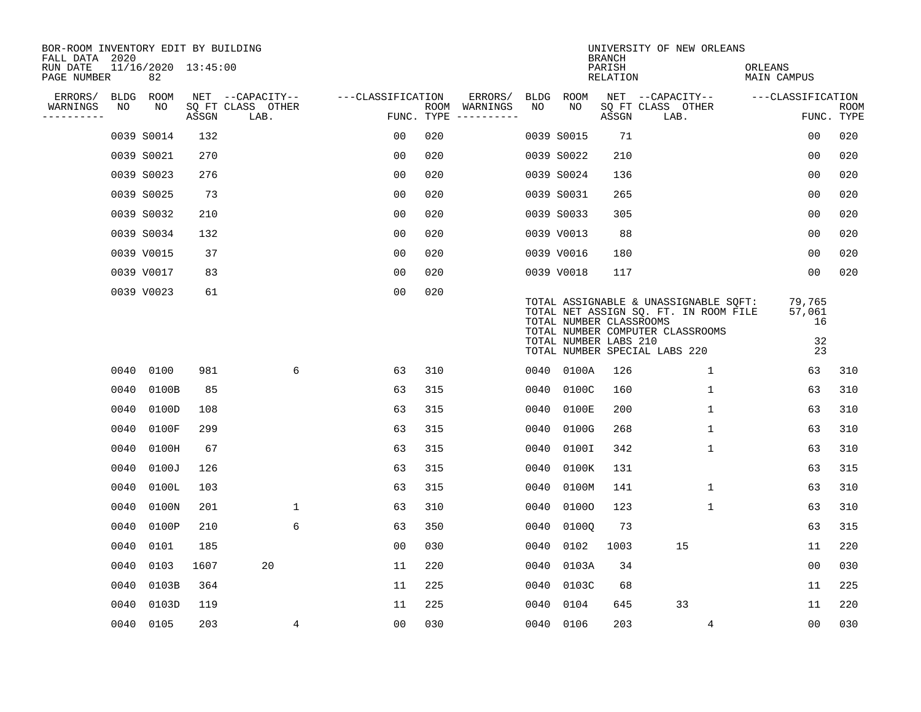BOR-ROOM INVENTORY EDIT BY BUILDING
FALL DATA 2020
RUN DATE 11/16/2020 13:45:00
PAGE NUMBER 82

UNIVERSITY OF NEW ORLEANS
BRANCH
PARISH ORLEANS
RELATION MAIN CAMPUS

| ERRORS/ WARNINGS | BLDG NO | ROOM NO | NET SQ FT ASSGN | CAPACITY CLASS | CAPACITY LAB. | CAPACITY OTHER | CLASSIFICATION FUNC. | ROOM TYPE | ERRORS/ WARNINGS | BLDG NO | ROOM NO | NET SQ FT ASSGN | CAPACITY CLASS | CAPACITY LAB. | CAPACITY OTHER | CLASSIFICATION FUNC. | ROOM TYPE |
|---|---|---|---|---|---|---|---|---|---|---|---|---|---|---|---|---|---|
| | 0039 | S0014 | 132 | | | | 00 | 020 | | 0039 | S0015 | 71 | | | | 00 | 020 |
| | 0039 | S0021 | 270 | | | | 00 | 020 | | 0039 | S0022 | 210 | | | | 00 | 020 |
| | 0039 | S0023 | 276 | | | | 00 | 020 | | 0039 | S0024 | 136 | | | | 00 | 020 |
| | 0039 | S0025 | 73 | | | | 00 | 020 | | 0039 | S0031 | 265 | | | | 00 | 020 |
| | 0039 | S0032 | 210 | | | | 00 | 020 | | 0039 | S0033 | 305 | | | | 00 | 020 |
| | 0039 | S0034 | 132 | | | | 00 | 020 | | 0039 | V0013 | 88 | | | | 00 | 020 |
| | 0039 | V0015 | 37 | | | | 00 | 020 | | 0039 | V0016 | 180 | | | | 00 | 020 |
| | 0039 | V0017 | 83 | | | | 00 | 020 | | 0039 | V0018 | 117 | | | | 00 | 020 |
| | 0039 | V0023 | 61 | | | | 00 | 020 | | | | | | | | | |

TOTAL ASSIGNABLE & UNASSIGNABLE SQFT: 79,765
TOTAL NET ASSIGN SQ. FT. IN ROOM FILE 57,061
TOTAL NUMBER CLASSROOMS 16
TOTAL NUMBER COMPUTER CLASSROOMS
TOTAL NUMBER LABS 210 32
TOTAL NUMBER SPECIAL LABS 220 23

| ERRORS/ WARNINGS | BLDG NO | ROOM NO | NET SQ FT ASSGN | CAPACITY CLASS | CAPACITY LAB. | CAPACITY OTHER | CLASSIFICATION FUNC. | ROOM TYPE | ERRORS/ WARNINGS | BLDG NO | ROOM NO | NET SQ FT ASSGN | CAPACITY CLASS | CAPACITY LAB. | CAPACITY OTHER | CLASSIFICATION FUNC. | ROOM TYPE |
|---|---|---|---|---|---|---|---|---|---|---|---|---|---|---|---|---|---|
| | 0040 | 0100 | 981 | | | 6 | 63 | 310 | | 0040 | 0100A | 126 | | | 1 | 63 | 310 |
| | 0040 | 0100B | 85 | | | | 63 | 315 | | 0040 | 0100C | 160 | | | 1 | 63 | 310 |
| | 0040 | 0100D | 108 | | | | 63 | 315 | | 0040 | 0100E | 200 | | | 1 | 63 | 310 |
| | 0040 | 0100F | 299 | | | | 63 | 315 | | 0040 | 0100G | 268 | | | 1 | 63 | 310 |
| | 0040 | 0100H | 67 | | | | 63 | 315 | | 0040 | 0100I | 342 | | | 1 | 63 | 310 |
| | 0040 | 0100J | 126 | | | | 63 | 315 | | 0040 | 0100K | 131 | | | | 63 | 315 |
| | 0040 | 0100L | 103 | | | | 63 | 315 | | 0040 | 0100M | 141 | | | 1 | 63 | 310 |
| | 0040 | 0100N | 201 | | | 1 | 63 | 310 | | 0040 | 0100O | 123 | | | 1 | 63 | 310 |
| | 0040 | 0100P | 210 | | | 6 | 63 | 350 | | 0040 | 0100Q | 73 | | | | 63 | 315 |
| | 0040 | 0101 | 185 | | | | 00 | 030 | | 0040 | 0102 | 1003 | | 15 | | 11 | 220 |
| | 0040 | 0103 | 1607 | | 20 | | 11 | 220 | | 0040 | 0103A | 34 | | | | 00 | 030 |
| | 0040 | 0103B | 364 | | | | 11 | 225 | | 0040 | 0103C | 68 | | | | 11 | 225 |
| | 0040 | 0103D | 119 | | | | 11 | 225 | | 0040 | 0104 | 645 | | 33 | | 11 | 220 |
| | 0040 | 0105 | 203 | | | 4 | 00 | 030 | | 0040 | 0106 | 203 | | | 4 | 00 | 030 |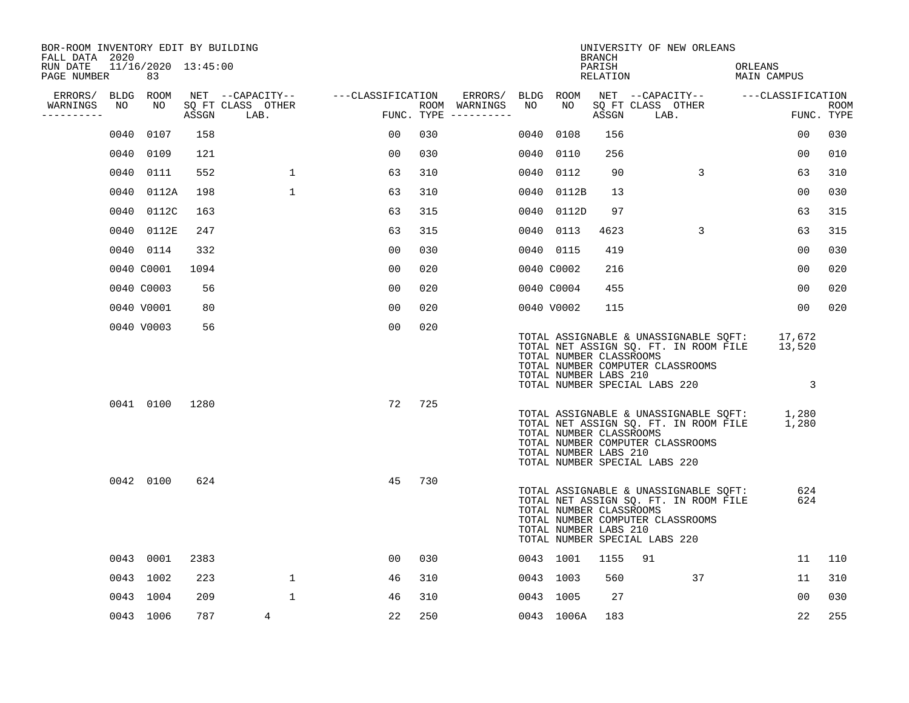BOR-ROOM INVENTORY EDIT BY BUILDING
FALL DATA 2020
RUN DATE 11/16/2020 13:45:00
PAGE NUMBER 83

UNIVERSITY OF NEW ORLEANS
BRANCH
PARISH ORLEANS
RELATION MAIN CAMPUS

| ERRORS/ WARNINGS | BLDG NO | ROOM NO | NET SQ FT ASSGN | CAPACITY CLASS | CAPACITY OTHER LAB. | CLASSIFICATION FUNC. | ROOM TYPE | ERRORS/ WARNINGS | BLDG NO | ROOM NO | NET SQ FT ASSGN | CAPACITY CLASS | CAPACITY OTHER LAB. | CLASSIFICATION FUNC. | ROOM TYPE |
|---|---|---|---|---|---|---|---|---|---|---|---|---|---|---|---|
| | 0040 | 0107 | 158 | | | 00 | 030 | | 0040 | 0108 | 156 | | | 00 | 030 |
| | 0040 | 0109 | 121 | | | 00 | 030 | | 0040 | 0110 | 256 | | | 00 | 010 |
| | 0040 | 0111 | 552 | | 1 | 63 | 310 | | 0040 | 0112 | 90 | | 3 | 63 | 310 |
| | 0040 | 0112A | 198 | | 1 | 63 | 310 | | 0040 | 0112B | 13 | | | 00 | 030 |
| | 0040 | 0112C | 163 | | | 63 | 315 | | 0040 | 0112D | 97 | | | 63 | 315 |
| | 0040 | 0112E | 247 | | | 63 | 315 | | 0040 | 0113 | 4623 | | 3 | 63 | 315 |
| | 0040 | 0114 | 332 | | | 00 | 030 | | 0040 | 0115 | 419 | | | 00 | 030 |
| | 0040 | C0001 | 1094 | | | 00 | 020 | | 0040 | C0002 | 216 | | | 00 | 020 |
| | 0040 | C0003 | 56 | | | 00 | 020 | | 0040 | C0004 | 455 | | | 00 | 020 |
| | 0040 | V0001 | 80 | | | 00 | 020 | | 0040 | V0002 | 115 | | | 00 | 020 |
| | 0040 | V0003 | 56 | | | 00 | 020 | | | | | | | | |

TOTAL ASSIGNABLE & UNASSIGNABLE SQFT: 17,672
TOTAL NET ASSIGN SQ. FT. IN ROOM FILE 13,520
TOTAL NUMBER CLASSROOMS
TOTAL NUMBER COMPUTER CLASSROOMS
TOTAL NUMBER LABS 210
TOTAL NUMBER SPECIAL LABS 220 3

| ERRORS/ WARNINGS | BLDG NO | ROOM NO | NET SQ FT ASSGN | CAPACITY CLASS | CAPACITY OTHER LAB. | CLASSIFICATION FUNC. | ROOM TYPE |
|---|---|---|---|---|---|---|---|
| | 0041 | 0100 | 1280 | | | 72 | 725 |

TOTAL ASSIGNABLE & UNASSIGNABLE SQFT: 1,280
TOTAL NET ASSIGN SQ. FT. IN ROOM FILE 1,280
TOTAL NUMBER CLASSROOMS
TOTAL NUMBER COMPUTER CLASSROOMS
TOTAL NUMBER LABS 210
TOTAL NUMBER SPECIAL LABS 220

| ERRORS/ WARNINGS | BLDG NO | ROOM NO | NET SQ FT ASSGN | CAPACITY CLASS | CAPACITY OTHER LAB. | CLASSIFICATION FUNC. | ROOM TYPE |
|---|---|---|---|---|---|---|---|
| | 0042 | 0100 | 624 | | | 45 | 730 |

TOTAL ASSIGNABLE & UNASSIGNABLE SQFT: 624
TOTAL NET ASSIGN SQ. FT. IN ROOM FILE 624
TOTAL NUMBER CLASSROOMS
TOTAL NUMBER COMPUTER CLASSROOMS
TOTAL NUMBER LABS 210
TOTAL NUMBER SPECIAL LABS 220

| ERRORS/ WARNINGS | BLDG NO | ROOM NO | NET SQ FT ASSGN | CAPACITY CLASS | CAPACITY OTHER LAB. | CLASSIFICATION FUNC. | ROOM TYPE | ERRORS/ WARNINGS | BLDG NO | ROOM NO | NET SQ FT ASSGN | CAPACITY CLASS | CAPACITY OTHER LAB. | CLASSIFICATION FUNC. | ROOM TYPE |
|---|---|---|---|---|---|---|---|---|---|---|---|---|---|---|---|
| | 0043 | 0001 | 2383 | | | 00 | 030 | | 0043 | 1001 | 1155 | 91 | | 11 | 110 |
| | 0043 | 1002 | 223 | | 1 | 46 | 310 | | 0043 | 1003 | 560 | | 37 | 11 | 310 |
| | 0043 | 1004 | 209 | | 1 | 46 | 310 | | 0043 | 1005 | 27 | | | 00 | 030 |
| | 0043 | 1006 | 787 | 4 | | 22 | 250 | | 0043 | 1006A | 183 | | | 22 | 255 |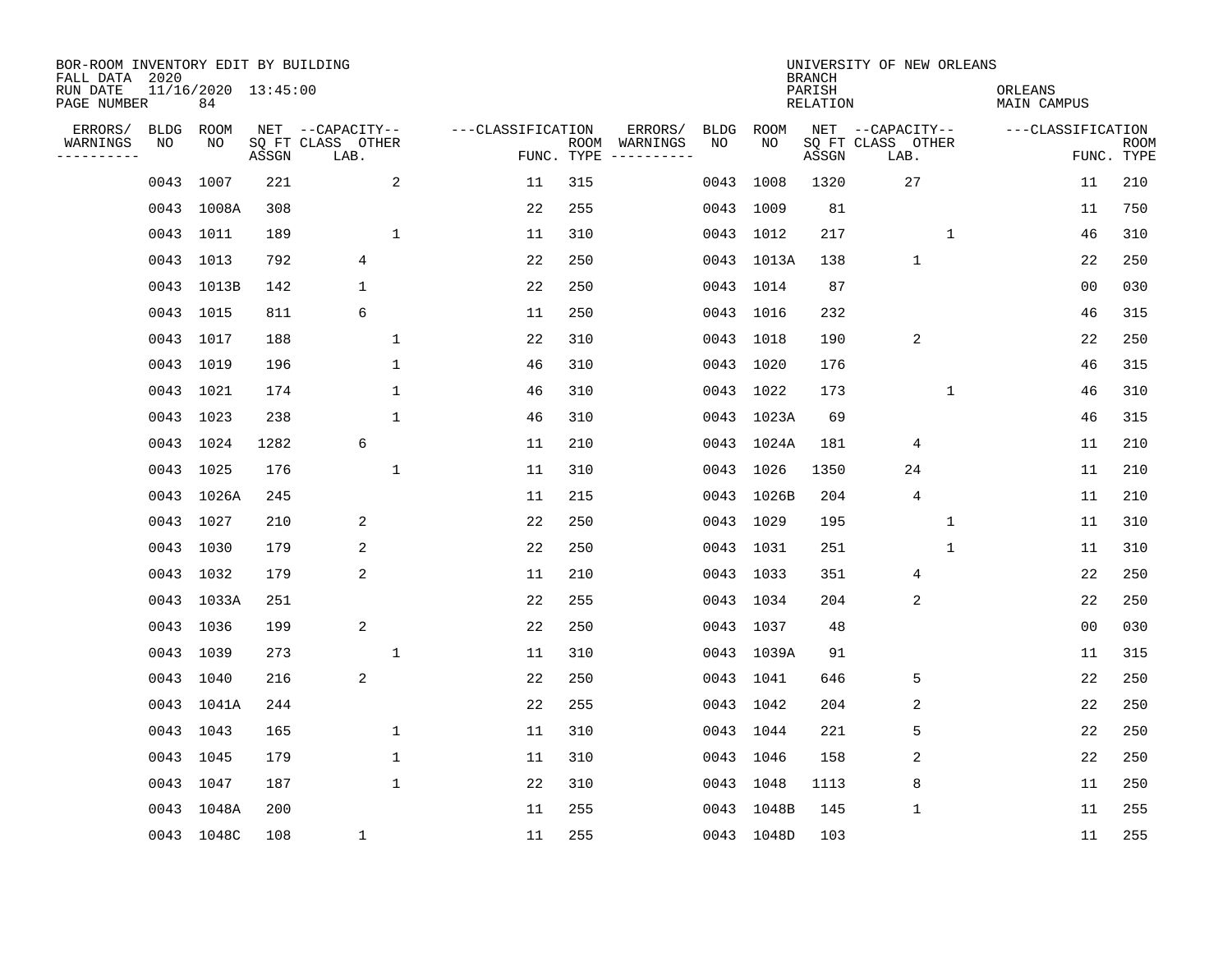BOR-ROOM INVENTORY EDIT BY BUILDING
FALL DATA 2020
RUN DATE 11/16/2020 13:45:00
PAGE NUMBER 84

UNIVERSITY OF NEW ORLEANS
BRANCH
PARISH ORLEANS
RELATION MAIN CAMPUS

| ERRORS/ WARNINGS | BLDG NO | ROOM NO | NET SQ FT ASSGN | CAPACITY CLASS LAB. | CAPACITY OTHER | CLASSIFICATION FUNC. | ROOM TYPE | ERRORS/ WARNINGS | BLDG NO | ROOM NO | NET SQ FT ASSGN | CAPACITY CLASS LAB. | CAPACITY OTHER | CLASSIFICATION FUNC. | ROOM TYPE |
|---|---|---|---|---|---|---|---|---|---|---|---|---|---|---|---|
| | 0043 | 1007 | 221 | | 2 | 11 | 315 | | 0043 | 1008 | 1320 | 27 | | 11 | 210 |
| | 0043 | 1008A | 308 | | | 22 | 255 | | 0043 | 1009 | 81 | | | 11 | 750 |
| | 0043 | 1011 | 189 | | 1 | 11 | 310 | | 0043 | 1012 | 217 | | 1 | 46 | 310 |
| | 0043 | 1013 | 792 | 4 | | 22 | 250 | | 0043 | 1013A | 138 | 1 | | 22 | 250 |
| | 0043 | 1013B | 142 | 1 | | 22 | 250 | | 0043 | 1014 | 87 | | | 00 | 030 |
| | 0043 | 1015 | 811 | 6 | | 11 | 250 | | 0043 | 1016 | 232 | | | 46 | 315 |
| | 0043 | 1017 | 188 | | 1 | 22 | 310 | | 0043 | 1018 | 190 | 2 | | 22 | 250 |
| | 0043 | 1019 | 196 | | 1 | 46 | 310 | | 0043 | 1020 | 176 | | | 46 | 315 |
| | 0043 | 1021 | 174 | | 1 | 46 | 310 | | 0043 | 1022 | 173 | | 1 | 46 | 310 |
| | 0043 | 1023 | 238 | | 1 | 46 | 310 | | 0043 | 1023A | 69 | | | 46 | 315 |
| | 0043 | 1024 | 1282 | 6 | | 11 | 210 | | 0043 | 1024A | 181 | 4 | | 11 | 210 |
| | 0043 | 1025 | 176 | | 1 | 11 | 310 | | 0043 | 1026 | 1350 | 24 | | 11 | 210 |
| | 0043 | 1026A | 245 | | | 11 | 215 | | 0043 | 1026B | 204 | 4 | | 11 | 210 |
| | 0043 | 1027 | 210 | 2 | | 22 | 250 | | 0043 | 1029 | 195 | | 1 | 11 | 310 |
| | 0043 | 1030 | 179 | 2 | | 22 | 250 | | 0043 | 1031 | 251 | | 1 | 11 | 310 |
| | 0043 | 1032 | 179 | 2 | | 11 | 210 | | 0043 | 1033 | 351 | 4 | | 22 | 250 |
| | 0043 | 1033A | 251 | | | 22 | 255 | | 0043 | 1034 | 204 | 2 | | 22 | 250 |
| | 0043 | 1036 | 199 | 2 | | 22 | 250 | | 0043 | 1037 | 48 | | | 00 | 030 |
| | 0043 | 1039 | 273 | | 1 | 11 | 310 | | 0043 | 1039A | 91 | | | 11 | 315 |
| | 0043 | 1040 | 216 | 2 | | 22 | 250 | | 0043 | 1041 | 646 | 5 | | 22 | 250 |
| | 0043 | 1041A | 244 | | | 22 | 255 | | 0043 | 1042 | 204 | 2 | | 22 | 250 |
| | 0043 | 1043 | 165 | | 1 | 11 | 310 | | 0043 | 1044 | 221 | 5 | | 22 | 250 |
| | 0043 | 1045 | 179 | | 1 | 11 | 310 | | 0043 | 1046 | 158 | 2 | | 22 | 250 |
| | 0043 | 1047 | 187 | | 1 | 22 | 310 | | 0043 | 1048 | 1113 | 8 | | 11 | 250 |
| | 0043 | 1048A | 200 | | | 11 | 255 | | 0043 | 1048B | 145 | 1 | | 11 | 255 |
| | 0043 | 1048C | 108 | 1 | | 11 | 255 | | 0043 | 1048D | 103 | | | 11 | 255 |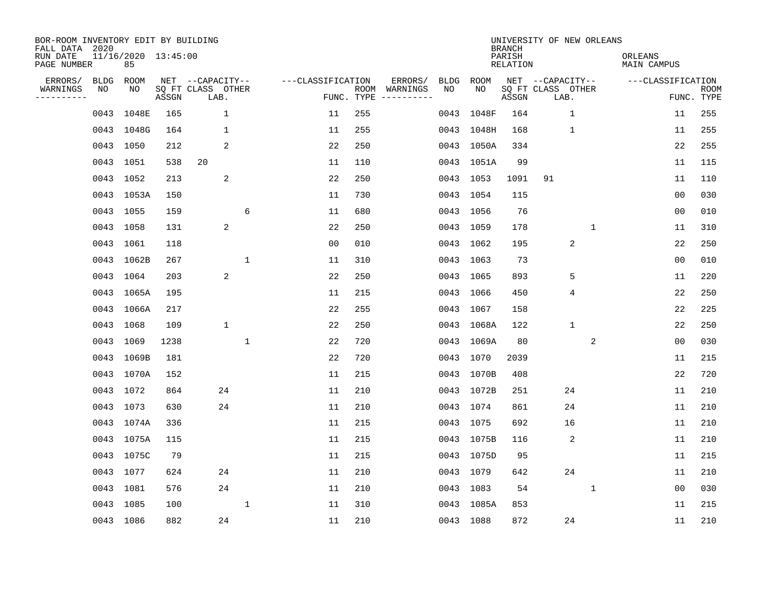BOR-ROOM INVENTORY EDIT BY BUILDING
FALL DATA 2020
RUN DATE 11/16/2020 13:45:00
PAGE NUMBER 85

UNIVERSITY OF NEW ORLEANS
BRANCH
PARISH ORLEANS
RELATION MAIN CAMPUS

| ERRORS/ WARNINGS | BLDG NO | ROOM NO | NET SQ FT ASSGN | CAPACITY CLASS LAB. | CAPACITY OTHER | CLASSIFICATION FUNC. | ROOM TYPE | ERRORS/ WARNINGS | BLDG NO | ROOM NO | NET SQ FT ASSGN | CAPACITY CLASS LAB. | CAPACITY OTHER | CLASSIFICATION FUNC. | ROOM TYPE |
|---|---|---|---|---|---|---|---|---|---|---|---|---|---|---|---|
| | 0043 | 1048E | 165 | 1 | | 11 | 255 | | 0043 | 1048F | 164 | 1 | | 11 | 255 |
| | 0043 | 1048G | 164 | 1 | | 11 | 255 | | 0043 | 1048H | 168 | 1 | | 11 | 255 |
| | 0043 | 1050 | 212 | 2 | | 22 | 250 | | 0043 | 1050A | 334 | | | 22 | 255 |
| | 0043 | 1051 | 538 | 20 | | 11 | 110 | | 0043 | 1051A | 99 | | | 11 | 115 |
| | 0043 | 1052 | 213 | 2 | | 22 | 250 | | 0043 | 1053 | 1091 | 91 | | 11 | 110 |
| | 0043 | 1053A | 150 | | | 11 | 730 | | 0043 | 1054 | 115 | | | 00 | 030 |
| | 0043 | 1055 | 159 | | 6 | 11 | 680 | | 0043 | 1056 | 76 | | | 00 | 010 |
| | 0043 | 1058 | 131 | 2 | | 22 | 250 | | 0043 | 1059 | 178 | | 1 | 11 | 310 |
| | 0043 | 1061 | 118 | | | 00 | 010 | | 0043 | 1062 | 195 | 2 | | 22 | 250 |
| | 0043 | 1062B | 267 | | 1 | 11 | 310 | | 0043 | 1063 | 73 | | | 00 | 010 |
| | 0043 | 1064 | 203 | 2 | | 22 | 250 | | 0043 | 1065 | 893 | 5 | | 11 | 220 |
| | 0043 | 1065A | 195 | | | 11 | 215 | | 0043 | 1066 | 450 | 4 | | 22 | 250 |
| | 0043 | 1066A | 217 | | | 22 | 255 | | 0043 | 1067 | 158 | | | 22 | 225 |
| | 0043 | 1068 | 109 | 1 | | 22 | 250 | | 0043 | 1068A | 122 | 1 | | 22 | 250 |
| | 0043 | 1069 | 1238 | | 1 | 22 | 720 | | 0043 | 1069A | 80 | | 2 | 00 | 030 |
| | 0043 | 1069B | 181 | | | 22 | 720 | | 0043 | 1070 | 2039 | | | 11 | 215 |
| | 0043 | 1070A | 152 | | | 11 | 215 | | 0043 | 1070B | 408 | | | 22 | 720 |
| | 0043 | 1072 | 864 | 24 | | 11 | 210 | | 0043 | 1072B | 251 | 24 | | 11 | 210 |
| | 0043 | 1073 | 630 | 24 | | 11 | 210 | | 0043 | 1074 | 861 | 24 | | 11 | 210 |
| | 0043 | 1074A | 336 | | | 11 | 215 | | 0043 | 1075 | 692 | 16 | | 11 | 210 |
| | 0043 | 1075A | 115 | | | 11 | 215 | | 0043 | 1075B | 116 | 2 | | 11 | 210 |
| | 0043 | 1075C | 79 | | | 11 | 215 | | 0043 | 1075D | 95 | | | 11 | 215 |
| | 0043 | 1077 | 624 | 24 | | 11 | 210 | | 0043 | 1079 | 642 | 24 | | 11 | 210 |
| | 0043 | 1081 | 576 | 24 | | 11 | 210 | | 0043 | 1083 | 54 | | 1 | 00 | 030 |
| | 0043 | 1085 | 100 | | 1 | 11 | 310 | | 0043 | 1085A | 853 | | | 11 | 215 |
| | 0043 | 1086 | 882 | 24 | | 11 | 210 | | 0043 | 1088 | 872 | 24 | | 11 | 210 |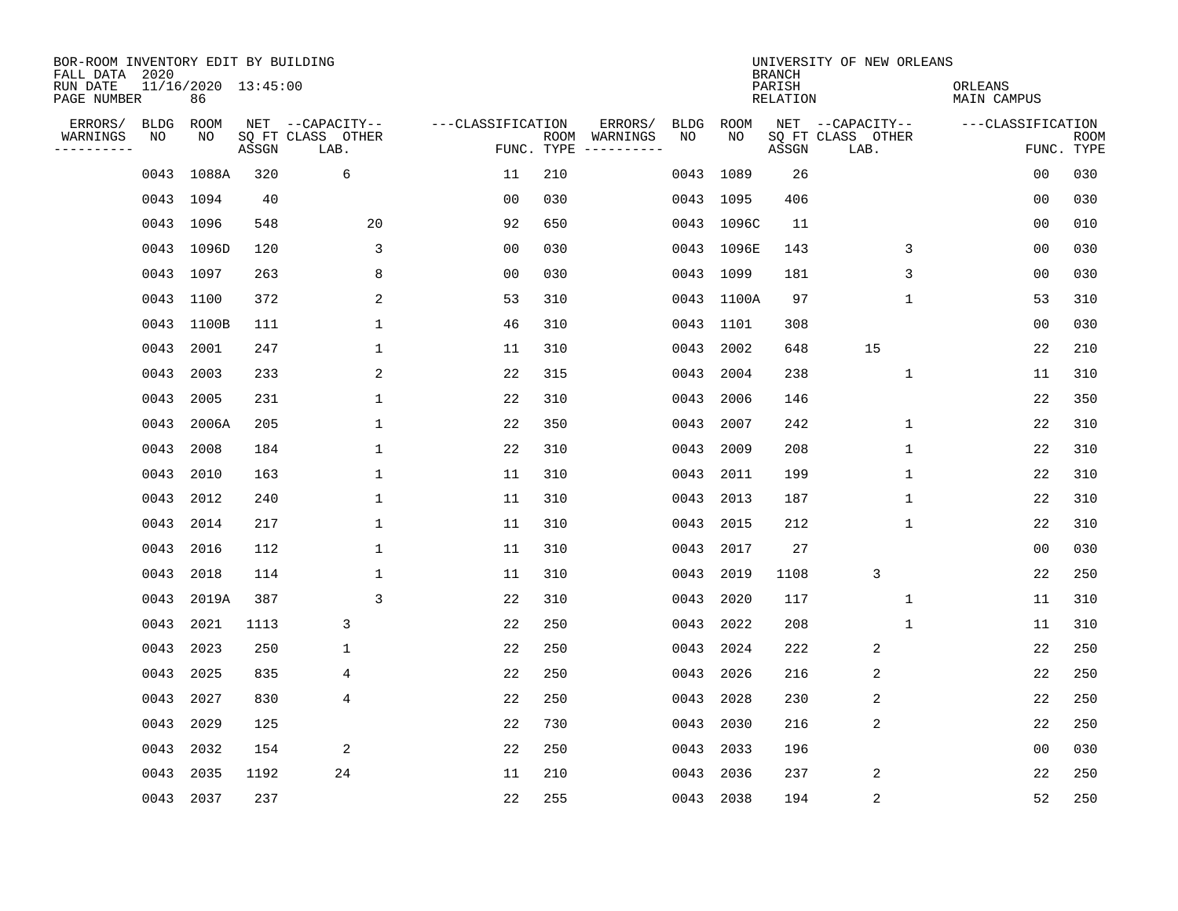BOR-ROOM INVENTORY EDIT BY BUILDING
FALL DATA 2020
RUN DATE 11/16/2020 13:45:00
PAGE NUMBER 86

UNIVERSITY OF NEW ORLEANS
BRANCH
PARISH ORLEANS
RELATION MAIN CAMPUS

| ERRORS/ WARNINGS | BLDG NO | ROOM NO | NET SQ FT ASSGN | CAPACITY CLASS LAB. | CAPACITY OTHER | CLASSIFICATION FUNC. | ROOM TYPE | ERRORS/ WARNINGS | BLDG NO | ROOM NO | NET SQ FT ASSGN | CAPACITY CLASS LAB. | CAPACITY OTHER | CLASSIFICATION FUNC. | ROOM TYPE |
|---|---|---|---|---|---|---|---|---|---|---|---|---|---|---|---|
| | 0043 | 1088A | 320 | 6 | | 11 | 210 | | 0043 | 1089 | 26 | | | 00 | 030 |
| | 0043 | 1094 | 40 | | | 00 | 030 | | 0043 | 1095 | 406 | | | 00 | 030 |
| | 0043 | 1096 | 548 | | 20 | 92 | 650 | | 0043 | 1096C | 11 | | | 00 | 010 |
| | 0043 | 1096D | 120 | | 3 | 00 | 030 | | 0043 | 1096E | 143 | | 3 | 00 | 030 |
| | 0043 | 1097 | 263 | | 8 | 00 | 030 | | 0043 | 1099 | 181 | | 3 | 00 | 030 |
| | 0043 | 1100 | 372 | | 2 | 53 | 310 | | 0043 | 1100A | 97 | | 1 | 53 | 310 |
| | 0043 | 1100B | 111 | | 1 | 46 | 310 | | 0043 | 1101 | 308 | | | 00 | 030 |
| | 0043 | 2001 | 247 | | 1 | 11 | 310 | | 0043 | 2002 | 648 | 15 | | 22 | 210 |
| | 0043 | 2003 | 233 | | 2 | 22 | 315 | | 0043 | 2004 | 238 | | 1 | 11 | 310 |
| | 0043 | 2005 | 231 | | 1 | 22 | 310 | | 0043 | 2006 | 146 | | | 22 | 350 |
| | 0043 | 2006A | 205 | | 1 | 22 | 350 | | 0043 | 2007 | 242 | | 1 | 22 | 310 |
| | 0043 | 2008 | 184 | | 1 | 22 | 310 | | 0043 | 2009 | 208 | | 1 | 22 | 310 |
| | 0043 | 2010 | 163 | | 1 | 11 | 310 | | 0043 | 2011 | 199 | | 1 | 22 | 310 |
| | 0043 | 2012 | 240 | | 1 | 11 | 310 | | 0043 | 2013 | 187 | | 1 | 22 | 310 |
| | 0043 | 2014 | 217 | | 1 | 11 | 310 | | 0043 | 2015 | 212 | | 1 | 22 | 310 |
| | 0043 | 2016 | 112 | | 1 | 11 | 310 | | 0043 | 2017 | 27 | | | 00 | 030 |
| | 0043 | 2018 | 114 | | 1 | 11 | 310 | | 0043 | 2019 | 1108 | 3 | | 22 | 250 |
| | 0043 | 2019A | 387 | | 3 | 22 | 310 | | 0043 | 2020 | 117 | | 1 | 11 | 310 |
| | 0043 | 2021 | 1113 | 3 | | 22 | 250 | | 0043 | 2022 | 208 | | 1 | 11 | 310 |
| | 0043 | 2023 | 250 | 1 | | 22 | 250 | | 0043 | 2024 | 222 | 2 | | 22 | 250 |
| | 0043 | 2025 | 835 | 4 | | 22 | 250 | | 0043 | 2026 | 216 | 2 | | 22 | 250 |
| | 0043 | 2027 | 830 | 4 | | 22 | 250 | | 0043 | 2028 | 230 | 2 | | 22 | 250 |
| | 0043 | 2029 | 125 | | | 22 | 730 | | 0043 | 2030 | 216 | 2 | | 22 | 250 |
| | 0043 | 2032 | 154 | 2 | | 22 | 250 | | 0043 | 2033 | 196 | | | 00 | 030 |
| | 0043 | 2035 | 1192 | 24 | | 11 | 210 | | 0043 | 2036 | 237 | 2 | | 22 | 250 |
| | 0043 | 2037 | 237 | | | 22 | 255 | | 0043 | 2038 | 194 | 2 | | 52 | 250 |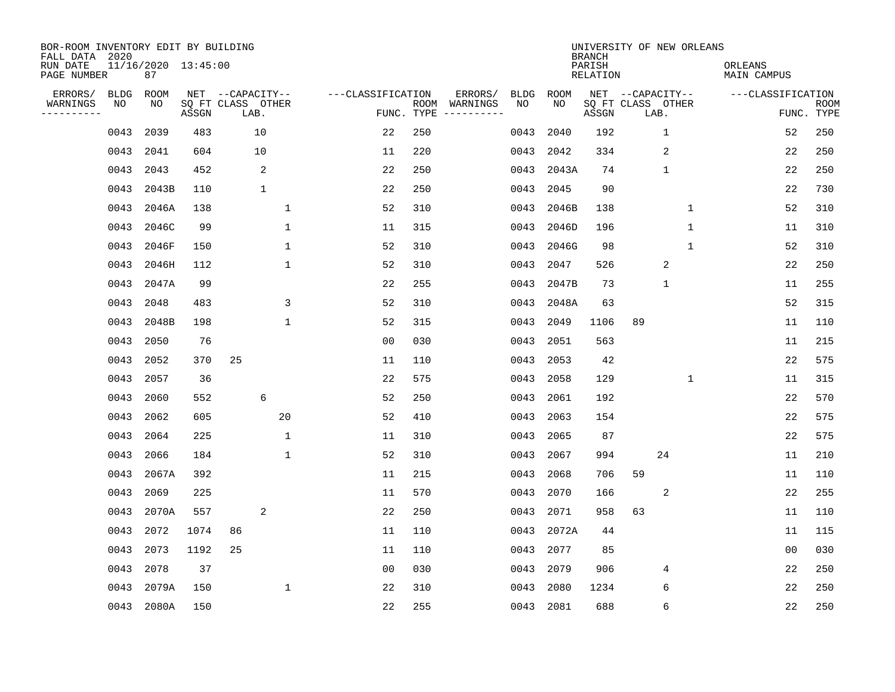BOR-ROOM INVENTORY EDIT BY BUILDING
FALL DATA 2020
RUN DATE 11/16/2020 13:45:00
PAGE NUMBER 87

UNIVERSITY OF NEW ORLEANS
BRANCH
PARISH ORLEANS
RELATION MAIN CAMPUS

| ERRORS/ WARNINGS | BLDG NO | ROOM NO | NET SQ FT ASSGN | CAPACITY CLASS | CAPACITY LAB. | CAPACITY OTHER | FUNC. | ROOM TYPE | ERRORS/ WARNINGS | BLDG NO | ROOM NO | NET SQ FT ASSGN | CAPACITY CLASS | CAPACITY LAB. | CAPACITY OTHER | FUNC. | ROOM TYPE |
|---|---|---|---|---|---|---|---|---|---|---|---|---|---|---|---|---|---|
| | 0043 | 2039 | 483 | | 10 | | 22 | 250 | | 0043 | 2040 | 192 | | 1 | | 52 | 250 |
| | 0043 | 2041 | 604 | | 10 | | 11 | 220 | | 0043 | 2042 | 334 | | 2 | | 22 | 250 |
| | 0043 | 2043 | 452 | | 2 | | 22 | 250 | | 0043 | 2043A | 74 | | 1 | | 22 | 250 |
| | 0043 | 2043B | 110 | | 1 | | 22 | 250 | | 0043 | 2045 | 90 | | | | 22 | 730 |
| | 0043 | 2046A | 138 | | | 1 | 52 | 310 | | 0043 | 2046B | 138 | | | 1 | 52 | 310 |
| | 0043 | 2046C | 99 | | | 1 | 11 | 315 | | 0043 | 2046D | 196 | | | 1 | 11 | 310 |
| | 0043 | 2046F | 150 | | | 1 | 52 | 310 | | 0043 | 2046G | 98 | | | 1 | 52 | 310 |
| | 0043 | 2046H | 112 | | | 1 | 52 | 310 | | 0043 | 2047 | 526 | | 2 | | 22 | 250 |
| | 0043 | 2047A | 99 | | | | 22 | 255 | | 0043 | 2047B | 73 | | 1 | | 11 | 255 |
| | 0043 | 2048 | 483 | | | 3 | 52 | 310 | | 0043 | 2048A | 63 | | | | 52 | 315 |
| | 0043 | 2048B | 198 | | | 1 | 52 | 315 | | 0043 | 2049 | 1106 | 89 | | | 11 | 110 |
| | 0043 | 2050 | 76 | | | | 00 | 030 | | 0043 | 2051 | 563 | | | | 11 | 215 |
| | 0043 | 2052 | 370 | 25 | | | 11 | 110 | | 0043 | 2053 | 42 | | | | 22 | 575 |
| | 0043 | 2057 | 36 | | | | 22 | 575 | | 0043 | 2058 | 129 | | | 1 | 11 | 315 |
| | 0043 | 2060 | 552 | | 6 | | 52 | 250 | | 0043 | 2061 | 192 | | | | 22 | 570 |
| | 0043 | 2062 | 605 | | | 20 | 52 | 410 | | 0043 | 2063 | 154 | | | | 22 | 575 |
| | 0043 | 2064 | 225 | | | 1 | 11 | 310 | | 0043 | 2065 | 87 | | | | 22 | 575 |
| | 0043 | 2066 | 184 | | | 1 | 52 | 310 | | 0043 | 2067 | 994 | | 24 | | 11 | 210 |
| | 0043 | 2067A | 392 | | | | 11 | 215 | | 0043 | 2068 | 706 | 59 | | | 11 | 110 |
| | 0043 | 2069 | 225 | | | | 11 | 570 | | 0043 | 2070 | 166 | | 2 | | 22 | 255 |
| | 0043 | 2070A | 557 | | 2 | | 22 | 250 | | 0043 | 2071 | 958 | 63 | | | 11 | 110 |
| | 0043 | 2072 | 1074 | 86 | | | 11 | 110 | | 0043 | 2072A | 44 | | | | 11 | 115 |
| | 0043 | 2073 | 1192 | 25 | | | 11 | 110 | | 0043 | 2077 | 85 | | | | 00 | 030 |
| | 0043 | 2078 | 37 | | | | 00 | 030 | | 0043 | 2079 | 906 | | 4 | | 22 | 250 |
| | 0043 | 2079A | 150 | | | 1 | 22 | 310 | | 0043 | 2080 | 1234 | | 6 | | 22 | 250 |
| | 0043 | 2080A | 150 | | | | 22 | 255 | | 0043 | 2081 | 688 | | 6 | | 22 | 250 |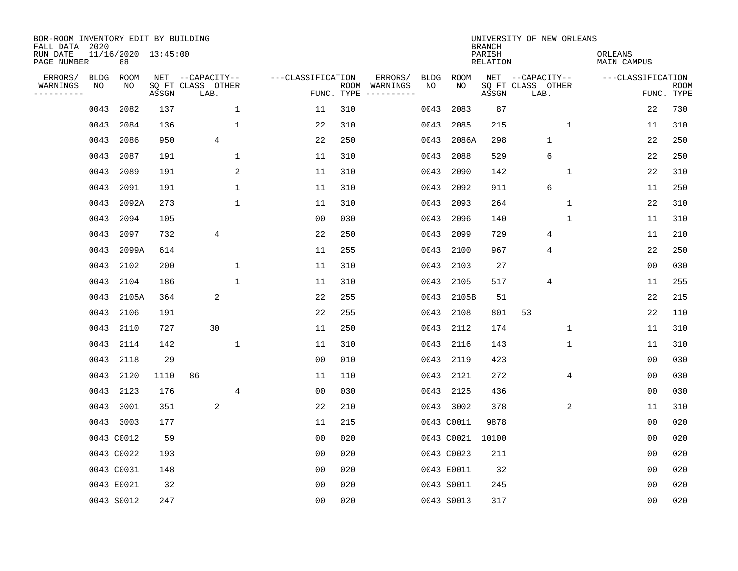BOR-ROOM INVENTORY EDIT BY BUILDING
FALL DATA 2020
RUN DATE 11/16/2020 13:45:00
PAGE NUMBER 88

UNIVERSITY OF NEW ORLEANS
BRANCH
PARISH ORLEANS
RELATION MAIN CAMPUS

| ERRORS/ WARNINGS | BLDG NO | ROOM NO | NET SQ FT ASSGN | CAPACITY CLASS LAB. | CAPACITY OTHER | FUNC. | ROOM TYPE | ERRORS/ WARNINGS | BLDG NO | ROOM NO | NET SQ FT ASSGN | CAPACITY CLASS LAB. | CAPACITY OTHER | FUNC. | ROOM TYPE |
|---|---|---|---|---|---|---|---|---|---|---|---|---|---|---|---|
| | 0043 | 2082 | 137 | | 1 | 11 | 310 | | 0043 | 2083 | 87 | | | 22 | 730 |
| | 0043 | 2084 | 136 | | 1 | 22 | 310 | | 0043 | 2085 | 215 | | 1 | 11 | 310 |
| | 0043 | 2086 | 950 | 4 | | 22 | 250 | | 0043 | 2086A | 298 | 1 | | 22 | 250 |
| | 0043 | 2087 | 191 | | 1 | 11 | 310 | | 0043 | 2088 | 529 | 6 | | 22 | 250 |
| | 0043 | 2089 | 191 | | 2 | 11 | 310 | | 0043 | 2090 | 142 | | 1 | 22 | 310 |
| | 0043 | 2091 | 191 | | 1 | 11 | 310 | | 0043 | 2092 | 911 | 6 | | 11 | 250 |
| | 0043 | 2092A | 273 | | 1 | 11 | 310 | | 0043 | 2093 | 264 | | 1 | 22 | 310 |
| | 0043 | 2094 | 105 | | | 00 | 030 | | 0043 | 2096 | 140 | | 1 | 11 | 310 |
| | 0043 | 2097 | 732 | 4 | | 22 | 250 | | 0043 | 2099 | 729 | 4 | | 11 | 210 |
| | 0043 | 2099A | 614 | | | 11 | 255 | | 0043 | 2100 | 967 | 4 | | 22 | 250 |
| | 0043 | 2102 | 200 | | 1 | 11 | 310 | | 0043 | 2103 | 27 | | | 00 | 030 |
| | 0043 | 2104 | 186 | | 1 | 11 | 310 | | 0043 | 2105 | 517 | 4 | | 11 | 255 |
| | 0043 | 2105A | 364 | 2 | | 22 | 255 | | 0043 | 2105B | 51 | | | 22 | 215 |
| | 0043 | 2106 | 191 | | | 22 | 255 | | 0043 | 2108 | 801 | 53 | | 22 | 110 |
| | 0043 | 2110 | 727 | 30 | | 11 | 250 | | 0043 | 2112 | 174 | | 1 | 11 | 310 |
| | 0043 | 2114 | 142 | | 1 | 11 | 310 | | 0043 | 2116 | 143 | | 1 | 11 | 310 |
| | 0043 | 2118 | 29 | | | 00 | 010 | | 0043 | 2119 | 423 | | | 00 | 030 |
| | 0043 | 2120 | 1110 | 86 | | 11 | 110 | | 0043 | 2121 | 272 | | 4 | 00 | 030 |
| | 0043 | 2123 | 176 | | 4 | 00 | 030 | | 0043 | 2125 | 436 | | | 00 | 030 |
| | 0043 | 3001 | 351 | 2 | | 22 | 210 | | 0043 | 3002 | 378 | | 2 | 11 | 310 |
| | 0043 | 3003 | 177 | | | 11 | 215 | | 0043 | C0011 | 9878 | | | 00 | 020 |
| | 0043 | C0012 | 59 | | | 00 | 020 | | 0043 | C0021 | 10100 | | | 00 | 020 |
| | 0043 | C0022 | 193 | | | 00 | 020 | | 0043 | C0023 | 211 | | | 00 | 020 |
| | 0043 | C0031 | 148 | | | 00 | 020 | | 0043 | E0011 | 32 | | | 00 | 020 |
| | 0043 | E0021 | 32 | | | 00 | 020 | | 0043 | S0011 | 245 | | | 00 | 020 |
| | 0043 | S0012 | 247 | | | 00 | 020 | | 0043 | S0013 | 317 | | | 00 | 020 |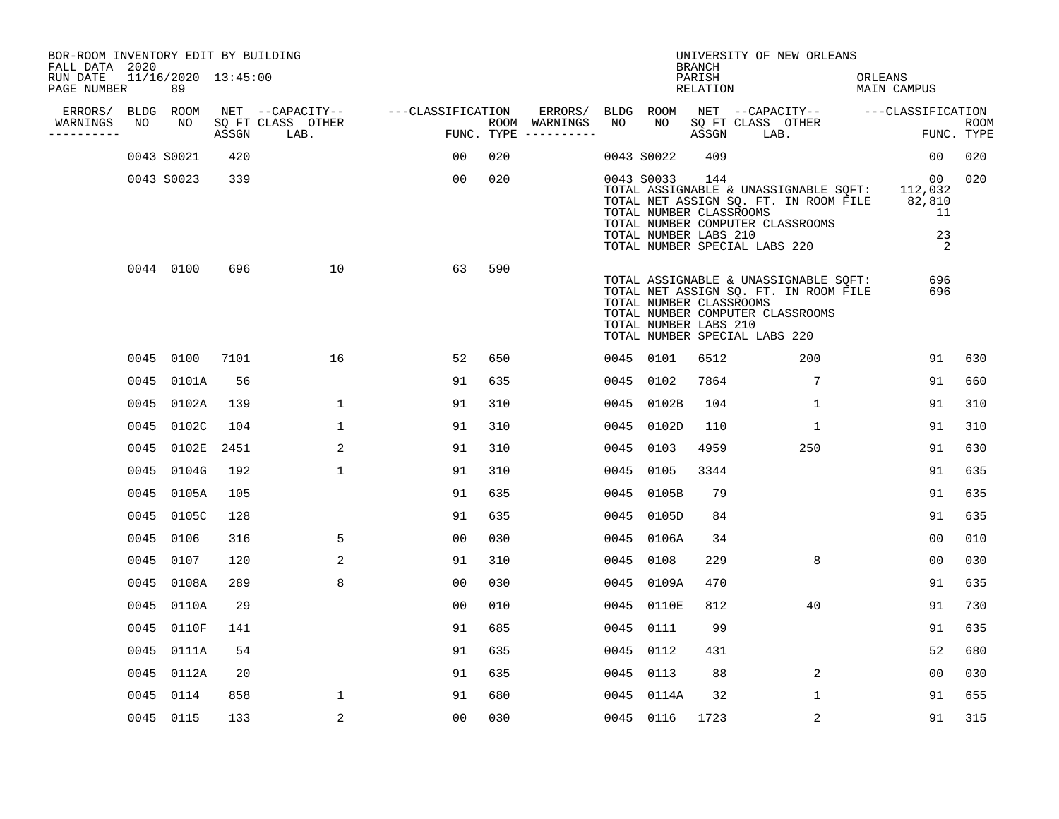BOR-ROOM INVENTORY EDIT BY BUILDING
FALL DATA 2020
RUN DATE 11/16/2020 13:45:00
PAGE NUMBER 89

UNIVERSITY OF NEW ORLEANS
BRANCH
PARISH ORLEANS
RELATION MAIN CAMPUS

| ERRORS/ WARNINGS | BLDG NO | ROOM NO | NET SQ FT ASSGN | CAPACITY CLASS LAB. | CAPACITY OTHER | FUNC. | ROOM TYPE | ERRORS/ WARNINGS | BLDG NO | ROOM NO | NET SQ FT ASSGN | CAPACITY CLASS LAB. | CAPACITY OTHER | FUNC. | ROOM TYPE |
|---|---|---|---|---|---|---|---|---|---|---|---|---|---|---|---|
| | 0043 | S0021 | 420 | | | 00 | 020 | | 0043 | S0022 | 409 | | | 00 | 020 |
| | 0043 | S0023 | 339 | | | 00 | 020 | | 0043 | S0033 | 144 | | | 00 | 020 |

TOTAL ASSIGNABLE & UNASSIGNABLE SQFT: 112,032
TOTAL NET ASSIGN SQ. FT. IN ROOM FILE 82,810
TOTAL NUMBER CLASSROOMS 11
TOTAL NUMBER COMPUTER CLASSROOMS
TOTAL NUMBER LABS 210 23
TOTAL NUMBER SPECIAL LABS 220 2

| ERRORS/ WARNINGS | BLDG NO | ROOM NO | NET SQ FT ASSGN | CAPACITY CLASS LAB. | CAPACITY OTHER | FUNC. | ROOM TYPE |
|---|---|---|---|---|---|---|---|
| | 0044 | 0100 | 696 | | 10 | 63 | 590 |

TOTAL ASSIGNABLE & UNASSIGNABLE SQFT: 696
TOTAL NET ASSIGN SQ. FT. IN ROOM FILE 696
TOTAL NUMBER CLASSROOMS
TOTAL NUMBER COMPUTER CLASSROOMS
TOTAL NUMBER LABS 210
TOTAL NUMBER SPECIAL LABS 220

| ERRORS/ WARNINGS | BLDG NO | ROOM NO | NET SQ FT ASSGN | CAPACITY CLASS LAB. | CAPACITY OTHER | FUNC. | ROOM TYPE | ERRORS/ WARNINGS | BLDG NO | ROOM NO | NET SQ FT ASSGN | CAPACITY CLASS LAB. | CAPACITY OTHER | FUNC. | ROOM TYPE |
|---|---|---|---|---|---|---|---|---|---|---|---|---|---|---|---|
| | 0045 | 0100 | 7101 | | 16 | 52 | 650 | | 0045 | 0101 | 6512 | | 200 | 91 | 630 |
| | 0045 | 0101A | 56 | | | 91 | 635 | | 0045 | 0102 | 7864 | | 7 | 91 | 660 |
| | 0045 | 0102A | 139 | | 1 | 91 | 310 | | 0045 | 0102B | 104 | | 1 | 91 | 310 |
| | 0045 | 0102C | 104 | | 1 | 91 | 310 | | 0045 | 0102D | 110 | | 1 | 91 | 310 |
| | 0045 | 0102E | 2451 | | 2 | 91 | 310 | | 0045 | 0103 | 4959 | | 250 | 91 | 630 |
| | 0045 | 0104G | 192 | | 1 | 91 | 310 | | 0045 | 0105 | 3344 | | | 91 | 635 |
| | 0045 | 0105A | 105 | | | 91 | 635 | | 0045 | 0105B | 79 | | | 91 | 635 |
| | 0045 | 0105C | 128 | | | 91 | 635 | | 0045 | 0105D | 84 | | | 91 | 635 |
| | 0045 | 0106 | 316 | | 5 | 00 | 030 | | 0045 | 0106A | 34 | | | 00 | 010 |
| | 0045 | 0107 | 120 | | 2 | 91 | 310 | | 0045 | 0108 | 229 | | 8 | 00 | 030 |
| | 0045 | 0108A | 289 | | 8 | 00 | 030 | | 0045 | 0109A | 470 | | | 91 | 635 |
| | 0045 | 0110A | 29 | | | 00 | 010 | | 0045 | 0110E | 812 | | 40 | 91 | 730 |
| | 0045 | 0110F | 141 | | | 91 | 685 | | 0045 | 0111 | 99 | | | 91 | 635 |
| | 0045 | 0111A | 54 | | | 91 | 635 | | 0045 | 0112 | 431 | | | 52 | 680 |
| | 0045 | 0112A | 20 | | | 91 | 635 | | 0045 | 0113 | 88 | | 2 | 00 | 030 |
| | 0045 | 0114 | 858 | | 1 | 91 | 680 | | 0045 | 0114A | 32 | | 1 | 91 | 655 |
| | 0045 | 0115 | 133 | | 2 | 00 | 030 | | 0045 | 0116 | 1723 | | 2 | 91 | 315 |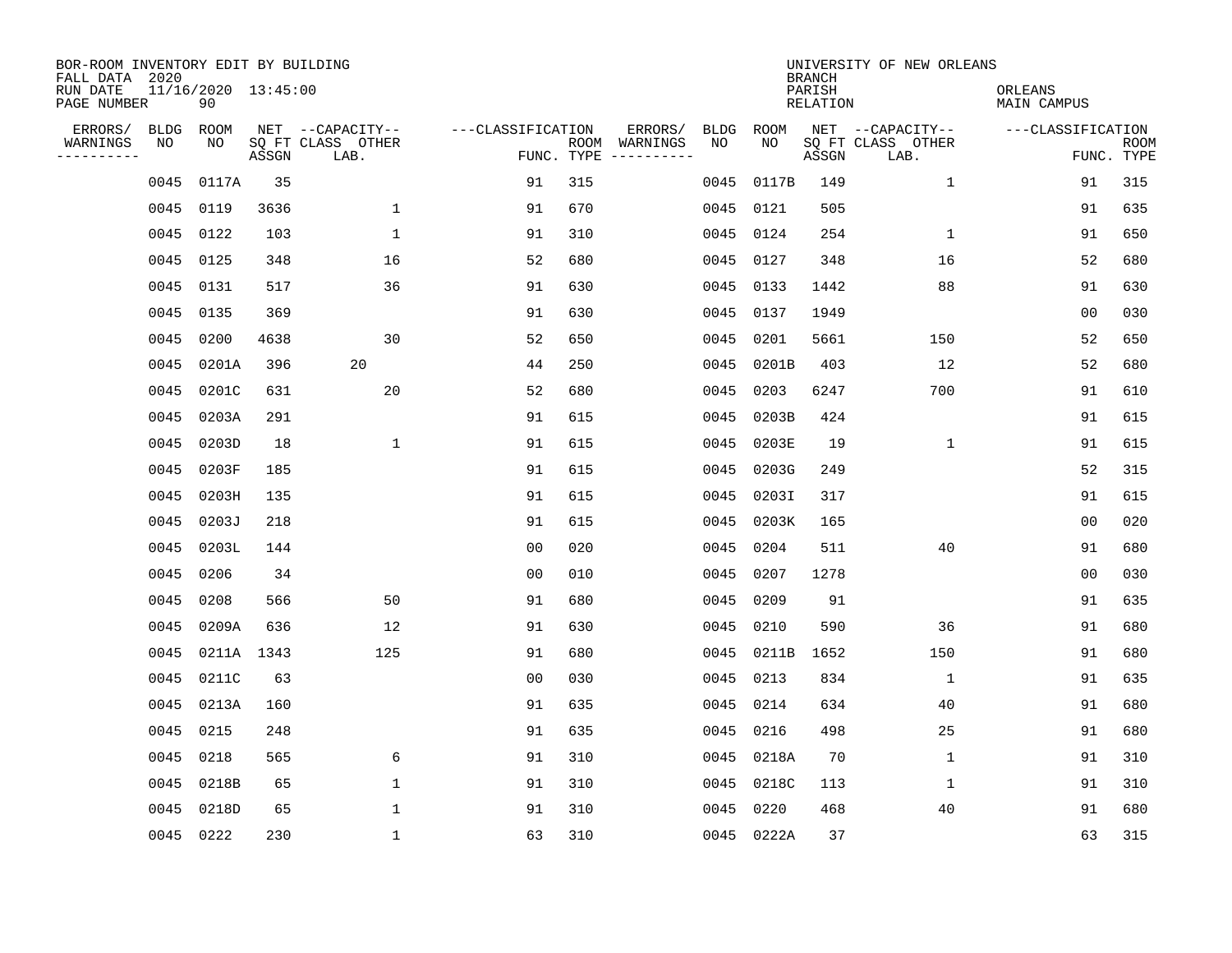BOR-ROOM INVENTORY EDIT BY BUILDING
FALL DATA 2020
RUN DATE 11/16/2020 13:45:00
PAGE NUMBER 90

UNIVERSITY OF NEW ORLEANS
BRANCH
PARISH ORLEANS
RELATION MAIN CAMPUS

| ERRORS/ WARNINGS | BLDG NO | ROOM NO | NET SQ FT ASSGN | CAPACITY CLASS LAB. | CAPACITY OTHER | CLASSIFICATION FUNC. | ROOM TYPE | ERRORS/ WARNINGS | BLDG NO | ROOM NO | NET SQ FT ASSGN | CAPACITY CLASS LAB. | CAPACITY OTHER | CLASSIFICATION FUNC. | ROOM TYPE |
|---|---|---|---|---|---|---|---|---|---|---|---|---|---|---|---|
| | 0045 | 0117A | 35 | | | 91 | 315 | | 0045 | 0117B | 149 | | 1 | 91 | 315 |
| | 0045 | 0119 | 3636 | | 1 | 91 | 670 | | 0045 | 0121 | 505 | | | 91 | 635 |
| | 0045 | 0122 | 103 | | 1 | 91 | 310 | | 0045 | 0124 | 254 | | 1 | 91 | 650 |
| | 0045 | 0125 | 348 | | 16 | 52 | 680 | | 0045 | 0127 | 348 | | 16 | 52 | 680 |
| | 0045 | 0131 | 517 | | 36 | 91 | 630 | | 0045 | 0133 | 1442 | | 88 | 91 | 630 |
| | 0045 | 0135 | 369 | | | 91 | 630 | | 0045 | 0137 | 1949 | | | 00 | 030 |
| | 0045 | 0200 | 4638 | | 30 | 52 | 650 | | 0045 | 0201 | 5661 | | 150 | 52 | 650 |
| | 0045 | 0201A | 396 | 20 | | 44 | 250 | | 0045 | 0201B | 403 | | 12 | 52 | 680 |
| | 0045 | 0201C | 631 | | 20 | 52 | 680 | | 0045 | 0203 | 6247 | | 700 | 91 | 610 |
| | 0045 | 0203A | 291 | | | 91 | 615 | | 0045 | 0203B | 424 | | | 91 | 615 |
| | 0045 | 0203D | 18 | | 1 | 91 | 615 | | 0045 | 0203E | 19 | | 1 | 91 | 615 |
| | 0045 | 0203F | 185 | | | 91 | 615 | | 0045 | 0203G | 249 | | | 52 | 315 |
| | 0045 | 0203H | 135 | | | 91 | 615 | | 0045 | 0203I | 317 | | | 91 | 615 |
| | 0045 | 0203J | 218 | | | 91 | 615 | | 0045 | 0203K | 165 | | | 00 | 020 |
| | 0045 | 0203L | 144 | | | 00 | 020 | | 0045 | 0204 | 511 | | 40 | 91 | 680 |
| | 0045 | 0206 | 34 | | | 00 | 010 | | 0045 | 0207 | 1278 | | | 00 | 030 |
| | 0045 | 0208 | 566 | | 50 | 91 | 680 | | 0045 | 0209 | 91 | | | 91 | 635 |
| | 0045 | 0209A | 636 | | 12 | 91 | 630 | | 0045 | 0210 | 590 | | 36 | 91 | 680 |
| | 0045 | 0211A | 1343 | | 125 | 91 | 680 | | 0045 | 0211B | 1652 | | 150 | 91 | 680 |
| | 0045 | 0211C | 63 | | | 00 | 030 | | 0045 | 0213 | 834 | | 1 | 91 | 635 |
| | 0045 | 0213A | 160 | | | 91 | 635 | | 0045 | 0214 | 634 | | 40 | 91 | 680 |
| | 0045 | 0215 | 248 | | | 91 | 635 | | 0045 | 0216 | 498 | | 25 | 91 | 680 |
| | 0045 | 0218 | 565 | | 6 | 91 | 310 | | 0045 | 0218A | 70 | | 1 | 91 | 310 |
| | 0045 | 0218B | 65 | | 1 | 91 | 310 | | 0045 | 0218C | 113 | | 1 | 91 | 310 |
| | 0045 | 0218D | 65 | | 1 | 91 | 310 | | 0045 | 0220 | 468 | | 40 | 91 | 680 |
| | 0045 | 0222 | 230 | | 1 | 63 | 310 | | 0045 | 0222A | 37 | | | 63 | 315 |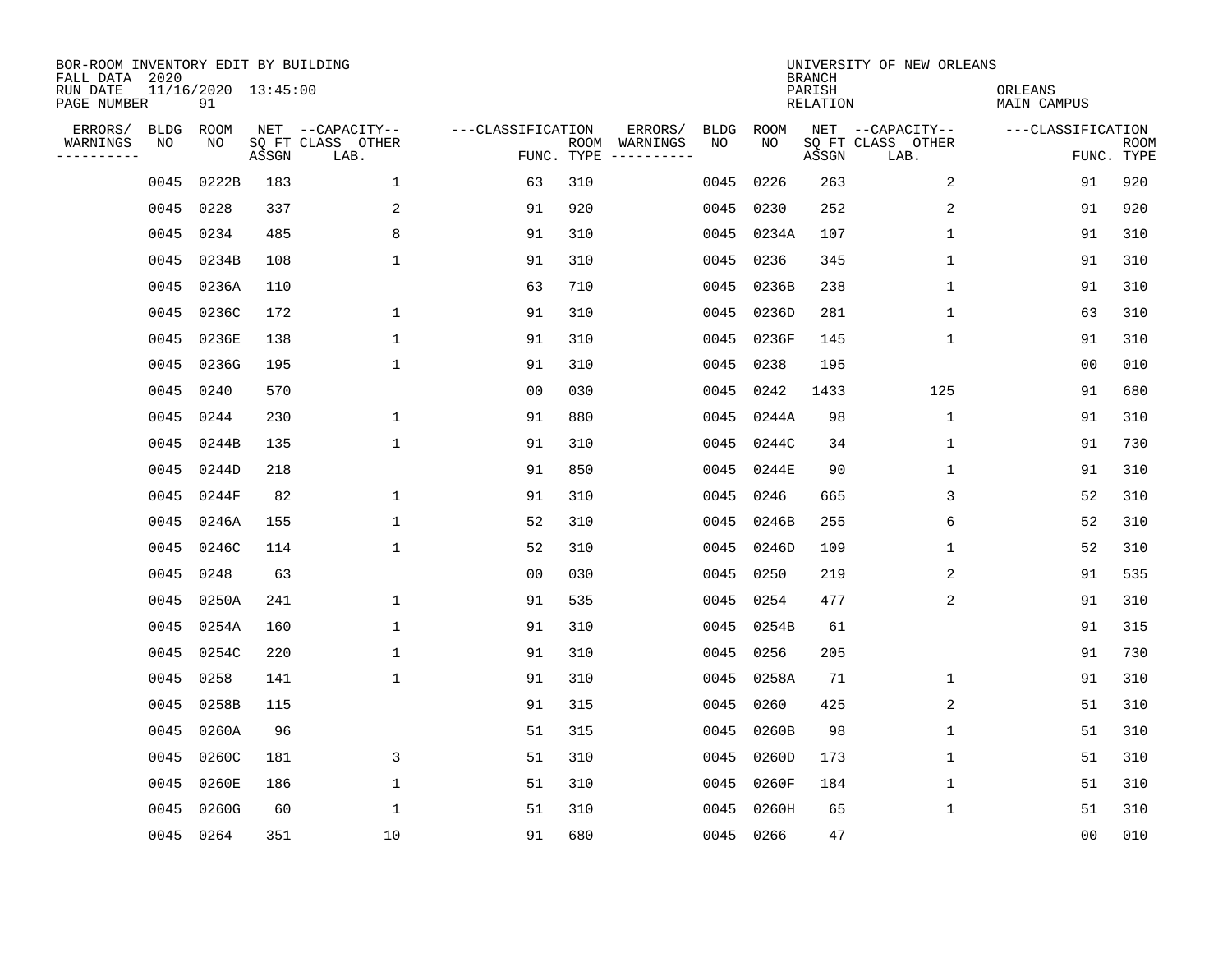BOR-ROOM INVENTORY EDIT BY BUILDING
FALL DATA 2020
RUN DATE 11/16/2020 13:45:00
PAGE NUMBER 91

UNIVERSITY OF NEW ORLEANS
BRANCH
PARISH ORLEANS
RELATION MAIN CAMPUS

| ERRORS/ WARNINGS | BLDG NO | ROOM NO | NET SQ FT ASSGN | CAPACITY CLASS LAB. | CAPACITY OTHER | CLASSIFICATION FUNC. | ROOM TYPE | ERRORS/ WARNINGS | BLDG NO | ROOM NO | NET SQ FT ASSGN | CAPACITY CLASS LAB. | CAPACITY OTHER | CLASSIFICATION FUNC. | ROOM TYPE |
|---|---|---|---|---|---|---|---|---|---|---|---|---|---|---|---|
| | 0045 | 0222B | 183 | | 1 | 63 | 310 | | 0045 | 0226 | 263 | | 2 | 91 | 920 |
| | 0045 | 0228 | 337 | | 2 | 91 | 920 | | 0045 | 0230 | 252 | | 2 | 91 | 920 |
| | 0045 | 0234 | 485 | | 8 | 91 | 310 | | 0045 | 0234A | 107 | | 1 | 91 | 310 |
| | 0045 | 0234B | 108 | | 1 | 91 | 310 | | 0045 | 0236 | 345 | | 1 | 91 | 310 |
| | 0045 | 0236A | 110 | | | 63 | 710 | | 0045 | 0236B | 238 | | 1 | 91 | 310 |
| | 0045 | 0236C | 172 | | 1 | 91 | 310 | | 0045 | 0236D | 281 | | 1 | 63 | 310 |
| | 0045 | 0236E | 138 | | 1 | 91 | 310 | | 0045 | 0236F | 145 | | 1 | 91 | 310 |
| | 0045 | 0236G | 195 | | 1 | 91 | 310 | | 0045 | 0238 | 195 | | | 00 | 010 |
| | 0045 | 0240 | 570 | | | 00 | 030 | | 0045 | 0242 | 1433 | | 125 | 91 | 680 |
| | 0045 | 0244 | 230 | | 1 | 91 | 880 | | 0045 | 0244A | 98 | | 1 | 91 | 310 |
| | 0045 | 0244B | 135 | | 1 | 91 | 310 | | 0045 | 0244C | 34 | | 1 | 91 | 730 |
| | 0045 | 0244D | 218 | | | 91 | 850 | | 0045 | 0244E | 90 | | 1 | 91 | 310 |
| | 0045 | 0244F | 82 | | 1 | 91 | 310 | | 0045 | 0246 | 665 | | 3 | 52 | 310 |
| | 0045 | 0246A | 155 | | 1 | 52 | 310 | | 0045 | 0246B | 255 | | 6 | 52 | 310 |
| | 0045 | 0246C | 114 | | 1 | 52 | 310 | | 0045 | 0246D | 109 | | 1 | 52 | 310 |
| | 0045 | 0248 | 63 | | | 00 | 030 | | 0045 | 0250 | 219 | | 2 | 91 | 535 |
| | 0045 | 0250A | 241 | | 1 | 91 | 535 | | 0045 | 0254 | 477 | | 2 | 91 | 310 |
| | 0045 | 0254A | 160 | | 1 | 91 | 310 | | 0045 | 0254B | 61 | | | 91 | 315 |
| | 0045 | 0254C | 220 | | 1 | 91 | 310 | | 0045 | 0256 | 205 | | | 91 | 730 |
| | 0045 | 0258 | 141 | | 1 | 91 | 310 | | 0045 | 0258A | 71 | | 1 | 91 | 310 |
| | 0045 | 0258B | 115 | | | 91 | 315 | | 0045 | 0260 | 425 | | 2 | 51 | 310 |
| | 0045 | 0260A | 96 | | | 51 | 315 | | 0045 | 0260B | 98 | | 1 | 51 | 310 |
| | 0045 | 0260C | 181 | | 3 | 51 | 310 | | 0045 | 0260D | 173 | | 1 | 51 | 310 |
| | 0045 | 0260E | 186 | | 1 | 51 | 310 | | 0045 | 0260F | 184 | | 1 | 51 | 310 |
| | 0045 | 0260G | 60 | | 1 | 51 | 310 | | 0045 | 0260H | 65 | | 1 | 51 | 310 |
| | 0045 | 0264 | 351 | | 10 | 91 | 680 | | 0045 | 0266 | 47 | | | 00 | 010 |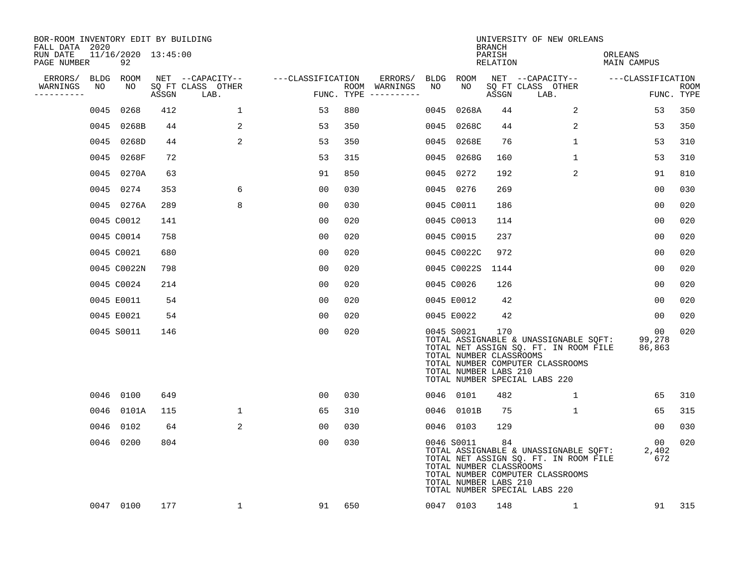BOR-ROOM INVENTORY EDIT BY BUILDING
FALL DATA 2020
RUN DATE 11/16/2020 13:45:00
PAGE NUMBER 92

UNIVERSITY OF NEW ORLEANS
BRANCH
PARISH ORLEANS
RELATION MAIN CAMPUS

| ERRORS/ WARNINGS | BLDG NO | ROOM NO | NET SQ FT ASSGN | CAPACITY CLASS LAB. | CAPACITY OTHER | CLASSIFICATION FUNC. | ROOM TYPE | ERRORS/ WARNINGS | BLDG NO | ROOM NO | NET SQ FT ASSGN | CAPACITY CLASS LAB. | CAPACITY OTHER | CLASSIFICATION FUNC. | ROOM TYPE |
|---|---|---|---|---|---|---|---|---|---|---|---|---|---|---|---|
| | 0045 | 0268 | 412 | | 1 | 53 | 880 | | 0045 | 0268A | 44 | | 2 | 53 | 350 |
| | 0045 | 0268B | 44 | | 2 | 53 | 350 | | 0045 | 0268C | 44 | | 2 | 53 | 350 |
| | 0045 | 0268D | 44 | | 2 | 53 | 350 | | 0045 | 0268E | 76 | | 1 | 53 | 310 |
| | 0045 | 0268F | 72 | | | 53 | 315 | | 0045 | 0268G | 160 | | 1 | 53 | 310 |
| | 0045 | 0270A | 63 | | | 91 | 850 | | 0045 | 0272 | 192 | | 2 | 91 | 810 |
| | 0045 | 0274 | 353 | | 6 | 00 | 030 | | 0045 | 0276 | 269 | | | 00 | 030 |
| | 0045 | 0276A | 289 | | 8 | 00 | 030 | | 0045 | C0011 | 186 | | | 00 | 020 |
| | 0045 | C0012 | 141 | | | 00 | 020 | | 0045 | C0013 | 114 | | | 00 | 020 |
| | 0045 | C0014 | 758 | | | 00 | 020 | | 0045 | C0015 | 237 | | | 00 | 020 |
| | 0045 | C0021 | 680 | | | 00 | 020 | | 0045 | C0022C | 972 | | | 00 | 020 |
| | 0045 | C0022N | 798 | | | 00 | 020 | | 0045 | C0022S | 1144 | | | 00 | 020 |
| | 0045 | C0024 | 214 | | | 00 | 020 | | 0045 | C0026 | 126 | | | 00 | 020 |
| | 0045 | E0011 | 54 | | | 00 | 020 | | 0045 | E0012 | 42 | | | 00 | 020 |
| | 0045 | E0021 | 54 | | | 00 | 020 | | 0045 | E0022 | 42 | | | 00 | 020 |
| | 0045 | S0011 | 146 | | | 00 | 020 | | 0045 | S0021 | 170 | | | 00 | 020 |

TOTAL ASSIGNABLE & UNASSIGNABLE SQFT: 99,278
TOTAL NET ASSIGN SQ. FT. IN ROOM FILE 86,863
TOTAL NUMBER CLASSROOMS
TOTAL NUMBER COMPUTER CLASSROOMS
TOTAL NUMBER LABS 210
TOTAL NUMBER SPECIAL LABS 220

| ERRORS/ WARNINGS | BLDG NO | ROOM NO | NET SQ FT ASSGN | CAPACITY CLASS LAB. | CAPACITY OTHER | CLASSIFICATION FUNC. | ROOM TYPE | ERRORS/ WARNINGS | BLDG NO | ROOM NO | NET SQ FT ASSGN | CAPACITY CLASS LAB. | CAPACITY OTHER | CLASSIFICATION FUNC. | ROOM TYPE |
|---|---|---|---|---|---|---|---|---|---|---|---|---|---|---|---|
| | 0046 | 0100 | 649 | | | 00 | 030 | | 0046 | 0101 | 482 | | 1 | 65 | 310 |
| | 0046 | 0101A | 115 | | 1 | 65 | 310 | | 0046 | 0101B | 75 | | 1 | 65 | 315 |
| | 0046 | 0102 | 64 | | 2 | 00 | 030 | | 0046 | 0103 | 129 | | | 00 | 030 |
| | 0046 | 0200 | 804 | | | 00 | 030 | | 0046 | S0011 | 84 | | | 00 | 020 |

TOTAL ASSIGNABLE & UNASSIGNABLE SQFT: 2,402
TOTAL NET ASSIGN SQ. FT. IN ROOM FILE 672
TOTAL NUMBER CLASSROOMS
TOTAL NUMBER COMPUTER CLASSROOMS
TOTAL NUMBER LABS 210
TOTAL NUMBER SPECIAL LABS 220

| ERRORS/ WARNINGS | BLDG NO | ROOM NO | NET SQ FT ASSGN | CAPACITY CLASS LAB. | CAPACITY OTHER | CLASSIFICATION FUNC. | ROOM TYPE | ERRORS/ WARNINGS | BLDG NO | ROOM NO | NET SQ FT ASSGN | CAPACITY CLASS LAB. | CAPACITY OTHER | CLASSIFICATION FUNC. | ROOM TYPE |
|---|---|---|---|---|---|---|---|---|---|---|---|---|---|---|---|
| | 0047 | 0100 | 177 | | 1 | 91 | 650 | | 0047 | 0103 | 148 | | 1 | 91 | 315 |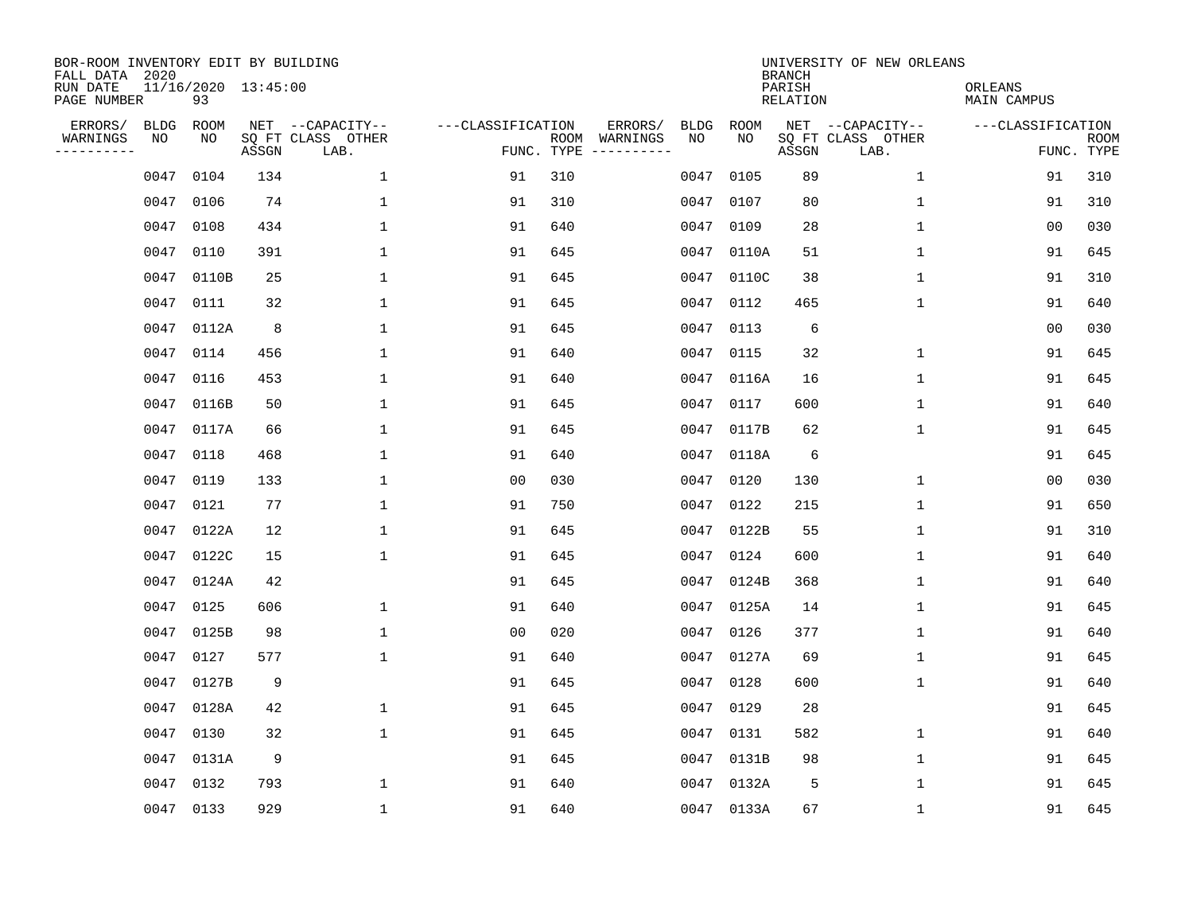BOR-ROOM INVENTORY EDIT BY BUILDING
FALL DATA 2020
RUN DATE 11/16/2020 13:45:00
PAGE NUMBER 93

UNIVERSITY OF NEW ORLEANS
BRANCH
PARISH ORLEANS
RELATION MAIN CAMPUS

| ERRORS/ WARNINGS | BLDG NO | ROOM NO | NET SQ FT ASSGN | CAPACITY CLASS LAB. | CAPACITY OTHER | CLASSIFICATION FUNC. | ROOM TYPE | ERRORS/ WARNINGS | BLDG NO | ROOM NO | NET SQ FT ASSGN | CAPACITY CLASS LAB. | CAPACITY OTHER | CLASSIFICATION FUNC. | ROOM TYPE |
|---|---|---|---|---|---|---|---|---|---|---|---|---|---|---|---|
| | 0047 | 0104 | 134 | | 1 | 91 | 310 | | 0047 | 0105 | 89 | | 1 | 91 | 310 |
| | 0047 | 0106 | 74 | | 1 | 91 | 310 | | 0047 | 0107 | 80 | | 1 | 91 | 310 |
| | 0047 | 0108 | 434 | | 1 | 91 | 640 | | 0047 | 0109 | 28 | | 1 | 00 | 030 |
| | 0047 | 0110 | 391 | | 1 | 91 | 645 | | 0047 | 0110A | 51 | | 1 | 91 | 645 |
| | 0047 | 0110B | 25 | | 1 | 91 | 645 | | 0047 | 0110C | 38 | | 1 | 91 | 310 |
| | 0047 | 0111 | 32 | | 1 | 91 | 645 | | 0047 | 0112 | 465 | | 1 | 91 | 640 |
| | 0047 | 0112A | 8 | | 1 | 91 | 645 | | 0047 | 0113 | 6 | | | 00 | 030 |
| | 0047 | 0114 | 456 | | 1 | 91 | 640 | | 0047 | 0115 | 32 | | 1 | 91 | 645 |
| | 0047 | 0116 | 453 | | 1 | 91 | 640 | | 0047 | 0116A | 16 | | 1 | 91 | 645 |
| | 0047 | 0116B | 50 | | 1 | 91 | 645 | | 0047 | 0117 | 600 | | 1 | 91 | 640 |
| | 0047 | 0117A | 66 | | 1 | 91 | 645 | | 0047 | 0117B | 62 | | 1 | 91 | 645 |
| | 0047 | 0118 | 468 | | 1 | 91 | 640 | | 0047 | 0118A | 6 | | | 91 | 645 |
| | 0047 | 0119 | 133 | | 1 | 00 | 030 | | 0047 | 0120 | 130 | | 1 | 00 | 030 |
| | 0047 | 0121 | 77 | | 1 | 91 | 750 | | 0047 | 0122 | 215 | | 1 | 91 | 650 |
| | 0047 | 0122A | 12 | | 1 | 91 | 645 | | 0047 | 0122B | 55 | | 1 | 91 | 310 |
| | 0047 | 0122C | 15 | | 1 | 91 | 645 | | 0047 | 0124 | 600 | | 1 | 91 | 640 |
| | 0047 | 0124A | 42 | | | 91 | 645 | | 0047 | 0124B | 368 | | 1 | 91 | 640 |
| | 0047 | 0125 | 606 | | 1 | 91 | 640 | | 0047 | 0125A | 14 | | 1 | 91 | 645 |
| | 0047 | 0125B | 98 | | 1 | 00 | 020 | | 0047 | 0126 | 377 | | 1 | 91 | 640 |
| | 0047 | 0127 | 577 | | 1 | 91 | 640 | | 0047 | 0127A | 69 | | 1 | 91 | 645 |
| | 0047 | 0127B | 9 | | | 91 | 645 | | 0047 | 0128 | 600 | | 1 | 91 | 640 |
| | 0047 | 0128A | 42 | | 1 | 91 | 645 | | 0047 | 0129 | 28 | | | 91 | 645 |
| | 0047 | 0130 | 32 | | 1 | 91 | 645 | | 0047 | 0131 | 582 | | 1 | 91 | 640 |
| | 0047 | 0131A | 9 | | | 91 | 645 | | 0047 | 0131B | 98 | | 1 | 91 | 645 |
| | 0047 | 0132 | 793 | | 1 | 91 | 640 | | 0047 | 0132A | 5 | | 1 | 91 | 645 |
| | 0047 | 0133 | 929 | | 1 | 91 | 640 | | 0047 | 0133A | 67 | | 1 | 91 | 645 |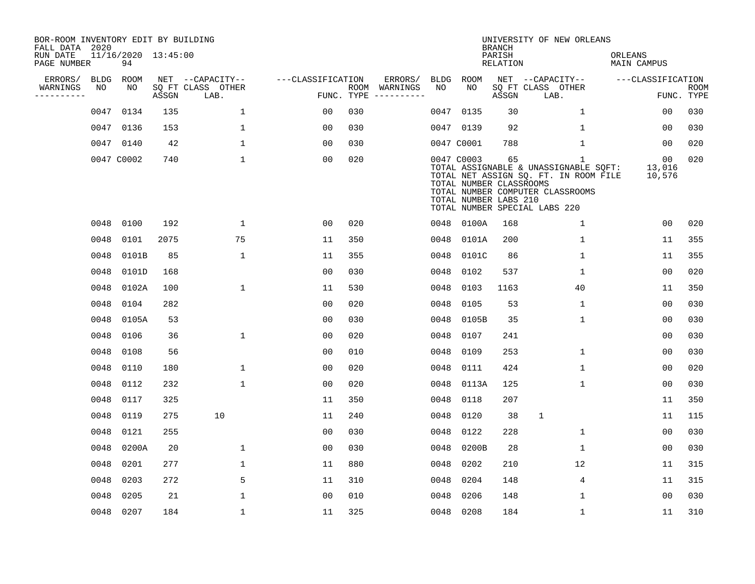BOR-ROOM INVENTORY EDIT BY BUILDING
FALL DATA 2020
RUN DATE 11/16/2020 13:45:00
PAGE NUMBER 94

UNIVERSITY OF NEW ORLEANS
BRANCH
PARISH ORLEANS
RELATION MAIN CAMPUS

| ERRORS/ WARNINGS | BLDG NO | ROOM NO | NET SQ FT ASSGN | CAPACITY CLASS | CAPACITY OTHER LAB. | CLASSIFICATION FUNC. | ROOM TYPE | ERRORS/ WARNINGS | BLDG NO | ROOM NO | NET SQ FT ASSGN | CAPACITY CLASS | CAPACITY OTHER LAB. | CLASSIFICATION FUNC. | ROOM TYPE |
|---|---|---|---|---|---|---|---|---|---|---|---|---|---|---|---|
| | 0047 | 0134 | 135 | | 1 | 00 | 030 | | 0047 | 0135 | 30 | | 1 | 00 | 030 |
| | 0047 | 0136 | 153 | | 1 | 00 | 030 | | 0047 | 0139 | 92 | | 1 | 00 | 030 |
| | 0047 | 0140 | 42 | | 1 | 00 | 030 | | 0047 | C0001 | 788 | | 1 | 00 | 020 |
| | 0047 | C0002 | 740 | | 1 | 00 | 020 | | 0047 | C0003 | 65 | | 1 | 00 | 020 |

TOTAL ASSIGNABLE & UNASSIGNABLE SQFT: 13,016
TOTAL NET ASSIGN SQ. FT. IN ROOM FILE 10,576
TOTAL NUMBER CLASSROOMS
TOTAL NUMBER COMPUTER CLASSROOMS
TOTAL NUMBER LABS 210
TOTAL NUMBER SPECIAL LABS 220

| ERRORS/ WARNINGS | BLDG NO | ROOM NO | NET SQ FT ASSGN | CAPACITY CLASS | CAPACITY OTHER LAB. | CLASSIFICATION FUNC. | ROOM TYPE | ERRORS/ WARNINGS | BLDG NO | ROOM NO | NET SQ FT ASSGN | CAPACITY CLASS | CAPACITY OTHER LAB. | CLASSIFICATION FUNC. | ROOM TYPE |
|---|---|---|---|---|---|---|---|---|---|---|---|---|---|---|---|
| | 0048 | 0100 | 192 | | 1 | 00 | 020 | | 0048 | 0100A | 168 | | 1 | 00 | 020 |
| | 0048 | 0101 | 2075 | | 75 | 11 | 350 | | 0048 | 0101A | 200 | | 1 | 11 | 355 |
| | 0048 | 0101B | 85 | | 1 | 11 | 355 | | 0048 | 0101C | 86 | | 1 | 11 | 355 |
| | 0048 | 0101D | 168 | | | 00 | 030 | | 0048 | 0102 | 537 | | 1 | 00 | 020 |
| | 0048 | 0102A | 100 | | 1 | 11 | 530 | | 0048 | 0103 | 1163 | | 40 | 11 | 350 |
| | 0048 | 0104 | 282 | | | 00 | 020 | | 0048 | 0105 | 53 | | 1 | 00 | 030 |
| | 0048 | 0105A | 53 | | | 00 | 030 | | 0048 | 0105B | 35 | | 1 | 00 | 030 |
| | 0048 | 0106 | 36 | | 1 | 00 | 020 | | 0048 | 0107 | 241 | | | 00 | 030 |
| | 0048 | 0108 | 56 | | | 00 | 010 | | 0048 | 0109 | 253 | | 1 | 00 | 030 |
| | 0048 | 0110 | 180 | | 1 | 00 | 020 | | 0048 | 0111 | 424 | | 1 | 00 | 020 |
| | 0048 | 0112 | 232 | | 1 | 00 | 020 | | 0048 | 0113A | 125 | | 1 | 00 | 030 |
| | 0048 | 0117 | 325 | | | 11 | 350 | | 0048 | 0118 | 207 | | | 11 | 350 |
| | 0048 | 0119 | 275 | 10 | | 11 | 240 | | 0048 | 0120 | 38 | 1 | | 11 | 115 |
| | 0048 | 0121 | 255 | | | 00 | 030 | | 0048 | 0122 | 228 | | 1 | 00 | 030 |
| | 0048 | 0200A | 20 | | 1 | 00 | 030 | | 0048 | 0200B | 28 | | 1 | 00 | 030 |
| | 0048 | 0201 | 277 | | 1 | 11 | 880 | | 0048 | 0202 | 210 | | 12 | 11 | 315 |
| | 0048 | 0203 | 272 | | 5 | 11 | 310 | | 0048 | 0204 | 148 | | 4 | 11 | 315 |
| | 0048 | 0205 | 21 | | 1 | 00 | 010 | | 0048 | 0206 | 148 | | 1 | 00 | 030 |
| | 0048 | 0207 | 184 | | 1 | 11 | 325 | | 0048 | 0208 | 184 | | 1 | 11 | 310 |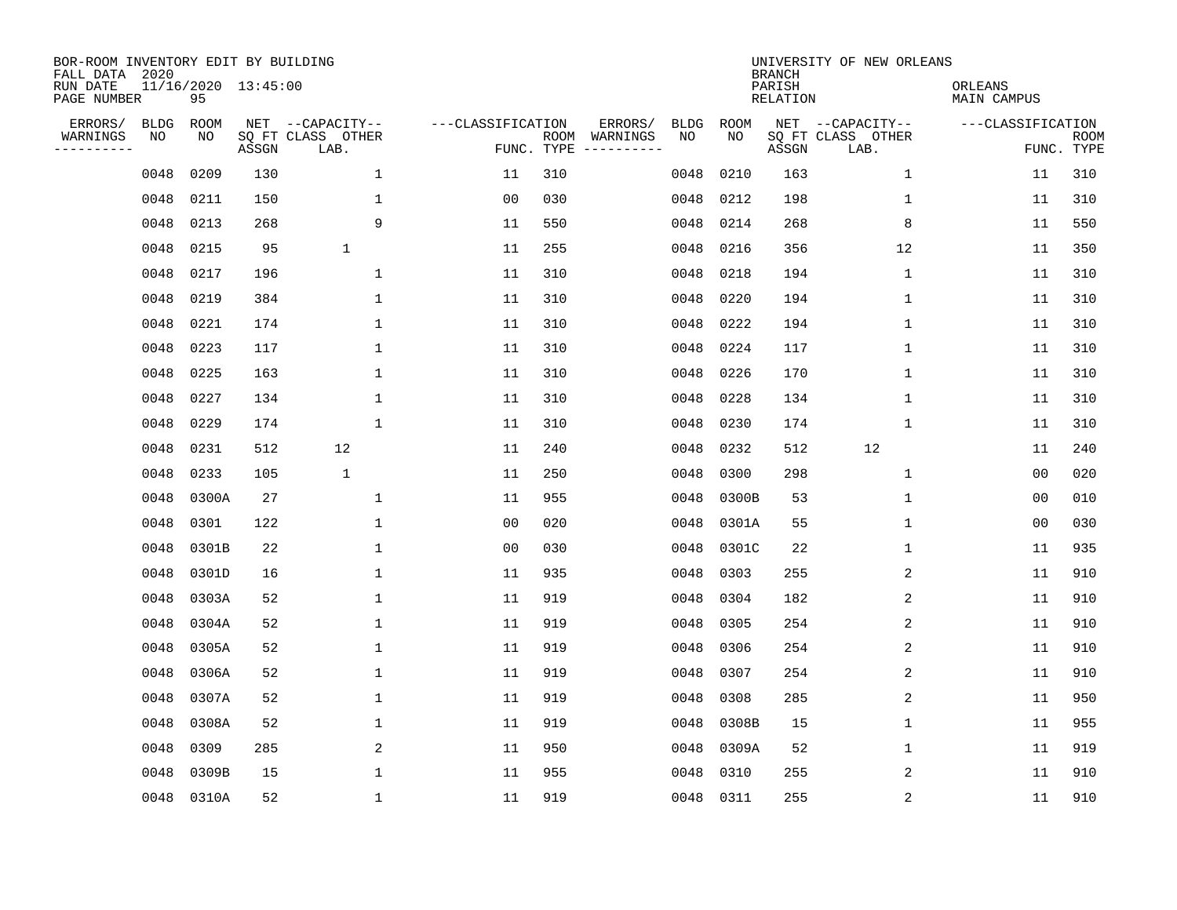BOR-ROOM INVENTORY EDIT BY BUILDING
FALL DATA 2020
RUN DATE 11/16/2020 13:45:00
PAGE NUMBER 95

UNIVERSITY OF NEW ORLEANS
BRANCH
PARISH ORLEANS
RELATION MAIN CAMPUS

| ERRORS/ WARNINGS | BLDG NO | ROOM NO | NET SQ FT ASSGN | CAPACITY CLASS LAB. | CAPACITY OTHER | CLASSIFICATION FUNC. | ROOM TYPE | ERRORS/ WARNINGS | BLDG NO | ROOM NO | NET SQ FT ASSGN | CAPACITY CLASS LAB. | CAPACITY OTHER | CLASSIFICATION FUNC. | ROOM TYPE |
|---|---|---|---|---|---|---|---|---|---|---|---|---|---|---|---|
| | 0048 | 0209 | 130 | | 1 | 11 | 310 | | 0048 | 0210 | 163 | | 1 | 11 | 310 |
| | 0048 | 0211 | 150 | | 1 | 00 | 030 | | 0048 | 0212 | 198 | | 1 | 11 | 310 |
| | 0048 | 0213 | 268 | | 9 | 11 | 550 | | 0048 | 0214 | 268 | | 8 | 11 | 550 |
| | 0048 | 0215 | 95 | 1 | | 11 | 255 | | 0048 | 0216 | 356 | | 12 | 11 | 350 |
| | 0048 | 0217 | 196 | | 1 | 11 | 310 | | 0048 | 0218 | 194 | | 1 | 11 | 310 |
| | 0048 | 0219 | 384 | | 1 | 11 | 310 | | 0048 | 0220 | 194 | | 1 | 11 | 310 |
| | 0048 | 0221 | 174 | | 1 | 11 | 310 | | 0048 | 0222 | 194 | | 1 | 11 | 310 |
| | 0048 | 0223 | 117 | | 1 | 11 | 310 | | 0048 | 0224 | 117 | | 1 | 11 | 310 |
| | 0048 | 0225 | 163 | | 1 | 11 | 310 | | 0048 | 0226 | 170 | | 1 | 11 | 310 |
| | 0048 | 0227 | 134 | | 1 | 11 | 310 | | 0048 | 0228 | 134 | | 1 | 11 | 310 |
| | 0048 | 0229 | 174 | | 1 | 11 | 310 | | 0048 | 0230 | 174 | | 1 | 11 | 310 |
| | 0048 | 0231 | 512 | 12 | | 11 | 240 | | 0048 | 0232 | 512 | 12 | | 11 | 240 |
| | 0048 | 0233 | 105 | 1 | | 11 | 250 | | 0048 | 0300 | 298 | | 1 | 00 | 020 |
| | 0048 | 0300A | 27 | | 1 | 11 | 955 | | 0048 | 0300B | 53 | | 1 | 00 | 010 |
| | 0048 | 0301 | 122 | | 1 | 00 | 020 | | 0048 | 0301A | 55 | | 1 | 00 | 030 |
| | 0048 | 0301B | 22 | | 1 | 00 | 030 | | 0048 | 0301C | 22 | | 1 | 11 | 935 |
| | 0048 | 0301D | 16 | | 1 | 11 | 935 | | 0048 | 0303 | 255 | | 2 | 11 | 910 |
| | 0048 | 0303A | 52 | | 1 | 11 | 919 | | 0048 | 0304 | 182 | | 2 | 11 | 910 |
| | 0048 | 0304A | 52 | | 1 | 11 | 919 | | 0048 | 0305 | 254 | | 2 | 11 | 910 |
| | 0048 | 0305A | 52 | | 1 | 11 | 919 | | 0048 | 0306 | 254 | | 2 | 11 | 910 |
| | 0048 | 0306A | 52 | | 1 | 11 | 919 | | 0048 | 0307 | 254 | | 2 | 11 | 910 |
| | 0048 | 0307A | 52 | | 1 | 11 | 919 | | 0048 | 0308 | 285 | | 2 | 11 | 950 |
| | 0048 | 0308A | 52 | | 1 | 11 | 919 | | 0048 | 0308B | 15 | | 1 | 11 | 955 |
| | 0048 | 0309 | 285 | | 2 | 11 | 950 | | 0048 | 0309A | 52 | | 1 | 11 | 919 |
| | 0048 | 0309B | 15 | | 1 | 11 | 955 | | 0048 | 0310 | 255 | | 2 | 11 | 910 |
| | 0048 | 0310A | 52 | | 1 | 11 | 919 | | 0048 | 0311 | 255 | | 2 | 11 | 910 |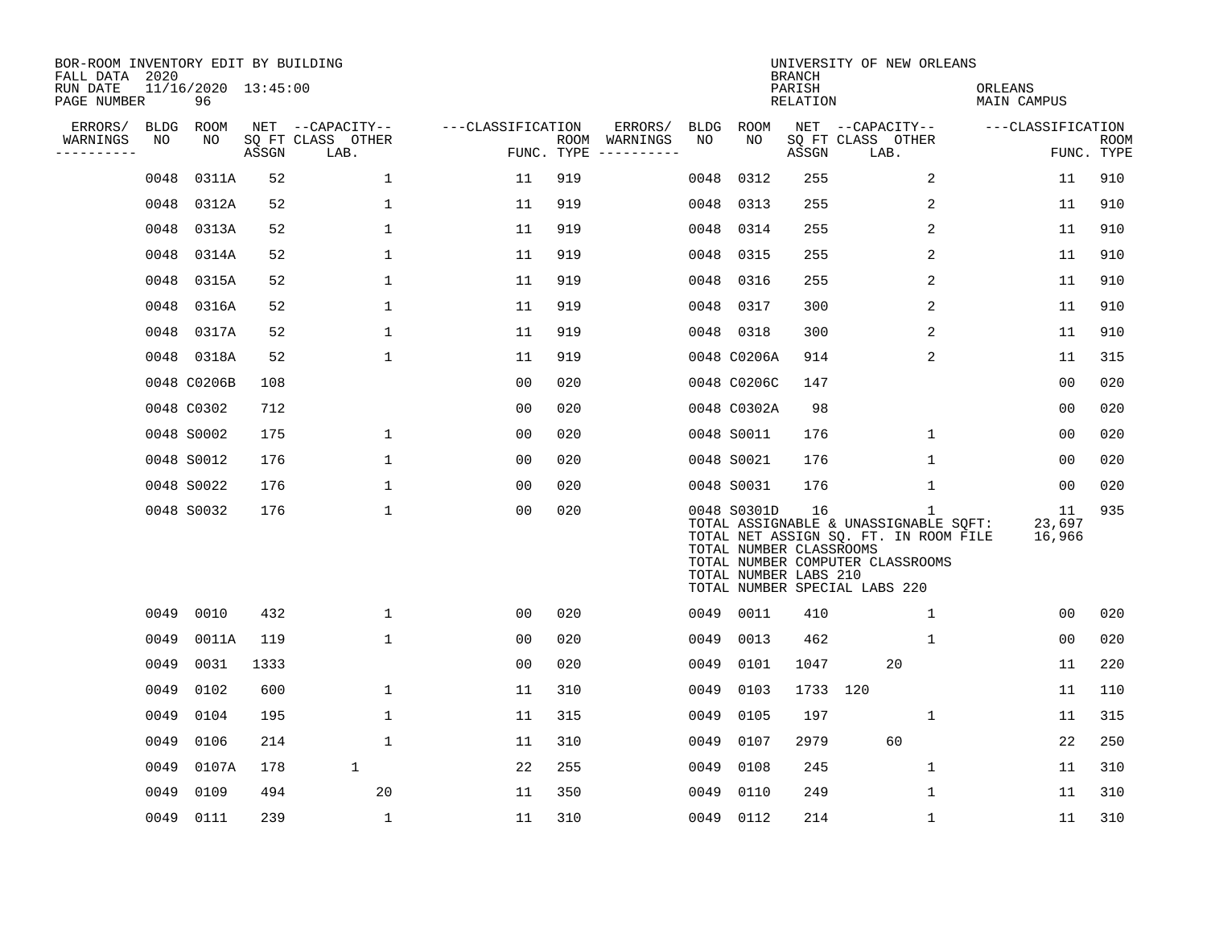BOR-ROOM INVENTORY EDIT BY BUILDING
FALL DATA 2020
RUN DATE 11/16/2020 13:45:00
PAGE NUMBER 96

UNIVERSITY OF NEW ORLEANS
BRANCH
PARISH ORLEANS
RELATION MAIN CAMPUS

| ERRORS/ WARNINGS | BLDG NO | ROOM NO | NET SQ FT ASSGN | CAPACITY CLASS LAB. | CAPACITY OTHER | CLASSIFICATION FUNC. | ROOM TYPE | ERRORS/ WARNINGS | BLDG NO | ROOM NO | NET SQ FT ASSGN | CAPACITY CLASS LAB. | CAPACITY OTHER | CLASSIFICATION FUNC. | ROOM TYPE |
|---|---|---|---|---|---|---|---|---|---|---|---|---|---|---|---|
| | 0048 | 0311A | 52 | | 1 | 11 | 919 | | 0048 | 0312 | 255 | | 2 | 11 | 910 |
| | 0048 | 0312A | 52 | | 1 | 11 | 919 | | 0048 | 0313 | 255 | | 2 | 11 | 910 |
| | 0048 | 0313A | 52 | | 1 | 11 | 919 | | 0048 | 0314 | 255 | | 2 | 11 | 910 |
| | 0048 | 0314A | 52 | | 1 | 11 | 919 | | 0048 | 0315 | 255 | | 2 | 11 | 910 |
| | 0048 | 0315A | 52 | | 1 | 11 | 919 | | 0048 | 0316 | 255 | | 2 | 11 | 910 |
| | 0048 | 0316A | 52 | | 1 | 11 | 919 | | 0048 | 0317 | 300 | | 2 | 11 | 910 |
| | 0048 | 0317A | 52 | | 1 | 11 | 919 | | 0048 | 0318 | 300 | | 2 | 11 | 910 |
| | 0048 | 0318A | 52 | | 1 | 11 | 919 | | 0048 | C0206A | 914 | | 2 | 11 | 315 |
| | 0048 | C0206B | 108 | | | 00 | 020 | | 0048 | C0206C | 147 | | | 00 | 020 |
| | 0048 | C0302 | 712 | | | 00 | 020 | | 0048 | C0302A | 98 | | | 00 | 020 |
| | 0048 | S0002 | 175 | | 1 | 00 | 020 | | 0048 | S0011 | 176 | | 1 | 00 | 020 |
| | 0048 | S0012 | 176 | | 1 | 00 | 020 | | 0048 | S0021 | 176 | | 1 | 00 | 020 |
| | 0048 | S0022 | 176 | | 1 | 00 | 020 | | 0048 | S0031 | 176 | | 1 | 00 | 020 |
| | 0048 | S0032 | 176 | | 1 | 00 | 020 | | 0048 | S0301D | 16 | | 1 | 11 | 935 |

TOTAL ASSIGNABLE & UNASSIGNABLE SQFT: 23,697
TOTAL NET ASSIGN SQ. FT. IN ROOM FILE 16,966
TOTAL NUMBER CLASSROOMS
TOTAL NUMBER COMPUTER CLASSROOMS
TOTAL NUMBER LABS 210
TOTAL NUMBER SPECIAL LABS 220

| ERRORS/ WARNINGS | BLDG NO | ROOM NO | NET SQ FT ASSGN | CAPACITY CLASS LAB. | CAPACITY OTHER | CLASSIFICATION FUNC. | ROOM TYPE | ERRORS/ WARNINGS | BLDG NO | ROOM NO | NET SQ FT ASSGN | CAPACITY CLASS LAB. | CAPACITY OTHER | CLASSIFICATION FUNC. | ROOM TYPE |
|---|---|---|---|---|---|---|---|---|---|---|---|---|---|---|---|
| | 0049 | 0010 | 432 | | 1 | 00 | 020 | | 0049 | 0011 | 410 | | 1 | 00 | 020 |
| | 0049 | 0011A | 119 | | 1 | 00 | 020 | | 0049 | 0013 | 462 | | 1 | 00 | 020 |
| | 0049 | 0031 | 1333 | | | 00 | 020 | | 0049 | 0101 | 1047 | 20 | | 11 | 220 |
| | 0049 | 0102 | 600 | | 1 | 11 | 310 | | 0049 | 0103 | 1733 | 120 | | 11 | 110 |
| | 0049 | 0104 | 195 | | 1 | 11 | 315 | | 0049 | 0105 | 197 | | 1 | 11 | 315 |
| | 0049 | 0106 | 214 | | 1 | 11 | 310 | | 0049 | 0107 | 2979 | 60 | | 22 | 250 |
| | 0049 | 0107A | 178 | 1 | | 22 | 255 | | 0049 | 0108 | 245 | | 1 | 11 | 310 |
| | 0049 | 0109 | 494 | | 20 | 11 | 350 | | 0049 | 0110 | 249 | | 1 | 11 | 310 |
| | 0049 | 0111 | 239 | | 1 | 11 | 310 | | 0049 | 0112 | 214 | | 1 | 11 | 310 |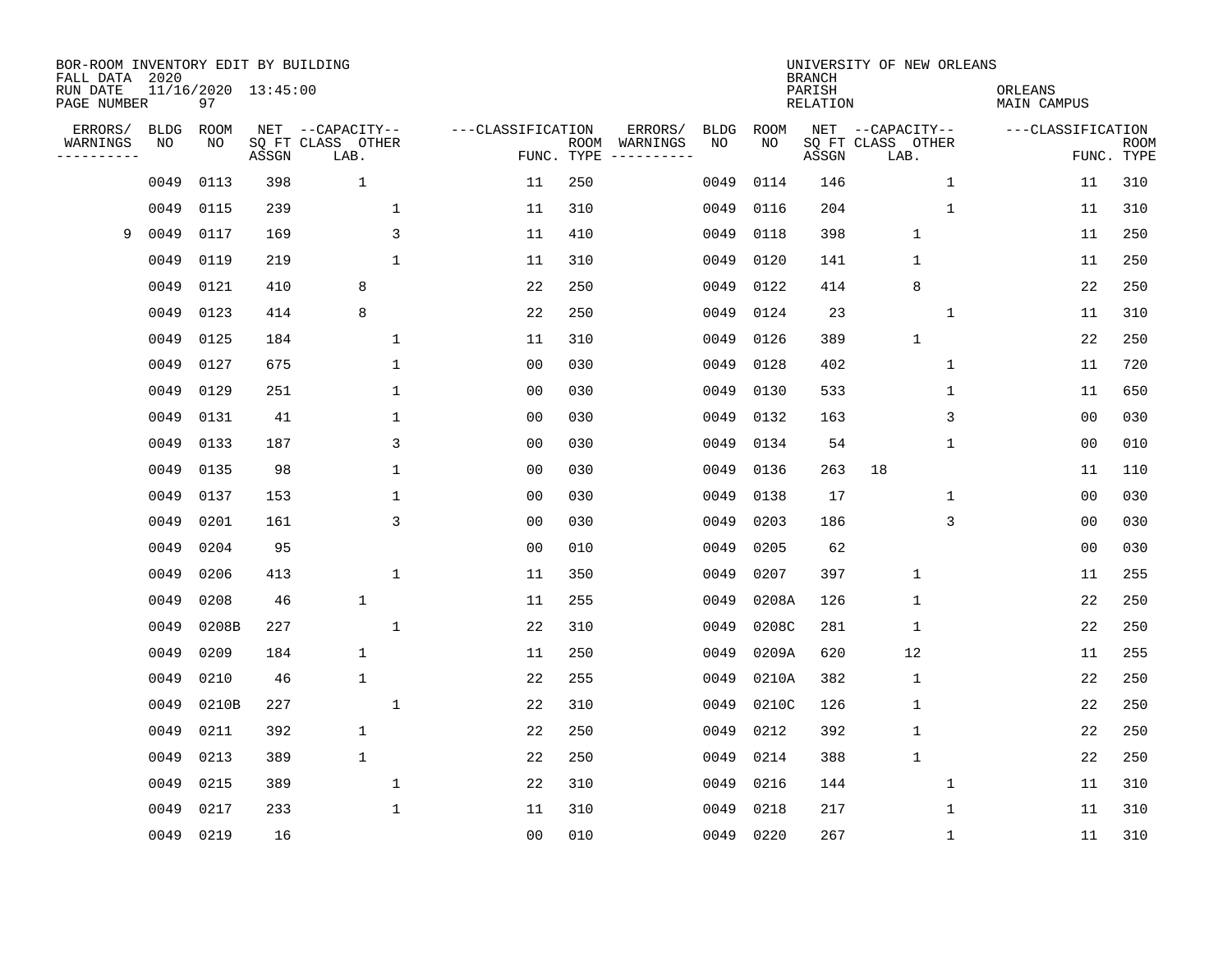BOR-ROOM INVENTORY EDIT BY BUILDING
FALL DATA 2020
RUN DATE 11/16/2020 13:45:00
PAGE NUMBER 97

UNIVERSITY OF NEW ORLEANS
BRANCH
PARISH ORLEANS
RELATION MAIN CAMPUS

| ERRORS/ WARNINGS | BLDG NO | ROOM NO | NET SQ FT ASSGN | CAPACITY CLASS LAB. | CAPACITY OTHER | CLASSIFICATION FUNC. | ROOM TYPE | ERRORS/ WARNINGS | BLDG NO | ROOM NO | NET SQ FT ASSGN | CAPACITY CLASS LAB. | CAPACITY OTHER | CLASSIFICATION FUNC. | ROOM TYPE |
|---|---|---|---|---|---|---|---|---|---|---|---|---|---|---|---|
| | 0049 | 0113 | 398 | 1 | | 11 | 250 | | 0049 | 0114 | 146 | | 1 | 11 | 310 |
| | 0049 | 0115 | 239 | | 1 | 11 | 310 | | 0049 | 0116 | 204 | | 1 | 11 | 310 |
| 9 | 0049 | 0117 | 169 | | 3 | 11 | 410 | | 0049 | 0118 | 398 | 1 | | 11 | 250 |
| | 0049 | 0119 | 219 | | 1 | 11 | 310 | | 0049 | 0120 | 141 | 1 | | 11 | 250 |
| | 0049 | 0121 | 410 | 8 | | 22 | 250 | | 0049 | 0122 | 414 | 8 | | 22 | 250 |
| | 0049 | 0123 | 414 | 8 | | 22 | 250 | | 0049 | 0124 | 23 | | 1 | 11 | 310 |
| | 0049 | 0125 | 184 | | 1 | 11 | 310 | | 0049 | 0126 | 389 | 1 | | 22 | 250 |
| | 0049 | 0127 | 675 | | 1 | 00 | 030 | | 0049 | 0128 | 402 | | 1 | 11 | 720 |
| | 0049 | 0129 | 251 | | 1 | 00 | 030 | | 0049 | 0130 | 533 | | 1 | 11 | 650 |
| | 0049 | 0131 | 41 | | 1 | 00 | 030 | | 0049 | 0132 | 163 | | 3 | 00 | 030 |
| | 0049 | 0133 | 187 | | 3 | 00 | 030 | | 0049 | 0134 | 54 | | 1 | 00 | 010 |
| | 0049 | 0135 | 98 | | 1 | 00 | 030 | | 0049 | 0136 | 263 | 18 | | 11 | 110 |
| | 0049 | 0137 | 153 | | 1 | 00 | 030 | | 0049 | 0138 | 17 | | 1 | 00 | 030 |
| | 0049 | 0201 | 161 | | 3 | 00 | 030 | | 0049 | 0203 | 186 | | 3 | 00 | 030 |
| | 0049 | 0204 | 95 | | | 00 | 010 | | 0049 | 0205 | 62 | | | 00 | 030 |
| | 0049 | 0206 | 413 | | 1 | 11 | 350 | | 0049 | 0207 | 397 | 1 | | 11 | 255 |
| | 0049 | 0208 | 46 | 1 | | 11 | 255 | | 0049 | 0208A | 126 | 1 | | 22 | 250 |
| | 0049 | 0208B | 227 | | 1 | 22 | 310 | | 0049 | 0208C | 281 | 1 | | 22 | 250 |
| | 0049 | 0209 | 184 | 1 | | 11 | 250 | | 0049 | 0209A | 620 | 12 | | 11 | 255 |
| | 0049 | 0210 | 46 | 1 | | 22 | 255 | | 0049 | 0210A | 382 | 1 | | 22 | 250 |
| | 0049 | 0210B | 227 | | 1 | 22 | 310 | | 0049 | 0210C | 126 | 1 | | 22 | 250 |
| | 0049 | 0211 | 392 | 1 | | 22 | 250 | | 0049 | 0212 | 392 | 1 | | 22 | 250 |
| | 0049 | 0213 | 389 | 1 | | 22 | 250 | | 0049 | 0214 | 388 | 1 | | 22 | 250 |
| | 0049 | 0215 | 389 | | 1 | 22 | 310 | | 0049 | 0216 | 144 | | 1 | 11 | 310 |
| | 0049 | 0217 | 233 | | 1 | 11 | 310 | | 0049 | 0218 | 217 | | 1 | 11 | 310 |
| | 0049 | 0219 | 16 | | | 00 | 010 | | 0049 | 0220 | 267 | | 1 | 11 | 310 |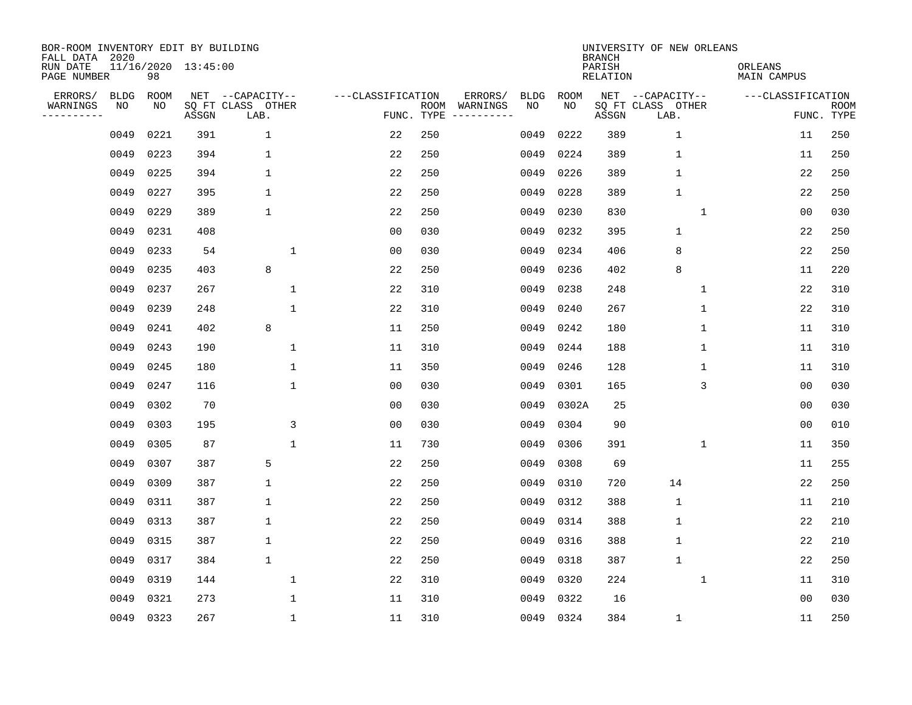BOR-ROOM INVENTORY EDIT BY BUILDING
FALL DATA 2020
RUN DATE 11/16/2020 13:45:00
PAGE NUMBER 98

UNIVERSITY OF NEW ORLEANS
BRANCH
PARISH ORLEANS
RELATION MAIN CAMPUS

| ERRORS/ WARNINGS | BLDG NO | ROOM NO | NET SQ FT ASSGN | CAPACITY CLASS LAB. | CAPACITY OTHER | CLASSIFICATION FUNC. | ROOM TYPE | ERRORS/ WARNINGS | BLDG NO | ROOM NO | NET SQ FT ASSGN | CAPACITY CLASS LAB. | CAPACITY OTHER | CLASSIFICATION FUNC. | ROOM TYPE |
|---|---|---|---|---|---|---|---|---|---|---|---|---|---|---|---|
| | 0049 | 0221 | 391 | 1 | | 22 | 250 | | 0049 | 0222 | 389 | 1 | | 11 | 250 |
| | 0049 | 0223 | 394 | 1 | | 22 | 250 | | 0049 | 0224 | 389 | 1 | | 11 | 250 |
| | 0049 | 0225 | 394 | 1 | | 22 | 250 | | 0049 | 0226 | 389 | 1 | | 22 | 250 |
| | 0049 | 0227 | 395 | 1 | | 22 | 250 | | 0049 | 0228 | 389 | 1 | | 22 | 250 |
| | 0049 | 0229 | 389 | 1 | | 22 | 250 | | 0049 | 0230 | 830 | | 1 | 00 | 030 |
| | 0049 | 0231 | 408 | | | 00 | 030 | | 0049 | 0232 | 395 | 1 | | 22 | 250 |
| | 0049 | 0233 | 54 | | 1 | 00 | 030 | | 0049 | 0234 | 406 | 8 | | 22 | 250 |
| | 0049 | 0235 | 403 | 8 | | 22 | 250 | | 0049 | 0236 | 402 | 8 | | 11 | 220 |
| | 0049 | 0237 | 267 | | 1 | 22 | 310 | | 0049 | 0238 | 248 | | 1 | 22 | 310 |
| | 0049 | 0239 | 248 | | 1 | 22 | 310 | | 0049 | 0240 | 267 | | 1 | 22 | 310 |
| | 0049 | 0241 | 402 | 8 | | 11 | 250 | | 0049 | 0242 | 180 | | 1 | 11 | 310 |
| | 0049 | 0243 | 190 | | 1 | 11 | 310 | | 0049 | 0244 | 188 | | 1 | 11 | 310 |
| | 0049 | 0245 | 180 | | 1 | 11 | 350 | | 0049 | 0246 | 128 | | 1 | 11 | 310 |
| | 0049 | 0247 | 116 | | 1 | 00 | 030 | | 0049 | 0301 | 165 | | 3 | 00 | 030 |
| | 0049 | 0302 | 70 | | | 00 | 030 | | 0049 | 0302A | 25 | | | 00 | 030 |
| | 0049 | 0303 | 195 | | 3 | 00 | 030 | | 0049 | 0304 | 90 | | | 00 | 010 |
| | 0049 | 0305 | 87 | | 1 | 11 | 730 | | 0049 | 0306 | 391 | | 1 | 11 | 350 |
| | 0049 | 0307 | 387 | 5 | | 22 | 250 | | 0049 | 0308 | 69 | | | 11 | 255 |
| | 0049 | 0309 | 387 | 1 | | 22 | 250 | | 0049 | 0310 | 720 | 14 | | 22 | 250 |
| | 0049 | 0311 | 387 | 1 | | 22 | 250 | | 0049 | 0312 | 388 | 1 | | 11 | 210 |
| | 0049 | 0313 | 387 | 1 | | 22 | 250 | | 0049 | 0314 | 388 | 1 | | 22 | 210 |
| | 0049 | 0315 | 387 | 1 | | 22 | 250 | | 0049 | 0316 | 388 | 1 | | 22 | 210 |
| | 0049 | 0317 | 384 | 1 | | 22 | 250 | | 0049 | 0318 | 387 | 1 | | 22 | 250 |
| | 0049 | 0319 | 144 | | 1 | 22 | 310 | | 0049 | 0320 | 224 | | 1 | 11 | 310 |
| | 0049 | 0321 | 273 | | 1 | 11 | 310 | | 0049 | 0322 | 16 | | | 00 | 030 |
| | 0049 | 0323 | 267 | | 1 | 11 | 310 | | 0049 | 0324 | 384 | 1 | | 11 | 250 |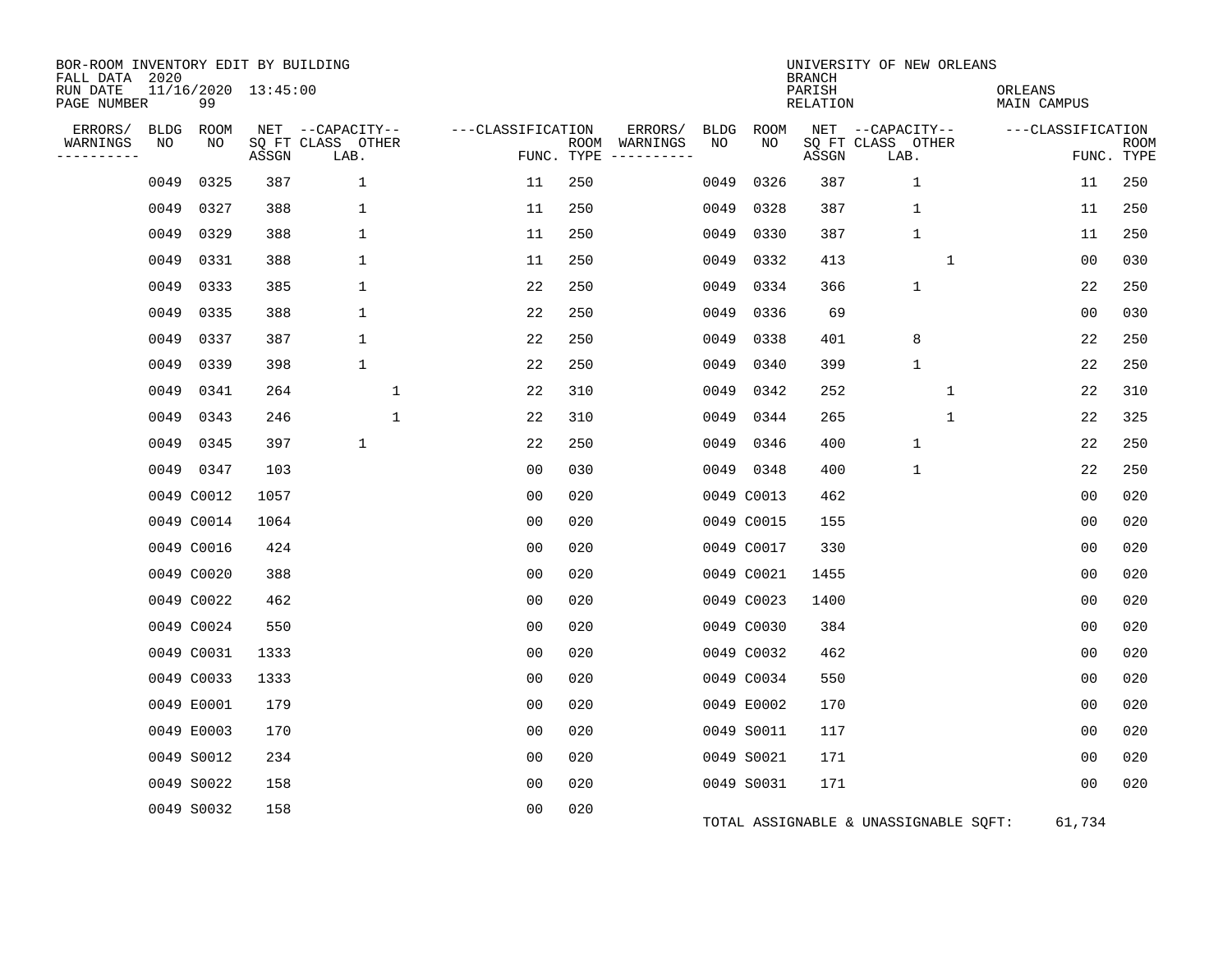BOR-ROOM INVENTORY EDIT BY BUILDING
FALL DATA 2020
RUN DATE 11/16/2020 13:45:00
PAGE NUMBER 99

UNIVERSITY OF NEW ORLEANS
BRANCH
PARISH ORLEANS
RELATION MAIN CAMPUS

| ERRORS/ WARNINGS | BLDG NO | ROOM NO | NET SQ FT ASSGN | CAPACITY CLASS LAB. | CAPACITY OTHER | CLASSIFICATION FUNC. | ROOM TYPE | ERRORS/ WARNINGS | BLDG NO | ROOM NO | NET SQ FT ASSGN | CAPACITY CLASS LAB. | CAPACITY OTHER | CLASSIFICATION FUNC. | ROOM TYPE |
|---|---|---|---|---|---|---|---|---|---|---|---|---|---|---|---|
| | 0049 | 0325 | 387 | 1 | | 11 | 250 | | 0049 | 0326 | 387 | 1 | | 11 | 250 |
| | 0049 | 0327 | 388 | 1 | | 11 | 250 | | 0049 | 0328 | 387 | 1 | | 11 | 250 |
| | 0049 | 0329 | 388 | 1 | | 11 | 250 | | 0049 | 0330 | 387 | 1 | | 11 | 250 |
| | 0049 | 0331 | 388 | 1 | | 11 | 250 | | 0049 | 0332 | 413 | | 1 | 00 | 030 |
| | 0049 | 0333 | 385 | 1 | | 22 | 250 | | 0049 | 0334 | 366 | 1 | | 22 | 250 |
| | 0049 | 0335 | 388 | 1 | | 22 | 250 | | 0049 | 0336 | 69 | | | 00 | 030 |
| | 0049 | 0337 | 387 | 1 | | 22 | 250 | | 0049 | 0338 | 401 | 8 | | 22 | 250 |
| | 0049 | 0339 | 398 | 1 | | 22 | 250 | | 0049 | 0340 | 399 | 1 | | 22 | 250 |
| | 0049 | 0341 | 264 | | 1 | 22 | 310 | | 0049 | 0342 | 252 | | 1 | 22 | 310 |
| | 0049 | 0343 | 246 | | 1 | 22 | 310 | | 0049 | 0344 | 265 | | 1 | 22 | 325 |
| | 0049 | 0345 | 397 | 1 | | 22 | 250 | | 0049 | 0346 | 400 | 1 | | 22 | 250 |
| | 0049 | 0347 | 103 | | | 00 | 030 | | 0049 | 0348 | 400 | 1 | | 22 | 250 |
| | 0049 | C0012 | 1057 | | | 00 | 020 | | 0049 | C0013 | 462 | | | 00 | 020 |
| | 0049 | C0014 | 1064 | | | 00 | 020 | | 0049 | C0015 | 155 | | | 00 | 020 |
| | 0049 | C0016 | 424 | | | 00 | 020 | | 0049 | C0017 | 330 | | | 00 | 020 |
| | 0049 | C0020 | 388 | | | 00 | 020 | | 0049 | C0021 | 1455 | | | 00 | 020 |
| | 0049 | C0022 | 462 | | | 00 | 020 | | 0049 | C0023 | 1400 | | | 00 | 020 |
| | 0049 | C0024 | 550 | | | 00 | 020 | | 0049 | C0030 | 384 | | | 00 | 020 |
| | 0049 | C0031 | 1333 | | | 00 | 020 | | 0049 | C0032 | 462 | | | 00 | 020 |
| | 0049 | C0033 | 1333 | | | 00 | 020 | | 0049 | C0034 | 550 | | | 00 | 020 |
| | 0049 | E0001 | 179 | | | 00 | 020 | | 0049 | E0002 | 170 | | | 00 | 020 |
| | 0049 | E0003 | 170 | | | 00 | 020 | | 0049 | S0011 | 117 | | | 00 | 020 |
| | 0049 | S0012 | 234 | | | 00 | 020 | | 0049 | S0021 | 171 | | | 00 | 020 |
| | 0049 | S0022 | 158 | | | 00 | 020 | | 0049 | S0031 | 171 | | | 00 | 020 |
| | 0049 | S0032 | 158 | | | 00 | 020 | | | | | | | | |

TOTAL ASSIGNABLE & UNASSIGNABLE SQFT: 61,734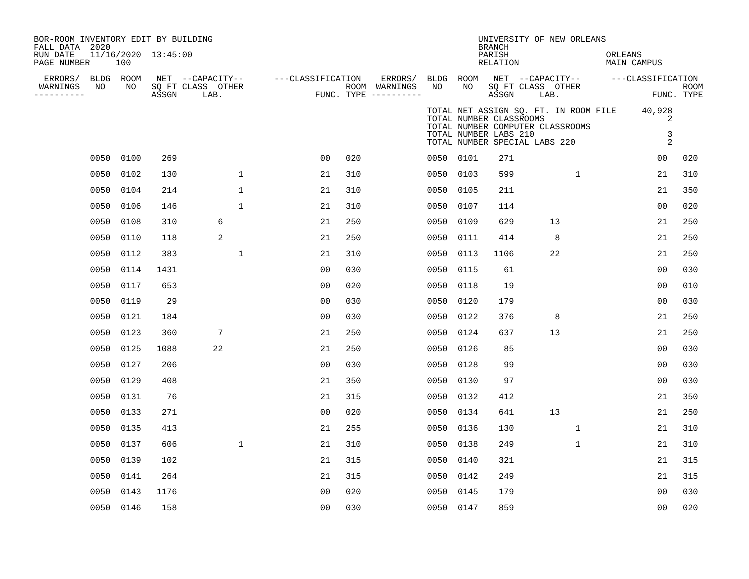BOR-ROOM INVENTORY EDIT BY BUILDING
FALL DATA 2020
RUN DATE 11/16/2020 13:45:00
PAGE NUMBER 100

UNIVERSITY OF NEW ORLEANS
BRANCH
PARISH ORLEANS
RELATION MAIN CAMPUS

TOTAL NET ASSIGN SQ. FT. IN ROOM FILE 40,928
TOTAL NUMBER CLASSROOMS 2
TOTAL NUMBER COMPUTER CLASSROOMS
TOTAL NUMBER LABS 210 3
TOTAL NUMBER SPECIAL LABS 220 2

| ERRORS/ WARNINGS | BLDG NO | ROOM NO | NET SQ FT ASSGN | CAPACITY CLASS LAB. | CAPACITY OTHER | CLASSIFICATION FUNC. | ROOM TYPE | ERRORS/ WARNINGS | BLDG NO | ROOM NO | NET SQ FT ASSGN | CAPACITY CLASS LAB. | CAPACITY OTHER | CLASSIFICATION FUNC. | ROOM TYPE |
|---|---|---|---|---|---|---|---|---|---|---|---|---|---|---|---|
| | 0050 | 0100 | 269 | | | 00 | 020 | | 0050 | 0101 | 271 | | | 00 | 020 |
| | 0050 | 0102 | 130 | | 1 | 21 | 310 | | 0050 | 0103 | 599 | | 1 | 21 | 310 |
| | 0050 | 0104 | 214 | | 1 | 21 | 310 | | 0050 | 0105 | 211 | | | 21 | 350 |
| | 0050 | 0106 | 146 | | 1 | 21 | 310 | | 0050 | 0107 | 114 | | | 00 | 020 |
| | 0050 | 0108 | 310 | 6 | | 21 | 250 | | 0050 | 0109 | 629 | 13 | | 21 | 250 |
| | 0050 | 0110 | 118 | 2 | | 21 | 250 | | 0050 | 0111 | 414 | 8 | | 21 | 250 |
| | 0050 | 0112 | 383 | | 1 | 21 | 310 | | 0050 | 0113 | 1106 | 22 | | 21 | 250 |
| | 0050 | 0114 | 1431 | | | 00 | 030 | | 0050 | 0115 | 61 | | | 00 | 030 |
| | 0050 | 0117 | 653 | | | 00 | 020 | | 0050 | 0118 | 19 | | | 00 | 010 |
| | 0050 | 0119 | 29 | | | 00 | 030 | | 0050 | 0120 | 179 | | | 00 | 030 |
| | 0050 | 0121 | 184 | | | 00 | 030 | | 0050 | 0122 | 376 | 8 | | 21 | 250 |
| | 0050 | 0123 | 360 | 7 | | 21 | 250 | | 0050 | 0124 | 637 | 13 | | 21 | 250 |
| | 0050 | 0125 | 1088 | 22 | | 21 | 250 | | 0050 | 0126 | 85 | | | 00 | 030 |
| | 0050 | 0127 | 206 | | | 00 | 030 | | 0050 | 0128 | 99 | | | 00 | 030 |
| | 0050 | 0129 | 408 | | | 21 | 350 | | 0050 | 0130 | 97 | | | 00 | 030 |
| | 0050 | 0131 | 76 | | | 21 | 315 | | 0050 | 0132 | 412 | | | 21 | 350 |
| | 0050 | 0133 | 271 | | | 00 | 020 | | 0050 | 0134 | 641 | 13 | | 21 | 250 |
| | 0050 | 0135 | 413 | | | 21 | 255 | | 0050 | 0136 | 130 | | 1 | 21 | 310 |
| | 0050 | 0137 | 606 | | 1 | 21 | 310 | | 0050 | 0138 | 249 | | 1 | 21 | 310 |
| | 0050 | 0139 | 102 | | | 21 | 315 | | 0050 | 0140 | 321 | | | 21 | 315 |
| | 0050 | 0141 | 264 | | | 21 | 315 | | 0050 | 0142 | 249 | | | 21 | 315 |
| | 0050 | 0143 | 1176 | | | 00 | 020 | | 0050 | 0145 | 179 | | | 00 | 030 |
| | 0050 | 0146 | 158 | | | 00 | 030 | | 0050 | 0147 | 859 | | | 00 | 020 |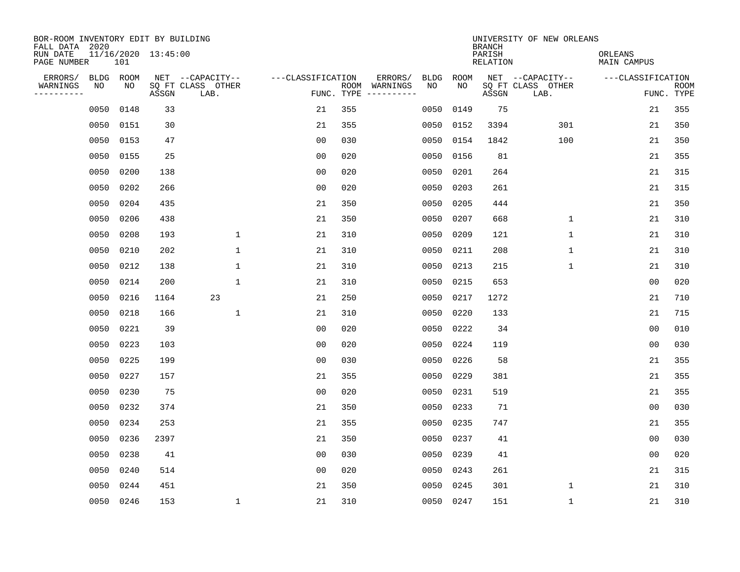BOR-ROOM INVENTORY EDIT BY BUILDING
FALL DATA 2020
RUN DATE 11/16/2020 13:45:00
PAGE NUMBER 101

UNIVERSITY OF NEW ORLEANS
BRANCH
PARISH ORLEANS
RELATION MAIN CAMPUS

| ERRORS/ WARNINGS | BLDG NO | ROOM NO | NET SQ FT ASSGN | CAPACITY CLASS LAB. | CAPACITY OTHER | CLASSIFICATION FUNC. | ROOM TYPE | ERRORS/ WARNINGS | BLDG NO | ROOM NO | NET SQ FT ASSGN | CAPACITY CLASS LAB. | CAPACITY OTHER | CLASSIFICATION FUNC. | ROOM TYPE |
|---|---|---|---|---|---|---|---|---|---|---|---|---|---|---|---|
| | 0050 | 0148 | 33 | | | 21 | 355 | | 0050 | 0149 | 75 | | | 21 | 355 |
| | 0050 | 0151 | 30 | | | 21 | 355 | | 0050 | 0152 | 3394 | | 301 | 21 | 350 |
| | 0050 | 0153 | 47 | | | 00 | 030 | | 0050 | 0154 | 1842 | | 100 | 21 | 350 |
| | 0050 | 0155 | 25 | | | 00 | 020 | | 0050 | 0156 | 81 | | | 21 | 355 |
| | 0050 | 0200 | 138 | | | 00 | 020 | | 0050 | 0201 | 264 | | | 21 | 315 |
| | 0050 | 0202 | 266 | | | 00 | 020 | | 0050 | 0203 | 261 | | | 21 | 315 |
| | 0050 | 0204 | 435 | | | 21 | 350 | | 0050 | 0205 | 444 | | | 21 | 350 |
| | 0050 | 0206 | 438 | | | 21 | 350 | | 0050 | 0207 | 668 | | 1 | 21 | 310 |
| | 0050 | 0208 | 193 | | 1 | 21 | 310 | | 0050 | 0209 | 121 | | 1 | 21 | 310 |
| | 0050 | 0210 | 202 | | 1 | 21 | 310 | | 0050 | 0211 | 208 | | 1 | 21 | 310 |
| | 0050 | 0212 | 138 | | 1 | 21 | 310 | | 0050 | 0213 | 215 | | 1 | 21 | 310 |
| | 0050 | 0214 | 200 | | 1 | 21 | 310 | | 0050 | 0215 | 653 | | | 00 | 020 |
| | 0050 | 0216 | 1164 | 23 | | 21 | 250 | | 0050 | 0217 | 1272 | | | 21 | 710 |
| | 0050 | 0218 | 166 | | 1 | 21 | 310 | | 0050 | 0220 | 133 | | | 21 | 715 |
| | 0050 | 0221 | 39 | | | 00 | 020 | | 0050 | 0222 | 34 | | | 00 | 010 |
| | 0050 | 0223 | 103 | | | 00 | 020 | | 0050 | 0224 | 119 | | | 00 | 030 |
| | 0050 | 0225 | 199 | | | 00 | 030 | | 0050 | 0226 | 58 | | | 21 | 355 |
| | 0050 | 0227 | 157 | | | 21 | 355 | | 0050 | 0229 | 381 | | | 21 | 355 |
| | 0050 | 0230 | 75 | | | 00 | 020 | | 0050 | 0231 | 519 | | | 21 | 355 |
| | 0050 | 0232 | 374 | | | 21 | 350 | | 0050 | 0233 | 71 | | | 00 | 030 |
| | 0050 | 0234 | 253 | | | 21 | 355 | | 0050 | 0235 | 747 | | | 21 | 355 |
| | 0050 | 0236 | 2397 | | | 21 | 350 | | 0050 | 0237 | 41 | | | 00 | 030 |
| | 0050 | 0238 | 41 | | | 00 | 030 | | 0050 | 0239 | 41 | | | 00 | 020 |
| | 0050 | 0240 | 514 | | | 00 | 020 | | 0050 | 0243 | 261 | | | 21 | 315 |
| | 0050 | 0244 | 451 | | | 21 | 350 | | 0050 | 0245 | 301 | | 1 | 21 | 310 |
| | 0050 | 0246 | 153 | | 1 | 21 | 310 | | 0050 | 0247 | 151 | | 1 | 21 | 310 |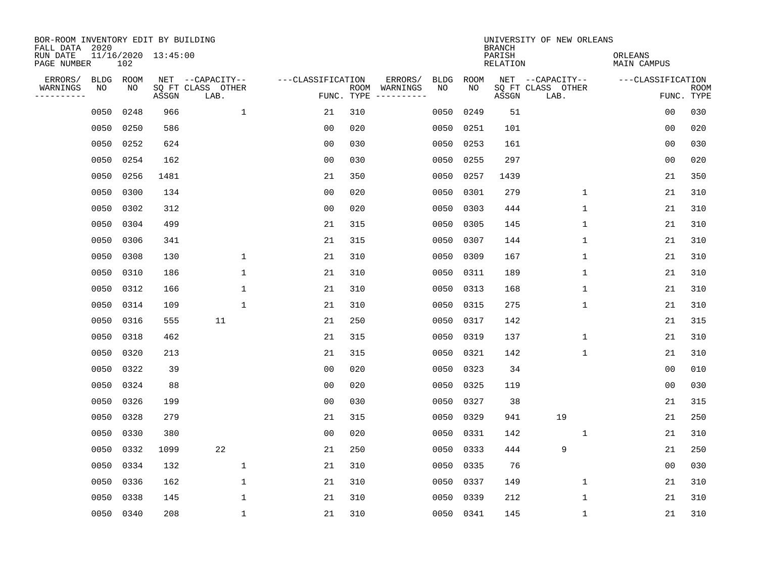BOR-ROOM INVENTORY EDIT BY BUILDING
FALL DATA 2020
RUN DATE 11/16/2020 13:45:00
PAGE NUMBER 102

UNIVERSITY OF NEW ORLEANS
BRANCH
PARISH ORLEANS
RELATION MAIN CAMPUS

| ERRORS/ WARNINGS | BLDG NO | ROOM NO | NET SQ FT ASSGN | CAPACITY CLASS LAB. | CAPACITY OTHER | CLASSIFICATION FUNC. | ROOM TYPE | ERRORS/ WARNINGS | BLDG NO | ROOM NO | NET SQ FT ASSGN | CAPACITY CLASS LAB. | CAPACITY OTHER | CLASSIFICATION FUNC. | ROOM TYPE |
|---|---|---|---|---|---|---|---|---|---|---|---|---|---|---|---|
| | 0050 | 0248 | 966 | | 1 | 21 | 310 | | 0050 | 0249 | 51 | | | 00 | 030 |
| | 0050 | 0250 | 586 | | | 00 | 020 | | 0050 | 0251 | 101 | | | 00 | 020 |
| | 0050 | 0252 | 624 | | | 00 | 030 | | 0050 | 0253 | 161 | | | 00 | 030 |
| | 0050 | 0254 | 162 | | | 00 | 030 | | 0050 | 0255 | 297 | | | 00 | 020 |
| | 0050 | 0256 | 1481 | | | 21 | 350 | | 0050 | 0257 | 1439 | | | 21 | 350 |
| | 0050 | 0300 | 134 | | | 00 | 020 | | 0050 | 0301 | 279 | | 1 | 21 | 310 |
| | 0050 | 0302 | 312 | | | 00 | 020 | | 0050 | 0303 | 444 | | 1 | 21 | 310 |
| | 0050 | 0304 | 499 | | | 21 | 315 | | 0050 | 0305 | 145 | | 1 | 21 | 310 |
| | 0050 | 0306 | 341 | | | 21 | 315 | | 0050 | 0307 | 144 | | 1 | 21 | 310 |
| | 0050 | 0308 | 130 | | 1 | 21 | 310 | | 0050 | 0309 | 167 | | 1 | 21 | 310 |
| | 0050 | 0310 | 186 | | 1 | 21 | 310 | | 0050 | 0311 | 189 | | 1 | 21 | 310 |
| | 0050 | 0312 | 166 | | 1 | 21 | 310 | | 0050 | 0313 | 168 | | 1 | 21 | 310 |
| | 0050 | 0314 | 109 | | 1 | 21 | 310 | | 0050 | 0315 | 275 | | 1 | 21 | 310 |
| | 0050 | 0316 | 555 | 11 | | 21 | 250 | | 0050 | 0317 | 142 | | | 21 | 315 |
| | 0050 | 0318 | 462 | | | 21 | 315 | | 0050 | 0319 | 137 | | 1 | 21 | 310 |
| | 0050 | 0320 | 213 | | | 21 | 315 | | 0050 | 0321 | 142 | | 1 | 21 | 310 |
| | 0050 | 0322 | 39 | | | 00 | 020 | | 0050 | 0323 | 34 | | | 00 | 010 |
| | 0050 | 0324 | 88 | | | 00 | 020 | | 0050 | 0325 | 119 | | | 00 | 030 |
| | 0050 | 0326 | 199 | | | 00 | 030 | | 0050 | 0327 | 38 | | | 21 | 315 |
| | 0050 | 0328 | 279 | | | 21 | 315 | | 0050 | 0329 | 941 | 19 | | 21 | 250 |
| | 0050 | 0330 | 380 | | | 00 | 020 | | 0050 | 0331 | 142 | | 1 | 21 | 310 |
| | 0050 | 0332 | 1099 | 22 | | 21 | 250 | | 0050 | 0333 | 444 | 9 | | 21 | 250 |
| | 0050 | 0334 | 132 | | 1 | 21 | 310 | | 0050 | 0335 | 76 | | | 00 | 030 |
| | 0050 | 0336 | 162 | | 1 | 21 | 310 | | 0050 | 0337 | 149 | | 1 | 21 | 310 |
| | 0050 | 0338 | 145 | | 1 | 21 | 310 | | 0050 | 0339 | 212 | | 1 | 21 | 310 |
| | 0050 | 0340 | 208 | | 1 | 21 | 310 | | 0050 | 0341 | 145 | | 1 | 21 | 310 |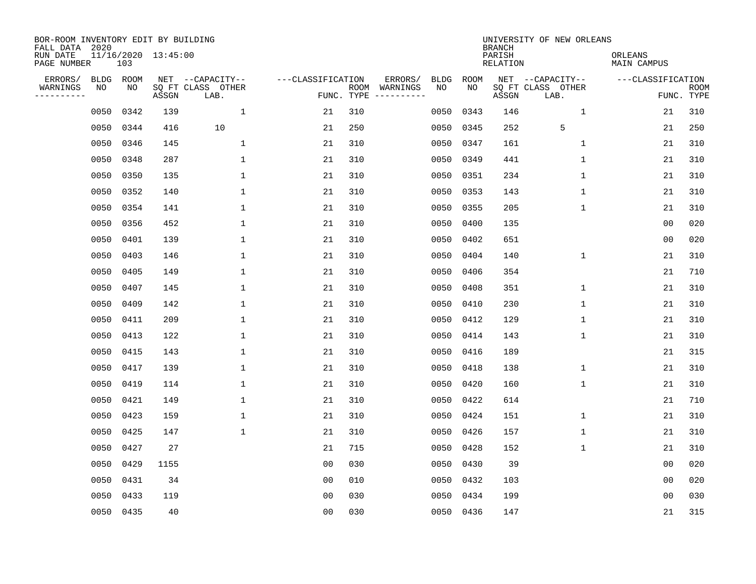BOR-ROOM INVENTORY EDIT BY BUILDING
FALL DATA 2020
RUN DATE 11/16/2020 13:45:00
PAGE NUMBER 103

UNIVERSITY OF NEW ORLEANS
BRANCH
PARISH ORLEANS
RELATION MAIN CAMPUS

| ERRORS/ WARNINGS | BLDG NO | ROOM NO | NET SQ FT ASSGN | CAPACITY CLASS LAB. | CAPACITY OTHER | CLASSIFICATION FUNC. | ROOM TYPE | ERRORS/ WARNINGS | BLDG NO | ROOM NO | NET SQ FT ASSGN | CAPACITY CLASS LAB. | CAPACITY OTHER | CLASSIFICATION FUNC. | ROOM TYPE |
|---|---|---|---|---|---|---|---|---|---|---|---|---|---|---|---|
| | 0050 | 0342 | 139 | | 1 | 21 | 310 | | 0050 | 0343 | 146 | | 1 | 21 | 310 |
| | 0050 | 0344 | 416 | 10 | | 21 | 250 | | 0050 | 0345 | 252 | 5 | | 21 | 250 |
| | 0050 | 0346 | 145 | | 1 | 21 | 310 | | 0050 | 0347 | 161 | | 1 | 21 | 310 |
| | 0050 | 0348 | 287 | | 1 | 21 | 310 | | 0050 | 0349 | 441 | | 1 | 21 | 310 |
| | 0050 | 0350 | 135 | | 1 | 21 | 310 | | 0050 | 0351 | 234 | | 1 | 21 | 310 |
| | 0050 | 0352 | 140 | | 1 | 21 | 310 | | 0050 | 0353 | 143 | | 1 | 21 | 310 |
| | 0050 | 0354 | 141 | | 1 | 21 | 310 | | 0050 | 0355 | 205 | | 1 | 21 | 310 |
| | 0050 | 0356 | 452 | | 1 | 21 | 310 | | 0050 | 0400 | 135 | | | 00 | 020 |
| | 0050 | 0401 | 139 | | 1 | 21 | 310 | | 0050 | 0402 | 651 | | | 00 | 020 |
| | 0050 | 0403 | 146 | | 1 | 21 | 310 | | 0050 | 0404 | 140 | | 1 | 21 | 310 |
| | 0050 | 0405 | 149 | | 1 | 21 | 310 | | 0050 | 0406 | 354 | | | 21 | 710 |
| | 0050 | 0407 | 145 | | 1 | 21 | 310 | | 0050 | 0408 | 351 | | 1 | 21 | 310 |
| | 0050 | 0409 | 142 | | 1 | 21 | 310 | | 0050 | 0410 | 230 | | 1 | 21 | 310 |
| | 0050 | 0411 | 209 | | 1 | 21 | 310 | | 0050 | 0412 | 129 | | 1 | 21 | 310 |
| | 0050 | 0413 | 122 | | 1 | 21 | 310 | | 0050 | 0414 | 143 | | 1 | 21 | 310 |
| | 0050 | 0415 | 143 | | 1 | 21 | 310 | | 0050 | 0416 | 189 | | | 21 | 315 |
| | 0050 | 0417 | 139 | | 1 | 21 | 310 | | 0050 | 0418 | 138 | | 1 | 21 | 310 |
| | 0050 | 0419 | 114 | | 1 | 21 | 310 | | 0050 | 0420 | 160 | | 1 | 21 | 310 |
| | 0050 | 0421 | 149 | | 1 | 21 | 310 | | 0050 | 0422 | 614 | | | 21 | 710 |
| | 0050 | 0423 | 159 | | 1 | 21 | 310 | | 0050 | 0424 | 151 | | 1 | 21 | 310 |
| | 0050 | 0425 | 147 | | 1 | 21 | 310 | | 0050 | 0426 | 157 | | 1 | 21 | 310 |
| | 0050 | 0427 | 27 | | | 21 | 715 | | 0050 | 0428 | 152 | | 1 | 21 | 310 |
| | 0050 | 0429 | 1155 | | | 00 | 030 | | 0050 | 0430 | 39 | | | 00 | 020 |
| | 0050 | 0431 | 34 | | | 00 | 010 | | 0050 | 0432 | 103 | | | 00 | 020 |
| | 0050 | 0433 | 119 | | | 00 | 030 | | 0050 | 0434 | 199 | | | 00 | 030 |
| | 0050 | 0435 | 40 | | | 00 | 030 | | 0050 | 0436 | 147 | | | 21 | 315 |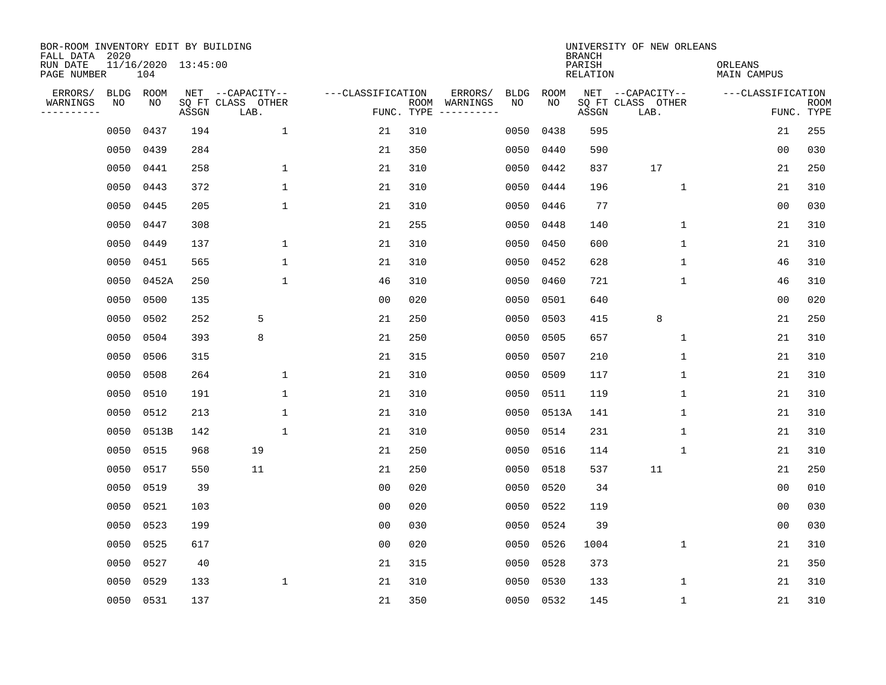BOR-ROOM INVENTORY EDIT BY BUILDING
FALL DATA 2020
RUN DATE 11/16/2020 13:45:00
PAGE NUMBER 104

UNIVERSITY OF NEW ORLEANS
BRANCH
PARISH ORLEANS
RELATION MAIN CAMPUS

| ERRORS/ WARNINGS | BLDG NO | ROOM NO | NET SQ FT ASSGN | CAPACITY CLASS LAB. | CAPACITY OTHER | CLASSIFICATION FUNC. | ROOM TYPE | ERRORS/ WARNINGS | BLDG NO | ROOM NO | NET SQ FT ASSGN | CAPACITY CLASS LAB. | CAPACITY OTHER | CLASSIFICATION FUNC. | ROOM TYPE |
|---|---|---|---|---|---|---|---|---|---|---|---|---|---|---|---|
| | 0050 | 0437 | 194 | | 1 | 21 | 310 | | 0050 | 0438 | 595 | | | 21 | 255 |
| | 0050 | 0439 | 284 | | | 21 | 350 | | 0050 | 0440 | 590 | | | 00 | 030 |
| | 0050 | 0441 | 258 | | 1 | 21 | 310 | | 0050 | 0442 | 837 | 17 | | 21 | 250 |
| | 0050 | 0443 | 372 | | 1 | 21 | 310 | | 0050 | 0444 | 196 | | 1 | 21 | 310 |
| | 0050 | 0445 | 205 | | 1 | 21 | 310 | | 0050 | 0446 | 77 | | | 00 | 030 |
| | 0050 | 0447 | 308 | | | 21 | 255 | | 0050 | 0448 | 140 | | 1 | 21 | 310 |
| | 0050 | 0449 | 137 | | 1 | 21 | 310 | | 0050 | 0450 | 600 | | 1 | 21 | 310 |
| | 0050 | 0451 | 565 | | 1 | 21 | 310 | | 0050 | 0452 | 628 | | 1 | 46 | 310 |
| | 0050 | 0452A | 250 | | 1 | 46 | 310 | | 0050 | 0460 | 721 | | 1 | 46 | 310 |
| | 0050 | 0500 | 135 | | | 00 | 020 | | 0050 | 0501 | 640 | | | 00 | 020 |
| | 0050 | 0502 | 252 | 5 | | 21 | 250 | | 0050 | 0503 | 415 | 8 | | 21 | 250 |
| | 0050 | 0504 | 393 | 8 | | 21 | 250 | | 0050 | 0505 | 657 | | 1 | 21 | 310 |
| | 0050 | 0506 | 315 | | | 21 | 315 | | 0050 | 0507 | 210 | | 1 | 21 | 310 |
| | 0050 | 0508 | 264 | | 1 | 21 | 310 | | 0050 | 0509 | 117 | | 1 | 21 | 310 |
| | 0050 | 0510 | 191 | | 1 | 21 | 310 | | 0050 | 0511 | 119 | | 1 | 21 | 310 |
| | 0050 | 0512 | 213 | | 1 | 21 | 310 | | 0050 | 0513A | 141 | | 1 | 21 | 310 |
| | 0050 | 0513B | 142 | | 1 | 21 | 310 | | 0050 | 0514 | 231 | | 1 | 21 | 310 |
| | 0050 | 0515 | 968 | 19 | | 21 | 250 | | 0050 | 0516 | 114 | | 1 | 21 | 310 |
| | 0050 | 0517 | 550 | 11 | | 21 | 250 | | 0050 | 0518 | 537 | 11 | | 21 | 250 |
| | 0050 | 0519 | 39 | | | 00 | 020 | | 0050 | 0520 | 34 | | | 00 | 010 |
| | 0050 | 0521 | 103 | | | 00 | 020 | | 0050 | 0522 | 119 | | | 00 | 030 |
| | 0050 | 0523 | 199 | | | 00 | 030 | | 0050 | 0524 | 39 | | | 00 | 030 |
| | 0050 | 0525 | 617 | | | 00 | 020 | | 0050 | 0526 | 1004 | | 1 | 21 | 310 |
| | 0050 | 0527 | 40 | | | 21 | 315 | | 0050 | 0528 | 373 | | | 21 | 350 |
| | 0050 | 0529 | 133 | | 1 | 21 | 310 | | 0050 | 0530 | 133 | | 1 | 21 | 310 |
| | 0050 | 0531 | 137 | | | 21 | 350 | | 0050 | 0532 | 145 | | 1 | 21 | 310 |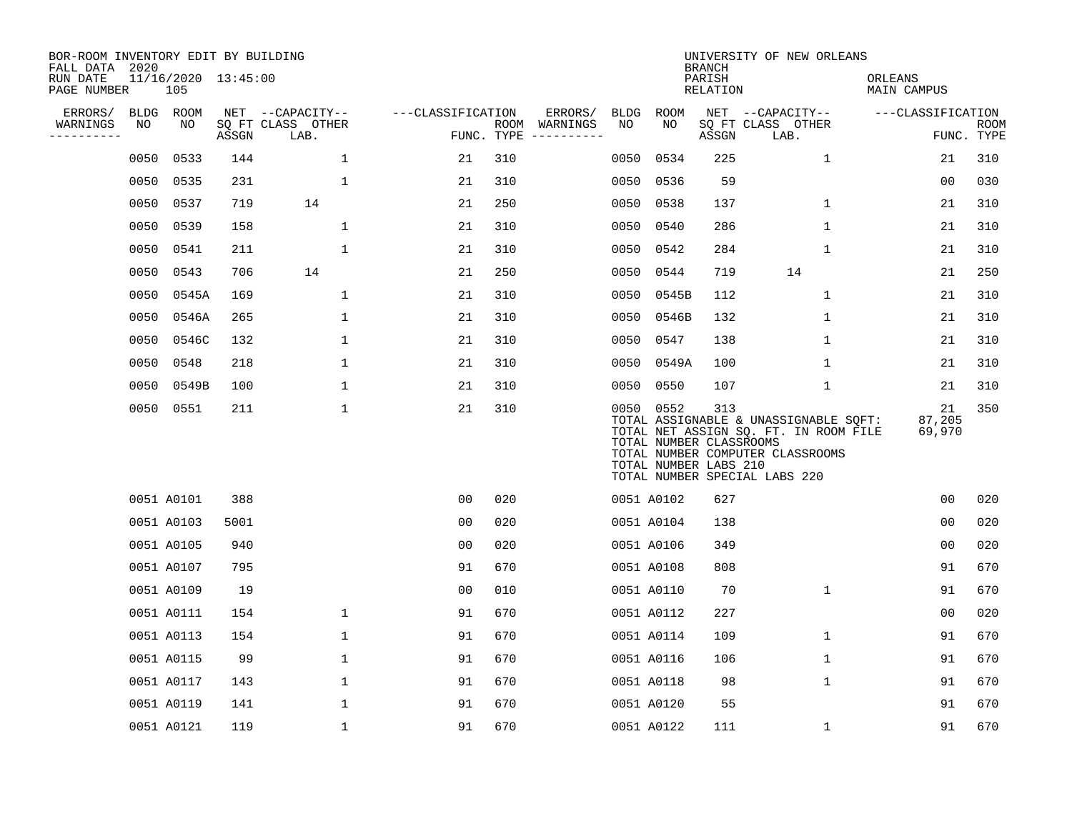BOR-ROOM INVENTORY EDIT BY BUILDING
FALL DATA 2020
RUN DATE 11/16/2020 13:45:00
PAGE NUMBER 105

UNIVERSITY OF NEW ORLEANS
BRANCH
PARISH ORLEANS
RELATION MAIN CAMPUS

| ERRORS/ WARNINGS | BLDG NO | ROOM NO | NET SQ FT ASSGN | CAPACITY CLASS LAB. | CAPACITY OTHER | CLASSIFICATION FUNC. | ROOM TYPE | ERRORS/ WARNINGS | BLDG NO | ROOM NO | NET SQ FT ASSGN | CAPACITY CLASS LAB. | CAPACITY OTHER | CLASSIFICATION FUNC. | ROOM TYPE |
|---|---|---|---|---|---|---|---|---|---|---|---|---|---|---|---|
| | 0050 | 0533 | 144 | | 1 | 21 | 310 | | 0050 | 0534 | 225 | | 1 | 21 | 310 |
| | 0050 | 0535 | 231 | | 1 | 21 | 310 | | 0050 | 0536 | 59 | | | 00 | 030 |
| | 0050 | 0537 | 719 | 14 | | 21 | 250 | | 0050 | 0538 | 137 | | 1 | 21 | 310 |
| | 0050 | 0539 | 158 | | 1 | 21 | 310 | | 0050 | 0540 | 286 | | 1 | 21 | 310 |
| | 0050 | 0541 | 211 | | 1 | 21 | 310 | | 0050 | 0542 | 284 | | 1 | 21 | 310 |
| | 0050 | 0543 | 706 | 14 | | 21 | 250 | | 0050 | 0544 | 719 | 14 | | 21 | 250 |
| | 0050 | 0545A | 169 | | 1 | 21 | 310 | | 0050 | 0545B | 112 | | 1 | 21 | 310 |
| | 0050 | 0546A | 265 | | 1 | 21 | 310 | | 0050 | 0546B | 132 | | 1 | 21 | 310 |
| | 0050 | 0546C | 132 | | 1 | 21 | 310 | | 0050 | 0547 | 138 | | 1 | 21 | 310 |
| | 0050 | 0548 | 218 | | 1 | 21 | 310 | | 0050 | 0549A | 100 | | 1 | 21 | 310 |
| | 0050 | 0549B | 100 | | 1 | 21 | 310 | | 0050 | 0550 | 107 | | 1 | 21 | 310 |
| | 0050 | 0551 | 211 | | 1 | 21 | 310 | | 0050 | 0552 | 313 | | | 21 | 350 |

TOTAL ASSIGNABLE & UNASSIGNABLE SQFT: 87,205
TOTAL NET ASSIGN SQ. FT. IN ROOM FILE 69,970
TOTAL NUMBER CLASSROOMS
TOTAL NUMBER COMPUTER CLASSROOMS
TOTAL NUMBER LABS 210
TOTAL NUMBER SPECIAL LABS 220

| ERRORS/ WARNINGS | BLDG NO | ROOM NO | NET SQ FT ASSGN | CAPACITY CLASS LAB. | CAPACITY OTHER | CLASSIFICATION FUNC. | ROOM TYPE | ERRORS/ WARNINGS | BLDG NO | ROOM NO | NET SQ FT ASSGN | CAPACITY CLASS LAB. | CAPACITY OTHER | CLASSIFICATION FUNC. | ROOM TYPE |
|---|---|---|---|---|---|---|---|---|---|---|---|---|---|---|---|
| | 0051 | A0101 | 388 | | | 00 | 020 | | 0051 | A0102 | 627 | | | 00 | 020 |
| | 0051 | A0103 | 5001 | | | 00 | 020 | | 0051 | A0104 | 138 | | | 00 | 020 |
| | 0051 | A0105 | 940 | | | 00 | 020 | | 0051 | A0106 | 349 | | | 00 | 020 |
| | 0051 | A0107 | 795 | | | 91 | 670 | | 0051 | A0108 | 808 | | | 91 | 670 |
| | 0051 | A0109 | 19 | | | 00 | 010 | | 0051 | A0110 | 70 | | 1 | 91 | 670 |
| | 0051 | A0111 | 154 | | 1 | 91 | 670 | | 0051 | A0112 | 227 | | | 00 | 020 |
| | 0051 | A0113 | 154 | | 1 | 91 | 670 | | 0051 | A0114 | 109 | | 1 | 91 | 670 |
| | 0051 | A0115 | 99 | | 1 | 91 | 670 | | 0051 | A0116 | 106 | | 1 | 91 | 670 |
| | 0051 | A0117 | 143 | | 1 | 91 | 670 | | 0051 | A0118 | 98 | | 1 | 91 | 670 |
| | 0051 | A0119 | 141 | | 1 | 91 | 670 | | 0051 | A0120 | 55 | | | 91 | 670 |
| | 0051 | A0121 | 119 | | 1 | 91 | 670 | | 0051 | A0122 | 111 | | 1 | 91 | 670 |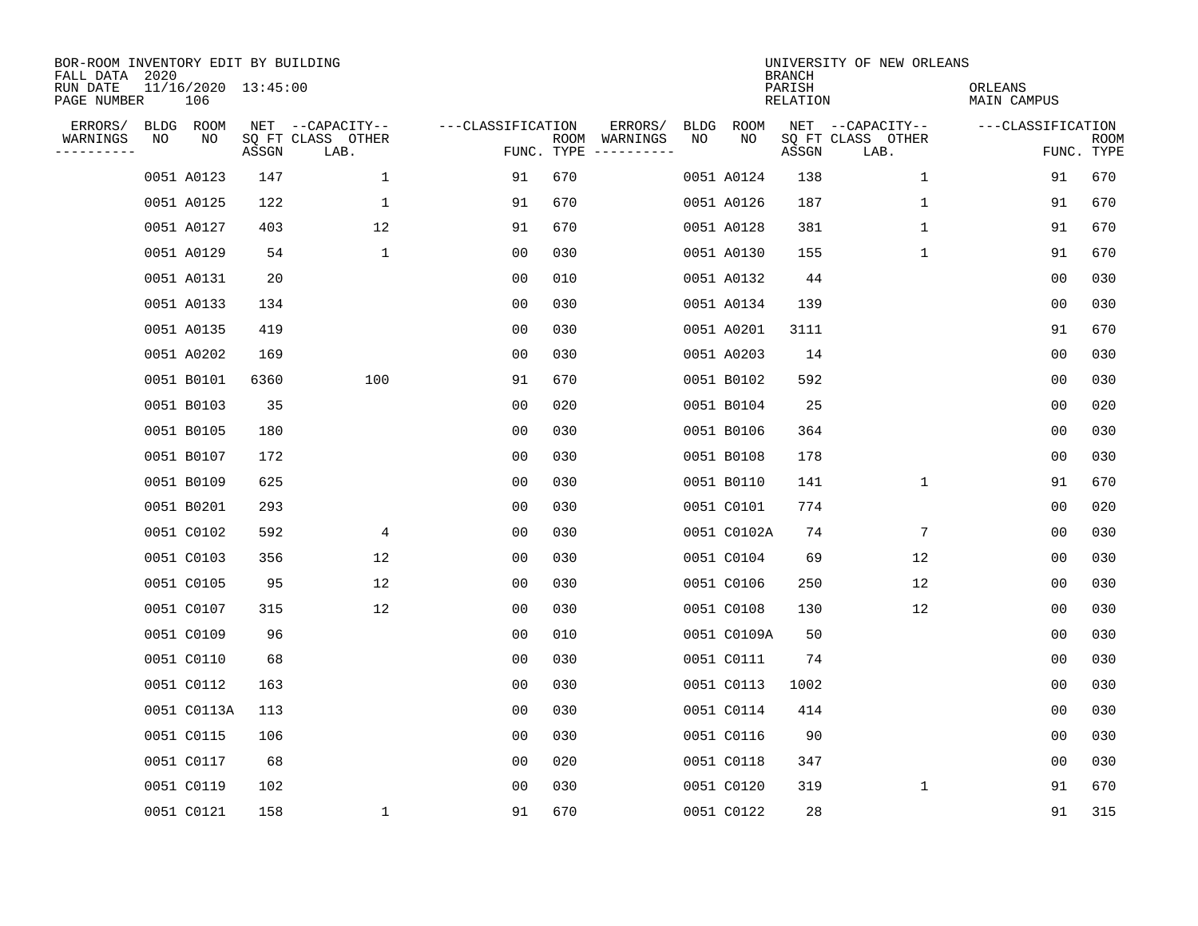BOR-ROOM INVENTORY EDIT BY BUILDING
FALL DATA 2020
RUN DATE 11/16/2020 13:45:00
PAGE NUMBER 106

UNIVERSITY OF NEW ORLEANS
BRANCH
PARISH ORLEANS
RELATION MAIN CAMPUS

| ERRORS/ WARNINGS | BLDG NO | ROOM NO | NET SQ FT ASSGN | CAPACITY CLASS LAB. | CAPACITY OTHER | CLASSIFICATION FUNC. | ROOM TYPE | ERRORS/ WARNINGS | BLDG NO | ROOM NO | NET SQ FT ASSGN | CAPACITY CLASS LAB. | CAPACITY OTHER | CLASSIFICATION FUNC. | ROOM TYPE |
|---|---|---|---|---|---|---|---|---|---|---|---|---|---|---|---|
| | 0051 | A0123 | 147 | | 1 | 91 | 670 | | 0051 | A0124 | 138 | | 1 | 91 | 670 |
| | 0051 | A0125 | 122 | | 1 | 91 | 670 | | 0051 | A0126 | 187 | | 1 | 91 | 670 |
| | 0051 | A0127 | 403 | | 12 | 91 | 670 | | 0051 | A0128 | 381 | | 1 | 91 | 670 |
| | 0051 | A0129 | 54 | | 1 | 00 | 030 | | 0051 | A0130 | 155 | | 1 | 91 | 670 |
| | 0051 | A0131 | 20 | | | 00 | 010 | | 0051 | A0132 | 44 | | | 00 | 030 |
| | 0051 | A0133 | 134 | | | 00 | 030 | | 0051 | A0134 | 139 | | | 00 | 030 |
| | 0051 | A0135 | 419 | | | 00 | 030 | | 0051 | A0201 | 3111 | | | 91 | 670 |
| | 0051 | A0202 | 169 | | | 00 | 030 | | 0051 | A0203 | 14 | | | 00 | 030 |
| | 0051 | B0101 | 6360 | | 100 | 91 | 670 | | 0051 | B0102 | 592 | | | 00 | 030 |
| | 0051 | B0103 | 35 | | | 00 | 020 | | 0051 | B0104 | 25 | | | 00 | 020 |
| | 0051 | B0105 | 180 | | | 00 | 030 | | 0051 | B0106 | 364 | | | 00 | 030 |
| | 0051 | B0107 | 172 | | | 00 | 030 | | 0051 | B0108 | 178 | | | 00 | 030 |
| | 0051 | B0109 | 625 | | | 00 | 030 | | 0051 | B0110 | 141 | | 1 | 91 | 670 |
| | 0051 | B0201 | 293 | | | 00 | 030 | | 0051 | C0101 | 774 | | | 00 | 020 |
| | 0051 | C0102 | 592 | | 4 | 00 | 030 | | 0051 | C0102A | 74 | | 7 | 00 | 030 |
| | 0051 | C0103 | 356 | | 12 | 00 | 030 | | 0051 | C0104 | 69 | | 12 | 00 | 030 |
| | 0051 | C0105 | 95 | | 12 | 00 | 030 | | 0051 | C0106 | 250 | | 12 | 00 | 030 |
| | 0051 | C0107 | 315 | | 12 | 00 | 030 | | 0051 | C0108 | 130 | | 12 | 00 | 030 |
| | 0051 | C0109 | 96 | | | 00 | 010 | | 0051 | C0109A | 50 | | | 00 | 030 |
| | 0051 | C0110 | 68 | | | 00 | 030 | | 0051 | C0111 | 74 | | | 00 | 030 |
| | 0051 | C0112 | 163 | | | 00 | 030 | | 0051 | C0113 | 1002 | | | 00 | 030 |
| | 0051 | C0113A | 113 | | | 00 | 030 | | 0051 | C0114 | 414 | | | 00 | 030 |
| | 0051 | C0115 | 106 | | | 00 | 030 | | 0051 | C0116 | 90 | | | 00 | 030 |
| | 0051 | C0117 | 68 | | | 00 | 020 | | 0051 | C0118 | 347 | | | 00 | 030 |
| | 0051 | C0119 | 102 | | | 00 | 030 | | 0051 | C0120 | 319 | | 1 | 91 | 670 |
| | 0051 | C0121 | 158 | | 1 | 91 | 670 | | 0051 | C0122 | 28 | | | 91 | 315 |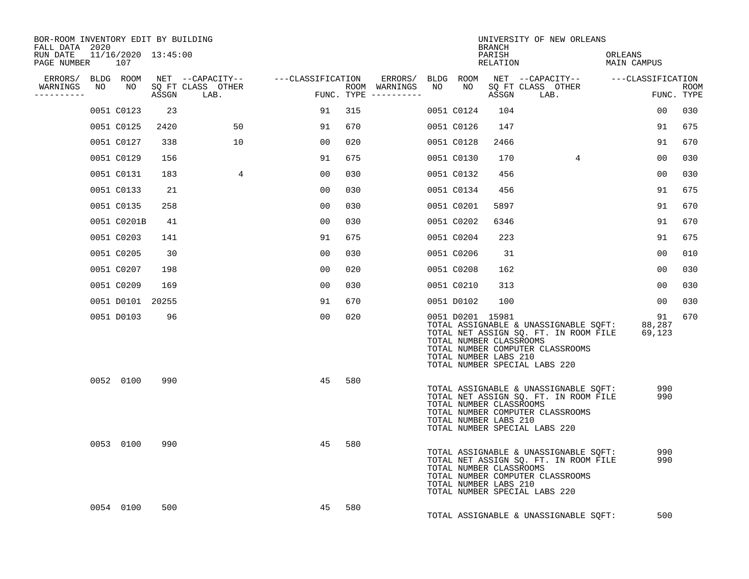BOR-ROOM INVENTORY EDIT BY BUILDING
FALL DATA 2020
RUN DATE 11/16/2020 13:45:00
PAGE NUMBER 107

UNIVERSITY OF NEW ORLEANS
BRANCH
PARISH ORLEANS
RELATION MAIN CAMPUS

| ERRORS/ WARNINGS | BLDG NO | ROOM NO | NET SQ FT ASSGN | CAPACITY CLASS LAB. | CAPACITY OTHER | CLASSIFICATION FUNC. | ROOM TYPE | ERRORS/ WARNINGS | BLDG NO | ROOM NO | NET SQ FT ASSGN | CAPACITY CLASS LAB. | CAPACITY OTHER | CLASSIFICATION FUNC. | ROOM TYPE |
|---|---|---|---|---|---|---|---|---|---|---|---|---|---|---|---|
| | 0051 | C0123 | 23 | | | 91 | 315 | | 0051 | C0124 | 104 | | | 00 | 030 |
| | 0051 | C0125 | 2420 | | 50 | 91 | 670 | | 0051 | C0126 | 147 | | | 91 | 675 |
| | 0051 | C0127 | 338 | | 10 | 00 | 020 | | 0051 | C0128 | 2466 | | | 91 | 670 |
| | 0051 | C0129 | 156 | | | 91 | 675 | | 0051 | C0130 | 170 | | 4 | 00 | 030 |
| | 0051 | C0131 | 183 | | 4 | 00 | 030 | | 0051 | C0132 | 456 | | | 00 | 030 |
| | 0051 | C0133 | 21 | | | 00 | 030 | | 0051 | C0134 | 456 | | | 91 | 675 |
| | 0051 | C0135 | 258 | | | 00 | 030 | | 0051 | C0201 | 5897 | | | 91 | 670 |
| | 0051 | C0201B | 41 | | | 00 | 030 | | 0051 | C0202 | 6346 | | | 91 | 670 |
| | 0051 | C0203 | 141 | | | 91 | 675 | | 0051 | C0204 | 223 | | | 91 | 675 |
| | 0051 | C0205 | 30 | | | 00 | 030 | | 0051 | C0206 | 31 | | | 00 | 010 |
| | 0051 | C0207 | 198 | | | 00 | 020 | | 0051 | C0208 | 162 | | | 00 | 030 |
| | 0051 | C0209 | 169 | | | 00 | 030 | | 0051 | C0210 | 313 | | | 00 | 030 |
| | 0051 | D0101 | 20255 | | | 91 | 670 | | 0051 | D0102 | 100 | | | 00 | 030 |
| | 0051 | D0103 | 96 | | | 00 | 020 | | 0051 | D0201 | 15981 | | | 91 | 670 |

TOTAL ASSIGNABLE & UNASSIGNABLE SQFT: 88,287
TOTAL NET ASSIGN SQ. FT. IN ROOM FILE 69,123
TOTAL NUMBER CLASSROOMS
TOTAL NUMBER COMPUTER CLASSROOMS
TOTAL NUMBER LABS 210
TOTAL NUMBER SPECIAL LABS 220

| ERRORS/ WARNINGS | BLDG NO | ROOM NO | NET SQ FT ASSGN | CAPACITY CLASS LAB. | CAPACITY OTHER | CLASSIFICATION FUNC. | ROOM TYPE |
|---|---|---|---|---|---|---|---|
| | 0052 | 0100 | 990 | | | 45 | 580 |

TOTAL ASSIGNABLE & UNASSIGNABLE SQFT: 990
TOTAL NET ASSIGN SQ. FT. IN ROOM FILE 990
TOTAL NUMBER CLASSROOMS
TOTAL NUMBER COMPUTER CLASSROOMS
TOTAL NUMBER LABS 210
TOTAL NUMBER SPECIAL LABS 220

| ERRORS/ WARNINGS | BLDG NO | ROOM NO | NET SQ FT ASSGN | CAPACITY CLASS LAB. | CAPACITY OTHER | CLASSIFICATION FUNC. | ROOM TYPE |
|---|---|---|---|---|---|---|---|
| | 0053 | 0100 | 990 | | | 45 | 580 |

TOTAL ASSIGNABLE & UNASSIGNABLE SQFT: 990
TOTAL NET ASSIGN SQ. FT. IN ROOM FILE 990
TOTAL NUMBER CLASSROOMS
TOTAL NUMBER COMPUTER CLASSROOMS
TOTAL NUMBER LABS 210
TOTAL NUMBER SPECIAL LABS 220

| ERRORS/ WARNINGS | BLDG NO | ROOM NO | NET SQ FT ASSGN | CAPACITY CLASS LAB. | CAPACITY OTHER | CLASSIFICATION FUNC. | ROOM TYPE |
|---|---|---|---|---|---|---|---|
| | 0054 | 0100 | 500 | | | 45 | 580 |

TOTAL ASSIGNABLE & UNASSIGNABLE SQFT: 500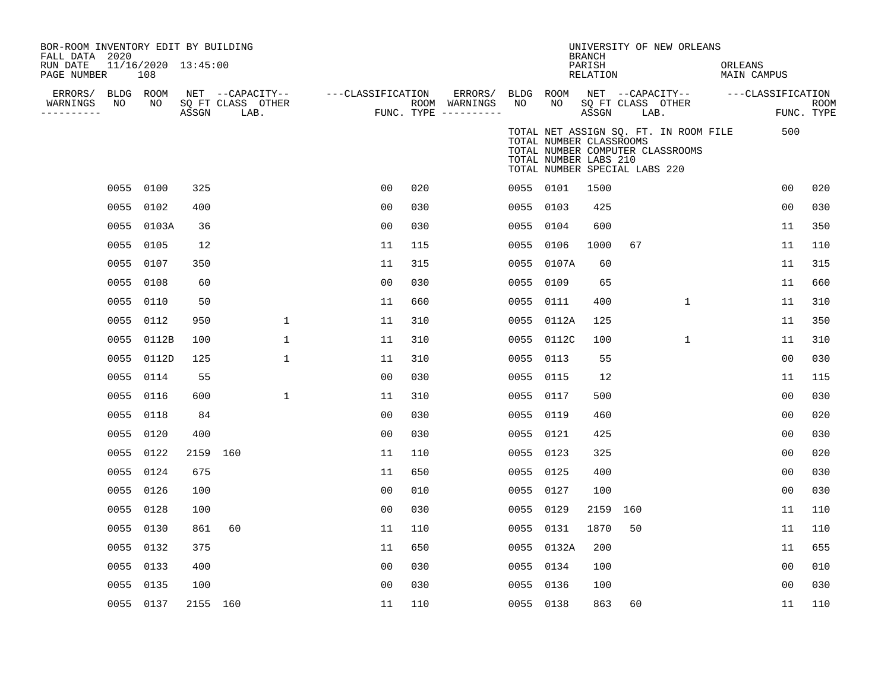BOR-ROOM INVENTORY EDIT BY BUILDING
FALL DATA 2020
RUN DATE 11/16/2020 13:45:00
PAGE NUMBER 108

UNIVERSITY OF NEW ORLEANS
BRANCH
PARISH ORLEANS
RELATION MAIN CAMPUS

TOTAL NET ASSIGN SQ. FT. IN ROOM FILE 500
TOTAL NUMBER CLASSROOMS
TOTAL NUMBER COMPUTER CLASSROOMS
TOTAL NUMBER LABS 210
TOTAL NUMBER SPECIAL LABS 220

| ERRORS/ WARNINGS | BLDG NO | ROOM NO | NET SQ FT ASSGN | CAPACITY CLASS | CAPACITY LAB. | CAPACITY OTHER | FUNC. | ROOM TYPE | ERRORS/ WARNINGS | BLDG NO | ROOM NO | NET SQ FT ASSGN | CAPACITY CLASS | CAPACITY LAB. | CAPACITY OTHER | FUNC. | ROOM TYPE |
|---|---|---|---|---|---|---|---|---|---|---|---|---|---|---|---|---|---|
| | 0055 | 0100 | 325 | | | | 00 | 020 | | 0055 | 0101 | 1500 | | | | 00 | 020 |
| | 0055 | 0102 | 400 | | | | 00 | 030 | | 0055 | 0103 | 425 | | | | 00 | 030 |
| | 0055 | 0103A | 36 | | | | 00 | 030 | | 0055 | 0104 | 600 | | | | 11 | 350 |
| | 0055 | 0105 | 12 | | | | 11 | 115 | | 0055 | 0106 | 1000 | 67 | | | 11 | 110 |
| | 0055 | 0107 | 350 | | | | 11 | 315 | | 0055 | 0107A | 60 | | | | 11 | 315 |
| | 0055 | 0108 | 60 | | | | 00 | 030 | | 0055 | 0109 | 65 | | | | 11 | 660 |
| | 0055 | 0110 | 50 | | | | 11 | 660 | | 0055 | 0111 | 400 | | | 1 | 11 | 310 |
| | 0055 | 0112 | 950 | | | 1 | 11 | 310 | | 0055 | 0112A | 125 | | | | 11 | 350 |
| | 0055 | 0112B | 100 | | | 1 | 11 | 310 | | 0055 | 0112C | 100 | | | 1 | 11 | 310 |
| | 0055 | 0112D | 125 | | | 1 | 11 | 310 | | 0055 | 0113 | 55 | | | | 00 | 030 |
| | 0055 | 0114 | 55 | | | | 00 | 030 | | 0055 | 0115 | 12 | | | | 11 | 115 |
| | 0055 | 0116 | 600 | | | 1 | 11 | 310 | | 0055 | 0117 | 500 | | | | 00 | 030 |
| | 0055 | 0118 | 84 | | | | 00 | 030 | | 0055 | 0119 | 460 | | | | 00 | 020 |
| | 0055 | 0120 | 400 | | | | 00 | 030 | | 0055 | 0121 | 425 | | | | 00 | 030 |
| | 0055 | 0122 | 2159 | 160 | | | 11 | 110 | | 0055 | 0123 | 325 | | | | 00 | 020 |
| | 0055 | 0124 | 675 | | | | 11 | 650 | | 0055 | 0125 | 400 | | | | 00 | 030 |
| | 0055 | 0126 | 100 | | | | 00 | 010 | | 0055 | 0127 | 100 | | | | 00 | 030 |
| | 0055 | 0128 | 100 | | | | 00 | 030 | | 0055 | 0129 | 2159 | 160 | | | 11 | 110 |
| | 0055 | 0130 | 861 | 60 | | | 11 | 110 | | 0055 | 0131 | 1870 | 50 | | | 11 | 110 |
| | 0055 | 0132 | 375 | | | | 11 | 650 | | 0055 | 0132A | 200 | | | | 11 | 655 |
| | 0055 | 0133 | 400 | | | | 00 | 030 | | 0055 | 0134 | 100 | | | | 00 | 010 |
| | 0055 | 0135 | 100 | | | | 00 | 030 | | 0055 | 0136 | 100 | | | | 00 | 030 |
| | 0055 | 0137 | 2155 | 160 | | | 11 | 110 | | 0055 | 0138 | 863 | 60 | | | 11 | 110 |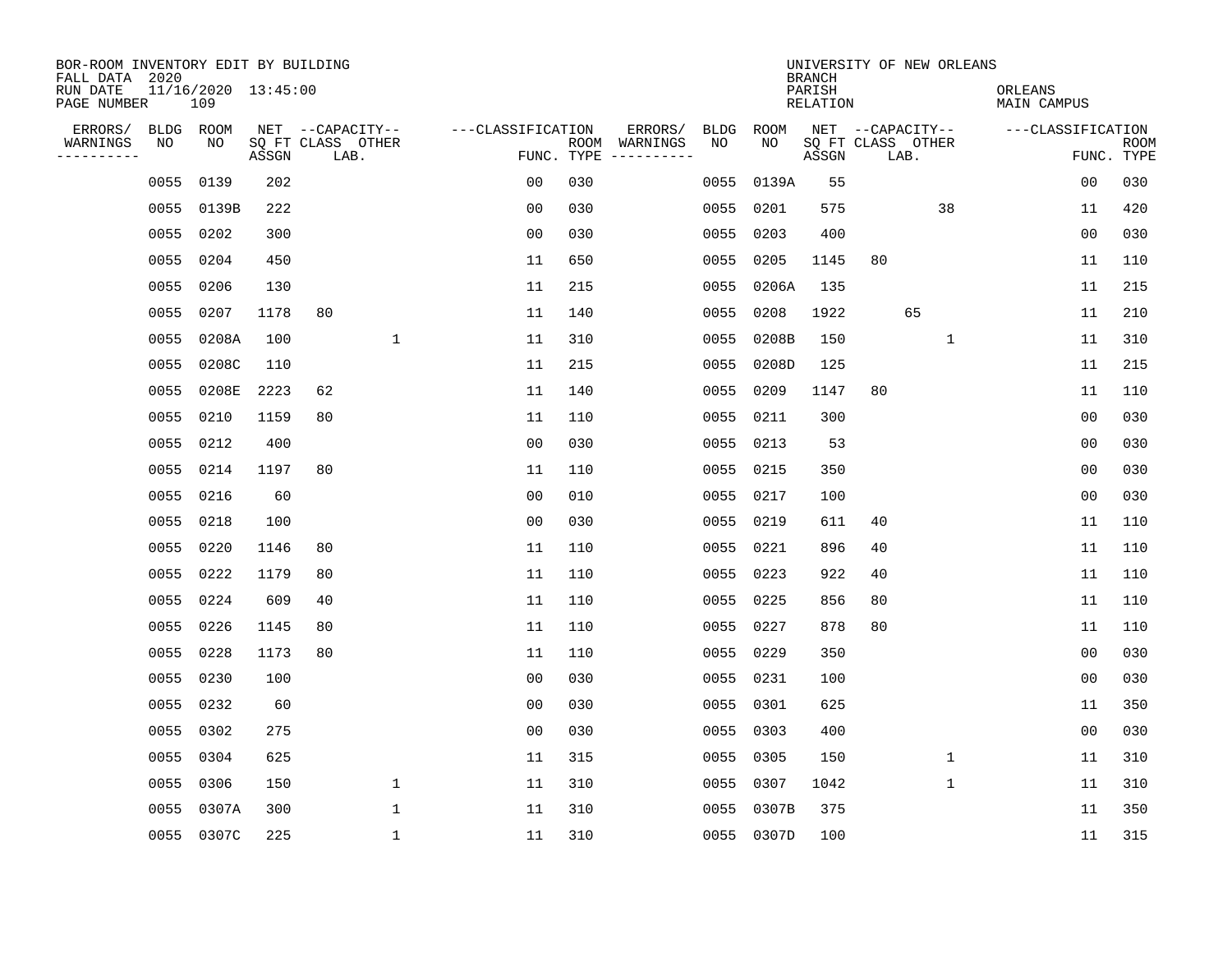BOR-ROOM INVENTORY EDIT BY BUILDING
FALL DATA 2020
RUN DATE 11/16/2020 13:45:00
PAGE NUMBER 109

UNIVERSITY OF NEW ORLEANS
BRANCH
PARISH ORLEANS
RELATION MAIN CAMPUS

| ERRORS/ WARNINGS | BLDG NO | ROOM NO | NET SQ FT ASSGN | CAPACITY CLASS | CAPACITY LAB. | CAPACITY OTHER | CLASSIFICATION FUNC. | ROOM TYPE | ERRORS/ WARNINGS | BLDG NO | ROOM NO | NET SQ FT ASSGN | CAPACITY CLASS | CAPACITY LAB. | CAPACITY OTHER | CLASSIFICATION FUNC. | ROOM TYPE |
|---|---|---|---|---|---|---|---|---|---|---|---|---|---|---|---|---|---|
| | 0055 | 0139 | 202 | | | | 00 | 030 | | 0055 | 0139A | 55 | | | | 00 | 030 |
| | 0055 | 0139B | 222 | | | | 00 | 030 | | 0055 | 0201 | 575 | | | 38 | 11 | 420 |
| | 0055 | 0202 | 300 | | | | 00 | 030 | | 0055 | 0203 | 400 | | | | 00 | 030 |
| | 0055 | 0204 | 450 | | | | 11 | 650 | | 0055 | 0205 | 1145 | 80 | | | 11 | 110 |
| | 0055 | 0206 | 130 | | | | 11 | 215 | | 0055 | 0206A | 135 | | | | 11 | 215 |
| | 0055 | 0207 | 1178 | 80 | | | 11 | 140 | | 0055 | 0208 | 1922 | | 65 | | 11 | 210 |
| | 0055 | 0208A | 100 | | | 1 | 11 | 310 | | 0055 | 0208B | 150 | | | 1 | 11 | 310 |
| | 0055 | 0208C | 110 | | | | 11 | 215 | | 0055 | 0208D | 125 | | | | 11 | 215 |
| | 0055 | 0208E | 2223 | 62 | | | 11 | 140 | | 0055 | 0209 | 1147 | 80 | | | 11 | 110 |
| | 0055 | 0210 | 1159 | 80 | | | 11 | 110 | | 0055 | 0211 | 300 | | | | 00 | 030 |
| | 0055 | 0212 | 400 | | | | 00 | 030 | | 0055 | 0213 | 53 | | | | 00 | 030 |
| | 0055 | 0214 | 1197 | 80 | | | 11 | 110 | | 0055 | 0215 | 350 | | | | 00 | 030 |
| | 0055 | 0216 | 60 | | | | 00 | 010 | | 0055 | 0217 | 100 | | | | 00 | 030 |
| | 0055 | 0218 | 100 | | | | 00 | 030 | | 0055 | 0219 | 611 | 40 | | | 11 | 110 |
| | 0055 | 0220 | 1146 | 80 | | | 11 | 110 | | 0055 | 0221 | 896 | 40 | | | 11 | 110 |
| | 0055 | 0222 | 1179 | 80 | | | 11 | 110 | | 0055 | 0223 | 922 | 40 | | | 11 | 110 |
| | 0055 | 0224 | 609 | 40 | | | 11 | 110 | | 0055 | 0225 | 856 | 80 | | | 11 | 110 |
| | 0055 | 0226 | 1145 | 80 | | | 11 | 110 | | 0055 | 0227 | 878 | 80 | | | 11 | 110 |
| | 0055 | 0228 | 1173 | 80 | | | 11 | 110 | | 0055 | 0229 | 350 | | | | 00 | 030 |
| | 0055 | 0230 | 100 | | | | 00 | 030 | | 0055 | 0231 | 100 | | | | 00 | 030 |
| | 0055 | 0232 | 60 | | | | 00 | 030 | | 0055 | 0301 | 625 | | | | 11 | 350 |
| | 0055 | 0302 | 275 | | | | 00 | 030 | | 0055 | 0303 | 400 | | | | 00 | 030 |
| | 0055 | 0304 | 625 | | | | 11 | 315 | | 0055 | 0305 | 150 | | | 1 | 11 | 310 |
| | 0055 | 0306 | 150 | | | 1 | 11 | 310 | | 0055 | 0307 | 1042 | | | 1 | 11 | 310 |
| | 0055 | 0307A | 300 | | | 1 | 11 | 310 | | 0055 | 0307B | 375 | | | | 11 | 350 |
| | 0055 | 0307C | 225 | | | 1 | 11 | 310 | | 0055 | 0307D | 100 | | | | 11 | 315 |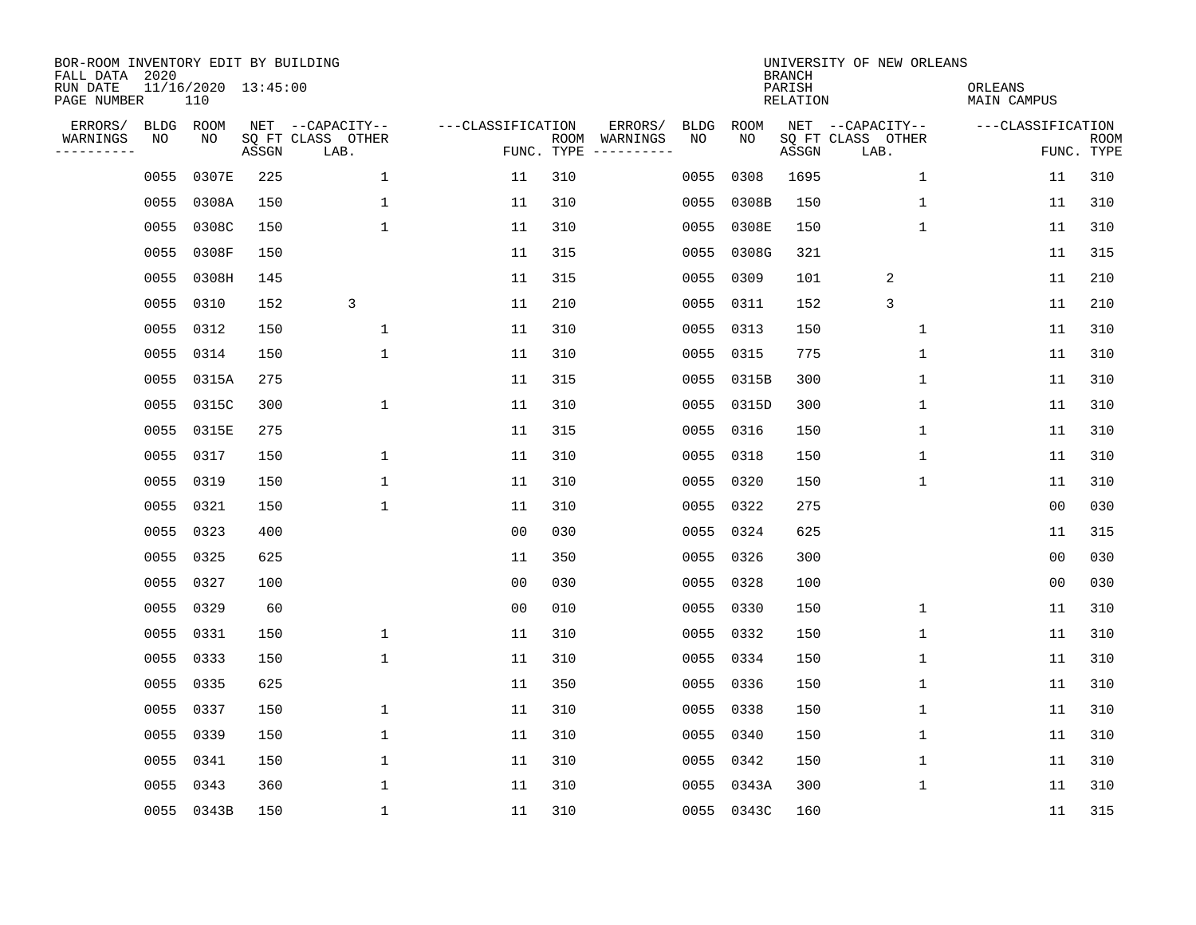BOR-ROOM INVENTORY EDIT BY BUILDING
FALL DATA 2020
RUN DATE 11/16/2020 13:45:00
PAGE NUMBER 110

UNIVERSITY OF NEW ORLEANS
BRANCH
PARISH ORLEANS
RELATION MAIN CAMPUS

| ERRORS/ WARNINGS | BLDG NO | ROOM NO | NET SQ FT ASSGN | CAPACITY CLASS LAB. | CAPACITY OTHER | CLASSIFICATION FUNC. | ROOM TYPE | ERRORS/ WARNINGS | BLDG NO | ROOM NO | NET SQ FT ASSGN | CAPACITY CLASS LAB. | CAPACITY OTHER | CLASSIFICATION FUNC. | ROOM TYPE |
|---|---|---|---|---|---|---|---|---|---|---|---|---|---|---|---|
| | 0055 | 0307E | 225 | | 1 | 11 | 310 | | 0055 | 0308 | 1695 | | 1 | 11 | 310 |
| | 0055 | 0308A | 150 | | 1 | 11 | 310 | | 0055 | 0308B | 150 | | 1 | 11 | 310 |
| | 0055 | 0308C | 150 | | 1 | 11 | 310 | | 0055 | 0308E | 150 | | 1 | 11 | 310 |
| | 0055 | 0308F | 150 | | | 11 | 315 | | 0055 | 0308G | 321 | | | 11 | 315 |
| | 0055 | 0308H | 145 | | | 11 | 315 | | 0055 | 0309 | 101 | 2 | | 11 | 210 |
| | 0055 | 0310 | 152 | 3 | | 11 | 210 | | 0055 | 0311 | 152 | 3 | | 11 | 210 |
| | 0055 | 0312 | 150 | | 1 | 11 | 310 | | 0055 | 0313 | 150 | | 1 | 11 | 310 |
| | 0055 | 0314 | 150 | | 1 | 11 | 310 | | 0055 | 0315 | 775 | | 1 | 11 | 310 |
| | 0055 | 0315A | 275 | | | 11 | 315 | | 0055 | 0315B | 300 | | 1 | 11 | 310 |
| | 0055 | 0315C | 300 | | 1 | 11 | 310 | | 0055 | 0315D | 300 | | 1 | 11 | 310 |
| | 0055 | 0315E | 275 | | | 11 | 315 | | 0055 | 0316 | 150 | | 1 | 11 | 310 |
| | 0055 | 0317 | 150 | | 1 | 11 | 310 | | 0055 | 0318 | 150 | | 1 | 11 | 310 |
| | 0055 | 0319 | 150 | | 1 | 11 | 310 | | 0055 | 0320 | 150 | | 1 | 11 | 310 |
| | 0055 | 0321 | 150 | | 1 | 11 | 310 | | 0055 | 0322 | 275 | | | 00 | 030 |
| | 0055 | 0323 | 400 | | | 00 | 030 | | 0055 | 0324 | 625 | | | 11 | 315 |
| | 0055 | 0325 | 625 | | | 11 | 350 | | 0055 | 0326 | 300 | | | 00 | 030 |
| | 0055 | 0327 | 100 | | | 00 | 030 | | 0055 | 0328 | 100 | | | 00 | 030 |
| | 0055 | 0329 | 60 | | | 00 | 010 | | 0055 | 0330 | 150 | | 1 | 11 | 310 |
| | 0055 | 0331 | 150 | | 1 | 11 | 310 | | 0055 | 0332 | 150 | | 1 | 11 | 310 |
| | 0055 | 0333 | 150 | | 1 | 11 | 310 | | 0055 | 0334 | 150 | | 1 | 11 | 310 |
| | 0055 | 0335 | 625 | | | 11 | 350 | | 0055 | 0336 | 150 | | 1 | 11 | 310 |
| | 0055 | 0337 | 150 | | 1 | 11 | 310 | | 0055 | 0338 | 150 | | 1 | 11 | 310 |
| | 0055 | 0339 | 150 | | 1 | 11 | 310 | | 0055 | 0340 | 150 | | 1 | 11 | 310 |
| | 0055 | 0341 | 150 | | 1 | 11 | 310 | | 0055 | 0342 | 150 | | 1 | 11 | 310 |
| | 0055 | 0343 | 360 | | 1 | 11 | 310 | | 0055 | 0343A | 300 | | 1 | 11 | 310 |
| | 0055 | 0343B | 150 | | 1 | 11 | 310 | | 0055 | 0343C | 160 | | | 11 | 315 |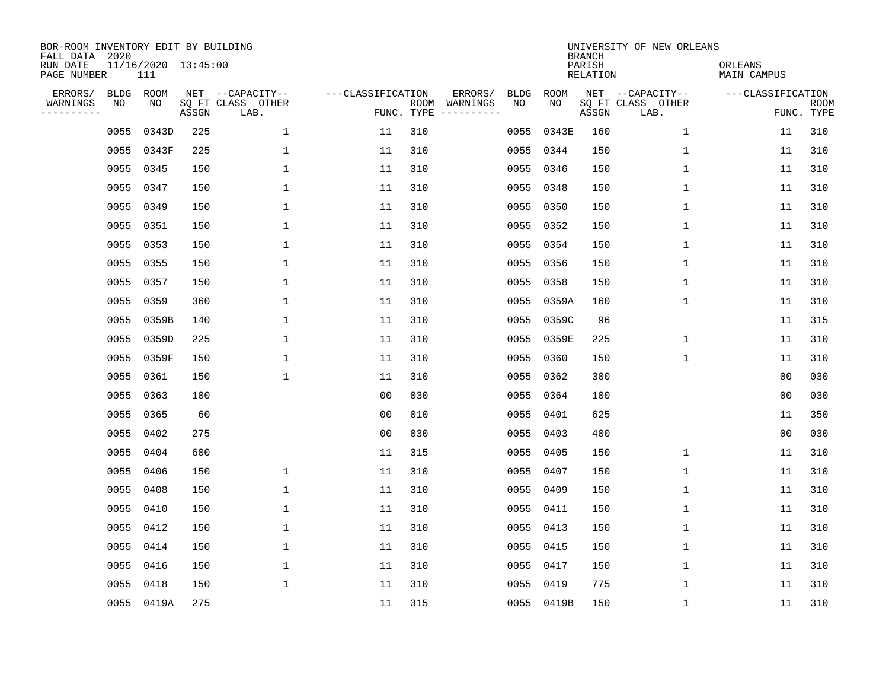BOR-ROOM INVENTORY EDIT BY BUILDING
FALL DATA 2020
RUN DATE 11/16/2020 13:45:00
PAGE NUMBER 111

UNIVERSITY OF NEW ORLEANS
BRANCH
PARISH ORLEANS
RELATION MAIN CAMPUS

| ERRORS/ WARNINGS | BLDG NO | ROOM NO | NET SQ FT ASSGN | CAPACITY CLASS LAB. | CAPACITY OTHER | CLASSIFICATION FUNC. | ROOM TYPE | ERRORS/ WARNINGS | BLDG NO | ROOM NO | NET SQ FT ASSGN | CAPACITY CLASS LAB. | CAPACITY OTHER | CLASSIFICATION FUNC. | ROOM TYPE |
|---|---|---|---|---|---|---|---|---|---|---|---|---|---|---|---|
| | 0055 | 0343D | 225 | | 1 | 11 | 310 | | 0055 | 0343E | 160 | | 1 | 11 | 310 |
| | 0055 | 0343F | 225 | | 1 | 11 | 310 | | 0055 | 0344 | 150 | | 1 | 11 | 310 |
| | 0055 | 0345 | 150 | | 1 | 11 | 310 | | 0055 | 0346 | 150 | | 1 | 11 | 310 |
| | 0055 | 0347 | 150 | | 1 | 11 | 310 | | 0055 | 0348 | 150 | | 1 | 11 | 310 |
| | 0055 | 0349 | 150 | | 1 | 11 | 310 | | 0055 | 0350 | 150 | | 1 | 11 | 310 |
| | 0055 | 0351 | 150 | | 1 | 11 | 310 | | 0055 | 0352 | 150 | | 1 | 11 | 310 |
| | 0055 | 0353 | 150 | | 1 | 11 | 310 | | 0055 | 0354 | 150 | | 1 | 11 | 310 |
| | 0055 | 0355 | 150 | | 1 | 11 | 310 | | 0055 | 0356 | 150 | | 1 | 11 | 310 |
| | 0055 | 0357 | 150 | | 1 | 11 | 310 | | 0055 | 0358 | 150 | | 1 | 11 | 310 |
| | 0055 | 0359 | 360 | | 1 | 11 | 310 | | 0055 | 0359A | 160 | | 1 | 11 | 310 |
| | 0055 | 0359B | 140 | | 1 | 11 | 310 | | 0055 | 0359C | 96 | | | 11 | 315 |
| | 0055 | 0359D | 225 | | 1 | 11 | 310 | | 0055 | 0359E | 225 | | 1 | 11 | 310 |
| | 0055 | 0359F | 150 | | 1 | 11 | 310 | | 0055 | 0360 | 150 | | 1 | 11 | 310 |
| | 0055 | 0361 | 150 | | 1 | 11 | 310 | | 0055 | 0362 | 300 | | | 00 | 030 |
| | 0055 | 0363 | 100 | | | 00 | 030 | | 0055 | 0364 | 100 | | | 00 | 030 |
| | 0055 | 0365 | 60 | | | 00 | 010 | | 0055 | 0401 | 625 | | | 11 | 350 |
| | 0055 | 0402 | 275 | | | 00 | 030 | | 0055 | 0403 | 400 | | | 00 | 030 |
| | 0055 | 0404 | 600 | | | 11 | 315 | | 0055 | 0405 | 150 | | 1 | 11 | 310 |
| | 0055 | 0406 | 150 | | 1 | 11 | 310 | | 0055 | 0407 | 150 | | 1 | 11 | 310 |
| | 0055 | 0408 | 150 | | 1 | 11 | 310 | | 0055 | 0409 | 150 | | 1 | 11 | 310 |
| | 0055 | 0410 | 150 | | 1 | 11 | 310 | | 0055 | 0411 | 150 | | 1 | 11 | 310 |
| | 0055 | 0412 | 150 | | 1 | 11 | 310 | | 0055 | 0413 | 150 | | 1 | 11 | 310 |
| | 0055 | 0414 | 150 | | 1 | 11 | 310 | | 0055 | 0415 | 150 | | 1 | 11 | 310 |
| | 0055 | 0416 | 150 | | 1 | 11 | 310 | | 0055 | 0417 | 150 | | 1 | 11 | 310 |
| | 0055 | 0418 | 150 | | 1 | 11 | 310 | | 0055 | 0419 | 775 | | 1 | 11 | 310 |
| | 0055 | 0419A | 275 | | | 11 | 315 | | 0055 | 0419B | 150 | | 1 | 11 | 310 |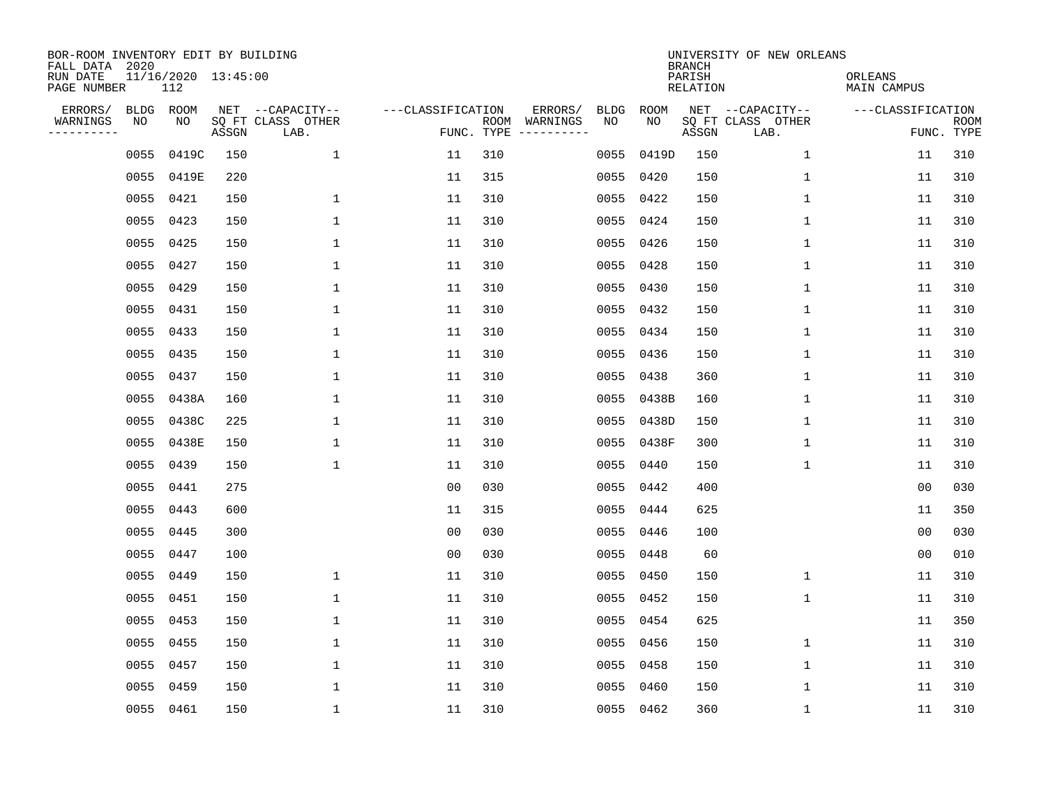BOR-ROOM INVENTORY EDIT BY BUILDING
FALL DATA 2020
RUN DATE 11/16/2020 13:45:00
PAGE NUMBER 112

UNIVERSITY OF NEW ORLEANS
BRANCH
PARISH ORLEANS
RELATION MAIN CAMPUS

| ERRORS/ WARNINGS | BLDG NO | ROOM NO | NET SQ FT ASSGN | CAPACITY CLASS LAB. | CAPACITY OTHER | CLASSIFICATION FUNC. | ROOM TYPE | ERRORS/ WARNINGS | BLDG NO | ROOM NO | NET SQ FT ASSGN | CAPACITY CLASS LAB. | CAPACITY OTHER | CLASSIFICATION FUNC. | ROOM TYPE |
|---|---|---|---|---|---|---|---|---|---|---|---|---|---|---|---|
| | 0055 | 0419C | 150 | | 1 | 11 | 310 | | 0055 | 0419D | 150 | | 1 | 11 | 310 |
| | 0055 | 0419E | 220 | | | 11 | 315 | | 0055 | 0420 | 150 | | 1 | 11 | 310 |
| | 0055 | 0421 | 150 | | 1 | 11 | 310 | | 0055 | 0422 | 150 | | 1 | 11 | 310 |
| | 0055 | 0423 | 150 | | 1 | 11 | 310 | | 0055 | 0424 | 150 | | 1 | 11 | 310 |
| | 0055 | 0425 | 150 | | 1 | 11 | 310 | | 0055 | 0426 | 150 | | 1 | 11 | 310 |
| | 0055 | 0427 | 150 | | 1 | 11 | 310 | | 0055 | 0428 | 150 | | 1 | 11 | 310 |
| | 0055 | 0429 | 150 | | 1 | 11 | 310 | | 0055 | 0430 | 150 | | 1 | 11 | 310 |
| | 0055 | 0431 | 150 | | 1 | 11 | 310 | | 0055 | 0432 | 150 | | 1 | 11 | 310 |
| | 0055 | 0433 | 150 | | 1 | 11 | 310 | | 0055 | 0434 | 150 | | 1 | 11 | 310 |
| | 0055 | 0435 | 150 | | 1 | 11 | 310 | | 0055 | 0436 | 150 | | 1 | 11 | 310 |
| | 0055 | 0437 | 150 | | 1 | 11 | 310 | | 0055 | 0438 | 360 | | 1 | 11 | 310 |
| | 0055 | 0438A | 160 | | 1 | 11 | 310 | | 0055 | 0438B | 160 | | 1 | 11 | 310 |
| | 0055 | 0438C | 225 | | 1 | 11 | 310 | | 0055 | 0438D | 150 | | 1 | 11 | 310 |
| | 0055 | 0438E | 150 | | 1 | 11 | 310 | | 0055 | 0438F | 300 | | 1 | 11 | 310 |
| | 0055 | 0439 | 150 | | 1 | 11 | 310 | | 0055 | 0440 | 150 | | 1 | 11 | 310 |
| | 0055 | 0441 | 275 | | | 00 | 030 | | 0055 | 0442 | 400 | | | 00 | 030 |
| | 0055 | 0443 | 600 | | | 11 | 315 | | 0055 | 0444 | 625 | | | 11 | 350 |
| | 0055 | 0445 | 300 | | | 00 | 030 | | 0055 | 0446 | 100 | | | 00 | 030 |
| | 0055 | 0447 | 100 | | | 00 | 030 | | 0055 | 0448 | 60 | | | 00 | 010 |
| | 0055 | 0449 | 150 | | 1 | 11 | 310 | | 0055 | 0450 | 150 | | 1 | 11 | 310 |
| | 0055 | 0451 | 150 | | 1 | 11 | 310 | | 0055 | 0452 | 150 | | 1 | 11 | 310 |
| | 0055 | 0453 | 150 | | 1 | 11 | 310 | | 0055 | 0454 | 625 | | | 11 | 350 |
| | 0055 | 0455 | 150 | | 1 | 11 | 310 | | 0055 | 0456 | 150 | | 1 | 11 | 310 |
| | 0055 | 0457 | 150 | | 1 | 11 | 310 | | 0055 | 0458 | 150 | | 1 | 11 | 310 |
| | 0055 | 0459 | 150 | | 1 | 11 | 310 | | 0055 | 0460 | 150 | | 1 | 11 | 310 |
| | 0055 | 0461 | 150 | | 1 | 11 | 310 | | 0055 | 0462 | 360 | | 1 | 11 | 310 |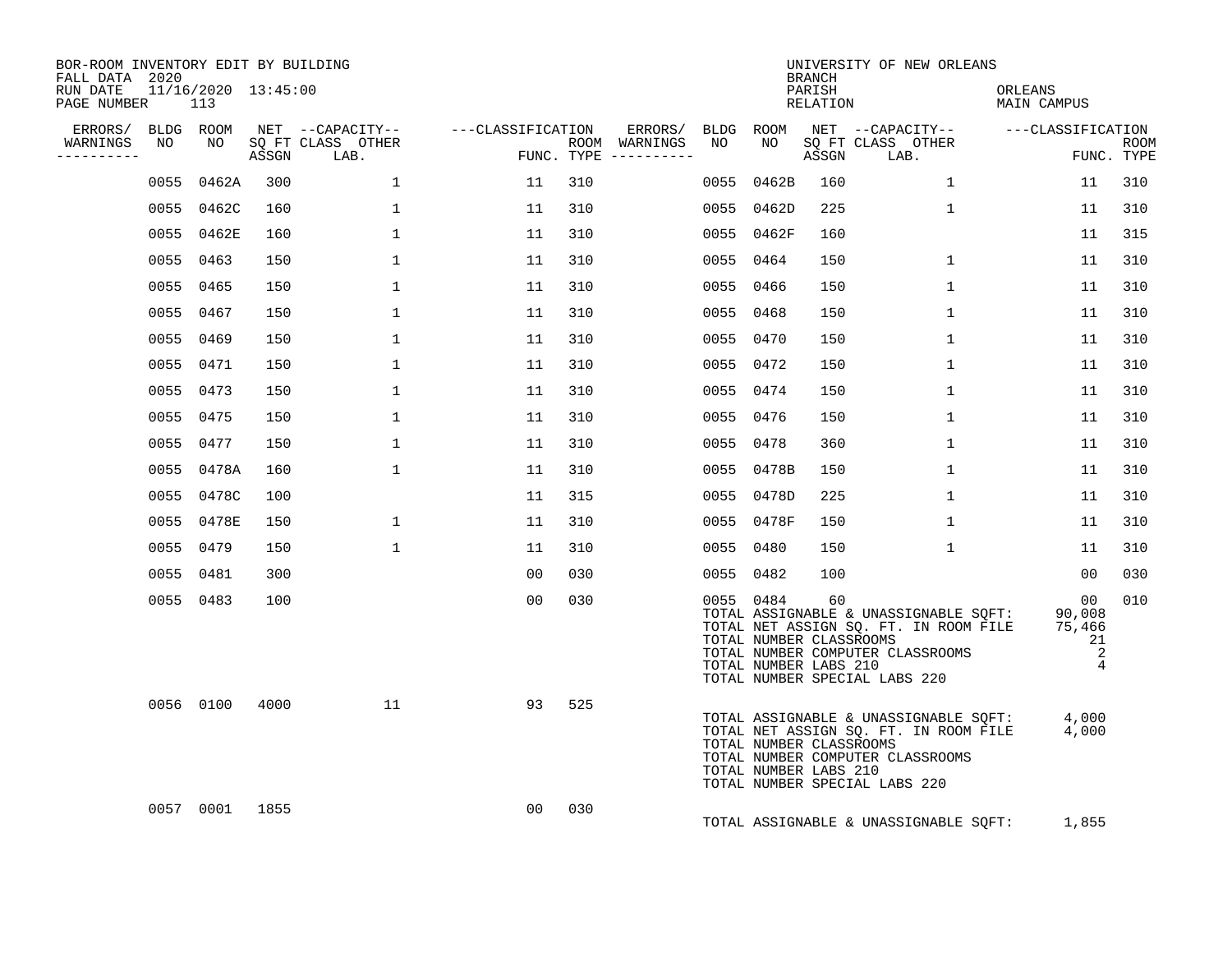BOR-ROOM INVENTORY EDIT BY BUILDING
FALL DATA 2020
RUN DATE 11/16/2020 13:45:00
PAGE NUMBER 113

UNIVERSITY OF NEW ORLEANS
BRANCH
PARISH ORLEANS
RELATION MAIN CAMPUS

| ERRORS/ WARNINGS | BLDG NO | ROOM NO | NET SQ FT ASSGN | CAPACITY CLASS LAB. | CAPACITY OTHER | CLASSIFICATION FUNC. | ROOM TYPE | ERRORS/ WARNINGS | BLDG NO | ROOM NO | NET SQ FT ASSGN | CAPACITY CLASS LAB. | CAPACITY OTHER | CLASSIFICATION FUNC. | ROOM TYPE |
|---|---|---|---|---|---|---|---|---|---|---|---|---|---|---|---|
| | 0055 | 0462A | 300 | | 1 | 11 | 310 | | 0055 | 0462B | 160 | | 1 | 11 | 310 |
| | 0055 | 0462C | 160 | | 1 | 11 | 310 | | 0055 | 0462D | 225 | | 1 | 11 | 310 |
| | 0055 | 0462E | 160 | | 1 | 11 | 310 | | 0055 | 0462F | 160 | | | 11 | 315 |
| | 0055 | 0463 | 150 | | 1 | 11 | 310 | | 0055 | 0464 | 150 | | 1 | 11 | 310 |
| | 0055 | 0465 | 150 | | 1 | 11 | 310 | | 0055 | 0466 | 150 | | 1 | 11 | 310 |
| | 0055 | 0467 | 150 | | 1 | 11 | 310 | | 0055 | 0468 | 150 | | 1 | 11 | 310 |
| | 0055 | 0469 | 150 | | 1 | 11 | 310 | | 0055 | 0470 | 150 | | 1 | 11 | 310 |
| | 0055 | 0471 | 150 | | 1 | 11 | 310 | | 0055 | 0472 | 150 | | 1 | 11 | 310 |
| | 0055 | 0473 | 150 | | 1 | 11 | 310 | | 0055 | 0474 | 150 | | 1 | 11 | 310 |
| | 0055 | 0475 | 150 | | 1 | 11 | 310 | | 0055 | 0476 | 150 | | 1 | 11 | 310 |
| | 0055 | 0477 | 150 | | 1 | 11 | 310 | | 0055 | 0478 | 360 | | 1 | 11 | 310 |
| | 0055 | 0478A | 160 | | 1 | 11 | 310 | | 0055 | 0478B | 150 | | 1 | 11 | 310 |
| | 0055 | 0478C | 100 | | | 11 | 315 | | 0055 | 0478D | 225 | | 1 | 11 | 310 |
| | 0055 | 0478E | 150 | | 1 | 11 | 310 | | 0055 | 0478F | 150 | | 1 | 11 | 310 |
| | 0055 | 0479 | 150 | | 1 | 11 | 310 | | 0055 | 0480 | 150 | | 1 | 11 | 310 |
| | 0055 | 0481 | 300 | | | 00 | 030 | | 0055 | 0482 | 100 | | | 00 | 030 |
| | 0055 | 0483 | 100 | | | 00 | 030 | | 0055 | 0484 | 60 | | | 00 | 010 |

TOTAL ASSIGNABLE & UNASSIGNABLE SQFT: 90,008
TOTAL NET ASSIGN SQ. FT. IN ROOM FILE 75,466
TOTAL NUMBER CLASSROOMS 21
TOTAL NUMBER COMPUTER CLASSROOMS 2
TOTAL NUMBER LABS 210 4
TOTAL NUMBER SPECIAL LABS 220

| ERRORS/ WARNINGS | BLDG NO | ROOM NO | NET SQ FT ASSGN | CAPACITY CLASS LAB. | CAPACITY OTHER | CLASSIFICATION FUNC. | ROOM TYPE |
|---|---|---|---|---|---|---|---|
| | 0056 | 0100 | 4000 | | 11 | 93 | 525 |

TOTAL ASSIGNABLE & UNASSIGNABLE SQFT: 4,000
TOTAL NET ASSIGN SQ. FT. IN ROOM FILE 4,000
TOTAL NUMBER CLASSROOMS
TOTAL NUMBER COMPUTER CLASSROOMS
TOTAL NUMBER LABS 210
TOTAL NUMBER SPECIAL LABS 220

| ERRORS/ WARNINGS | BLDG NO | ROOM NO | NET SQ FT ASSGN | CAPACITY CLASS LAB. | CAPACITY OTHER | CLASSIFICATION FUNC. | ROOM TYPE |
|---|---|---|---|---|---|---|---|
| | 0057 | 0001 | 1855 | | | 00 | 030 |

TOTAL ASSIGNABLE & UNASSIGNABLE SQFT: 1,855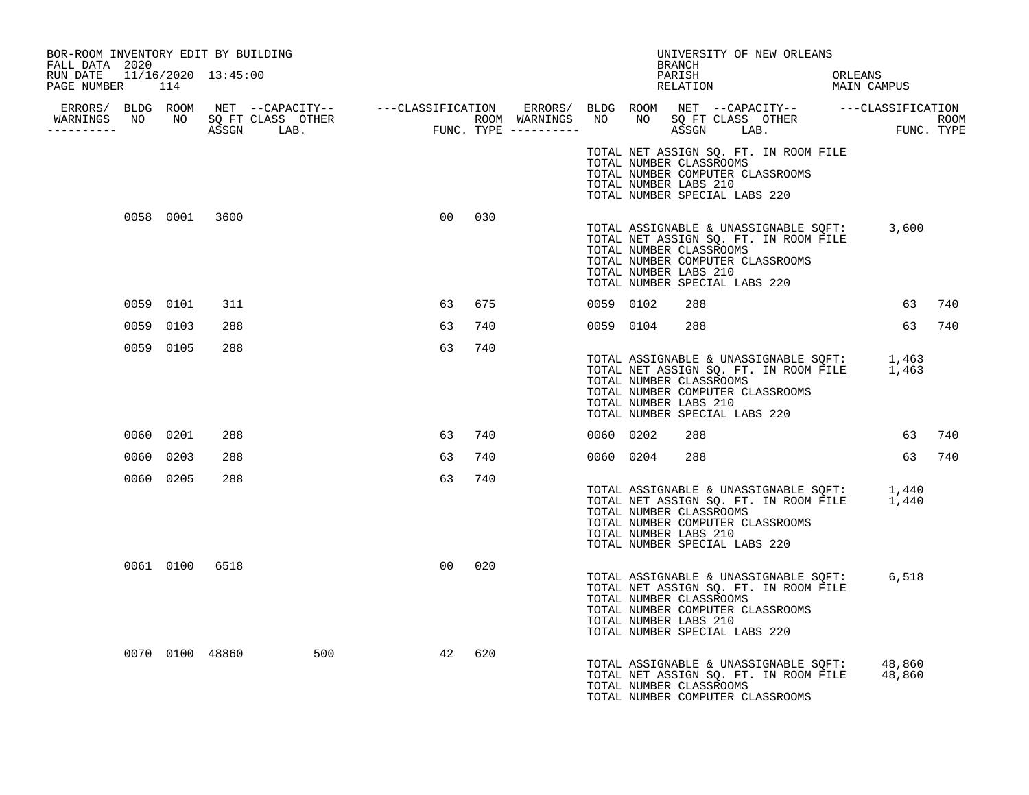BOR-ROOM INVENTORY EDIT BY BUILDING
FALL DATA 2020
RUN DATE 11/16/2020 13:45:00
PAGE NUMBER 114

UNIVERSITY OF NEW ORLEANS
BRANCH
PARISH ORLEANS
RELATION MAIN CAMPUS

| ERRORS/ WARNINGS | BLDG NO | ROOM NO | NET SQ FT ASSGN | CAPACITY CLASS | CAPACITY OTHER LAB. | CLASSIFICATION FUNC. | ROOM TYPE | ERRORS/ WARNINGS | BLDG NO | ROOM NO | NET SQ FT ASSGN | CAPACITY CLASS | CAPACITY OTHER LAB. | CLASSIFICATION FUNC. | ROOM TYPE |
|---|---|---|---|---|---|---|---|---|---|---|---|---|---|---|---|
| | 0058 | 0001 | 3600 | | | 00 | 030 | | | | | | | | |
| | 0059 | 0101 | 311 | | | 63 | 675 | | 0059 | 0102 | 288 | | | 63 | 740 |
| | 0059 | 0103 | 288 | | | 63 | 740 | | 0059 | 0104 | 288 | | | 63 | 740 |
| | 0059 | 0105 | 288 | | | 63 | 740 | | | | | | | | |
| | 0060 | 0201 | 288 | | | 63 | 740 | | 0060 | 0202 | 288 | | | 63 | 740 |
| | 0060 | 0203 | 288 | | | 63 | 740 | | 0060 | 0204 | 288 | | | 63 | 740 |
| | 0060 | 0205 | 288 | | | 63 | 740 | | | | | | | | |
| | 0061 | 0100 | 6518 | | | 00 | 020 | | | | | | | | |
| | 0070 | 0100 | 48860 | | 500 | 42 | 620 | | | | | | | | |

TOTAL NET ASSIGN SQ. FT. IN ROOM FILE
TOTAL NUMBER CLASSROOMS
TOTAL NUMBER COMPUTER CLASSROOMS
TOTAL NUMBER LABS 210
TOTAL NUMBER SPECIAL LABS 220

Building 0058:

TOTAL ASSIGNABLE & UNASSIGNABLE SQFT: 3,600
TOTAL NET ASSIGN SQ. FT. IN ROOM FILE
TOTAL NUMBER CLASSROOMS
TOTAL NUMBER COMPUTER CLASSROOMS
TOTAL NUMBER LABS 210
TOTAL NUMBER SPECIAL LABS 220

Building 0059:

TOTAL ASSIGNABLE & UNASSIGNABLE SQFT: 1,463
TOTAL NET ASSIGN SQ. FT. IN ROOM FILE 1,463
TOTAL NUMBER CLASSROOMS
TOTAL NUMBER COMPUTER CLASSROOMS
TOTAL NUMBER LABS 210
TOTAL NUMBER SPECIAL LABS 220

Building 0060:

TOTAL ASSIGNABLE & UNASSIGNABLE SQFT: 1,440
TOTAL NET ASSIGN SQ. FT. IN ROOM FILE 1,440
TOTAL NUMBER CLASSROOMS
TOTAL NUMBER COMPUTER CLASSROOMS
TOTAL NUMBER LABS 210
TOTAL NUMBER SPECIAL LABS 220

Building 0061:

TOTAL ASSIGNABLE & UNASSIGNABLE SQFT: 6,518
TOTAL NET ASSIGN SQ. FT. IN ROOM FILE
TOTAL NUMBER CLASSROOMS
TOTAL NUMBER COMPUTER CLASSROOMS
TOTAL NUMBER LABS 210
TOTAL NUMBER SPECIAL LABS 220

Building 0070:

TOTAL ASSIGNABLE & UNASSIGNABLE SQFT: 48,860
TOTAL NET ASSIGN SQ. FT. IN ROOM FILE 48,860
TOTAL NUMBER CLASSROOMS
TOTAL NUMBER COMPUTER CLASSROOMS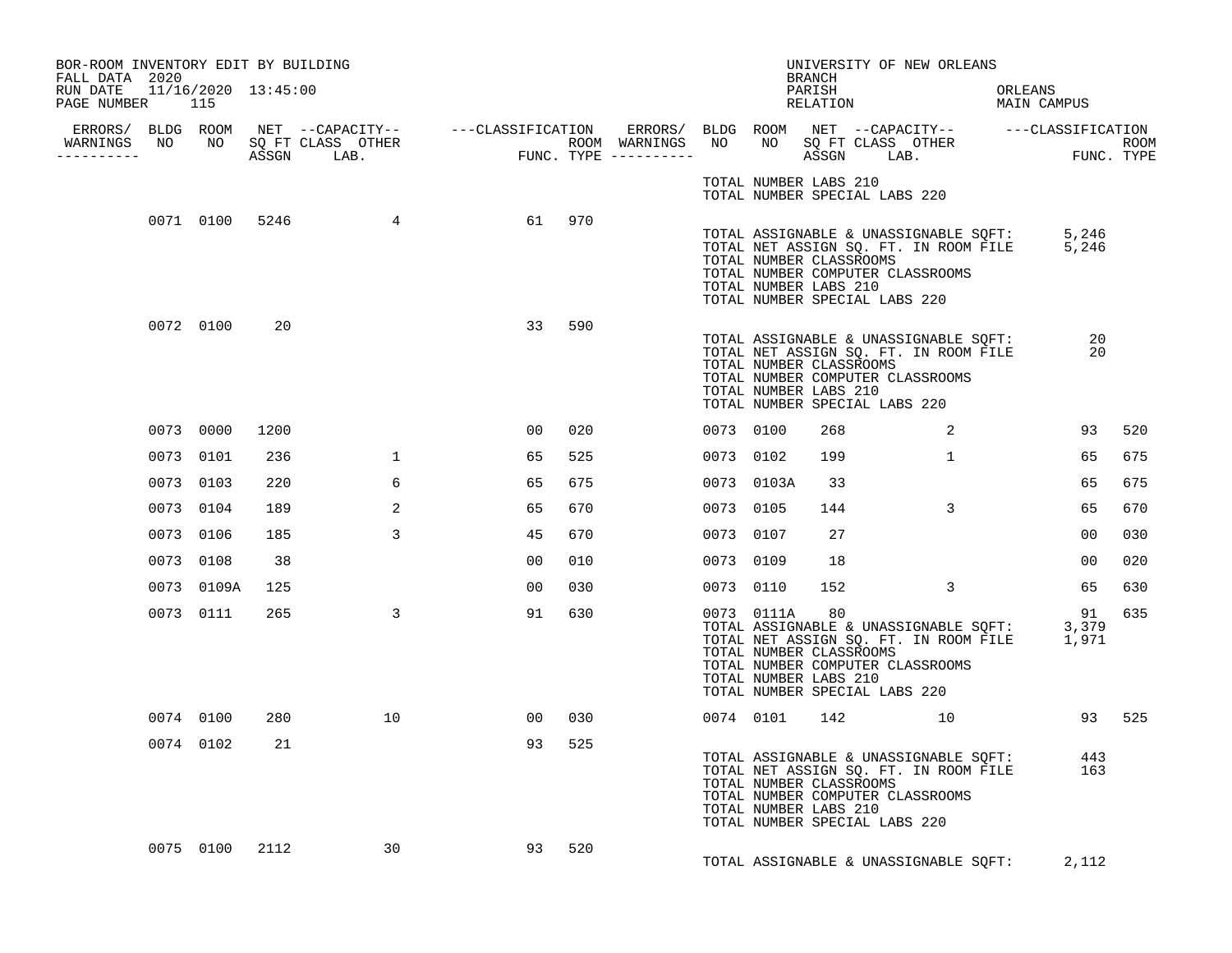BOR-ROOM INVENTORY EDIT BY BUILDING
FALL DATA 2020
RUN DATE 11/16/2020 13:45:00

UNIVERSITY OF NEW ORLEANS
BRANCH
PARISH ORLEANS
RELATION MAIN CAMPUS

| ERRORS/ WARNINGS | BLDG NO | ROOM NO | NET SQ FT ASSGN | CAPACITY CLASS LAB. | CAPACITY OTHER | CLASSIFICATION FUNC. | ROOM TYPE | ERRORS/ WARNINGS | BLDG NO | ROOM NO | NET SQ FT ASSGN | CAPACITY CLASS LAB. | CAPACITY OTHER | CLASSIFICATION FUNC. | ROOM TYPE |
|---|---|---|---|---|---|---|---|---|---|---|---|---|---|---|---|
| | | | | | | | | | TOTAL NUMBER LABS 210 | | | | | | |
| | | | | | | | | | TOTAL NUMBER SPECIAL LABS 220 | | | | | | |
| | 0071 | 0100 | 5246 | | 4 | 61 | 970 | | | | | | | | |
| | | | | | | | | | TOTAL ASSIGNABLE & UNASSIGNABLE SQFT: | | | | | 5,246 | |
| | | | | | | | | | TOTAL NET ASSIGN SQ. FT. IN ROOM FILE | | | | | 5,246 | |
| | | | | | | | | | TOTAL NUMBER CLASSROOMS | | | | | | |
| | | | | | | | | | TOTAL NUMBER COMPUTER CLASSROOMS | | | | | | |
| | | | | | | | | | TOTAL NUMBER LABS 210 | | | | | | |
| | | | | | | | | | TOTAL NUMBER SPECIAL LABS 220 | | | | | | |
| | 0072 | 0100 | 20 | | | 33 | 590 | | | | | | | | |
| | | | | | | | | | TOTAL ASSIGNABLE & UNASSIGNABLE SQFT: | | | | | 20 | |
| | | | | | | | | | TOTAL NET ASSIGN SQ. FT. IN ROOM FILE | | | | | 20 | |
| | | | | | | | | | TOTAL NUMBER CLASSROOMS | | | | | | |
| | | | | | | | | | TOTAL NUMBER COMPUTER CLASSROOMS | | | | | | |
| | | | | | | | | | TOTAL NUMBER LABS 210 | | | | | | |
| | | | | | | | | | TOTAL NUMBER SPECIAL LABS 220 | | | | | | |
| | 0073 | 0000 | 1200 | | | 00 | 020 | | 0073 | 0100 | 268 | | 2 | 93 | 520 |
| | 0073 | 0101 | 236 | | 1 | 65 | 525 | | 0073 | 0102 | 199 | | 1 | 65 | 675 |
| | 0073 | 0103 | 220 | | 6 | 65 | 675 | | 0073 | 0103A | 33 | | | 65 | 675 |
| | 0073 | 0104 | 189 | | 2 | 65 | 670 | | 0073 | 0105 | 144 | | 3 | 65 | 670 |
| | 0073 | 0106 | 185 | | 3 | 45 | 670 | | 0073 | 0107 | 27 | | | 00 | 030 |
| | 0073 | 0108 | 38 | | | 00 | 010 | | 0073 | 0109 | 18 | | | 00 | 020 |
| | 0073 | 0109A | 125 | | | 00 | 030 | | 0073 | 0110 | 152 | | 3 | 65 | 630 |
| | 0073 | 0111 | 265 | | 3 | 91 | 630 | | 0073 | 0111A | 80 | | | 91 | 635 |
| | | | | | | | | | TOTAL ASSIGNABLE & UNASSIGNABLE SQFT: | | | | | 3,379 | |
| | | | | | | | | | TOTAL NET ASSIGN SQ. FT. IN ROOM FILE | | | | | 1,971 | |
| | | | | | | | | | TOTAL NUMBER CLASSROOMS | | | | | | |
| | | | | | | | | | TOTAL NUMBER COMPUTER CLASSROOMS | | | | | | |
| | | | | | | | | | TOTAL NUMBER LABS 210 | | | | | | |
| | | | | | | | | | TOTAL NUMBER SPECIAL LABS 220 | | | | | | |
| | 0074 | 0100 | 280 | | 10 | 00 | 030 | | 0074 | 0101 | 142 | | 10 | 93 | 525 |
| | 0074 | 0102 | 21 | | | 93 | 525 | | | | | | | | |
| | | | | | | | | | TOTAL ASSIGNABLE & UNASSIGNABLE SQFT: | | | | | 443 | |
| | | | | | | | | | TOTAL NET ASSIGN SQ. FT. IN ROOM FILE | | | | | 163 | |
| | | | | | | | | | TOTAL NUMBER CLASSROOMS | | | | | | |
| | | | | | | | | | TOTAL NUMBER COMPUTER CLASSROOMS | | | | | | |
| | | | | | | | | | TOTAL NUMBER LABS 210 | | | | | | |
| | | | | | | | | | TOTAL NUMBER SPECIAL LABS 220 | | | | | | |
| | 0075 | 0100 | 2112 | | 30 | 93 | 520 | | | | | | | | |
| | | | | | | | | | TOTAL ASSIGNABLE & UNASSIGNABLE SQFT: | | | | | 2,112 | |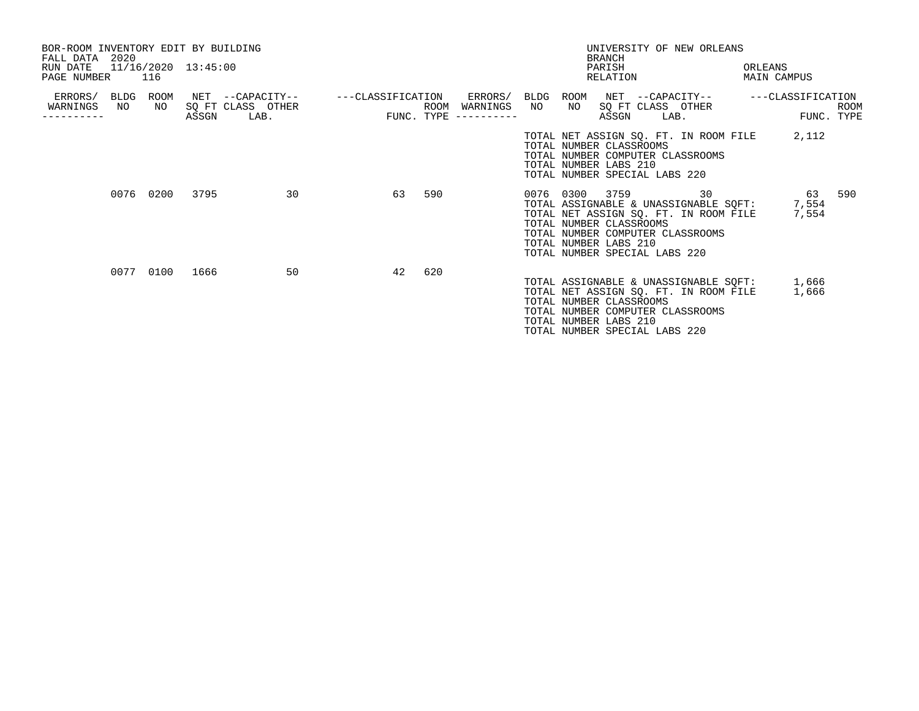BOR-ROOM INVENTORY EDIT BY BUILDING
FALL DATA 2020
RUN DATE 11/16/2020 13:45:00

UNIVERSITY OF NEW ORLEANS
BRANCH
PARISH ORLEANS
RELATION MAIN CAMPUS

| ERRORS/ WARNINGS | BLDG NO | ROOM NO | NET SQ FT ASSGN | CAPACITY CLASS | CAPACITY OTHER LAB. | CLASSIFICATION FUNC. | ROOM TYPE | ERRORS/ WARNINGS | BLDG NO | ROOM NO | NET SQ FT ASSGN | CAPACITY CLASS | CAPACITY OTHER LAB. | CLASSIFICATION FUNC. | ROOM TYPE |
|---|---|---|---|---|---|---|---|---|---|---|---|---|---|---|---|
| | | | | | | | | | TOTAL NET ASSIGN SQ. FT. IN ROOM FILE | | | | | 2,112 | |
| | | | | | | | | | TOTAL NUMBER CLASSROOMS | | | | | | |
| | | | | | | | | | TOTAL NUMBER COMPUTER CLASSROOMS | | | | | | |
| | | | | | | | | | TOTAL NUMBER LABS 210 | | | | | | |
| | | | | | | | | | TOTAL NUMBER SPECIAL LABS 220 | | | | | | |
| | 0076 | 0200 | 3795 | | 30 | 63 | 590 | | 0076 | 0300 | 3759 | | 30 | 63 | 590 |
| | | | | | | | | | TOTAL ASSIGNABLE & UNASSIGNABLE SQFT: | | | | | 7,554 | |
| | | | | | | | | | TOTAL NET ASSIGN SQ. FT. IN ROOM FILE | | | | | 7,554 | |
| | | | | | | | | | TOTAL NUMBER CLASSROOMS | | | | | | |
| | | | | | | | | | TOTAL NUMBER COMPUTER CLASSROOMS | | | | | | |
| | | | | | | | | | TOTAL NUMBER LABS 210 | | | | | | |
| | | | | | | | | | TOTAL NUMBER SPECIAL LABS 220 | | | | | | |
| | 0077 | 0100 | 1666 | | 50 | 42 | 620 | | | | | | | | |
| | | | | | | | | | TOTAL ASSIGNABLE & UNASSIGNABLE SQFT: | | | | | 1,666 | |
| | | | | | | | | | TOTAL NET ASSIGN SQ. FT. IN ROOM FILE | | | | | 1,666 | |
| | | | | | | | | | TOTAL NUMBER CLASSROOMS | | | | | | |
| | | | | | | | | | TOTAL NUMBER COMPUTER CLASSROOMS | | | | | | |
| | | | | | | | | | TOTAL NUMBER LABS 210 | | | | | | |
| | | | | | | | | | TOTAL NUMBER SPECIAL LABS 220 | | | | | | |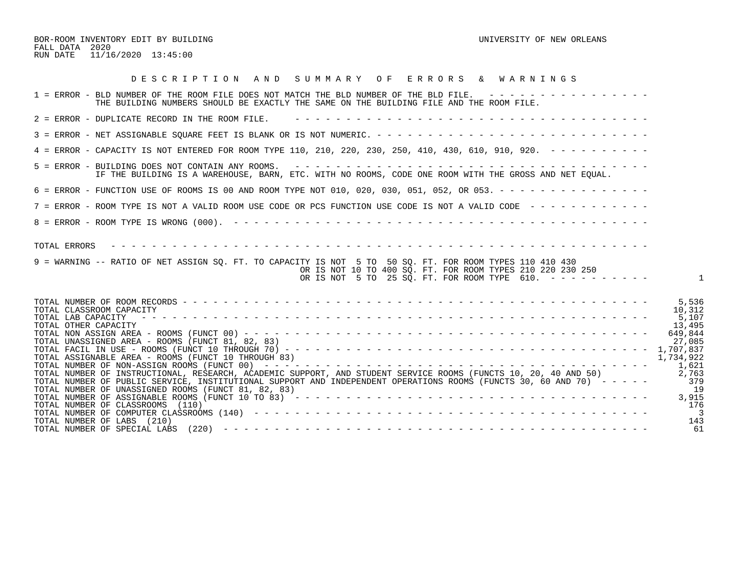BOR-ROOM INVENTORY EDIT BY BUILDING
FALL DATA 2020
RUN DATE 11/16/2020 13:45:00

UNIVERSITY OF NEW ORLEANS

## D E S C R I P T I O N   A N D   S U M M A R Y   O F   E R R O R S   &   W A R N I N G S

| | |
|---|---|
| 1 = ERROR - BLD NUMBER OF THE ROOM FILE DOES NOT MATCH THE BLD NUMBER OF THE BLD FILE. THE BUILDING NUMBERS SHOULD BE EXACTLY THE SAME ON THE BUILDING FILE AND THE ROOM FILE. | |
| 2 = ERROR - DUPLICATE RECORD IN THE ROOM FILE. | |
| 3 = ERROR - NET ASSIGNABLE SQUARE FEET IS BLANK OR IS NOT NUMERIC. | |
| 4 = ERROR - CAPACITY IS NOT ENTERED FOR ROOM TYPE 110, 210, 220, 230, 250, 410, 430, 610, 910, 920. | |
| 5 = ERROR - BUILDING DOES NOT CONTAIN ANY ROOMS. IF THE BUILDING IS A WAREHOUSE, BARN, ETC. WITH NO ROOMS, CODE ONE ROOM WITH THE GROSS AND NET EQUAL. | |
| 6 = ERROR - FUNCTION USE OF ROOMS IS 00 AND ROOM TYPE NOT 010, 020, 030, 051, 052, OR 053. | |
| 7 = ERROR - ROOM TYPE IS NOT A VALID ROOM USE CODE OR PCS FUNCTION USE CODE IS NOT A VALID CODE | |
| 8 = ERROR - ROOM TYPE IS WRONG (000). | |
| TOTAL ERRORS | |
| 9 = WARNING -- RATIO OF NET ASSIGN SQ. FT. TO CAPACITY IS NOT 5 TO 50 SQ. FT. FOR ROOM TYPES 110 410 430 OR IS NOT 10 TO 400 SQ. FT. FOR ROOM TYPES 210 220 230 250 OR IS NOT 5 TO 25 SQ. FT. FOR ROOM TYPE 610. | 1 |

| | |
|---|---|
| TOTAL NUMBER OF ROOM RECORDS | 5,536 |
| TOTAL CLASSROOM CAPACITY | 10,312 |
| TOTAL LAB CAPACITY | 5,107 |
| TOTAL OTHER CAPACITY | 13,495 |
| TOTAL NON ASSIGN AREA - ROOMS (FUNCT 00) | 649,844 |
| TOTAL UNASSIGNED AREA - ROOMS (FUNCT 81, 82, 83) | 27,085 |
| TOTAL FACIL IN USE - ROOMS (FUNCT 10 THROUGH 70) | 1,707,837 |
| TOTAL ASSIGNABLE AREA - ROOMS (FUNCT 10 THROUGH 83) | 1,734,922 |
| TOTAL NUMBER OF NON-ASSIGN ROOMS (FUNCT 00) | 1,621 |
| TOTAL NUMBER OF INSTRUCTIONAL, RESEARCH, ACADEMIC SUPPORT, AND STUDENT SERVICE ROOMS (FUNCTS 10, 20, 40 AND 50) | 2,763 |
| TOTAL NUMBER OF PUBLIC SERVICE, INSTITUTIONAL SUPPORT AND INDEPENDENT OPERATIONS ROOMS (FUNCTS 30, 60 AND 70) | 379 |
| TOTAL NUMBER OF UNASSIGNED ROOMS (FUNCT 81, 82, 83) | 19 |
| TOTAL NUMBER OF ASSIGNABLE ROOMS (FUNCT 10 TO 83) | 3,915 |
| TOTAL NUMBER OF CLASSROOMS (110) | 176 |
| TOTAL NUMBER OF COMPUTER CLASSROOMS (140) | 3 |
| TOTAL NUMBER OF LABS (210) | 143 |
| TOTAL NUMBER OF SPECIAL LABS (220) | 61 |